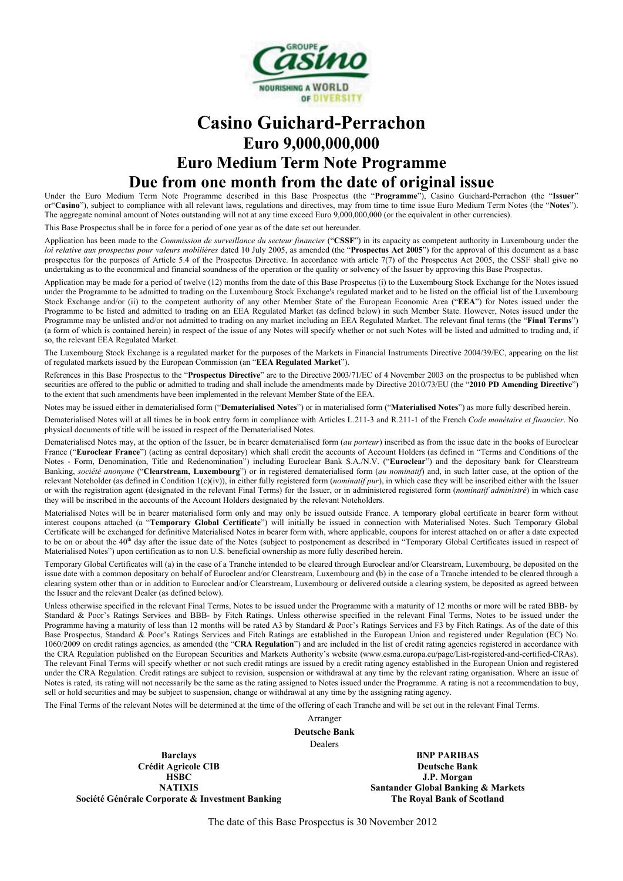# Casino Guichard-Perrachon

## Euro 9,000,000,000

## Euro Medium Term Note Programme

## Due from one month from the date of original issue

Under the Euro Medium Term Note Programme described in this Base Prospectus (the "**Programme**"), Casino Guichard-Perrachon (the "**Issuer**" or"**Casino**"), subject to compliance with all relevant laws, regulations and directives, may from time to time issue Euro Medium Term Notes (the "**Notes**"). The aggregate nominal amount of Notes outstanding will not at any time exceed Euro 9,000,000,000 (or the equivalent in other currencies).

This Base Prospectus shall be in force for a period of one year as of the date set out hereunder.

Application has been made to the *Commission de surveillance du secteur financier* ("**CSSF**") in its capacity as competent authority in Luxembourg under the *loi relative aux prospectus pour valeurs mobilières* dated 10 July 2005, as amended (the "**Prospectus Act 2005**") for the approval of this document as a base prospectus for the purposes of Article 5.4 of the Prospectus Directive. In accordance with article 7(7) of the Prospectus Act 2005, the CSSF shall give no undertaking as to the economical and financial soundness of the operation or the quality or solvency of the Issuer by approving this Base Prospectus.

Application may be made for a period of twelve (12) months from the date of this Base Prospectus (i) to the Luxembourg Stock Exchange for the Notes issued under the Programme to be admitted to trading on the Luxembourg Stock Exchange's regulated market and to be listed on the official list of the Luxembourg Stock Exchange and/or (ii) to the competent authority of any other Member State of the European Economic Area ("**EEA**") for Notes issued under the Programme to be listed and admitted to trading on an EEA Regulated Market (as defined below) in such Member State. However, Notes issued under the Programme may be unlisted and/or not admitted to trading on any market including an EEA Regulated Market. The relevant final terms (the "**Final Terms**") (a form of which is contained herein) in respect of the issue of any Notes will specify whether or not such Notes will be listed and admitted to trading and, if so, the relevant EEA Regulated Market.

The Luxembourg Stock Exchange is a regulated market for the purposes of the Markets in Financial Instruments Directive 2004/39/EC, appearing on the list of regulated markets issued by the European Commission (an "**EEA Regulated Market**").

References in this Base Prospectus to the "**Prospectus Directive**" are to the Directive 2003/71/EC of 4 November 2003 on the prospectus to be published when securities are offered to the public or admitted to trading and shall include the amendments made by Directive 2010/73/EU (the "**2010 PD Amending Directive**") to the extent that such amendments have been implemented in the relevant Member State of the EEA.

Notes may be issued either in dematerialised form ("**Dematerialised Notes**") or in materialised form ("**Materialised Notes**") as more fully described herein.

Dematerialised Notes will at all times be in book entry form in compliance with Articles L.211-3 and R.211-1 of the French *Code monétaire et financier*. No physical documents of title will be issued in respect of the Dematerialised Notes.

Dematerialised Notes may, at the option of the Issuer, be in bearer dematerialised form (*au porteur*) inscribed as from the issue date in the books of Euroclear France ("**Euroclear France**") (acting as central depositary) which shall credit the accounts of Account Holders (as defined in "Terms and Conditions of the Notes - Form, Denomination, Title and Redenomination") including Euroclear Bank S.A./N.V. ("**Euroclear**") and the depositary bank for Clearstream Banking, *société anonyme* ("**Clearstream, Luxembourg**") or in registered dematerialised form (*au nominatif*) and, in such latter case, at the option of the relevant Noteholder (as defined in Condition 1(c)(iv)), in either fully registered form (*nominatif pur*), in which case they will be inscribed either with the Issuer or with the registration agent (designated in the relevant Final Terms) for the Issuer, or in administered registered form (*nominatif administré*) in which case they will be inscribed in the accounts of the Account Holders designated by the relevant Noteholders.

Materialised Notes will be in bearer materialised form only and may only be issued outside France. A temporary global certificate in bearer form without interest coupons attached (a "**Temporary Global Certificate**") will initially be issued in connection with Materialised Notes. Such Temporary Global Certificate will be exchanged for definitive Materialised Notes in bearer form with, where applicable, coupons for interest attached on or after a date expected to be on or about the 40th day after the issue date of the Notes (subject to postponement as described in "Temporary Global Certificates issued in respect of Materialised Notes") upon certification as to non U.S. beneficial ownership as more fully described herein.

Temporary Global Certificates will (a) in the case of a Tranche intended to be cleared through Euroclear and/or Clearstream, Luxembourg, be deposited on the issue date with a common depositary on behalf of Euroclear and/or Clearstream, Luxembourg and (b) in the case of a Tranche intended to be cleared through a clearing system other than or in addition to Euroclear and/or Clearstream, Luxembourg or delivered outside a clearing system, be deposited as agreed between the Issuer and the relevant Dealer (as defined below).

Unless otherwise specified in the relevant Final Terms, Notes to be issued under the Programme with a maturity of 12 months or more will be rated BBB- by Standard & Poor's Ratings Services and BBB- by Fitch Ratings. Unless otherwise specified in the relevant Final Terms, Notes to be issued under the Programme having a maturity of less than 12 months will be rated A3 by Standard & Poor's Ratings Services and F3 by Fitch Ratings. As of the date of this Base Prospectus, Standard & Poor's Ratings Services and Fitch Ratings are established in the European Union and registered under Regulation (EC) No. 1060/2009 on credit ratings agencies, as amended (the "**CRA Regulation**") and are included in the list of credit rating agencies registered in accordance with the CRA Regulation published on the European Securities and Markets Authority's website (www.esma.europa.eu/page/List-registered-and-certified-CRAs). The relevant Final Terms will specify whether or not such credit ratings are issued by a credit rating agency established in the European Union and registered under the CRA Regulation. Credit ratings are subject to revision, suspension or withdrawal at any time by the relevant rating organisation. Where an issue of Notes is rated, its rating will not necessarily be the same as the rating assigned to Notes issued under the Programme. A rating is not a recommendation to buy, sell or hold securities and may be subject to suspension, change or withdrawal at any time by the assigning rating agency.

The Final Terms of the relevant Notes will be determined at the time of the offering of each Tranche and will be set out in the relevant Final Terms.

Arranger

**Deutsche Bank**

Dealers

**Barclays**
**BNP PARIBAS**
**Crédit Agricole CIB**
**Deutsche Bank**
**HSBC**
**J.P. Morgan**
**NATIXIS**
**Santander Global Banking & Markets**
**Société Générale Corporate & Investment Banking**
**The Royal Bank of Scotland**

The date of this Base Prospectus is 30 November 2012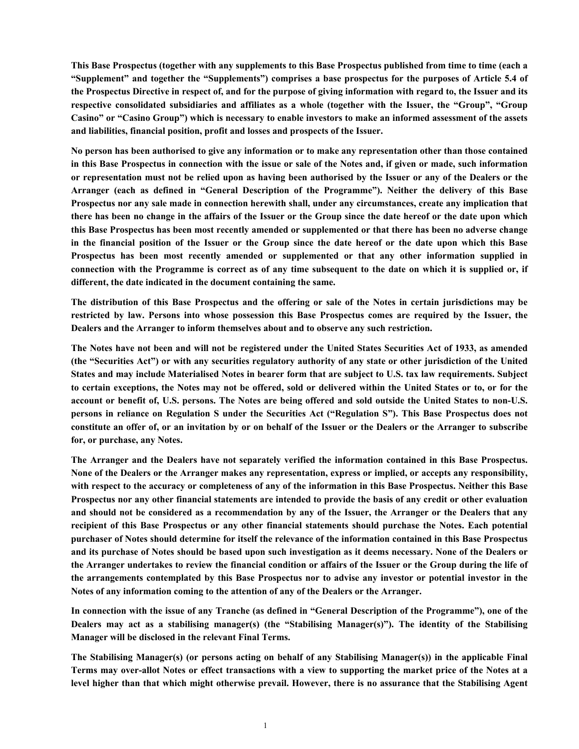**This Base Prospectus (together with any supplements to this Base Prospectus published from time to time (each a "Supplement" and together the "Supplements") comprises a base prospectus for the purposes of Article 5.4 of the Prospectus Directive in respect of, and for the purpose of giving information with regard to, the Issuer and its respective consolidated subsidiaries and affiliates as a whole (together with the Issuer, the "Group", "Group Casino" or "Casino Group") which is necessary to enable investors to make an informed assessment of the assets and liabilities, financial position, profit and losses and prospects of the Issuer.**

**No person has been authorised to give any information or to make any representation other than those contained in this Base Prospectus in connection with the issue or sale of the Notes and, if given or made, such information or representation must not be relied upon as having been authorised by the Issuer or any of the Dealers or the Arranger (each as defined in "General Description of the Programme"). Neither the delivery of this Base Prospectus nor any sale made in connection herewith shall, under any circumstances, create any implication that there has been no change in the affairs of the Issuer or the Group since the date hereof or the date upon which this Base Prospectus has been most recently amended or supplemented or that there has been no adverse change in the financial position of the Issuer or the Group since the date hereof or the date upon which this Base Prospectus has been most recently amended or supplemented or that any other information supplied in connection with the Programme is correct as of any time subsequent to the date on which it is supplied or, if different, the date indicated in the document containing the same.**

**The distribution of this Base Prospectus and the offering or sale of the Notes in certain jurisdictions may be restricted by law. Persons into whose possession this Base Prospectus comes are required by the Issuer, the Dealers and the Arranger to inform themselves about and to observe any such restriction.**

**The Notes have not been and will not be registered under the United States Securities Act of 1933, as amended (the "Securities Act") or with any securities regulatory authority of any state or other jurisdiction of the United States and may include Materialised Notes in bearer form that are subject to U.S. tax law requirements. Subject to certain exceptions, the Notes may not be offered, sold or delivered within the United States or to, or for the account or benefit of, U.S. persons. The Notes are being offered and sold outside the United States to non-U.S. persons in reliance on Regulation S under the Securities Act ("Regulation S"). This Base Prospectus does not constitute an offer of, or an invitation by or on behalf of the Issuer or the Dealers or the Arranger to subscribe for, or purchase, any Notes.**

**The Arranger and the Dealers have not separately verified the information contained in this Base Prospectus. None of the Dealers or the Arranger makes any representation, express or implied, or accepts any responsibility, with respect to the accuracy or completeness of any of the information in this Base Prospectus. Neither this Base Prospectus nor any other financial statements are intended to provide the basis of any credit or other evaluation and should not be considered as a recommendation by any of the Issuer, the Arranger or the Dealers that any recipient of this Base Prospectus or any other financial statements should purchase the Notes. Each potential purchaser of Notes should determine for itself the relevance of the information contained in this Base Prospectus and its purchase of Notes should be based upon such investigation as it deems necessary. None of the Dealers or the Arranger undertakes to review the financial condition or affairs of the Issuer or the Group during the life of the arrangements contemplated by this Base Prospectus nor to advise any investor or potential investor in the Notes of any information coming to the attention of any of the Dealers or the Arranger.**

**In connection with the issue of any Tranche (as defined in "General Description of the Programme"), one of the Dealers may act as a stabilising manager(s) (the "Stabilising Manager(s)"). The identity of the Stabilising Manager will be disclosed in the relevant Final Terms.**

**The Stabilising Manager(s) (or persons acting on behalf of any Stabilising Manager(s)) in the applicable Final Terms may over-allot Notes or effect transactions with a view to supporting the market price of the Notes at a level higher than that which might otherwise prevail. However, there is no assurance that the Stabilising Agent**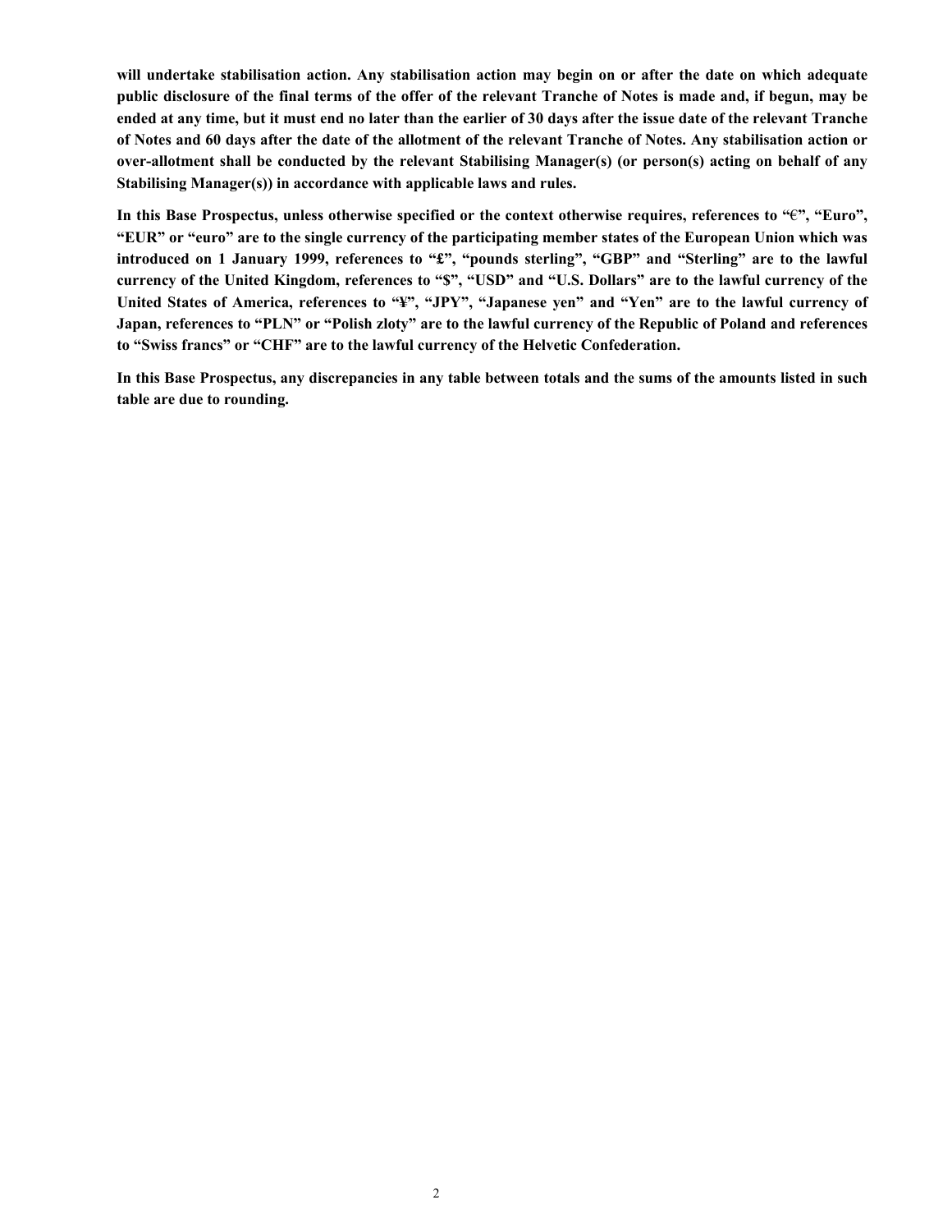**will undertake stabilisation action. Any stabilisation action may begin on or after the date on which adequate public disclosure of the final terms of the offer of the relevant Tranche of Notes is made and, if begun, may be ended at any time, but it must end no later than the earlier of 30 days after the issue date of the relevant Tranche of Notes and 60 days after the date of the allotment of the relevant Tranche of Notes. Any stabilisation action or over-allotment shall be conducted by the relevant Stabilising Manager(s) (or person(s) acting on behalf of any Stabilising Manager(s)) in accordance with applicable laws and rules.**

**In this Base Prospectus, unless otherwise specified or the context otherwise requires, references to "€", "Euro", "EUR" or "euro" are to the single currency of the participating member states of the European Union which was introduced on 1 January 1999, references to "£", "pounds sterling", "GBP" and "Sterling" are to the lawful currency of the United Kingdom, references to "$", "USD" and "U.S. Dollars" are to the lawful currency of the United States of America, references to "¥", "JPY", "Japanese yen" and "Yen" are to the lawful currency of Japan, references to "PLN" or "Polish zloty" are to the lawful currency of the Republic of Poland and references to "Swiss francs" or "CHF" are to the lawful currency of the Helvetic Confederation.**

**In this Base Prospectus, any discrepancies in any table between totals and the sums of the amounts listed in such table are due to rounding.**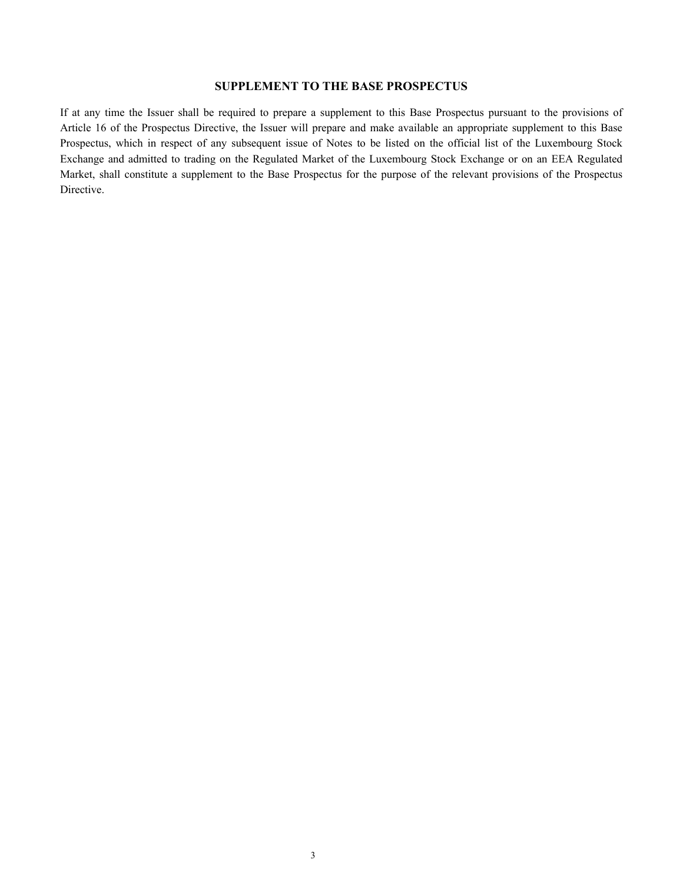## SUPPLEMENT TO THE BASE PROSPECTUS

If at any time the Issuer shall be required to prepare a supplement to this Base Prospectus pursuant to the provisions of Article 16 of the Prospectus Directive, the Issuer will prepare and make available an appropriate supplement to this Base Prospectus, which in respect of any subsequent issue of Notes to be listed on the official list of the Luxembourg Stock Exchange and admitted to trading on the Regulated Market of the Luxembourg Stock Exchange or on an EEA Regulated Market, shall constitute a supplement to the Base Prospectus for the purpose of the relevant provisions of the Prospectus Directive.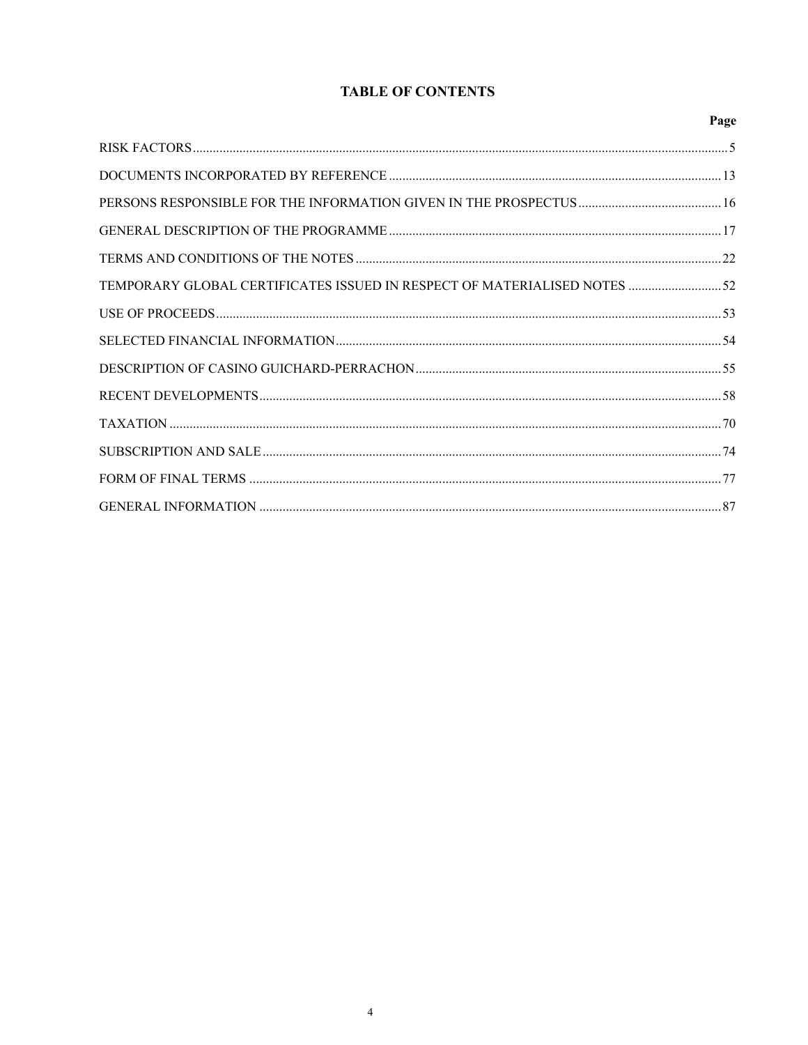# TABLE OF CONTENTS

| | Page |
|---|---|
| RISK FACTORS | 5 |
| DOCUMENTS INCORPORATED BY REFERENCE | 13 |
| PERSONS RESPONSIBLE FOR THE INFORMATION GIVEN IN THE PROSPECTUS | 16 |
| GENERAL DESCRIPTION OF THE PROGRAMME | 17 |
| TERMS AND CONDITIONS OF THE NOTES | 22 |
| TEMPORARY GLOBAL CERTIFICATES ISSUED IN RESPECT OF MATERIALISED NOTES | 52 |
| USE OF PROCEEDS | 53 |
| SELECTED FINANCIAL INFORMATION | 54 |
| DESCRIPTION OF CASINO GUICHARD-PERRACHON | 55 |
| RECENT DEVELOPMENTS | 58 |
| TAXATION | 70 |
| SUBSCRIPTION AND SALE | 74 |
| FORM OF FINAL TERMS | 77 |
| GENERAL INFORMATION | 87 |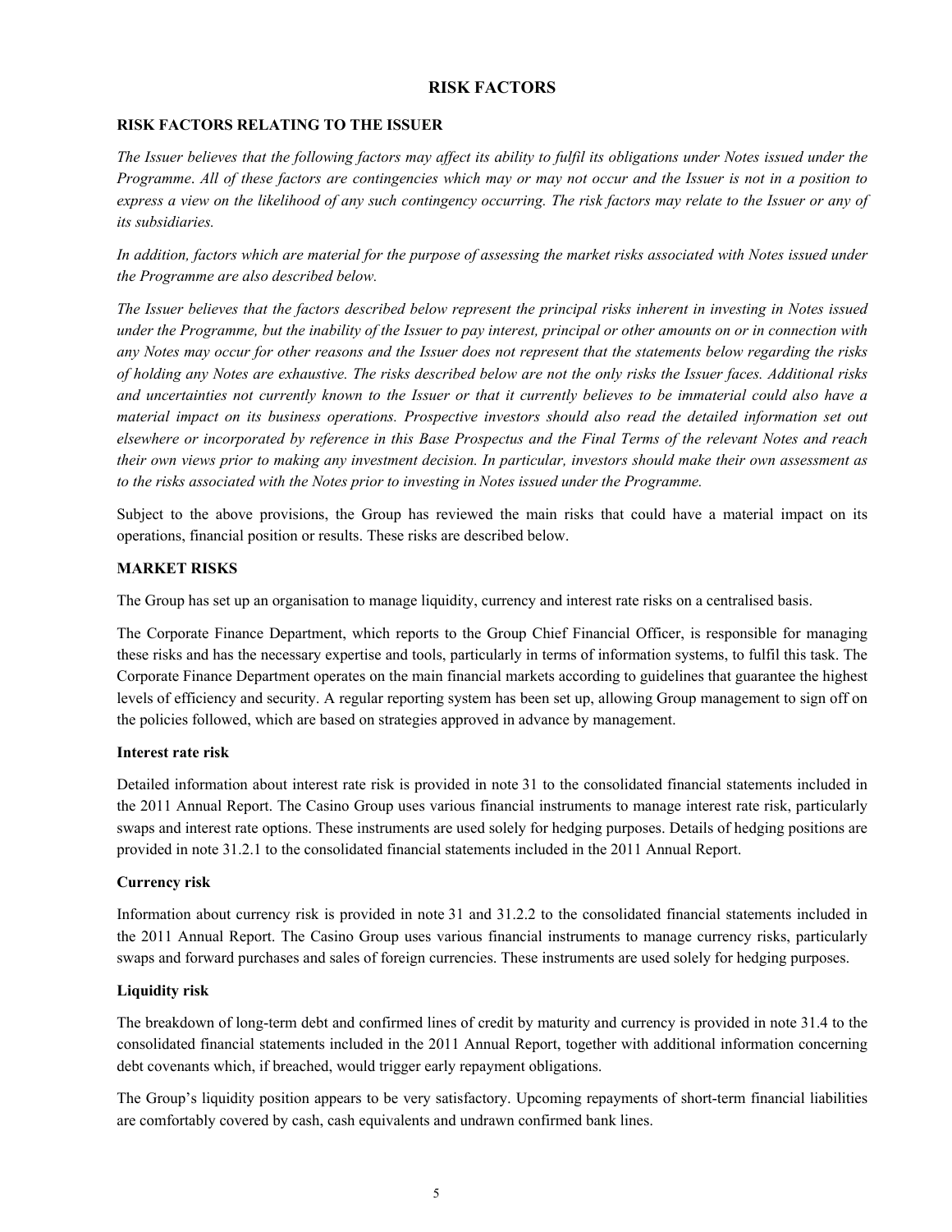# RISK FACTORS

## RISK FACTORS RELATING TO THE ISSUER

*The Issuer believes that the following factors may affect its ability to fulfil its obligations under Notes issued under the Programme. All of these factors are contingencies which may or may not occur and the Issuer is not in a position to express a view on the likelihood of any such contingency occurring. The risk factors may relate to the Issuer or any of its subsidiaries.*

*In addition, factors which are material for the purpose of assessing the market risks associated with Notes issued under the Programme are also described below.*

*The Issuer believes that the factors described below represent the principal risks inherent in investing in Notes issued under the Programme, but the inability of the Issuer to pay interest, principal or other amounts on or in connection with any Notes may occur for other reasons and the Issuer does not represent that the statements below regarding the risks of holding any Notes are exhaustive. The risks described below are not the only risks the Issuer faces. Additional risks and uncertainties not currently known to the Issuer or that it currently believes to be immaterial could also have a material impact on its business operations. Prospective investors should also read the detailed information set out elsewhere or incorporated by reference in this Base Prospectus and the Final Terms of the relevant Notes and reach their own views prior to making any investment decision. In particular, investors should make their own assessment as to the risks associated with the Notes prior to investing in Notes issued under the Programme.*

Subject to the above provisions, the Group has reviewed the main risks that could have a material impact on its operations, financial position or results. These risks are described below.

## MARKET RISKS

The Group has set up an organisation to manage liquidity, currency and interest rate risks on a centralised basis.

The Corporate Finance Department, which reports to the Group Chief Financial Officer, is responsible for managing these risks and has the necessary expertise and tools, particularly in terms of information systems, to fulfil this task. The Corporate Finance Department operates on the main financial markets according to guidelines that guarantee the highest levels of efficiency and security. A regular reporting system has been set up, allowing Group management to sign off on the policies followed, which are based on strategies approved in advance by management.

### Interest rate risk

Detailed information about interest rate risk is provided in note 31 to the consolidated financial statements included in the 2011 Annual Report. The Casino Group uses various financial instruments to manage interest rate risk, particularly swaps and interest rate options. These instruments are used solely for hedging purposes. Details of hedging positions are provided in note 31.2.1 to the consolidated financial statements included in the 2011 Annual Report.

### Currency risk

Information about currency risk is provided in note 31 and 31.2.2 to the consolidated financial statements included in the 2011 Annual Report. The Casino Group uses various financial instruments to manage currency risks, particularly swaps and forward purchases and sales of foreign currencies. These instruments are used solely for hedging purposes.

### Liquidity risk

The breakdown of long-term debt and confirmed lines of credit by maturity and currency is provided in note 31.4 to the consolidated financial statements included in the 2011 Annual Report, together with additional information concerning debt covenants which, if breached, would trigger early repayment obligations.

The Group's liquidity position appears to be very satisfactory. Upcoming repayments of short-term financial liabilities are comfortably covered by cash, cash equivalents and undrawn confirmed bank lines.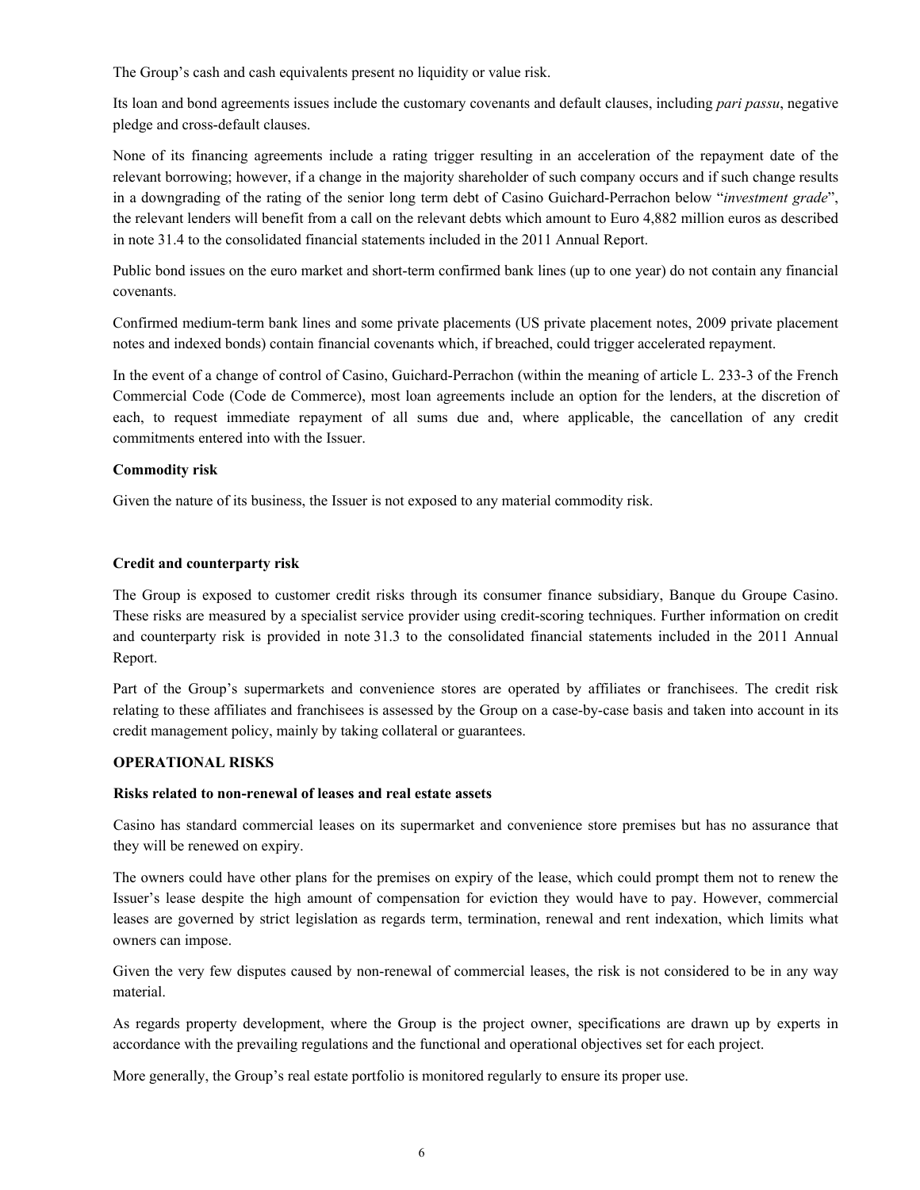The Group's cash and cash equivalents present no liquidity or value risk.

Its loan and bond agreements issues include the customary covenants and default clauses, including *pari passu*, negative pledge and cross-default clauses.

None of its financing agreements include a rating trigger resulting in an acceleration of the repayment date of the relevant borrowing; however, if a change in the majority shareholder of such company occurs and if such change results in a downgrading of the rating of the senior long term debt of Casino Guichard-Perrachon below "*investment grade*", the relevant lenders will benefit from a call on the relevant debts which amount to Euro 4,882 million euros as described in note 31.4 to the consolidated financial statements included in the 2011 Annual Report.

Public bond issues on the euro market and short-term confirmed bank lines (up to one year) do not contain any financial covenants.

Confirmed medium-term bank lines and some private placements (US private placement notes, 2009 private placement notes and indexed bonds) contain financial covenants which, if breached, could trigger accelerated repayment.

In the event of a change of control of Casino, Guichard-Perrachon (within the meaning of article L. 233-3 of the French Commercial Code (Code de Commerce), most loan agreements include an option for the lenders, at the discretion of each, to request immediate repayment of all sums due and, where applicable, the cancellation of any credit commitments entered into with the Issuer.

**Commodity risk**

Given the nature of its business, the Issuer is not exposed to any material commodity risk.

**Credit and counterparty risk**

The Group is exposed to customer credit risks through its consumer finance subsidiary, Banque du Groupe Casino. These risks are measured by a specialist service provider using credit-scoring techniques. Further information on credit and counterparty risk is provided in note 31.3 to the consolidated financial statements included in the 2011 Annual Report.

Part of the Group's supermarkets and convenience stores are operated by affiliates or franchisees. The credit risk relating to these affiliates and franchisees is assessed by the Group on a case-by-case basis and taken into account in its credit management policy, mainly by taking collateral or guarantees.

**OPERATIONAL RISKS**

**Risks related to non-renewal of leases and real estate assets**

Casino has standard commercial leases on its supermarket and convenience store premises but has no assurance that they will be renewed on expiry.

The owners could have other plans for the premises on expiry of the lease, which could prompt them not to renew the Issuer's lease despite the high amount of compensation for eviction they would have to pay. However, commercial leases are governed by strict legislation as regards term, termination, renewal and rent indexation, which limits what owners can impose.

Given the very few disputes caused by non-renewal of commercial leases, the risk is not considered to be in any way material.

As regards property development, where the Group is the project owner, specifications are drawn up by experts in accordance with the prevailing regulations and the functional and operational objectives set for each project.

More generally, the Group's real estate portfolio is monitored regularly to ensure its proper use.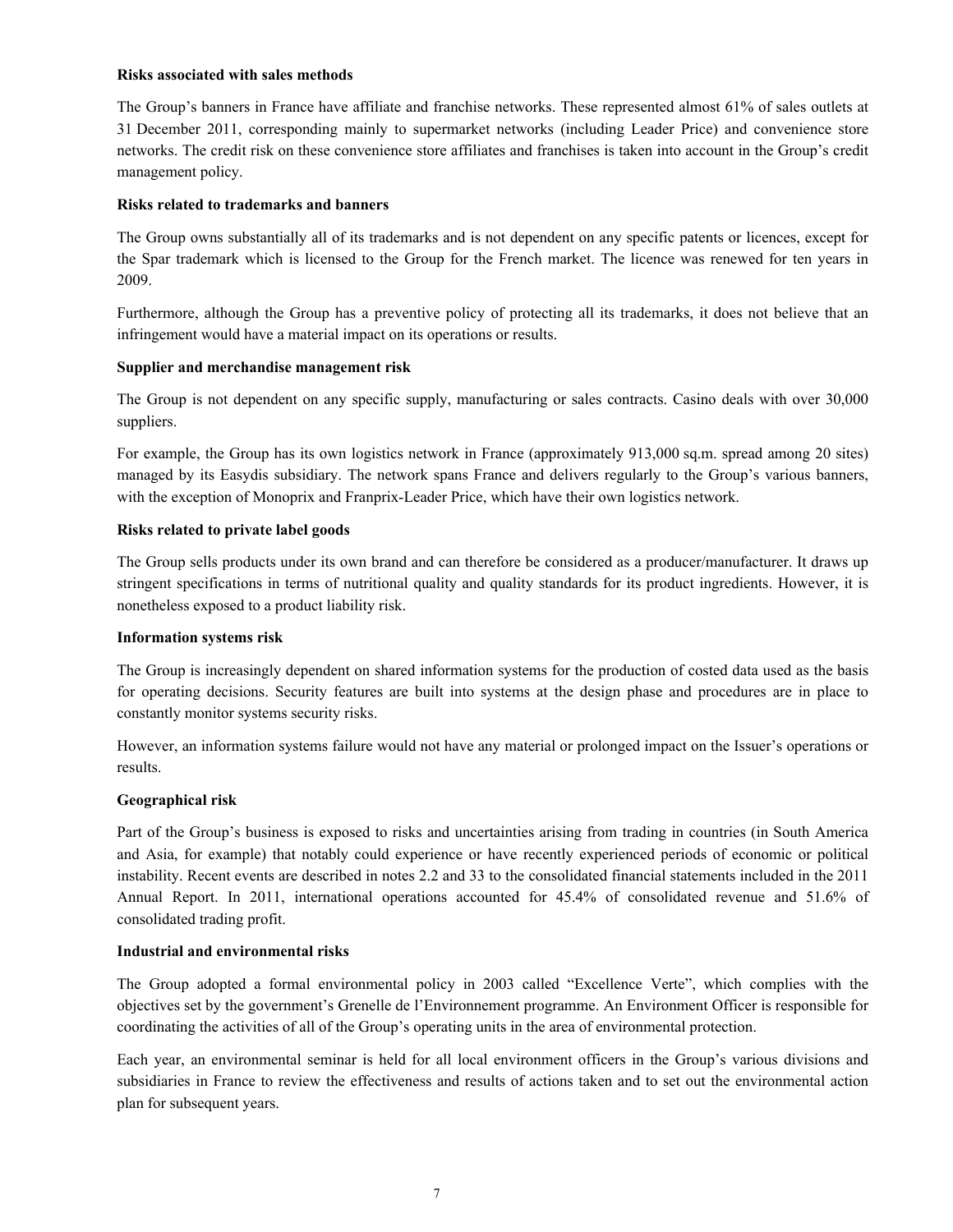**Risks associated with sales methods**

The Group's banners in France have affiliate and franchise networks. These represented almost 61% of sales outlets at 31 December 2011, corresponding mainly to supermarket networks (including Leader Price) and convenience store networks. The credit risk on these convenience store affiliates and franchises is taken into account in the Group's credit management policy.

**Risks related to trademarks and banners**

The Group owns substantially all of its trademarks and is not dependent on any specific patents or licences, except for the Spar trademark which is licensed to the Group for the French market. The licence was renewed for ten years in 2009.

Furthermore, although the Group has a preventive policy of protecting all its trademarks, it does not believe that an infringement would have a material impact on its operations or results.

**Supplier and merchandise management risk**

The Group is not dependent on any specific supply, manufacturing or sales contracts. Casino deals with over 30,000 suppliers.

For example, the Group has its own logistics network in France (approximately 913,000 sq.m. spread among 20 sites) managed by its Easydis subsidiary. The network spans France and delivers regularly to the Group's various banners, with the exception of Monoprix and Franprix-Leader Price, which have their own logistics network.

**Risks related to private label goods**

The Group sells products under its own brand and can therefore be considered as a producer/manufacturer. It draws up stringent specifications in terms of nutritional quality and quality standards for its product ingredients. However, it is nonetheless exposed to a product liability risk.

**Information systems risk**

The Group is increasingly dependent on shared information systems for the production of costed data used as the basis for operating decisions. Security features are built into systems at the design phase and procedures are in place to constantly monitor systems security risks.

However, an information systems failure would not have any material or prolonged impact on the Issuer's operations or results.

**Geographical risk**

Part of the Group's business is exposed to risks and uncertainties arising from trading in countries (in South America and Asia, for example) that notably could experience or have recently experienced periods of economic or political instability. Recent events are described in notes 2.2 and 33 to the consolidated financial statements included in the 2011 Annual Report. In 2011, international operations accounted for 45.4% of consolidated revenue and 51.6% of consolidated trading profit.

**Industrial and environmental risks**

The Group adopted a formal environmental policy in 2003 called "Excellence Verte", which complies with the objectives set by the government's Grenelle de l'Environnement programme. An Environment Officer is responsible for coordinating the activities of all of the Group's operating units in the area of environmental protection.

Each year, an environmental seminar is held for all local environment officers in the Group's various divisions and subsidiaries in France to review the effectiveness and results of actions taken and to set out the environmental action plan for subsequent years.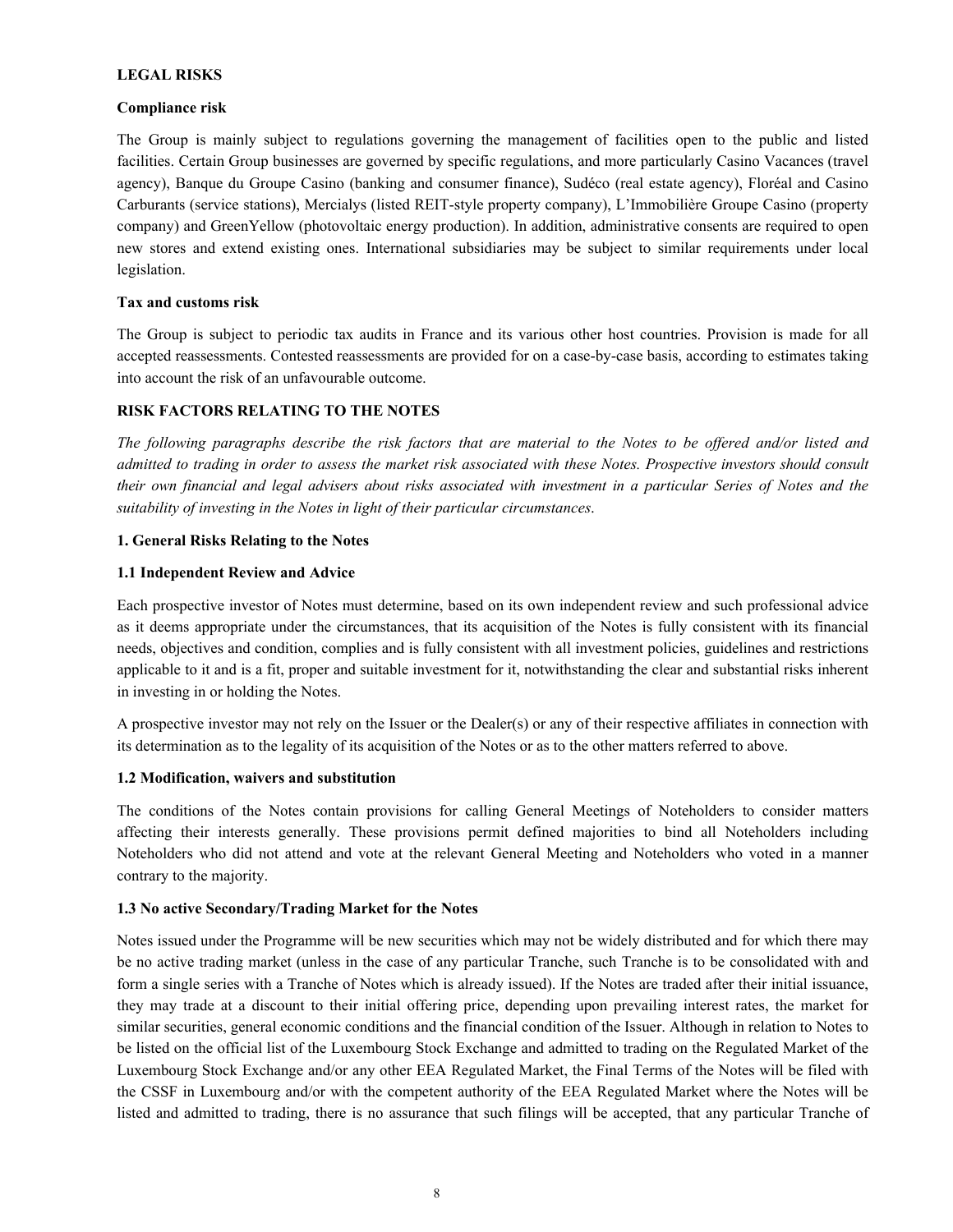**LEGAL RISKS**

**Compliance risk**

The Group is mainly subject to regulations governing the management of facilities open to the public and listed facilities. Certain Group businesses are governed by specific regulations, and more particularly Casino Vacances (travel agency), Banque du Groupe Casino (banking and consumer finance), Sudéco (real estate agency), Floréal and Casino Carburants (service stations), Mercialys (listed REIT-style property company), L'Immobilière Groupe Casino (property company) and GreenYellow (photovoltaic energy production). In addition, administrative consents are required to open new stores and extend existing ones. International subsidiaries may be subject to similar requirements under local legislation.

**Tax and customs risk**

The Group is subject to periodic tax audits in France and its various other host countries. Provision is made for all accepted reassessments. Contested reassessments are provided for on a case-by-case basis, according to estimates taking into account the risk of an unfavourable outcome.

**RISK FACTORS RELATING TO THE NOTES**

*The following paragraphs describe the risk factors that are material to the Notes to be offered and/or listed and admitted to trading in order to assess the market risk associated with these Notes. Prospective investors should consult their own financial and legal advisers about risks associated with investment in a particular Series of Notes and the suitability of investing in the Notes in light of their particular circumstances.*

**1. General Risks Relating to the Notes**

**1.1 Independent Review and Advice**

Each prospective investor of Notes must determine, based on its own independent review and such professional advice as it deems appropriate under the circumstances, that its acquisition of the Notes is fully consistent with its financial needs, objectives and condition, complies and is fully consistent with all investment policies, guidelines and restrictions applicable to it and is a fit, proper and suitable investment for it, notwithstanding the clear and substantial risks inherent in investing in or holding the Notes.

A prospective investor may not rely on the Issuer or the Dealer(s) or any of their respective affiliates in connection with its determination as to the legality of its acquisition of the Notes or as to the other matters referred to above.

**1.2 Modification, waivers and substitution**

The conditions of the Notes contain provisions for calling General Meetings of Noteholders to consider matters affecting their interests generally. These provisions permit defined majorities to bind all Noteholders including Noteholders who did not attend and vote at the relevant General Meeting and Noteholders who voted in a manner contrary to the majority.

**1.3 No active Secondary/Trading Market for the Notes**

Notes issued under the Programme will be new securities which may not be widely distributed and for which there may be no active trading market (unless in the case of any particular Tranche, such Tranche is to be consolidated with and form a single series with a Tranche of Notes which is already issued). If the Notes are traded after their initial issuance, they may trade at a discount to their initial offering price, depending upon prevailing interest rates, the market for similar securities, general economic conditions and the financial condition of the Issuer. Although in relation to Notes to be listed on the official list of the Luxembourg Stock Exchange and admitted to trading on the Regulated Market of the Luxembourg Stock Exchange and/or any other EEA Regulated Market, the Final Terms of the Notes will be filed with the CSSF in Luxembourg and/or with the competent authority of the EEA Regulated Market where the Notes will be listed and admitted to trading, there is no assurance that such filings will be accepted, that any particular Tranche of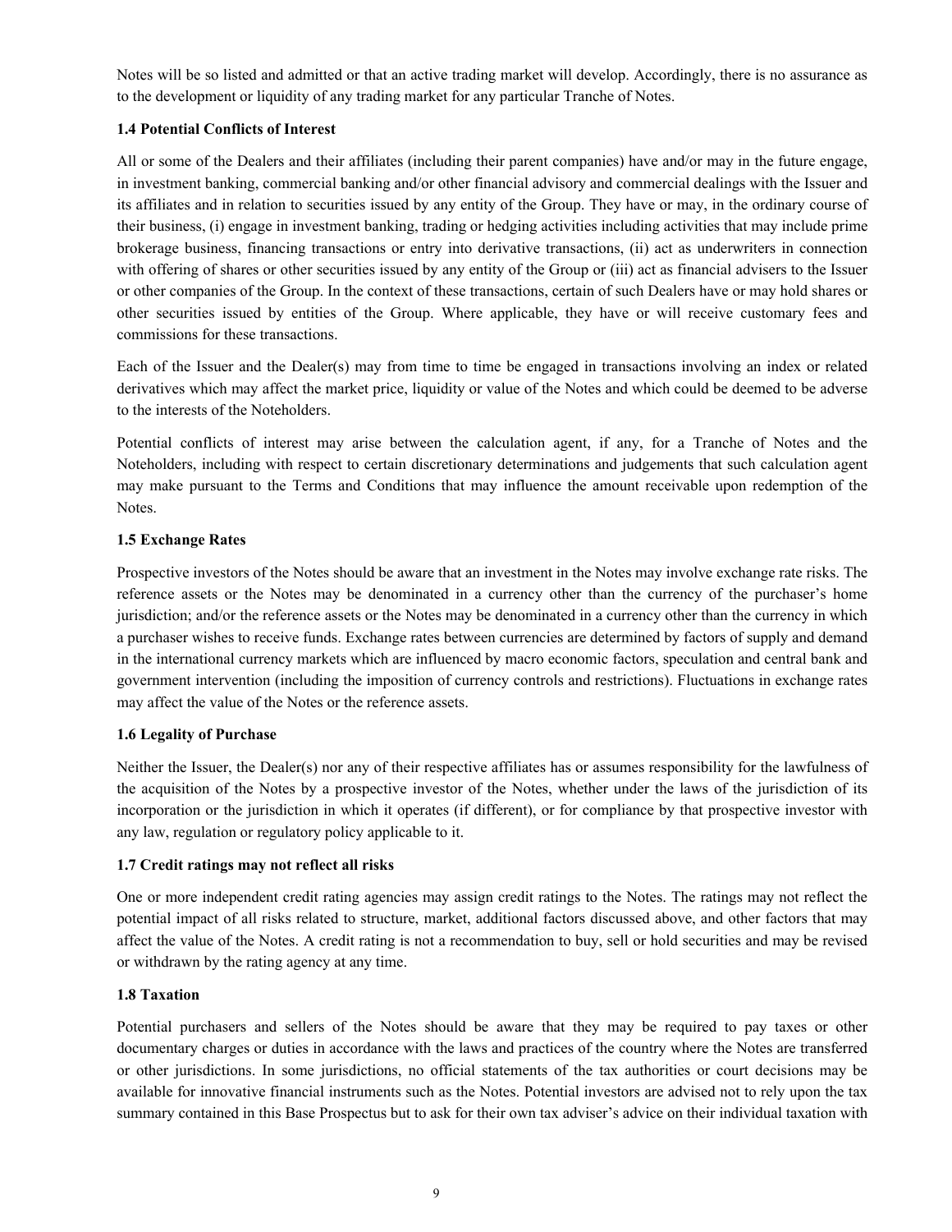Notes will be so listed and admitted or that an active trading market will develop. Accordingly, there is no assurance as to the development or liquidity of any trading market for any particular Tranche of Notes.

**1.4 Potential Conflicts of Interest**

All or some of the Dealers and their affiliates (including their parent companies) have and/or may in the future engage, in investment banking, commercial banking and/or other financial advisory and commercial dealings with the Issuer and its affiliates and in relation to securities issued by any entity of the Group. They have or may, in the ordinary course of their business, (i) engage in investment banking, trading or hedging activities including activities that may include prime brokerage business, financing transactions or entry into derivative transactions, (ii) act as underwriters in connection with offering of shares or other securities issued by any entity of the Group or (iii) act as financial advisers to the Issuer or other companies of the Group. In the context of these transactions, certain of such Dealers have or may hold shares or other securities issued by entities of the Group. Where applicable, they have or will receive customary fees and commissions for these transactions.

Each of the Issuer and the Dealer(s) may from time to time be engaged in transactions involving an index or related derivatives which may affect the market price, liquidity or value of the Notes and which could be deemed to be adverse to the interests of the Noteholders.

Potential conflicts of interest may arise between the calculation agent, if any, for a Tranche of Notes and the Noteholders, including with respect to certain discretionary determinations and judgements that such calculation agent may make pursuant to the Terms and Conditions that may influence the amount receivable upon redemption of the Notes.

**1.5 Exchange Rates**

Prospective investors of the Notes should be aware that an investment in the Notes may involve exchange rate risks. The reference assets or the Notes may be denominated in a currency other than the currency of the purchaser's home jurisdiction; and/or the reference assets or the Notes may be denominated in a currency other than the currency in which a purchaser wishes to receive funds. Exchange rates between currencies are determined by factors of supply and demand in the international currency markets which are influenced by macro economic factors, speculation and central bank and government intervention (including the imposition of currency controls and restrictions). Fluctuations in exchange rates may affect the value of the Notes or the reference assets.

**1.6 Legality of Purchase**

Neither the Issuer, the Dealer(s) nor any of their respective affiliates has or assumes responsibility for the lawfulness of the acquisition of the Notes by a prospective investor of the Notes, whether under the laws of the jurisdiction of its incorporation or the jurisdiction in which it operates (if different), or for compliance by that prospective investor with any law, regulation or regulatory policy applicable to it.

**1.7 Credit ratings may not reflect all risks**

One or more independent credit rating agencies may assign credit ratings to the Notes. The ratings may not reflect the potential impact of all risks related to structure, market, additional factors discussed above, and other factors that may affect the value of the Notes. A credit rating is not a recommendation to buy, sell or hold securities and may be revised or withdrawn by the rating agency at any time.

**1.8 Taxation**

Potential purchasers and sellers of the Notes should be aware that they may be required to pay taxes or other documentary charges or duties in accordance with the laws and practices of the country where the Notes are transferred or other jurisdictions. In some jurisdictions, no official statements of the tax authorities or court decisions may be available for innovative financial instruments such as the Notes. Potential investors are advised not to rely upon the tax summary contained in this Base Prospectus but to ask for their own tax adviser's advice on their individual taxation with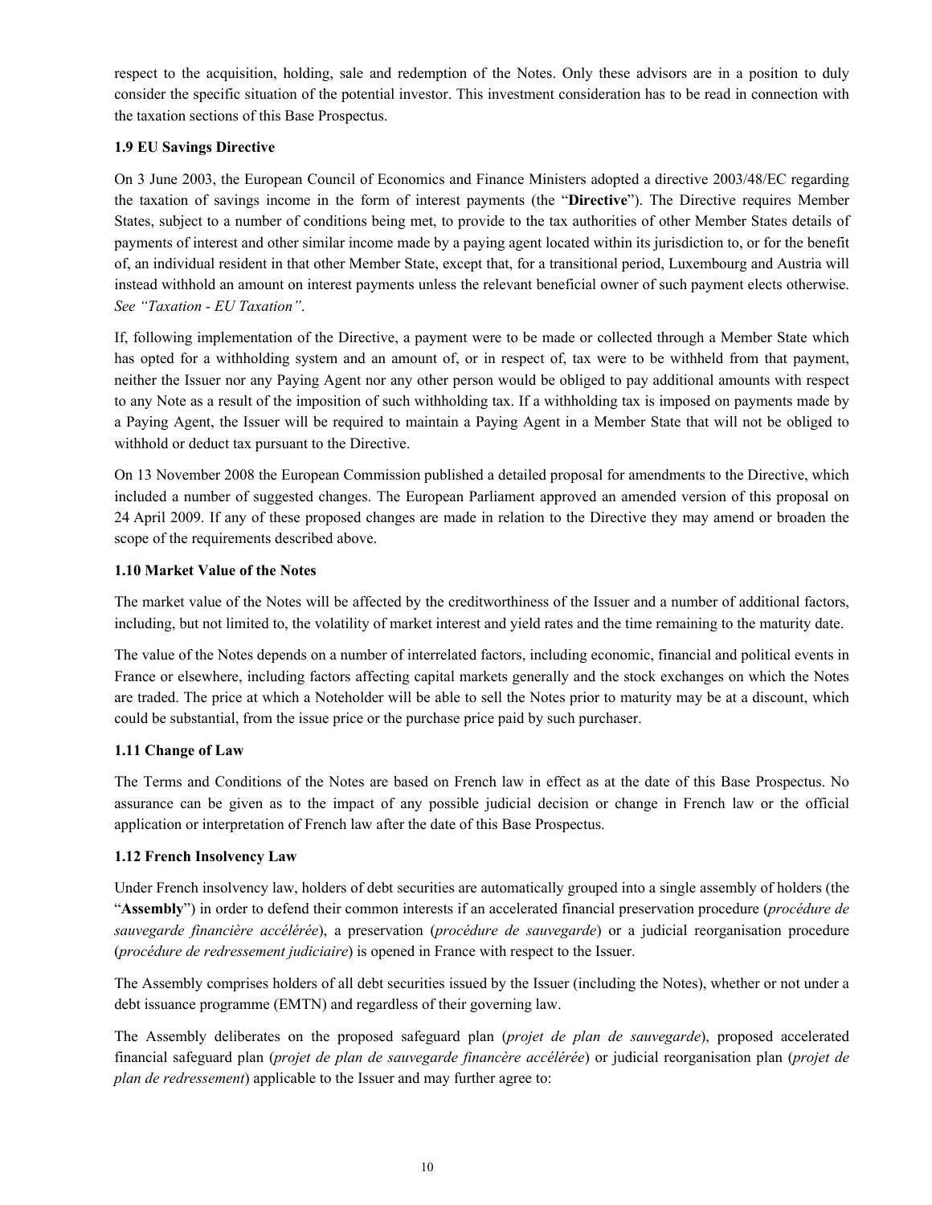respect to the acquisition, holding, sale and redemption of the Notes. Only these advisors are in a position to duly consider the specific situation of the potential investor. This investment consideration has to be read in connection with the taxation sections of this Base Prospectus.

**1.9 EU Savings Directive**

On 3 June 2003, the European Council of Economics and Finance Ministers adopted a directive 2003/48/EC regarding the taxation of savings income in the form of interest payments (the "**Directive**"). The Directive requires Member States, subject to a number of conditions being met, to provide to the tax authorities of other Member States details of payments of interest and other similar income made by a paying agent located within its jurisdiction to, or for the benefit of, an individual resident in that other Member State, except that, for a transitional period, Luxembourg and Austria will instead withhold an amount on interest payments unless the relevant beneficial owner of such payment elects otherwise. *See "Taxation - EU Taxation"*.

If, following implementation of the Directive, a payment were to be made or collected through a Member State which has opted for a withholding system and an amount of, or in respect of, tax were to be withheld from that payment, neither the Issuer nor any Paying Agent nor any other person would be obliged to pay additional amounts with respect to any Note as a result of the imposition of such withholding tax. If a withholding tax is imposed on payments made by a Paying Agent, the Issuer will be required to maintain a Paying Agent in a Member State that will not be obliged to withhold or deduct tax pursuant to the Directive.

On 13 November 2008 the European Commission published a detailed proposal for amendments to the Directive, which included a number of suggested changes. The European Parliament approved an amended version of this proposal on 24 April 2009. If any of these proposed changes are made in relation to the Directive they may amend or broaden the scope of the requirements described above.

**1.10 Market Value of the Notes**

The market value of the Notes will be affected by the creditworthiness of the Issuer and a number of additional factors, including, but not limited to, the volatility of market interest and yield rates and the time remaining to the maturity date.

The value of the Notes depends on a number of interrelated factors, including economic, financial and political events in France or elsewhere, including factors affecting capital markets generally and the stock exchanges on which the Notes are traded. The price at which a Noteholder will be able to sell the Notes prior to maturity may be at a discount, which could be substantial, from the issue price or the purchase price paid by such purchaser.

**1.11 Change of Law**

The Terms and Conditions of the Notes are based on French law in effect as at the date of this Base Prospectus. No assurance can be given as to the impact of any possible judicial decision or change in French law or the official application or interpretation of French law after the date of this Base Prospectus.

**1.12 French Insolvency Law**

Under French insolvency law, holders of debt securities are automatically grouped into a single assembly of holders (the "**Assembly**") in order to defend their common interests if an accelerated financial preservation procedure (*procédure de sauvegarde financière accélérée*), a preservation (*procédure de sauvegarde*) or a judicial reorganisation procedure (*procédure de redressement judiciaire*) is opened in France with respect to the Issuer.

The Assembly comprises holders of all debt securities issued by the Issuer (including the Notes), whether or not under a debt issuance programme (EMTN) and regardless of their governing law.

The Assembly deliberates on the proposed safeguard plan (*projet de plan de sauvegarde*), proposed accelerated financial safeguard plan (*projet de plan de sauvegarde financère accélérée*) or judicial reorganisation plan (*projet de plan de redressement*) applicable to the Issuer and may further agree to: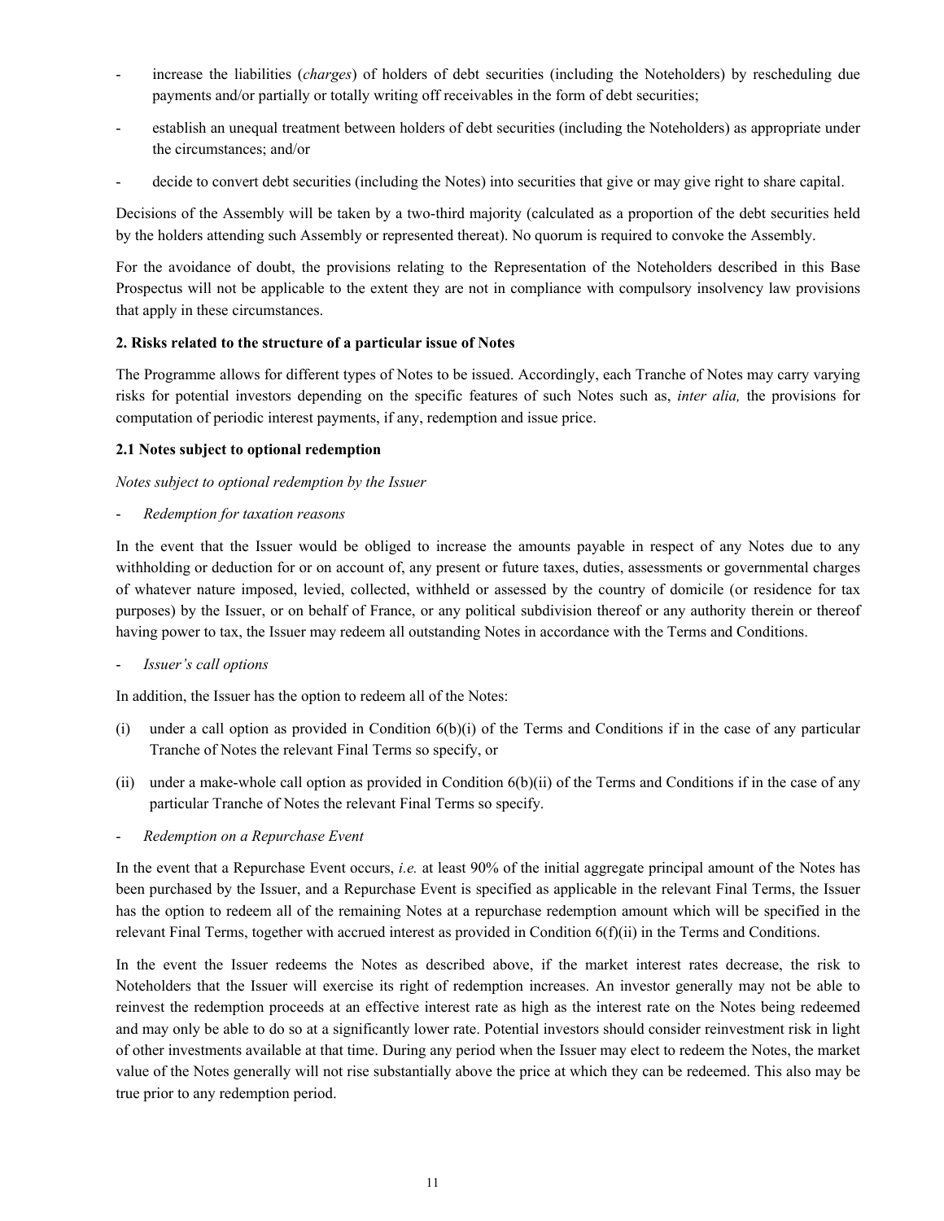- increase the liabilities (*charges*) of holders of debt securities (including the Noteholders) by rescheduling due payments and/or partially or totally writing off receivables in the form of debt securities;
- establish an unequal treatment between holders of debt securities (including the Noteholders) as appropriate under the circumstances; and/or
- decide to convert debt securities (including the Notes) into securities that give or may give right to share capital.

Decisions of the Assembly will be taken by a two-third majority (calculated as a proportion of the debt securities held by the holders attending such Assembly or represented thereat). No quorum is required to convoke the Assembly.

For the avoidance of doubt, the provisions relating to the Representation of the Noteholders described in this Base Prospectus will not be applicable to the extent they are not in compliance with compulsory insolvency law provisions that apply in these circumstances.

**2. Risks related to the structure of a particular issue of Notes**

The Programme allows for different types of Notes to be issued. Accordingly, each Tranche of Notes may carry varying risks for potential investors depending on the specific features of such Notes such as, *inter alia,* the provisions for computation of periodic interest payments, if any, redemption and issue price.

**2.1 Notes subject to optional redemption**

*Notes subject to optional redemption by the Issuer*

- *Redemption for taxation reasons*

In the event that the Issuer would be obliged to increase the amounts payable in respect of any Notes due to any withholding or deduction for or on account of, any present or future taxes, duties, assessments or governmental charges of whatever nature imposed, levied, collected, withheld or assessed by the country of domicile (or residence for tax purposes) by the Issuer, or on behalf of France, or any political subdivision thereof or any authority therein or thereof having power to tax, the Issuer may redeem all outstanding Notes in accordance with the Terms and Conditions.

- *Issuer's call options*

In addition, the Issuer has the option to redeem all of the Notes:

(i) under a call option as provided in Condition 6(b)(i) of the Terms and Conditions if in the case of any particular Tranche of Notes the relevant Final Terms so specify, or

(ii) under a make-whole call option as provided in Condition 6(b)(ii) of the Terms and Conditions if in the case of any particular Tranche of Notes the relevant Final Terms so specify.

- *Redemption on a Repurchase Event*

In the event that a Repurchase Event occurs, *i.e.* at least 90% of the initial aggregate principal amount of the Notes has been purchased by the Issuer, and a Repurchase Event is specified as applicable in the relevant Final Terms, the Issuer has the option to redeem all of the remaining Notes at a repurchase redemption amount which will be specified in the relevant Final Terms, together with accrued interest as provided in Condition 6(f)(ii) in the Terms and Conditions.

In the event the Issuer redeems the Notes as described above, if the market interest rates decrease, the risk to Noteholders that the Issuer will exercise its right of redemption increases. An investor generally may not be able to reinvest the redemption proceeds at an effective interest rate as high as the interest rate on the Notes being redeemed and may only be able to do so at a significantly lower rate. Potential investors should consider reinvestment risk in light of other investments available at that time. During any period when the Issuer may elect to redeem the Notes, the market value of the Notes generally will not rise substantially above the price at which they can be redeemed. This also may be true prior to any redemption period.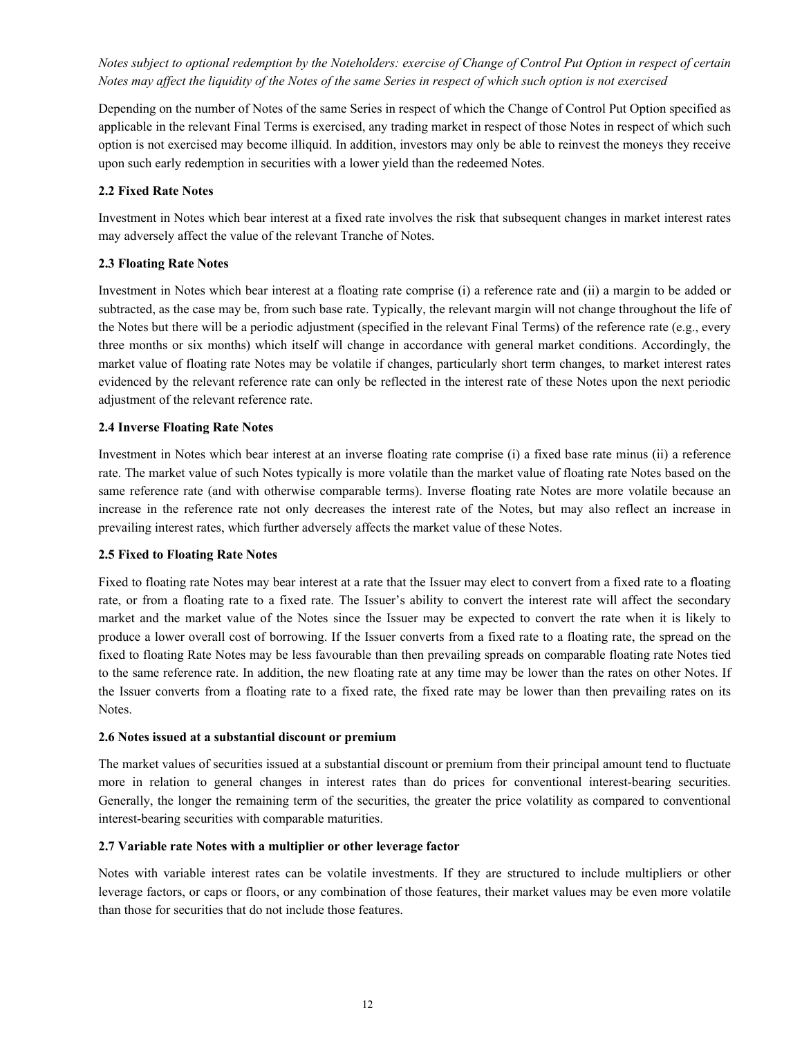*Notes subject to optional redemption by the Noteholders: exercise of Change of Control Put Option in respect of certain Notes may affect the liquidity of the Notes of the same Series in respect of which such option is not exercised*

Depending on the number of Notes of the same Series in respect of which the Change of Control Put Option specified as applicable in the relevant Final Terms is exercised, any trading market in respect of those Notes in respect of which such option is not exercised may become illiquid. In addition, investors may only be able to reinvest the moneys they receive upon such early redemption in securities with a lower yield than the redeemed Notes.

### 2.2 Fixed Rate Notes

Investment in Notes which bear interest at a fixed rate involves the risk that subsequent changes in market interest rates may adversely affect the value of the relevant Tranche of Notes.

### 2.3 Floating Rate Notes

Investment in Notes which bear interest at a floating rate comprise (i) a reference rate and (ii) a margin to be added or subtracted, as the case may be, from such base rate. Typically, the relevant margin will not change throughout the life of the Notes but there will be a periodic adjustment (specified in the relevant Final Terms) of the reference rate (e.g., every three months or six months) which itself will change in accordance with general market conditions. Accordingly, the market value of floating rate Notes may be volatile if changes, particularly short term changes, to market interest rates evidenced by the relevant reference rate can only be reflected in the interest rate of these Notes upon the next periodic adjustment of the relevant reference rate.

### 2.4 Inverse Floating Rate Notes

Investment in Notes which bear interest at an inverse floating rate comprise (i) a fixed base rate minus (ii) a reference rate. The market value of such Notes typically is more volatile than the market value of floating rate Notes based on the same reference rate (and with otherwise comparable terms). Inverse floating rate Notes are more volatile because an increase in the reference rate not only decreases the interest rate of the Notes, but may also reflect an increase in prevailing interest rates, which further adversely affects the market value of these Notes.

### 2.5 Fixed to Floating Rate Notes

Fixed to floating rate Notes may bear interest at a rate that the Issuer may elect to convert from a fixed rate to a floating rate, or from a floating rate to a fixed rate. The Issuer's ability to convert the interest rate will affect the secondary market and the market value of the Notes since the Issuer may be expected to convert the rate when it is likely to produce a lower overall cost of borrowing. If the Issuer converts from a fixed rate to a floating rate, the spread on the fixed to floating Rate Notes may be less favourable than then prevailing spreads on comparable floating rate Notes tied to the same reference rate. In addition, the new floating rate at any time may be lower than the rates on other Notes. If the Issuer converts from a floating rate to a fixed rate, the fixed rate may be lower than then prevailing rates on its Notes.

### 2.6 Notes issued at a substantial discount or premium

The market values of securities issued at a substantial discount or premium from their principal amount tend to fluctuate more in relation to general changes in interest rates than do prices for conventional interest-bearing securities. Generally, the longer the remaining term of the securities, the greater the price volatility as compared to conventional interest-bearing securities with comparable maturities.

### 2.7 Variable rate Notes with a multiplier or other leverage factor

Notes with variable interest rates can be volatile investments. If they are structured to include multipliers or other leverage factors, or caps or floors, or any combination of those features, their market values may be even more volatile than those for securities that do not include those features.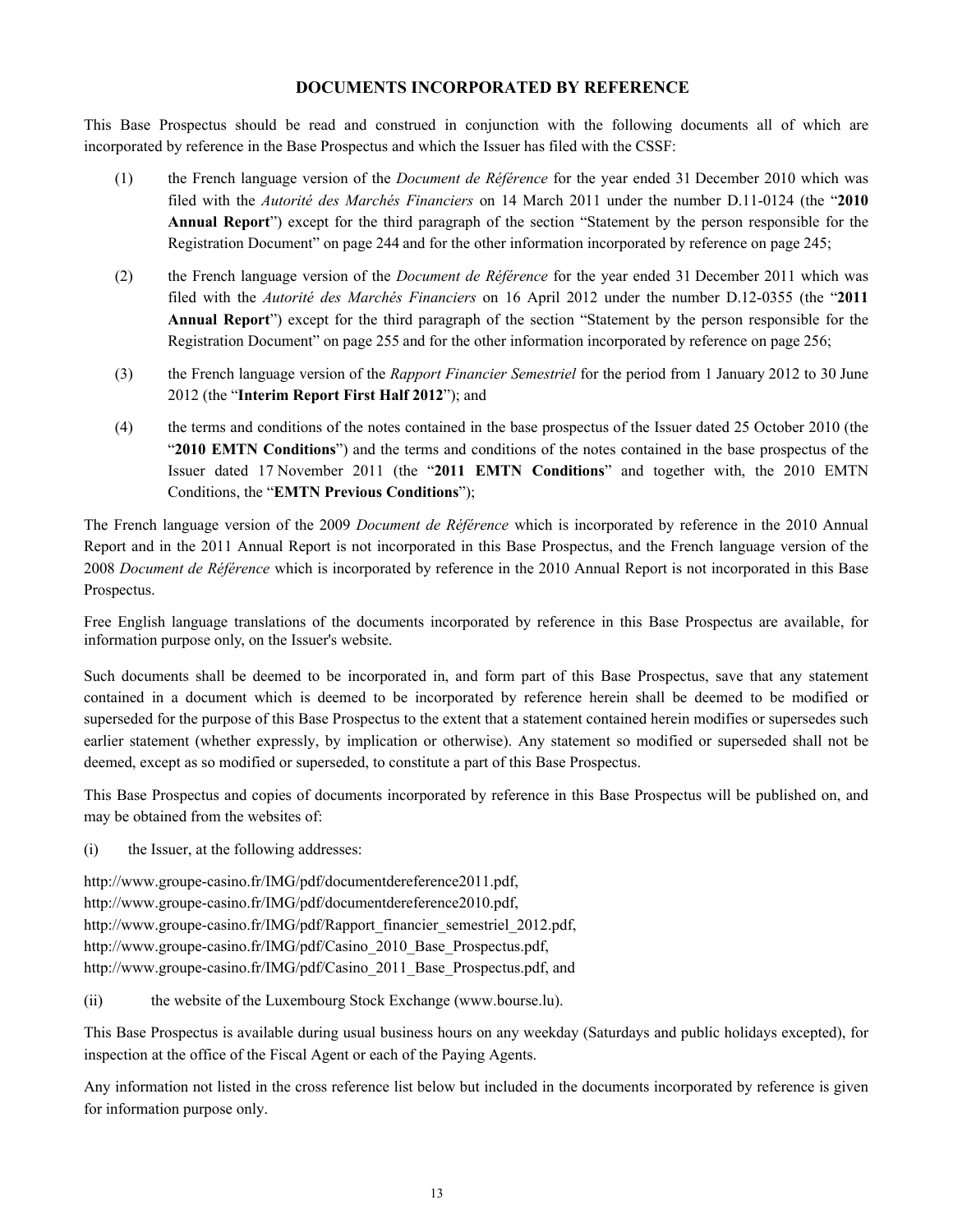## DOCUMENTS INCORPORATED BY REFERENCE

This Base Prospectus should be read and construed in conjunction with the following documents all of which are incorporated by reference in the Base Prospectus and which the Issuer has filed with the CSSF:

(1) the French language version of the *Document de Référence* for the year ended 31 December 2010 which was filed with the *Autorité des Marchés Financiers* on 14 March 2011 under the number D.11-0124 (the "**2010 Annual Report**") except for the third paragraph of the section "Statement by the person responsible for the Registration Document" on page 244 and for the other information incorporated by reference on page 245;

(2) the French language version of the *Document de Référence* for the year ended 31 December 2011 which was filed with the *Autorité des Marchés Financiers* on 16 April 2012 under the number D.12-0355 (the "**2011 Annual Report**") except for the third paragraph of the section "Statement by the person responsible for the Registration Document" on page 255 and for the other information incorporated by reference on page 256;

(3) the French language version of the *Rapport Financier Semestriel* for the period from 1 January 2012 to 30 June 2012 (the "**Interim Report First Half 2012**"); and

(4) the terms and conditions of the notes contained in the base prospectus of the Issuer dated 25 October 2010 (the "**2010 EMTN Conditions**") and the terms and conditions of the notes contained in the base prospectus of the Issuer dated 17 November 2011 (the "**2011 EMTN Conditions**" and together with, the 2010 EMTN Conditions, the "**EMTN Previous Conditions**");

The French language version of the 2009 *Document de Référence* which is incorporated by reference in the 2010 Annual Report and in the 2011 Annual Report is not incorporated in this Base Prospectus, and the French language version of the 2008 *Document de Référence* which is incorporated by reference in the 2010 Annual Report is not incorporated in this Base Prospectus.

Free English language translations of the documents incorporated by reference in this Base Prospectus are available, for information purpose only, on the Issuer's website.

Such documents shall be deemed to be incorporated in, and form part of this Base Prospectus, save that any statement contained in a document which is deemed to be incorporated by reference herein shall be deemed to be modified or superseded for the purpose of this Base Prospectus to the extent that a statement contained herein modifies or supersedes such earlier statement (whether expressly, by implication or otherwise). Any statement so modified or superseded shall not be deemed, except as so modified or superseded, to constitute a part of this Base Prospectus.

This Base Prospectus and copies of documents incorporated by reference in this Base Prospectus will be published on, and may be obtained from the websites of:

(i) the Issuer, at the following addresses:

http://www.groupe-casino.fr/IMG/pdf/documentdereference2011.pdf,
http://www.groupe-casino.fr/IMG/pdf/documentdereference2010.pdf,
http://www.groupe-casino.fr/IMG/pdf/Rapport_financier_semestriel_2012.pdf,
http://www.groupe-casino.fr/IMG/pdf/Casino_2010_Base_Prospectus.pdf,
http://www.groupe-casino.fr/IMG/pdf/Casino_2011_Base_Prospectus.pdf, and

(ii) the website of the Luxembourg Stock Exchange (www.bourse.lu).

This Base Prospectus is available during usual business hours on any weekday (Saturdays and public holidays excepted), for inspection at the office of the Fiscal Agent or each of the Paying Agents.

Any information not listed in the cross reference list below but included in the documents incorporated by reference is given for information purpose only.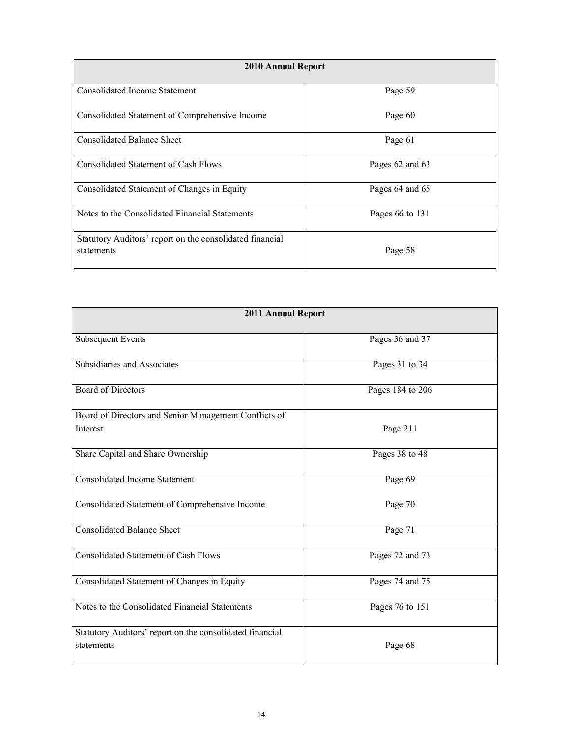| 2010 Annual Report | |
|---|---|
| Consolidated Income Statement<br><br>Consolidated Statement of Comprehensive Income | Page 59<br><br>Page 60 |
| Consolidated Balance Sheet | Page 61 |
| Consolidated Statement of Cash Flows | Pages 62 and 63 |
| Consolidated Statement of Changes in Equity | Pages 64 and 65 |
| Notes to the Consolidated Financial Statements | Pages 66 to 131 |
| Statutory Auditors' report on the consolidated financial statements | Page 58 |

| 2011 Annual Report | |
|---|---|
| Subsequent Events | Pages 36 and 37 |
| Subsidiaries and Associates | Pages 31 to 34 |
| Board of Directors | Pages 184 to 206 |
| Board of Directors and Senior Management Conflicts of Interest | Page 211 |
| Share Capital and Share Ownership | Pages 38 to 48 |
| Consolidated Income Statement<br><br>Consolidated Statement of Comprehensive Income | Page 69<br><br>Page 70 |
| Consolidated Balance Sheet | Page 71 |
| Consolidated Statement of Cash Flows | Pages 72 and 73 |
| Consolidated Statement of Changes in Equity | Pages 74 and 75 |
| Notes to the Consolidated Financial Statements | Pages 76 to 151 |
| Statutory Auditors' report on the consolidated financial statements | Page 68 |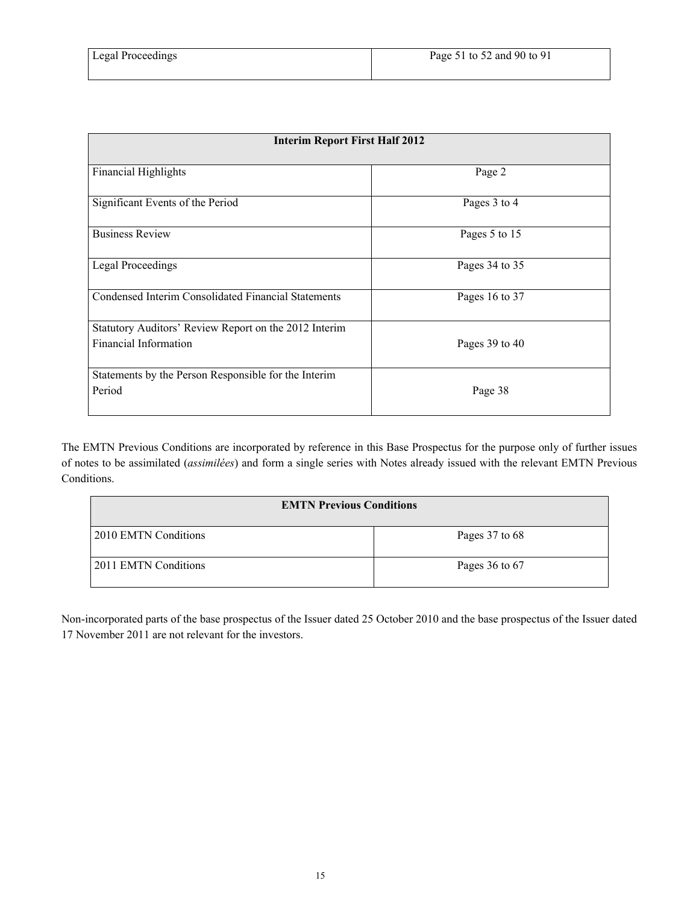| Legal Proceedings | Page 51 to 52 and 90 to 91 |
| --- | --- |

| Interim Report First Half 2012 | |
| --- | --- |
| Financial Highlights | Page 2 |
| Significant Events of the Period | Pages 3 to 4 |
| Business Review | Pages 5 to 15 |
| Legal Proceedings | Pages 34 to 35 |
| Condensed Interim Consolidated Financial Statements | Pages 16 to 37 |
| Statutory Auditors' Review Report on the 2012 Interim Financial Information | Pages 39 to 40 |
| Statements by the Person Responsible for the Interim Period | Page 38 |

The EMTN Previous Conditions are incorporated by reference in this Base Prospectus for the purpose only of further issues of notes to be assimilated (*assimilées*) and form a single series with Notes already issued with the relevant EMTN Previous Conditions.

| EMTN Previous Conditions | |
| --- | --- |
| 2010 EMTN Conditions | Pages 37 to 68 |
| 2011 EMTN Conditions | Pages 36 to 67 |

Non-incorporated parts of the base prospectus of the Issuer dated 25 October 2010 and the base prospectus of the Issuer dated 17 November 2011 are not relevant for the investors.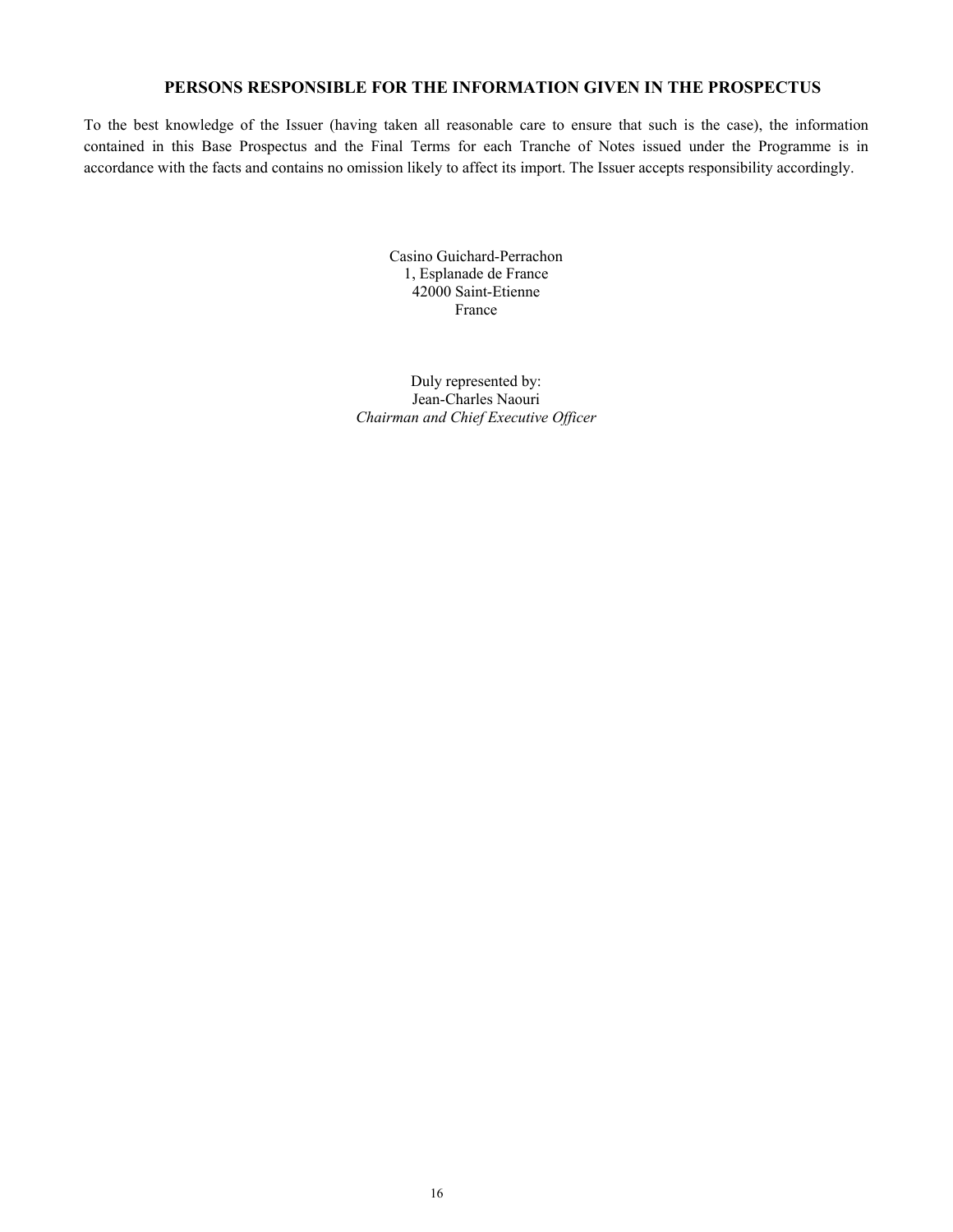## PERSONS RESPONSIBLE FOR THE INFORMATION GIVEN IN THE PROSPECTUS

To the best knowledge of the Issuer (having taken all reasonable care to ensure that such is the case), the information contained in this Base Prospectus and the Final Terms for each Tranche of Notes issued under the Programme is in accordance with the facts and contains no omission likely to affect its import. The Issuer accepts responsibility accordingly.

Casino Guichard-Perrachon  
1, Esplanade de France  
42000 Saint-Etienne  
France

Duly represented by:  
Jean-Charles Naouri  
*Chairman and Chief Executive Officer*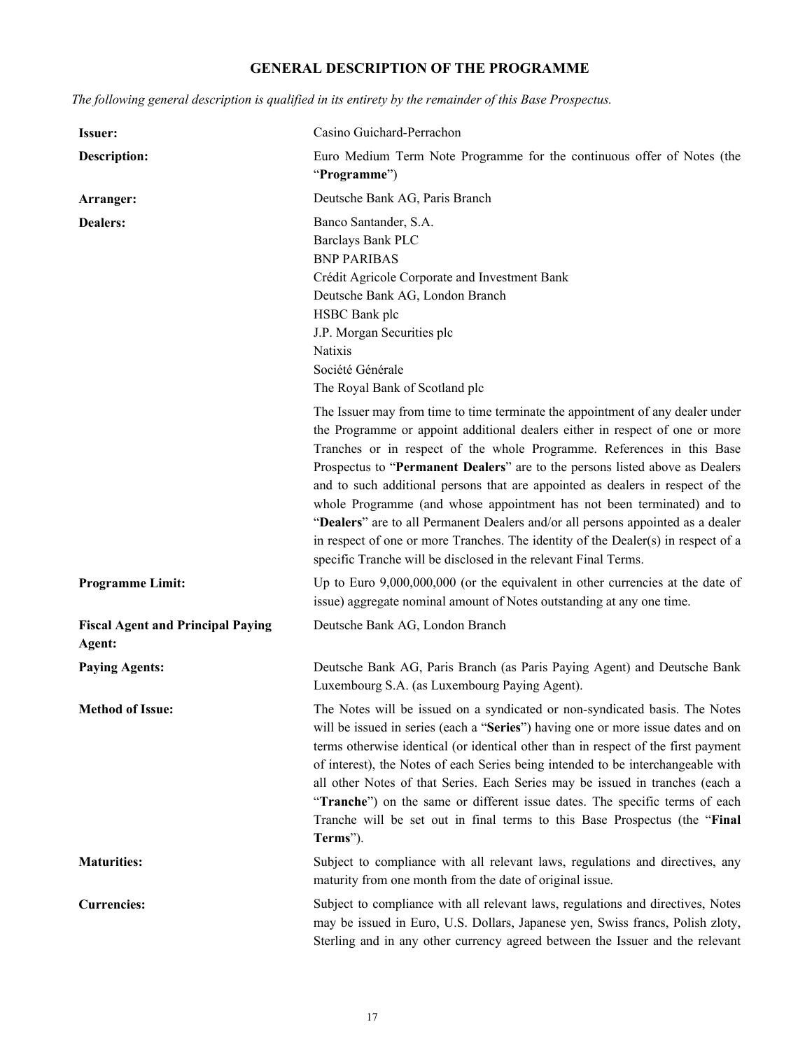# GENERAL DESCRIPTION OF THE PROGRAMME

*The following general description is qualified in its entirety by the remainder of this Base Prospectus.*

| | |
|---|---|
| **Issuer:** | Casino Guichard-Perrachon |
| **Description:** | Euro Medium Term Note Programme for the continuous offer of Notes (the "**Programme**") |
| **Arranger:** | Deutsche Bank AG, Paris Branch |
| **Dealers:** | Banco Santander, S.A.<br>Barclays Bank PLC<br>BNP PARIBAS<br>Crédit Agricole Corporate and Investment Bank<br>Deutsche Bank AG, London Branch<br>HSBC Bank plc<br>J.P. Morgan Securities plc<br>Natixis<br>Société Générale<br>The Royal Bank of Scotland plc<br><br>The Issuer may from time to time terminate the appointment of any dealer under the Programme or appoint additional dealers either in respect of one or more Tranches or in respect of the whole Programme. References in this Base Prospectus to "**Permanent Dealers**" are to the persons listed above as Dealers and to such additional persons that are appointed as dealers in respect of the whole Programme (and whose appointment has not been terminated) and to "**Dealers**" are to all Permanent Dealers and/or all persons appointed as a dealer in respect of one or more Tranches. The identity of the Dealer(s) in respect of a specific Tranche will be disclosed in the relevant Final Terms. |
| **Programme Limit:** | Up to Euro 9,000,000,000 (or the equivalent in other currencies at the date of issue) aggregate nominal amount of Notes outstanding at any one time. |
| **Fiscal Agent and Principal Paying Agent:** | Deutsche Bank AG, London Branch |
| **Paying Agents:** | Deutsche Bank AG, Paris Branch (as Paris Paying Agent) and Deutsche Bank Luxembourg S.A. (as Luxembourg Paying Agent). |
| **Method of Issue:** | The Notes will be issued on a syndicated or non-syndicated basis. The Notes will be issued in series (each a "**Series**") having one or more issue dates and on terms otherwise identical (or identical other than in respect of the first payment of interest), the Notes of each Series being intended to be interchangeable with all other Notes of that Series. Each Series may be issued in tranches (each a "**Tranche**") on the same or different issue dates. The specific terms of each Tranche will be set out in final terms to this Base Prospectus (the "**Final Terms**"). |
| **Maturities:** | Subject to compliance with all relevant laws, regulations and directives, any maturity from one month from the date of original issue. |
| **Currencies:** | Subject to compliance with all relevant laws, regulations and directives, Notes may be issued in Euro, U.S. Dollars, Japanese yen, Swiss francs, Polish zloty, Sterling and in any other currency agreed between the Issuer and the relevant |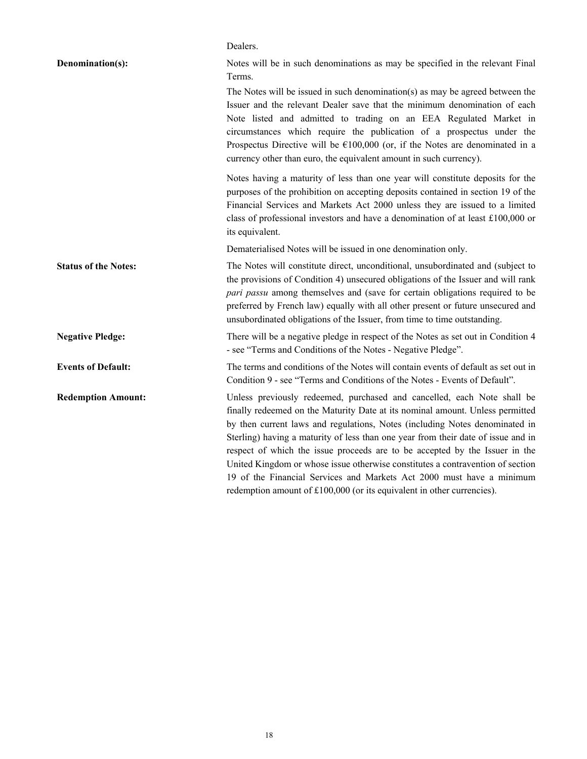Dealers.

**Denomination(s):** Notes will be in such denominations as may be specified in the relevant Final Terms.

The Notes will be issued in such denomination(s) as may be agreed between the Issuer and the relevant Dealer save that the minimum denomination of each Note listed and admitted to trading on an EEA Regulated Market in circumstances which require the publication of a prospectus under the Prospectus Directive will be €100,000 (or, if the Notes are denominated in a currency other than euro, the equivalent amount in such currency).

Notes having a maturity of less than one year will constitute deposits for the purposes of the prohibition on accepting deposits contained in section 19 of the Financial Services and Markets Act 2000 unless they are issued to a limited class of professional investors and have a denomination of at least £100,000 or its equivalent.

Dematerialised Notes will be issued in one denomination only.

**Status of the Notes:** The Notes will constitute direct, unconditional, unsubordinated and (subject to the provisions of Condition 4) unsecured obligations of the Issuer and will rank *pari passu* among themselves and (save for certain obligations required to be preferred by French law) equally with all other present or future unsecured and unsubordinated obligations of the Issuer, from time to time outstanding.

**Negative Pledge:** There will be a negative pledge in respect of the Notes as set out in Condition 4 - see "Terms and Conditions of the Notes - Negative Pledge".

**Events of Default:** The terms and conditions of the Notes will contain events of default as set out in Condition 9 - see "Terms and Conditions of the Notes - Events of Default".

**Redemption Amount:** Unless previously redeemed, purchased and cancelled, each Note shall be finally redeemed on the Maturity Date at its nominal amount. Unless permitted by then current laws and regulations, Notes (including Notes denominated in Sterling) having a maturity of less than one year from their date of issue and in respect of which the issue proceeds are to be accepted by the Issuer in the United Kingdom or whose issue otherwise constitutes a contravention of section 19 of the Financial Services and Markets Act 2000 must have a minimum redemption amount of £100,000 (or its equivalent in other currencies).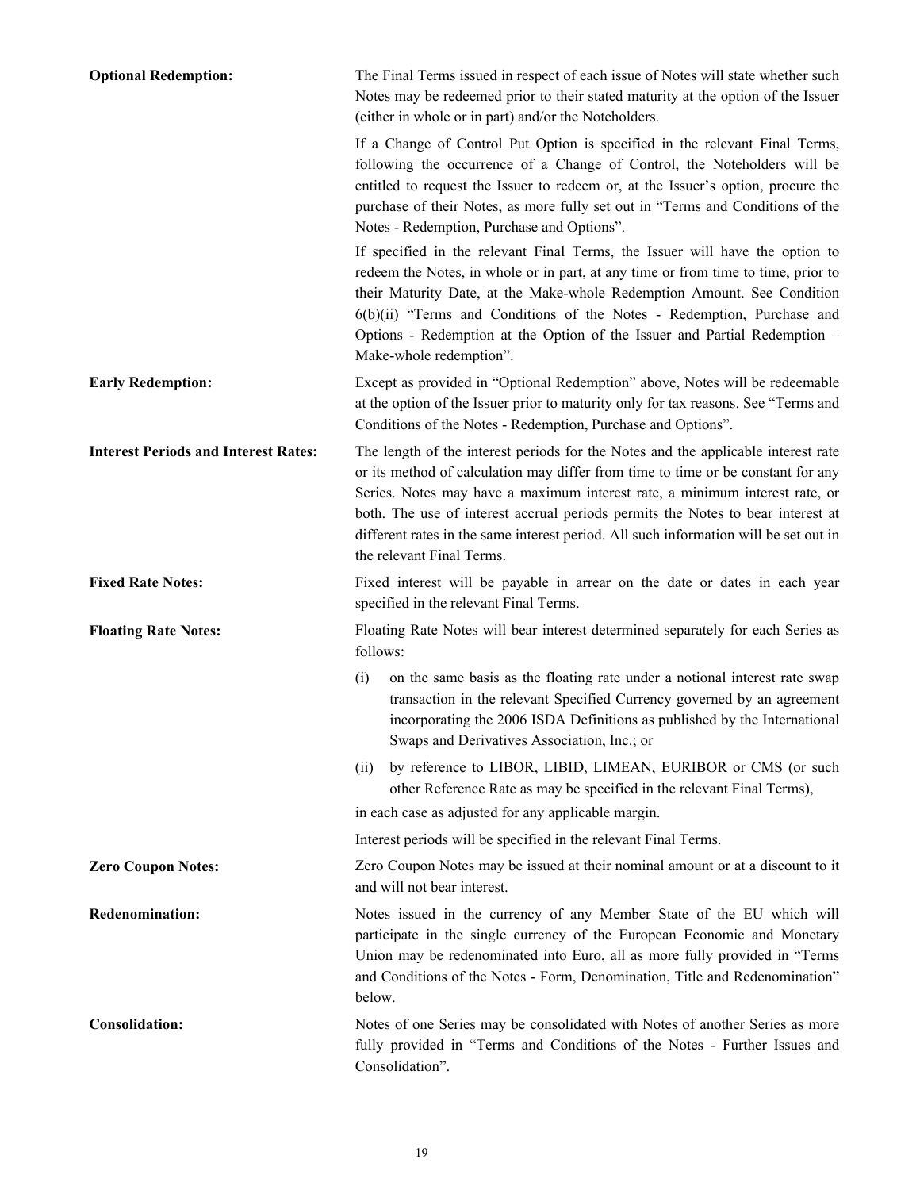**Optional Redemption:** The Final Terms issued in respect of each issue of Notes will state whether such Notes may be redeemed prior to their stated maturity at the option of the Issuer (either in whole or in part) and/or the Noteholders.

If a Change of Control Put Option is specified in the relevant Final Terms, following the occurrence of a Change of Control, the Noteholders will be entitled to request the Issuer to redeem or, at the Issuer's option, procure the purchase of their Notes, as more fully set out in "Terms and Conditions of the Notes - Redemption, Purchase and Options".

If specified in the relevant Final Terms, the Issuer will have the option to redeem the Notes, in whole or in part, at any time or from time to time, prior to their Maturity Date, at the Make-whole Redemption Amount. See Condition 6(b)(ii) "Terms and Conditions of the Notes - Redemption, Purchase and Options - Redemption at the Option of the Issuer and Partial Redemption – Make-whole redemption".

**Early Redemption:** Except as provided in "Optional Redemption" above, Notes will be redeemable at the option of the Issuer prior to maturity only for tax reasons. See "Terms and Conditions of the Notes - Redemption, Purchase and Options".

**Interest Periods and Interest Rates:** The length of the interest periods for the Notes and the applicable interest rate or its method of calculation may differ from time to time or be constant for any Series. Notes may have a maximum interest rate, a minimum interest rate, or both. The use of interest accrual periods permits the Notes to bear interest at different rates in the same interest period. All such information will be set out in the relevant Final Terms.

**Fixed Rate Notes:** Fixed interest will be payable in arrear on the date or dates in each year specified in the relevant Final Terms.

**Floating Rate Notes:** Floating Rate Notes will bear interest determined separately for each Series as follows:

(i) on the same basis as the floating rate under a notional interest rate swap transaction in the relevant Specified Currency governed by an agreement incorporating the 2006 ISDA Definitions as published by the International Swaps and Derivatives Association, Inc.; or

(ii) by reference to LIBOR, LIBID, LIMEAN, EURIBOR or CMS (or such other Reference Rate as may be specified in the relevant Final Terms),

in each case as adjusted for any applicable margin.

Interest periods will be specified in the relevant Final Terms.

**Zero Coupon Notes:** Zero Coupon Notes may be issued at their nominal amount or at a discount to it and will not bear interest.

**Redenomination:** Notes issued in the currency of any Member State of the EU which will participate in the single currency of the European Economic and Monetary Union may be redenominated into Euro, all as more fully provided in "Terms and Conditions of the Notes - Form, Denomination, Title and Redenomination" below.

**Consolidation:** Notes of one Series may be consolidated with Notes of another Series as more fully provided in "Terms and Conditions of the Notes - Further Issues and Consolidation".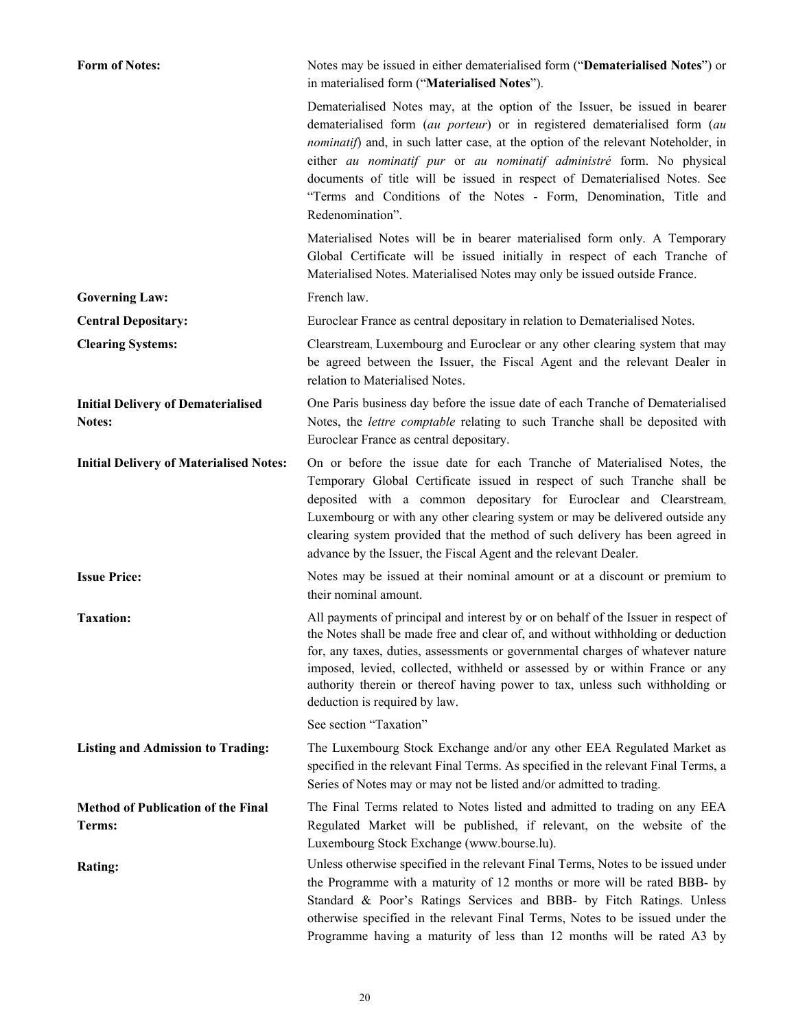| | |
|---|---|
| **Form of Notes:** | Notes may be issued in either dematerialised form ("**Dematerialised Notes**") or in materialised form ("**Materialised Notes**").<br><br>Dematerialised Notes may, at the option of the Issuer, be issued in bearer dematerialised form (*au porteur*) or in registered dematerialised form (*au nominatif*) and, in such latter case, at the option of the relevant Noteholder, in either *au nominatif pur* or *au nominatif administré* form. No physical documents of title will be issued in respect of Dematerialised Notes. See "Terms and Conditions of the Notes - Form, Denomination, Title and Redenomination".<br><br>Materialised Notes will be in bearer materialised form only. A Temporary Global Certificate will be issued initially in respect of each Tranche of Materialised Notes. Materialised Notes may only be issued outside France. |
| **Governing Law:** | French law. |
| **Central Depositary:** | Euroclear France as central depositary in relation to Dematerialised Notes. |
| **Clearing Systems:** | Clearstream, Luxembourg and Euroclear or any other clearing system that may be agreed between the Issuer, the Fiscal Agent and the relevant Dealer in relation to Materialised Notes. |
| **Initial Delivery of Dematerialised Notes:** | One Paris business day before the issue date of each Tranche of Dematerialised Notes, the *lettre comptable* relating to such Tranche shall be deposited with Euroclear France as central depositary. |
| **Initial Delivery of Materialised Notes:** | On or before the issue date for each Tranche of Materialised Notes, the Temporary Global Certificate issued in respect of such Tranche shall be deposited with a common depositary for Euroclear and Clearstream, Luxembourg or with any other clearing system or may be delivered outside any clearing system provided that the method of such delivery has been agreed in advance by the Issuer, the Fiscal Agent and the relevant Dealer. |
| **Issue Price:** | Notes may be issued at their nominal amount or at a discount or premium to their nominal amount. |
| **Taxation:** | All payments of principal and interest by or on behalf of the Issuer in respect of the Notes shall be made free and clear of, and without withholding or deduction for, any taxes, duties, assessments or governmental charges of whatever nature imposed, levied, collected, withheld or assessed by or within France or any authority therein or thereof having power to tax, unless such withholding or deduction is required by law.<br><br>See section "Taxation" |
| **Listing and Admission to Trading:** | The Luxembourg Stock Exchange and/or any other EEA Regulated Market as specified in the relevant Final Terms. As specified in the relevant Final Terms, a Series of Notes may or may not be listed and/or admitted to trading. |
| **Method of Publication of the Final Terms:** | The Final Terms related to Notes listed and admitted to trading on any EEA Regulated Market will be published, if relevant, on the website of the Luxembourg Stock Exchange (www.bourse.lu). |
| **Rating:** | Unless otherwise specified in the relevant Final Terms, Notes to be issued under the Programme with a maturity of 12 months or more will be rated BBB- by Standard & Poor's Ratings Services and BBB- by Fitch Ratings. Unless otherwise specified in the relevant Final Terms, Notes to be issued under the Programme having a maturity of less than 12 months will be rated A3 by |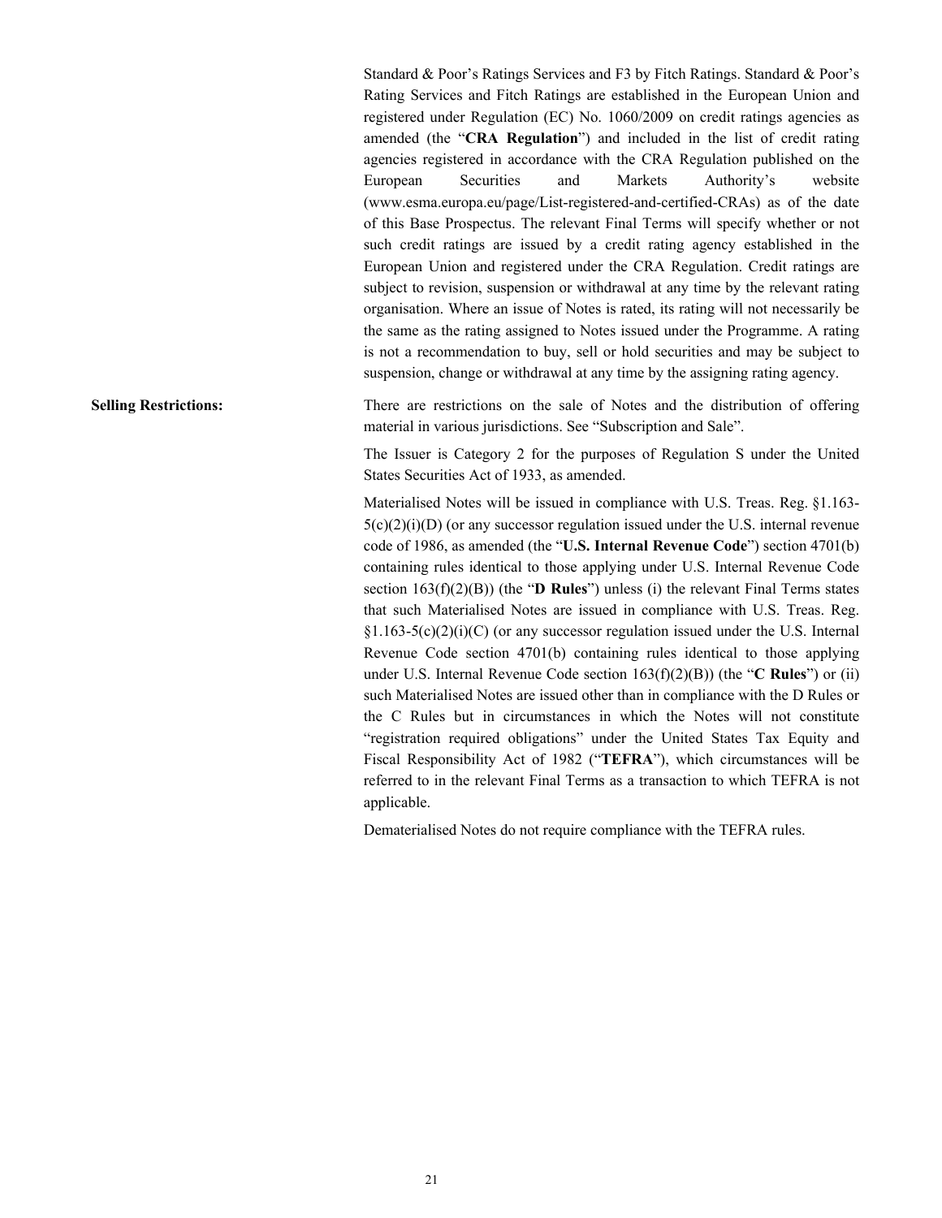Standard & Poor's Ratings Services and F3 by Fitch Ratings. Standard & Poor's Rating Services and Fitch Ratings are established in the European Union and registered under Regulation (EC) No. 1060/2009 on credit ratings agencies as amended (the "**CRA Regulation**") and included in the list of credit rating agencies registered in accordance with the CRA Regulation published on the European Securities and Markets Authority's website (www.esma.europa.eu/page/List-registered-and-certified-CRAs) as of the date of this Base Prospectus. The relevant Final Terms will specify whether or not such credit ratings are issued by a credit rating agency established in the European Union and registered under the CRA Regulation. Credit ratings are subject to revision, suspension or withdrawal at any time by the relevant rating organisation. Where an issue of Notes is rated, its rating will not necessarily be the same as the rating assigned to Notes issued under the Programme. A rating is not a recommendation to buy, sell or hold securities and may be subject to suspension, change or withdrawal at any time by the assigning rating agency.

**Selling Restrictions:**

There are restrictions on the sale of Notes and the distribution of offering material in various jurisdictions. See "Subscription and Sale".

The Issuer is Category 2 for the purposes of Regulation S under the United States Securities Act of 1933, as amended.

Materialised Notes will be issued in compliance with U.S. Treas. Reg. §1.163-5(c)(2)(i)(D) (or any successor regulation issued under the U.S. internal revenue code of 1986, as amended (the "**U.S. Internal Revenue Code**") section 4701(b) containing rules identical to those applying under U.S. Internal Revenue Code section 163(f)(2)(B)) (the "**D Rules**") unless (i) the relevant Final Terms states that such Materialised Notes are issued in compliance with U.S. Treas. Reg. §1.163-5(c)(2)(i)(C) (or any successor regulation issued under the U.S. Internal Revenue Code section 4701(b) containing rules identical to those applying under U.S. Internal Revenue Code section 163(f)(2)(B)) (the "**C Rules**") or (ii) such Materialised Notes are issued other than in compliance with the D Rules or the C Rules but in circumstances in which the Notes will not constitute "registration required obligations" under the United States Tax Equity and Fiscal Responsibility Act of 1982 ("**TEFRA**"), which circumstances will be referred to in the relevant Final Terms as a transaction to which TEFRA is not applicable.

Dematerialised Notes do not require compliance with the TEFRA rules.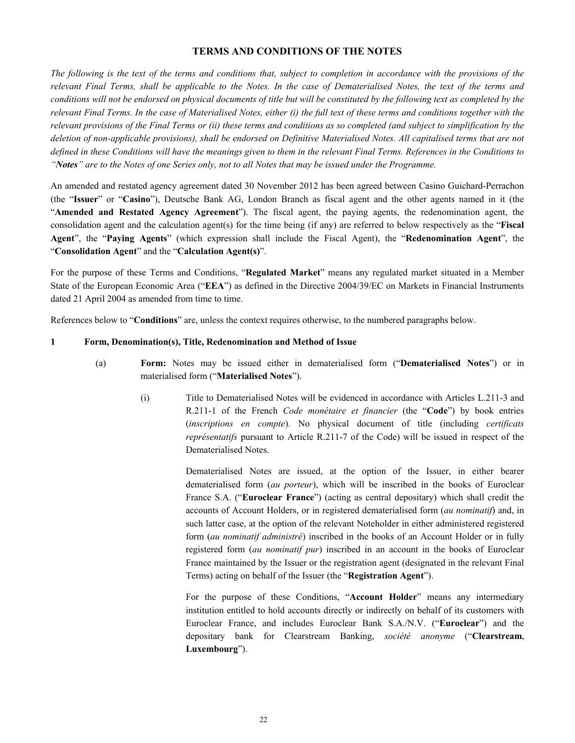# TERMS AND CONDITIONS OF THE NOTES

*The following is the text of the terms and conditions that, subject to completion in accordance with the provisions of the relevant Final Terms, shall be applicable to the Notes. In the case of Dematerialised Notes, the text of the terms and conditions will not be endorsed on physical documents of title but will be constituted by the following text as completed by the relevant Final Terms. In the case of Materialised Notes, either (i) the full text of these terms and conditions together with the relevant provisions of the Final Terms or (ii) these terms and conditions as so completed (and subject to simplification by the deletion of non-applicable provisions), shall be endorsed on Definitive Materialised Notes. All capitalised terms that are not defined in these Conditions will have the meanings given to them in the relevant Final Terms. References in the Conditions to "**Notes**" are to the Notes of one Series only, not to all Notes that may be issued under the Programme.*

An amended and restated agency agreement dated 30 November 2012 has been agreed between Casino Guichard-Perrachon (the "**Issuer**" or "**Casino**"), Deutsche Bank AG, London Branch as fiscal agent and the other agents named in it (the "**Amended and Restated Agency Agreement**"). The fiscal agent, the paying agents, the redenomination agent, the consolidation agent and the calculation agent(s) for the time being (if any) are referred to below respectively as the "**Fiscal Agent**", the "**Paying Agents**" (which expression shall include the Fiscal Agent), the "**Redenomination Agent**", the "**Consolidation Agent**" and the "**Calculation Agent(s)**".

For the purpose of these Terms and Conditions, "**Regulated Market**" means any regulated market situated in a Member State of the European Economic Area ("**EEA**") as defined in the Directive 2004/39/EC on Markets in Financial Instruments dated 21 April 2004 as amended from time to time.

References below to "**Conditions**" are, unless the context requires otherwise, to the numbered paragraphs below.

## 1 Form, Denomination(s), Title, Redenomination and Method of Issue

(a) **Form:** Notes may be issued either in dematerialised form ("**Dematerialised Notes**") or in materialised form ("**Materialised Notes**").

(i) Title to Dematerialised Notes will be evidenced in accordance with Articles L.211-3 and R.211-1 of the French *Code monétaire et financier* (the "**Code**") by book entries (*inscriptions en compte*). No physical document of title (including *certificats représentatifs* pursuant to Article R.211-7 of the Code) will be issued in respect of the Dematerialised Notes.

Dematerialised Notes are issued, at the option of the Issuer, in either bearer dematerialised form (*au porteur*), which will be inscribed in the books of Euroclear France S.A. ("**Euroclear France**") (acting as central depositary) which shall credit the accounts of Account Holders, or in registered dematerialised form (*au nominatif*) and, in such latter case, at the option of the relevant Noteholder in either administered registered form (*au nominatif administré*) inscribed in the books of an Account Holder or in fully registered form (*au nominatif pur*) inscribed in an account in the books of Euroclear France maintained by the Issuer or the registration agent (designated in the relevant Final Terms) acting on behalf of the Issuer (the "**Registration Agent**").

For the purpose of these Conditions, "**Account Holder**" means any intermediary institution entitled to hold accounts directly or indirectly on behalf of its customers with Euroclear France, and includes Euroclear Bank S.A./N.V. ("**Euroclear**") and the depositary bank for Clearstream Banking, *société anonyme* ("**Clearstream, Luxembourg**").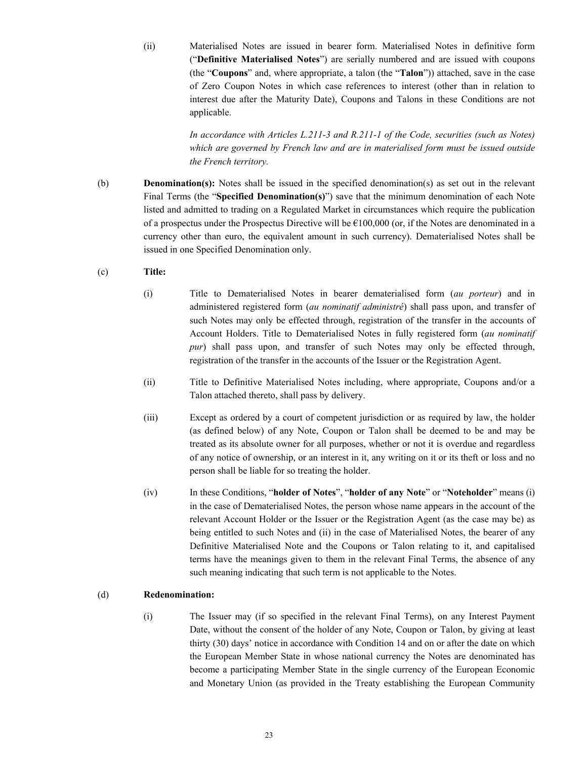(ii) Materialised Notes are issued in bearer form. Materialised Notes in definitive form ("**Definitive Materialised Notes**") are serially numbered and are issued with coupons (the "**Coupons**" and, where appropriate, a talon (the "**Talon**")) attached, save in the case of Zero Coupon Notes in which case references to interest (other than in relation to interest due after the Maturity Date), Coupons and Talons in these Conditions are not applicable.

*In accordance with Articles L.211-3 and R.211-1 of the Code, securities (such as Notes) which are governed by French law and are in materialised form must be issued outside the French territory.*

(b) **Denomination(s):** Notes shall be issued in the specified denomination(s) as set out in the relevant Final Terms (the "**Specified Denomination(s)**") save that the minimum denomination of each Note listed and admitted to trading on a Regulated Market in circumstances which require the publication of a prospectus under the Prospectus Directive will be €100,000 (or, if the Notes are denominated in a currency other than euro, the equivalent amount in such currency). Dematerialised Notes shall be issued in one Specified Denomination only.

(c) **Title:**

(i) Title to Dematerialised Notes in bearer dematerialised form (*au porteur*) and in administered registered form (*au nominatif administré*) shall pass upon, and transfer of such Notes may only be effected through, registration of the transfer in the accounts of Account Holders. Title to Dematerialised Notes in fully registered form (*au nominatif pur*) shall pass upon, and transfer of such Notes may only be effected through, registration of the transfer in the accounts of the Issuer or the Registration Agent.

(ii) Title to Definitive Materialised Notes including, where appropriate, Coupons and/or a Talon attached thereto, shall pass by delivery.

(iii) Except as ordered by a court of competent jurisdiction or as required by law, the holder (as defined below) of any Note, Coupon or Talon shall be deemed to be and may be treated as its absolute owner for all purposes, whether or not it is overdue and regardless of any notice of ownership, or an interest in it, any writing on it or its theft or loss and no person shall be liable for so treating the holder.

(iv) In these Conditions, "**holder of Notes**", "**holder of any Note**" or "**Noteholder**" means (i) in the case of Dematerialised Notes, the person whose name appears in the account of the relevant Account Holder or the Issuer or the Registration Agent (as the case may be) as being entitled to such Notes and (ii) in the case of Materialised Notes, the bearer of any Definitive Materialised Note and the Coupons or Talon relating to it, and capitalised terms have the meanings given to them in the relevant Final Terms, the absence of any such meaning indicating that such term is not applicable to the Notes.

(d) **Redenomination:**

(i) The Issuer may (if so specified in the relevant Final Terms), on any Interest Payment Date, without the consent of the holder of any Note, Coupon or Talon, by giving at least thirty (30) days' notice in accordance with Condition 14 and on or after the date on which the European Member State in whose national currency the Notes are denominated has become a participating Member State in the single currency of the European Economic and Monetary Union (as provided in the Treaty establishing the European Community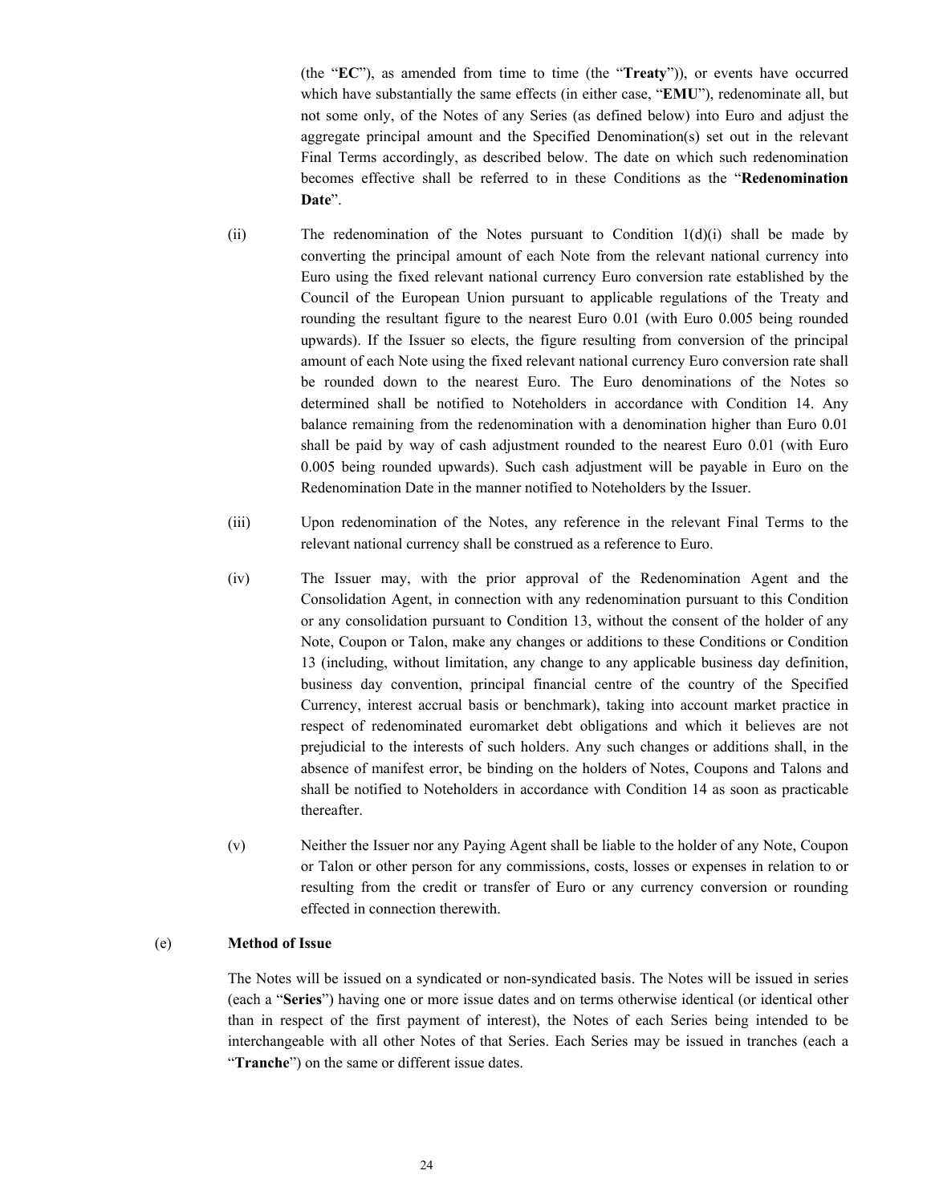(the "**EC**"), as amended from time to time (the "**Treaty**")), or events have occurred which have substantially the same effects (in either case, "**EMU**"), redenominate all, but not some only, of the Notes of any Series (as defined below) into Euro and adjust the aggregate principal amount and the Specified Denomination(s) set out in the relevant Final Terms accordingly, as described below. The date on which such redenomination becomes effective shall be referred to in these Conditions as the "**Redenomination Date**".

(ii) The redenomination of the Notes pursuant to Condition 1(d)(i) shall be made by converting the principal amount of each Note from the relevant national currency into Euro using the fixed relevant national currency Euro conversion rate established by the Council of the European Union pursuant to applicable regulations of the Treaty and rounding the resultant figure to the nearest Euro 0.01 (with Euro 0.005 being rounded upwards). If the Issuer so elects, the figure resulting from conversion of the principal amount of each Note using the fixed relevant national currency Euro conversion rate shall be rounded down to the nearest Euro. The Euro denominations of the Notes so determined shall be notified to Noteholders in accordance with Condition 14. Any balance remaining from the redenomination with a denomination higher than Euro 0.01 shall be paid by way of cash adjustment rounded to the nearest Euro 0.01 (with Euro 0.005 being rounded upwards). Such cash adjustment will be payable in Euro on the Redenomination Date in the manner notified to Noteholders by the Issuer.

(iii) Upon redenomination of the Notes, any reference in the relevant Final Terms to the relevant national currency shall be construed as a reference to Euro.

(iv) The Issuer may, with the prior approval of the Redenomination Agent and the Consolidation Agent, in connection with any redenomination pursuant to this Condition or any consolidation pursuant to Condition 13, without the consent of the holder of any Note, Coupon or Talon, make any changes or additions to these Conditions or Condition 13 (including, without limitation, any change to any applicable business day definition, business day convention, principal financial centre of the country of the Specified Currency, interest accrual basis or benchmark), taking into account market practice in respect of redenominated euromarket debt obligations and which it believes are not prejudicial to the interests of such holders. Any such changes or additions shall, in the absence of manifest error, be binding on the holders of Notes, Coupons and Talons and shall be notified to Noteholders in accordance with Condition 14 as soon as practicable thereafter.

(v) Neither the Issuer nor any Paying Agent shall be liable to the holder of any Note, Coupon or Talon or other person for any commissions, costs, losses or expenses in relation to or resulting from the credit or transfer of Euro or any currency conversion or rounding effected in connection therewith.

(e) **Method of Issue**

The Notes will be issued on a syndicated or non-syndicated basis. The Notes will be issued in series (each a "**Series**") having one or more issue dates and on terms otherwise identical (or identical other than in respect of the first payment of interest), the Notes of each Series being intended to be interchangeable with all other Notes of that Series. Each Series may be issued in tranches (each a "**Tranche**") on the same or different issue dates.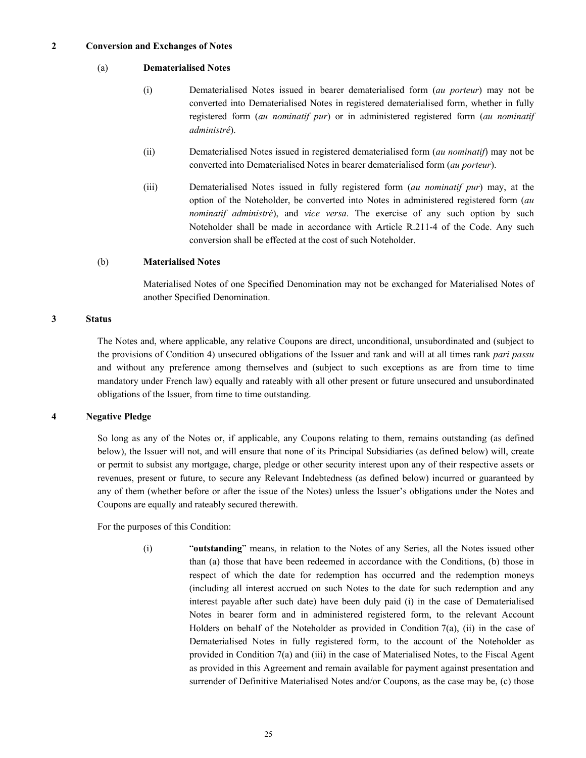## 2 Conversion and Exchanges of Notes

### (a) Dematerialised Notes

(i) Dematerialised Notes issued in bearer dematerialised form (*au porteur*) may not be converted into Dematerialised Notes in registered dematerialised form, whether in fully registered form (*au nominatif pur*) or in administered registered form (*au nominatif administré*).

(ii) Dematerialised Notes issued in registered dematerialised form (*au nominatif*) may not be converted into Dematerialised Notes in bearer dematerialised form (*au porteur*).

(iii) Dematerialised Notes issued in fully registered form (*au nominatif pur*) may, at the option of the Noteholder, be converted into Notes in administered registered form (*au nominatif administré*), and *vice versa*. The exercise of any such option by such Noteholder shall be made in accordance with Article R.211-4 of the Code. Any such conversion shall be effected at the cost of such Noteholder.

### (b) Materialised Notes

Materialised Notes of one Specified Denomination may not be exchanged for Materialised Notes of another Specified Denomination.

## 3 Status

The Notes and, where applicable, any relative Coupons are direct, unconditional, unsubordinated and (subject to the provisions of Condition 4) unsecured obligations of the Issuer and rank and will at all times rank *pari passu* and without any preference among themselves and (subject to such exceptions as are from time to time mandatory under French law) equally and rateably with all other present or future unsecured and unsubordinated obligations of the Issuer, from time to time outstanding.

## 4 Negative Pledge

So long as any of the Notes or, if applicable, any Coupons relating to them, remains outstanding (as defined below), the Issuer will not, and will ensure that none of its Principal Subsidiaries (as defined below) will, create or permit to subsist any mortgage, charge, pledge or other security interest upon any of their respective assets or revenues, present or future, to secure any Relevant Indebtedness (as defined below) incurred or guaranteed by any of them (whether before or after the issue of the Notes) unless the Issuer's obligations under the Notes and Coupons are equally and rateably secured therewith.

For the purposes of this Condition:

(i) "**outstanding**" means, in relation to the Notes of any Series, all the Notes issued other than (a) those that have been redeemed in accordance with the Conditions, (b) those in respect of which the date for redemption has occurred and the redemption moneys (including all interest accrued on such Notes to the date for such redemption and any interest payable after such date) have been duly paid (i) in the case of Dematerialised Notes in bearer form and in administered registered form, to the relevant Account Holders on behalf of the Noteholder as provided in Condition 7(a), (ii) in the case of Dematerialised Notes in fully registered form, to the account of the Noteholder as provided in Condition 7(a) and (iii) in the case of Materialised Notes, to the Fiscal Agent as provided in this Agreement and remain available for payment against presentation and surrender of Definitive Materialised Notes and/or Coupons, as the case may be, (c) those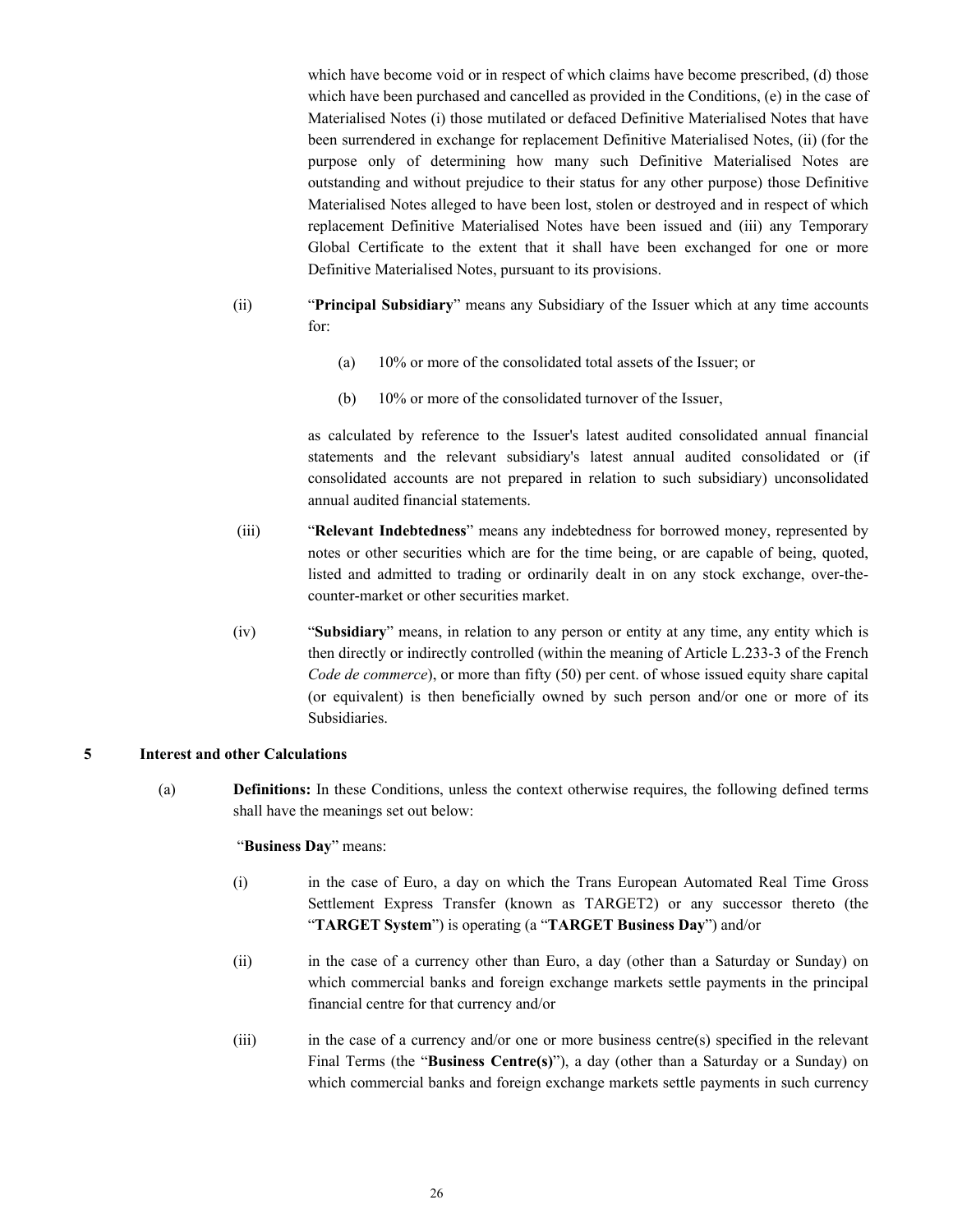which have become void or in respect of which claims have become prescribed, (d) those which have been purchased and cancelled as provided in the Conditions, (e) in the case of Materialised Notes (i) those mutilated or defaced Definitive Materialised Notes that have been surrendered in exchange for replacement Definitive Materialised Notes, (ii) (for the purpose only of determining how many such Definitive Materialised Notes are outstanding and without prejudice to their status for any other purpose) those Definitive Materialised Notes alleged to have been lost, stolen or destroyed and in respect of which replacement Definitive Materialised Notes have been issued and (iii) any Temporary Global Certificate to the extent that it shall have been exchanged for one or more Definitive Materialised Notes, pursuant to its provisions.

(ii) "**Principal Subsidiary**" means any Subsidiary of the Issuer which at any time accounts for:

(a) 10% or more of the consolidated total assets of the Issuer; or

(b) 10% or more of the consolidated turnover of the Issuer,

as calculated by reference to the Issuer's latest audited consolidated annual financial statements and the relevant subsidiary's latest annual audited consolidated or (if consolidated accounts are not prepared in relation to such subsidiary) unconsolidated annual audited financial statements.

(iii) "**Relevant Indebtedness**" means any indebtedness for borrowed money, represented by notes or other securities which are for the time being, or are capable of being, quoted, listed and admitted to trading or ordinarily dealt in on any stock exchange, over-the-counter-market or other securities market.

(iv) "**Subsidiary**" means, in relation to any person or entity at any time, any entity which is then directly or indirectly controlled (within the meaning of Article L.233-3 of the French *Code de commerce*), or more than fifty (50) per cent. of whose issued equity share capital (or equivalent) is then beneficially owned by such person and/or one or more of its Subsidiaries.

## 5 Interest and other Calculations

(a) **Definitions:** In these Conditions, unless the context otherwise requires, the following defined terms shall have the meanings set out below:

"**Business Day**" means:

(i) in the case of Euro, a day on which the Trans European Automated Real Time Gross Settlement Express Transfer (known as TARGET2) or any successor thereto (the "**TARGET System**") is operating (a "**TARGET Business Day**") and/or

(ii) in the case of a currency other than Euro, a day (other than a Saturday or Sunday) on which commercial banks and foreign exchange markets settle payments in the principal financial centre for that currency and/or

(iii) in the case of a currency and/or one or more business centre(s) specified in the relevant Final Terms (the "**Business Centre(s)**"), a day (other than a Saturday or a Sunday) on which commercial banks and foreign exchange markets settle payments in such currency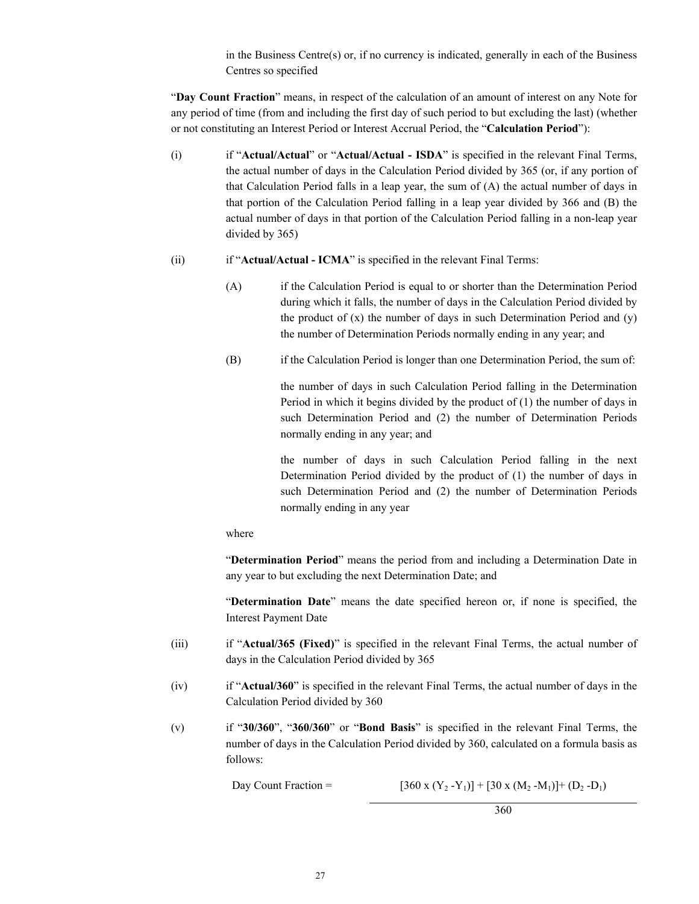in the Business Centre(s) or, if no currency is indicated, generally in each of the Business Centres so specified

"**Day Count Fraction**" means, in respect of the calculation of an amount of interest on any Note for any period of time (from and including the first day of such period to but excluding the last) (whether or not constituting an Interest Period or Interest Accrual Period, the "**Calculation Period**"):

(i) if "**Actual/Actual**" or "**Actual/Actual - ISDA**" is specified in the relevant Final Terms, the actual number of days in the Calculation Period divided by 365 (or, if any portion of that Calculation Period falls in a leap year, the sum of (A) the actual number of days in that portion of the Calculation Period falling in a leap year divided by 366 and (B) the actual number of days in that portion of the Calculation Period falling in a non-leap year divided by 365)

(ii) if "**Actual/Actual - ICMA**" is specified in the relevant Final Terms:

(A) if the Calculation Period is equal to or shorter than the Determination Period during which it falls, the number of days in the Calculation Period divided by the product of (x) the number of days in such Determination Period and (y) the number of Determination Periods normally ending in any year; and

(B) if the Calculation Period is longer than one Determination Period, the sum of:

the number of days in such Calculation Period falling in the Determination Period in which it begins divided by the product of (1) the number of days in such Determination Period and (2) the number of Determination Periods normally ending in any year; and

the number of days in such Calculation Period falling in the next Determination Period divided by the product of (1) the number of days in such Determination Period and (2) the number of Determination Periods normally ending in any year

where

"**Determination Period**" means the period from and including a Determination Date in any year to but excluding the next Determination Date; and

"**Determination Date**" means the date specified hereon or, if none is specified, the Interest Payment Date

(iii) if "**Actual/365 (Fixed)**" is specified in the relevant Final Terms, the actual number of days in the Calculation Period divided by 365

(iv) if "**Actual/360**" is specified in the relevant Final Terms, the actual number of days in the Calculation Period divided by 360

(v) if "**30/360**", "**360/360**" or "**Bond Basis**" is specified in the relevant Final Terms, the number of days in the Calculation Period divided by 360, calculated on a formula basis as follows:

$$\text{Day Count Fraction} = \frac{[360 \times (Y_2 - Y_1)] + [30 \times (M_2 - M_1)] + (D_2 - D_1)}{360}$$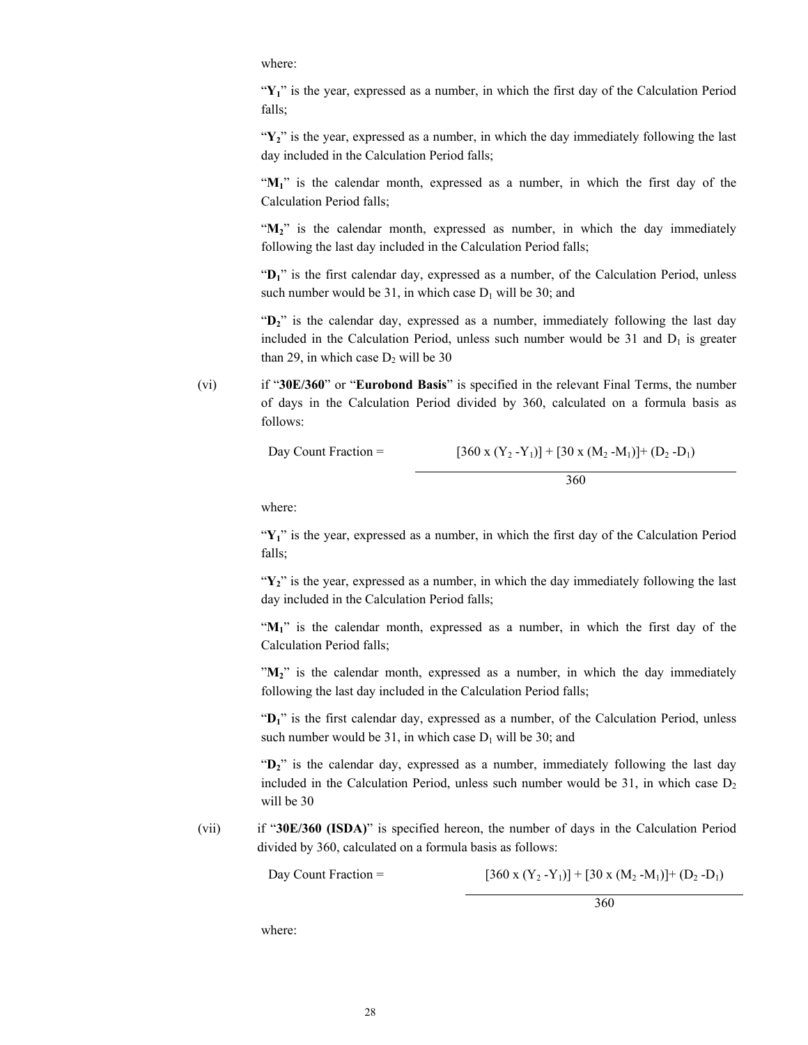where:

"$Y_1$" is the year, expressed as a number, in which the first day of the Calculation Period falls;

"$Y_2$" is the year, expressed as a number, in which the day immediately following the last day included in the Calculation Period falls;

"$M_1$" is the calendar month, expressed as a number, in which the first day of the Calculation Period falls;

"$M_2$" is the calendar month, expressed as number, in which the day immediately following the last day included in the Calculation Period falls;

"$D_1$" is the first calendar day, expressed as a number, of the Calculation Period, unless such number would be 31, in which case $D_1$ will be 30; and

"$D_2$" is the calendar day, expressed as a number, immediately following the last day included in the Calculation Period, unless such number would be 31 and $D_1$ is greater than 29, in which case $D_2$ will be 30

(vi) if "**30E/360**" or "**Eurobond Basis**" is specified in the relevant Final Terms, the number of days in the Calculation Period divided by 360, calculated on a formula basis as follows:

$$\text{Day Count Fraction} = \frac{[360 \times (Y_2 - Y_1)] + [30 \times (M_2 - M_1)] + (D_2 - D_1)}{360}$$

where:

"$Y_1$" is the year, expressed as a number, in which the first day of the Calculation Period falls;

"$Y_2$" is the year, expressed as a number, in which the day immediately following the last day included in the Calculation Period falls;

"$M_1$" is the calendar month, expressed as a number, in which the first day of the Calculation Period falls;

"$M_2$" is the calendar month, expressed as a number, in which the day immediately following the last day included in the Calculation Period falls;

"$D_1$" is the first calendar day, expressed as a number, of the Calculation Period, unless such number would be 31, in which case $D_1$ will be 30; and

"$D_2$" is the calendar day, expressed as a number, immediately following the last day included in the Calculation Period, unless such number would be 31, in which case $D_2$ will be 30

(vii) if "**30E/360 (ISDA)**" is specified hereon, the number of days in the Calculation Period divided by 360, calculated on a formula basis as follows:

$$\text{Day Count Fraction} = \frac{[360 \times (Y_2 - Y_1)] + [30 \times (M_2 - M_1)] + (D_2 - D_1)}{360}$$

where: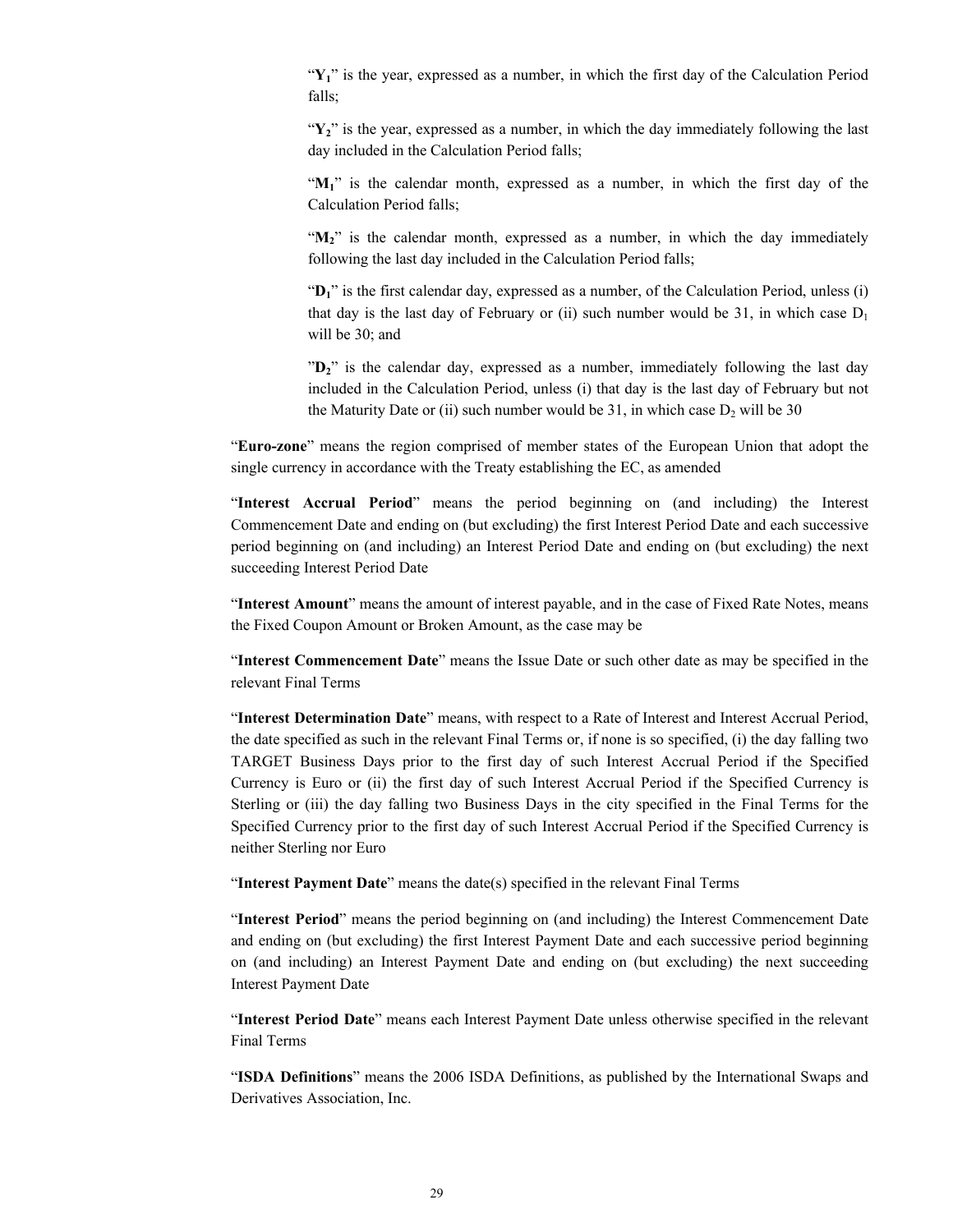"$\mathbf{Y_1}$" is the year, expressed as a number, in which the first day of the Calculation Period falls;

"$\mathbf{Y_2}$" is the year, expressed as a number, in which the day immediately following the last day included in the Calculation Period falls;

"$\mathbf{M_1}$" is the calendar month, expressed as a number, in which the first day of the Calculation Period falls;

"$\mathbf{M_2}$" is the calendar month, expressed as a number, in which the day immediately following the last day included in the Calculation Period falls;

"$\mathbf{D_1}$" is the first calendar day, expressed as a number, of the Calculation Period, unless (i) that day is the last day of February or (ii) such number would be 31, in which case $D_1$ will be 30; and

"$\mathbf{D_2}$" is the calendar day, expressed as a number, immediately following the last day included in the Calculation Period, unless (i) that day is the last day of February but not the Maturity Date or (ii) such number would be 31, in which case $D_2$ will be 30

"**Euro-zone**" means the region comprised of member states of the European Union that adopt the single currency in accordance with the Treaty establishing the EC, as amended

"**Interest Accrual Period**" means the period beginning on (and including) the Interest Commencement Date and ending on (but excluding) the first Interest Period Date and each successive period beginning on (and including) an Interest Period Date and ending on (but excluding) the next succeeding Interest Period Date

"**Interest Amount**" means the amount of interest payable, and in the case of Fixed Rate Notes, means the Fixed Coupon Amount or Broken Amount, as the case may be

"**Interest Commencement Date**" means the Issue Date or such other date as may be specified in the relevant Final Terms

"**Interest Determination Date**" means, with respect to a Rate of Interest and Interest Accrual Period, the date specified as such in the relevant Final Terms or, if none is so specified, (i) the day falling two TARGET Business Days prior to the first day of such Interest Accrual Period if the Specified Currency is Euro or (ii) the first day of such Interest Accrual Period if the Specified Currency is Sterling or (iii) the day falling two Business Days in the city specified in the Final Terms for the Specified Currency prior to the first day of such Interest Accrual Period if the Specified Currency is neither Sterling nor Euro

"**Interest Payment Date**" means the date(s) specified in the relevant Final Terms

"**Interest Period**" means the period beginning on (and including) the Interest Commencement Date and ending on (but excluding) the first Interest Payment Date and each successive period beginning on (and including) an Interest Payment Date and ending on (but excluding) the next succeeding Interest Payment Date

"**Interest Period Date**" means each Interest Payment Date unless otherwise specified in the relevant Final Terms

"**ISDA Definitions**" means the 2006 ISDA Definitions, as published by the International Swaps and Derivatives Association, Inc.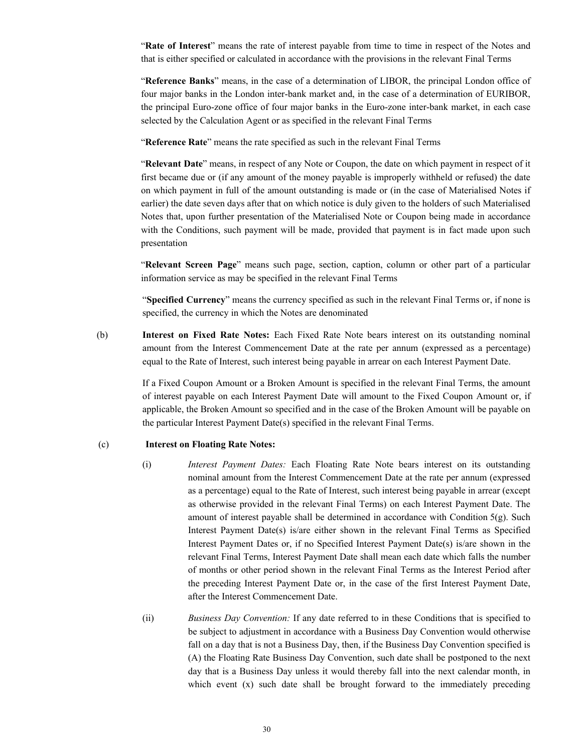"**Rate of Interest**" means the rate of interest payable from time to time in respect of the Notes and that is either specified or calculated in accordance with the provisions in the relevant Final Terms

"**Reference Banks**" means, in the case of a determination of LIBOR, the principal London office of four major banks in the London inter-bank market and, in the case of a determination of EURIBOR, the principal Euro-zone office of four major banks in the Euro-zone inter-bank market, in each case selected by the Calculation Agent or as specified in the relevant Final Terms

"**Reference Rate**" means the rate specified as such in the relevant Final Terms

"**Relevant Date**" means, in respect of any Note or Coupon, the date on which payment in respect of it first became due or (if any amount of the money payable is improperly withheld or refused) the date on which payment in full of the amount outstanding is made or (in the case of Materialised Notes if earlier) the date seven days after that on which notice is duly given to the holders of such Materialised Notes that, upon further presentation of the Materialised Note or Coupon being made in accordance with the Conditions, such payment will be made, provided that payment is in fact made upon such presentation

"**Relevant Screen Page**" means such page, section, caption, column or other part of a particular information service as may be specified in the relevant Final Terms

"**Specified Currency**" means the currency specified as such in the relevant Final Terms or, if none is specified, the currency in which the Notes are denominated

(b) **Interest on Fixed Rate Notes:** Each Fixed Rate Note bears interest on its outstanding nominal amount from the Interest Commencement Date at the rate per annum (expressed as a percentage) equal to the Rate of Interest, such interest being payable in arrear on each Interest Payment Date.

If a Fixed Coupon Amount or a Broken Amount is specified in the relevant Final Terms, the amount of interest payable on each Interest Payment Date will amount to the Fixed Coupon or, if applicable, the Broken Amount so specified and in the case of the Broken Amount will be payable on the particular Interest Payment Date(s) specified in the relevant Final Terms.

(c) **Interest on Floating Rate Notes:**

(i) *Interest Payment Dates:* Each Floating Rate Note bears interest on its outstanding nominal amount from the Interest Commencement Date at the rate per annum (expressed as a percentage) equal to the Rate of Interest, such interest being payable in arrear (except as otherwise provided in the relevant Final Terms) on each Interest Payment Date. The amount of interest payable shall be determined in accordance with Condition 5(g). Such Interest Payment Date(s) is/are either shown in the relevant Final Terms as Specified Interest Payment Dates or, if no Specified Interest Payment Date(s) is/are shown in the relevant Final Terms, Interest Payment Date shall mean each date which falls the number of months or other period shown in the relevant Final Terms as the Interest Period after the preceding Interest Payment Date or, in the case of the first Interest Payment Date, after the Interest Commencement Date.

(ii) *Business Day Convention:* If any date referred to in these Conditions that is specified to be subject to adjustment in accordance with a Business Day Convention would otherwise fall on a day that is not a Business Day, then, if the Business Day Convention specified is (A) the Floating Rate Business Day Convention, such date shall be postponed to the next day that is a Business Day unless it would thereby fall into the next calendar month, in which event (x) such date shall be brought forward to the immediately preceding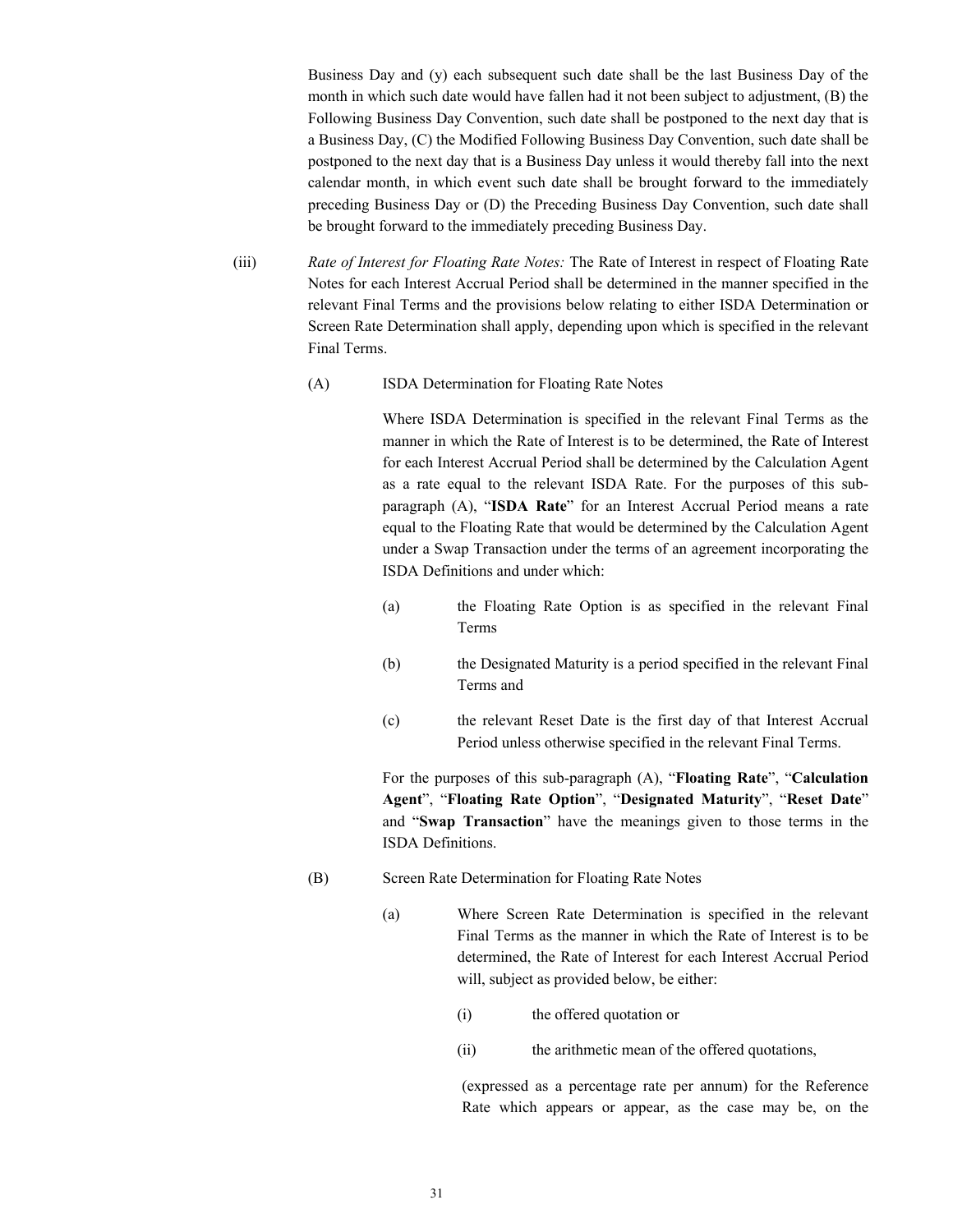Business Day and (y) each subsequent such date shall be the last Business Day of the month in which such date would have fallen had it not been subject to adjustment, (B) the Following Business Day Convention, such date shall be postponed to the next day that is a Business Day, (C) the Modified Following Business Day Convention, such date shall be postponed to the next day that is a Business Day unless it would thereby fall into the next calendar month, in which event such date shall be brought forward to the immediately preceding Business Day or (D) the Preceding Business Day Convention, such date shall be brought forward to the immediately preceding Business Day.

(iii) *Rate of Interest for Floating Rate Notes:* The Rate of Interest in respect of Floating Rate Notes for each Interest Accrual Period shall be determined in the manner specified in the relevant Final Terms and the provisions below relating to either ISDA Determination or Screen Rate Determination shall apply, depending upon which is specified in the relevant Final Terms.

(A) ISDA Determination for Floating Rate Notes

Where ISDA Determination is specified in the relevant Final Terms as the manner in which the Rate of Interest is to be determined, the Rate of Interest for each Interest Accrual Period shall be determined by the Calculation Agent as a rate equal to the relevant ISDA Rate. For the purposes of this sub-paragraph (A), "**ISDA Rate**" for an Interest Accrual Period means a rate equal to the Floating Rate that would be determined by the Calculation Agent under a Swap Transaction under the terms of an agreement incorporating the ISDA Definitions and under which:

(a) the Floating Rate Option is as specified in the relevant Final Terms

(b) the Designated Maturity is a period specified in the relevant Final Terms and

(c) the relevant Reset Date is the first day of that Interest Accrual Period unless otherwise specified in the relevant Final Terms.

For the purposes of this sub-paragraph (A), "**Floating Rate**", "**Calculation Agent**", "**Floating Rate Option**", "**Designated Maturity**", "**Reset Date**" and "**Swap Transaction**" have the meanings given to those terms in the ISDA Definitions.

(B) Screen Rate Determination for Floating Rate Notes

(a) Where Screen Rate Determination is specified in the relevant Final Terms as the manner in which the Rate of Interest is to be determined, the Rate of Interest for each Interest Accrual Period will, subject as provided below, be either:

(i) the offered quotation or

(ii) the arithmetic mean of the offered quotations,

(expressed as a percentage rate per annum) for the Reference Rate which appears or appear, as the case may be, on the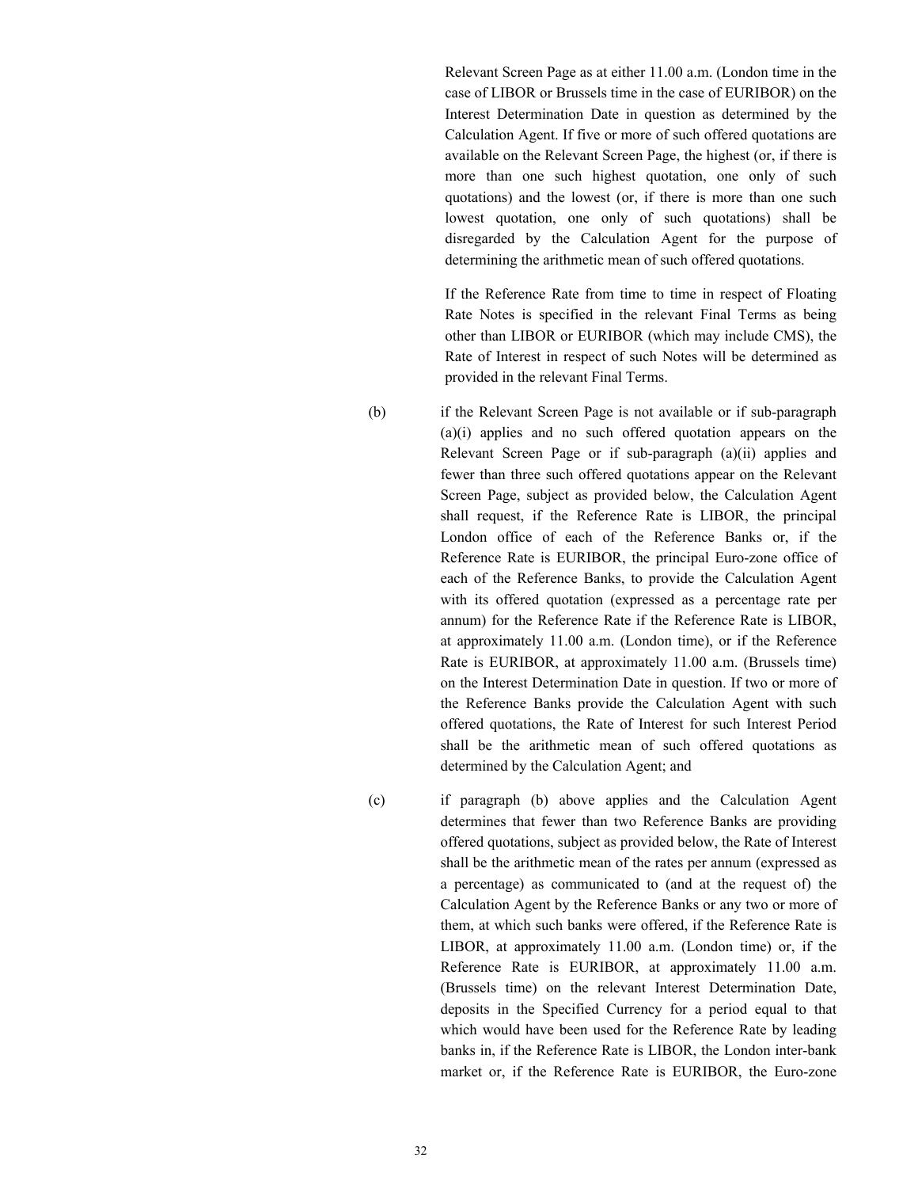Relevant Screen Page as at either 11.00 a.m. (London time in the case of LIBOR or Brussels time in the case of EURIBOR) on the Interest Determination Date in question as determined by the Calculation Agent. If five or more of such offered quotations are available on the Relevant Screen Page, the highest (or, if there is more than one such highest quotation, one only of such quotations) and the lowest (or, if there is more than one such lowest quotation, one only of such quotations) shall be disregarded by the Calculation Agent for the purpose of determining the arithmetic mean of such offered quotations.

If the Reference Rate from time to time in respect of Floating Rate Notes is specified in the relevant Final Terms as being other than LIBOR or EURIBOR (which may include CMS), the Rate of Interest in respect of such Notes will be determined as provided in the relevant Final Terms.

(b) if the Relevant Screen Page is not available or if sub-paragraph (a)(i) applies and no such offered quotation appears on the Relevant Screen Page or if sub-paragraph (a)(ii) applies and fewer than three such offered quotations appear on the Relevant Screen Page, subject as provided below, the Calculation Agent shall request, if the Reference Rate is LIBOR, the principal London office of each of the Reference Banks or, if the Reference Rate is EURIBOR, the principal Euro-zone office of each of the Reference Banks, to provide the Calculation Agent with its offered quotation (expressed as a percentage rate per annum) for the Reference Rate if the Reference Rate is LIBOR, at approximately 11.00 a.m. (London time), or if the Reference Rate is EURIBOR, at approximately 11.00 a.m. (Brussels time) on the Interest Determination Date in question. If two or more of the Reference Banks provide the Calculation Agent with such offered quotations, the Rate of Interest for such Interest Period shall be the arithmetic mean of such offered quotations as determined by the Calculation Agent; and

(c) if paragraph (b) above applies and the Calculation Agent determines that fewer than two Reference Banks are providing offered quotations, subject as provided below, the Rate of Interest shall be the arithmetic mean of the rates per annum (expressed as a percentage) as communicated to (and at the request of) the Calculation Agent by the Reference Banks or any two or more of them, at which such banks were offered, if the Reference Rate is LIBOR, at approximately 11.00 a.m. (London time) or, if the Reference Rate is EURIBOR, at approximately 11.00 a.m. (Brussels time) on the relevant Interest Determination Date, deposits in the Specified Currency for a period equal to that which would have been used for the Reference Rate by leading banks in, if the Reference Rate is LIBOR, the London inter-bank market or, if the Reference Rate is EURIBOR, the Euro-zone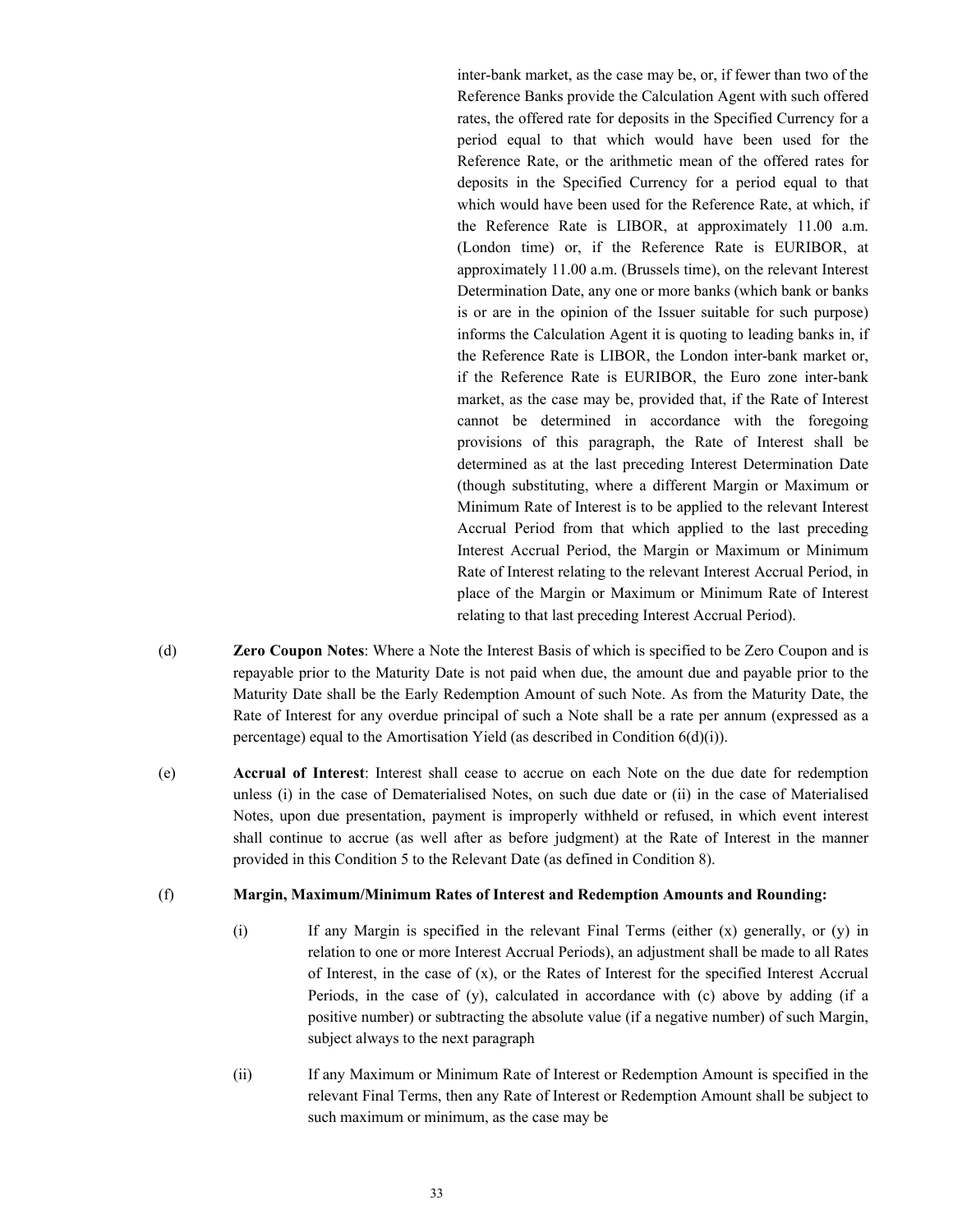inter-bank market, as the case may be, or, if fewer than two of the Reference Banks provide the Calculation Agent with such offered rates, the offered rate for deposits in the Specified Currency for a period equal to that which would have been used for the Reference Rate, or the arithmetic mean of the offered rates for deposits in the Specified Currency for a period equal to that which would have been used for the Reference Rate, at which, if the Reference Rate is LIBOR, at approximately 11.00 a.m. (London time) or, if the Reference Rate is EURIBOR, at approximately 11.00 a.m. (Brussels time), on the relevant Interest Determination Date, any one or more banks (which bank or banks is or are in the opinion of the Issuer suitable for such purpose) informs the Calculation Agent it is quoting to leading banks in, if the Reference Rate is LIBOR, the London inter-bank market or, if the Reference Rate is EURIBOR, the Euro zone inter-bank market, as the case may be, provided that, if the Rate of Interest cannot be determined in accordance with the foregoing provisions of this paragraph, the Rate of Interest shall be determined as at the last preceding Interest Determination Date (though substituting, where a different Margin or Maximum or Minimum Rate of Interest is to be applied to the relevant Interest Accrual Period from that which applied to the last preceding Interest Accrual Period, the Margin or Maximum or Minimum Rate of Interest relating to the relevant Interest Accrual Period, in place of the Margin or Maximum or Minimum Rate of Interest relating to that last preceding Interest Accrual Period).

(d) **Zero Coupon Notes**: Where a Note the Interest Basis of which is specified to be Zero Coupon and is repayable prior to the Maturity Date is not paid when due, the amount due and payable prior to the Maturity Date shall be the Early Redemption Amount of such Note. As from the Maturity Date, the Rate of Interest for any overdue principal of such a Note shall be a rate per annum (expressed as a percentage) equal to the Amortisation Yield (as described in Condition 6(d)(i)).

(e) **Accrual of Interest**: Interest shall cease to accrue on each Note on the due date for redemption unless (i) in the case of Dematerialised Notes, on such due date or (ii) in the case of Materialised Notes, upon due presentation, payment is improperly withheld or refused, in which event interest shall continue to accrue (as well after as before judgment) at the Rate of Interest in the manner provided in this Condition 5 to the Relevant Date (as defined in Condition 8).

(f) **Margin, Maximum/Minimum Rates of Interest and Redemption Amounts and Rounding:**

(i) If any Margin is specified in the relevant Final Terms (either (x) generally, or (y) in relation to one or more Interest Accrual Periods), an adjustment shall be made to all Rates of Interest, in the case of (x), or the Rates of Interest for the specified Interest Accrual Periods, in the case of (y), calculated in accordance with (c) above by adding (if a positive number) or subtracting the absolute value (if a negative number) of such Margin, subject always to the next paragraph

(ii) If any Maximum or Minimum Rate of Interest or Redemption Amount is specified in the relevant Final Terms, then any Rate of Interest or Redemption Amount shall be subject to such maximum or minimum, as the case may be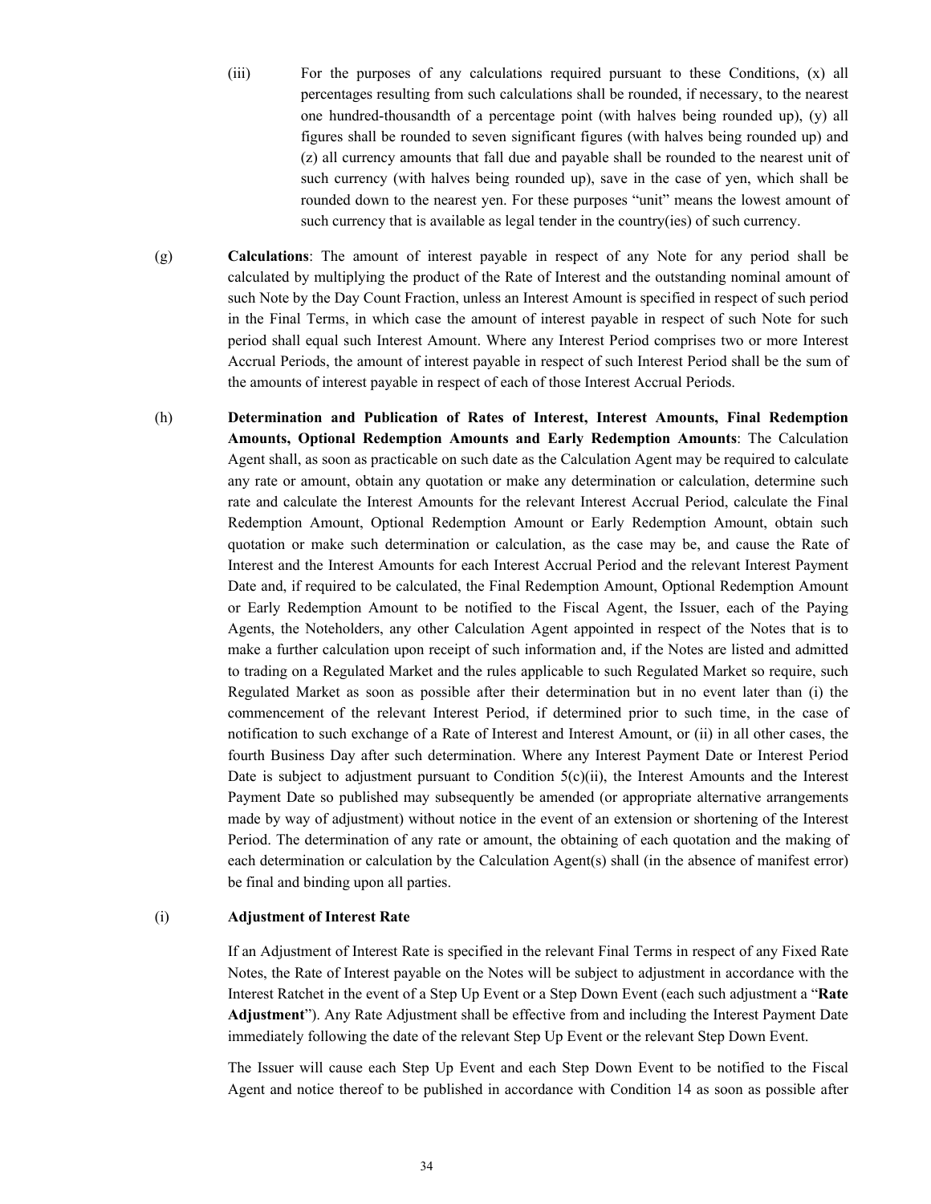(iii) For the purposes of any calculations required pursuant to these Conditions, (x) all percentages resulting from such calculations shall be rounded, if necessary, to the nearest one hundred-thousandth of a percentage point (with halves being rounded up), (y) all figures shall be rounded to seven significant figures (with halves being rounded up) and (z) all currency amounts that fall due and payable shall be rounded to the nearest unit of such currency (with halves being rounded up), save in the case of yen, which shall be rounded down to the nearest yen. For these purposes "unit" means the lowest amount of such currency that is available as legal tender in the country(ies) of such currency.

(g) **Calculations**: The amount of interest payable in respect of any Note for any period shall be calculated by multiplying the product of the Rate of Interest and the outstanding nominal amount of such Note by the Day Count Fraction, unless an Interest Amount is specified in respect of such period in the Final Terms, in which case the amount of interest payable in respect of such Note for such period shall equal such Interest Amount. Where any Interest Period comprises two or more Interest Accrual Periods, the amount of interest payable in respect of such Interest Period shall be the sum of the amounts of interest payable in respect of each of those Interest Accrual Periods.

(h) **Determination and Publication of Rates of Interest, Interest Amounts, Final Redemption Amounts, Optional Redemption Amounts and Early Redemption Amounts**: The Calculation Agent shall, as soon as practicable on such date as the Calculation Agent may be required to calculate any rate or amount, obtain any quotation or make any determination or calculation, determine such rate and calculate the Interest Amounts for the relevant Interest Accrual Period, calculate the Final Redemption Amount, Optional Redemption Amount or Early Redemption Amount, obtain such quotation or make such determination or calculation, as the case may be, and cause the Rate of Interest and the Interest Amounts for each Interest Accrual Period and the relevant Interest Payment Date and, if required to be calculated, the Final Redemption Amount, Optional Redemption Amount or Early Redemption Amount to be notified to the Fiscal Agent, the Issuer, each of the Paying Agents, the Noteholders, any other Calculation Agent appointed in respect of the Notes that is to make a further calculation upon receipt of such information and, if the Notes are listed and admitted to trading on a Regulated Market and the rules applicable to such Regulated Market so require, such Regulated Market as soon as possible after their determination but in no event later than (i) the commencement of the relevant Interest Period, if determined prior to such time, in the case of notification to such exchange of a Rate of Interest and Interest Amount, or (ii) in all other cases, the fourth Business Day after such determination. Where any Interest Payment Date or Interest Period Date is subject to adjustment pursuant to Condition 5(c)(ii), the Interest Amounts and the Interest Payment Date so published may subsequently be amended (or appropriate alternative arrangements made by way of adjustment) without notice in the event of an extension or shortening of the Interest Period. The determination of any rate or amount, the obtaining of each quotation and the making of each determination or calculation by the Calculation Agent(s) shall (in the absence of manifest error) be final and binding upon all parties.

(i) **Adjustment of Interest Rate**

If an Adjustment of Interest Rate is specified in the relevant Final Terms in respect of any Fixed Rate Notes, the Rate of Interest payable on the Notes will be subject to adjustment in accordance with the Interest Ratchet in the event of a Step Up Event or a Step Down Event (each such adjustment a "**Rate Adjustment**"). Any Rate Adjustment shall be effective from and including the Interest Payment Date immediately following the date of the relevant Step Up Event or the relevant Step Down Event.

The Issuer will cause each Step Up Event and each Step Down Event to be notified to the Fiscal Agent and notice thereof to be published in accordance with Condition 14 as soon as possible after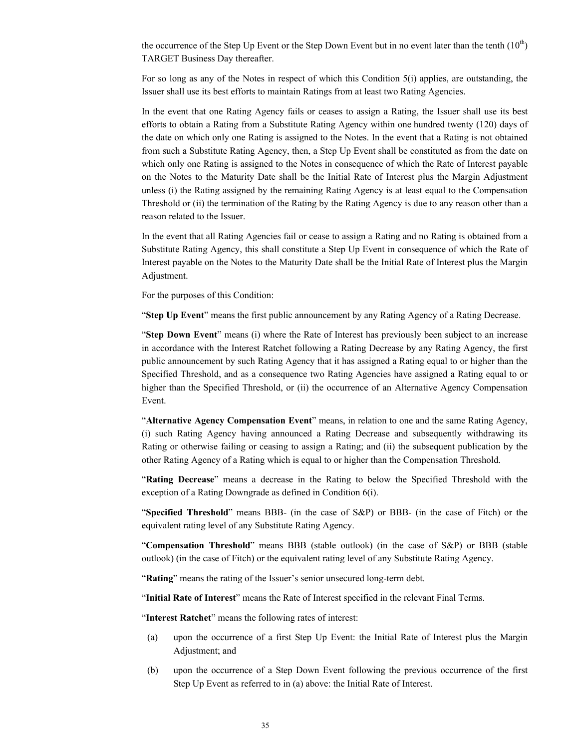the occurrence of the Step Up Event or the Step Down Event but in no event later than the tenth (10th) TARGET Business Day thereafter.

For so long as any of the Notes in respect of which this Condition 5(i) applies, are outstanding, the Issuer shall use its best efforts to maintain Ratings from at least two Rating Agencies.

In the event that one Rating Agency fails or ceases to assign a Rating, the Issuer shall use its best efforts to obtain a Rating from a Substitute Rating Agency within one hundred twenty (120) days of the date on which only one Rating is assigned to the Notes. In the event that a Rating is not obtained from such a Substitute Rating Agency, then, a Step Up Event shall be constituted as from the date on which only one Rating is assigned to the Notes in consequence of which the Rate of Interest payable on the Notes to the Maturity Date shall be the Initial Rate of Interest plus the Margin Adjustment unless (i) the Rating assigned by the remaining Rating Agency is at least equal to the Compensation Threshold or (ii) the termination of the Rating by the Rating Agency is due to any reason other than a reason related to the Issuer.

In the event that all Rating Agencies fail or cease to assign a Rating and no Rating is obtained from a Substitute Rating Agency, this shall constitute a Step Up Event in consequence of which the Rate of Interest payable on the Notes to the Maturity Date shall be the Initial Rate of Interest plus the Margin Adjustment.

For the purposes of this Condition:

"**Step Up Event**" means the first public announcement by any Rating Agency of a Rating Decrease.

"**Step Down Event**" means (i) where the Rate of Interest has previously been subject to an increase in accordance with the Interest Ratchet following a Rating Decrease by any Rating Agency, the first public announcement by such Rating Agency that it has assigned a Rating equal to or higher than the Specified Threshold, and as a consequence two Rating Agencies have assigned a Rating equal to or higher than the Specified Threshold, or (ii) the occurrence of an Alternative Agency Compensation Event.

"**Alternative Agency Compensation Event**" means, in relation to one and the same Rating Agency, (i) such Rating Agency having announced a Rating Decrease and subsequently withdrawing its Rating or otherwise failing or ceasing to assign a Rating; and (ii) the subsequent publication by the other Rating Agency of a Rating which is equal to or higher than the Compensation Threshold.

"**Rating Decrease**" means a decrease in the Rating to below the Specified Threshold with the exception of a Rating Downgrade as defined in Condition 6(i).

"**Specified Threshold**" means BBB- (in the case of S&P) or BBB- (in the case of Fitch) or the equivalent rating level of any Substitute Rating Agency.

"**Compensation Threshold**" means BBB (stable outlook) (in the case of S&P) or BBB (stable outlook) (in the case of Fitch) or the equivalent rating level of any Substitute Rating Agency.

"**Rating**" means the rating of the Issuer's senior unsecured long-term debt.

"**Initial Rate of Interest**" means the Rate of Interest specified in the relevant Final Terms.

"**Interest Ratchet**" means the following rates of interest:

(a) upon the occurrence of a first Step Up Event: the Initial Rate of Interest plus the Margin Adjustment; and

(b) upon the occurrence of a Step Down Event following the previous occurrence of the first Step Up Event as referred to in (a) above: the Initial Rate of Interest.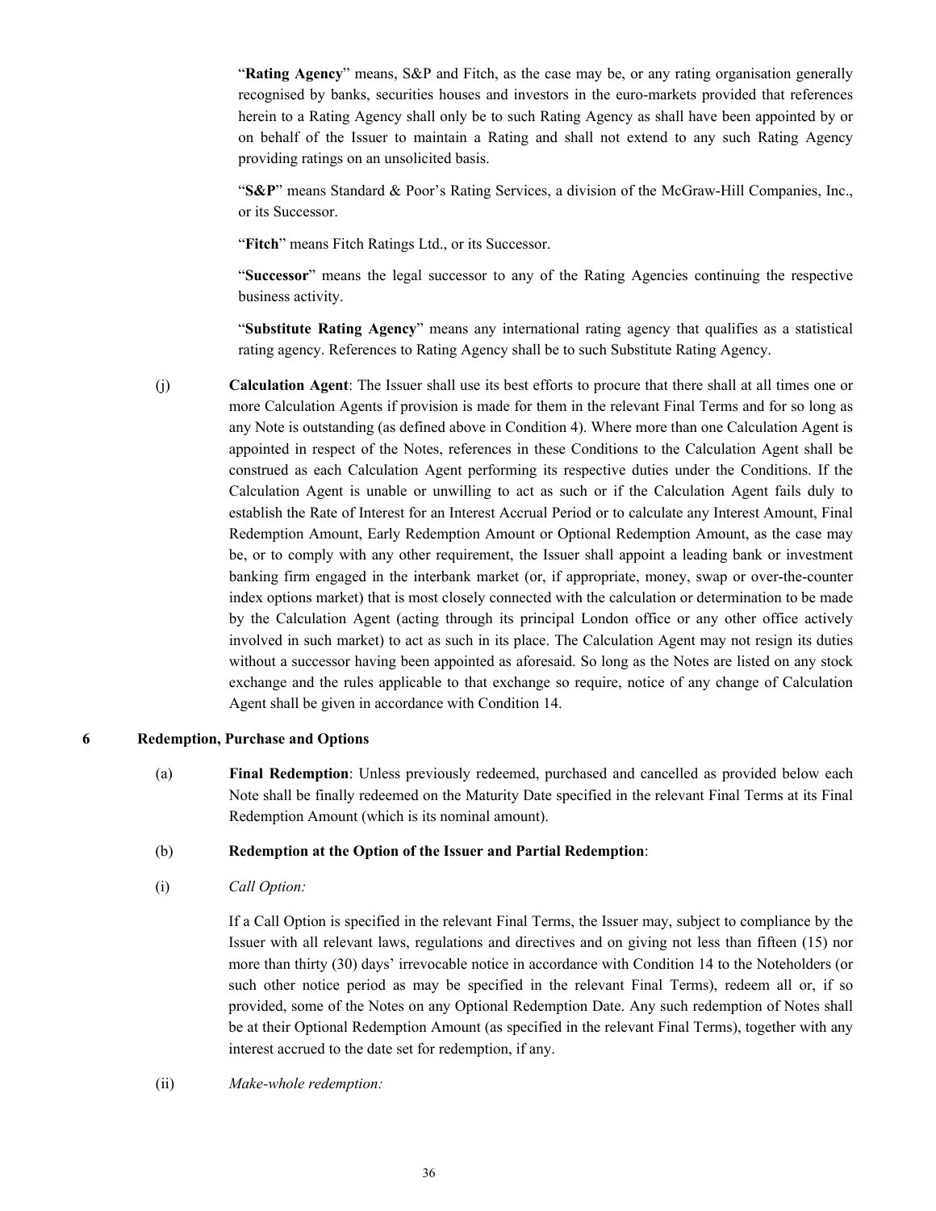"**Rating Agency**" means, S&P and Fitch, as the case may be, or any rating organisation generally recognised by banks, securities houses and investors in the euro-markets provided that references herein to a Rating Agency shall only be to such Rating Agency as shall have been appointed by or on behalf of the Issuer to maintain a Rating and shall not extend to any such Rating Agency providing ratings on an unsolicited basis.

"**S&P**" means Standard & Poor's Rating Services, a division of the McGraw-Hill Companies, Inc., or its Successor.

"**Fitch**" means Fitch Ratings Ltd., or its Successor.

"**Successor**" means the legal successor to any of the Rating Agencies continuing the respective business activity.

"**Substitute Rating Agency**" means any international rating agency that qualifies as a statistical rating agency. References to Rating Agency shall be to such Substitute Rating Agency.

(j) **Calculation Agent**: The Issuer shall use its best efforts to procure that there shall at all times one or more Calculation Agents if provision is made for them in the relevant Final Terms and for so long as any Note is outstanding (as defined above in Condition 4). Where more than one Calculation Agent is appointed in respect of the Notes, references in these Conditions to the Calculation Agent shall be construed as each Calculation Agent performing its respective duties under the Conditions. If the Calculation Agent is unable or unwilling to act as such or if the Calculation Agent fails duly to establish the Rate of Interest for an Interest Accrual Period or to calculate any Interest Amount, Final Redemption Amount, Early Redemption Amount or Optional Redemption Amount, as the case may be, or to comply with any other requirement, the Issuer shall appoint a leading bank or investment banking firm engaged in the interbank market (or, if appropriate, money, swap or over-the-counter index options market) that is most closely connected with the calculation or determination to be made by the Calculation Agent (acting through its principal London office or any other office actively involved in such market) to act as such in its place. The Calculation Agent may not resign its duties without a successor having been appointed as aforesaid. So long as the Notes are listed on any stock exchange and the rules applicable to that exchange so require, notice of any change of Calculation Agent shall be given in accordance with Condition 14.

## 6 Redemption, Purchase and Options

(a) **Final Redemption**: Unless previously redeemed, purchased and cancelled as provided below each Note shall be finally redeemed on the Maturity Date specified in the relevant Final Terms at its Final Redemption Amount (which is its nominal amount).

(b) **Redemption at the Option of the Issuer and Partial Redemption**:

(i) *Call Option:*

If a Call Option is specified in the relevant Final Terms, the Issuer may, subject to compliance by the Issuer with all relevant laws, regulations and directives and on giving not less than fifteen (15) nor more than thirty (30) days' irrevocable notice in accordance with Condition 14 to the Noteholders (or such other notice period as may be specified in the relevant Final Terms), redeem all or, if so provided, some of the Notes on any Optional Redemption Date. Any such redemption of Notes shall be at their Optional Redemption Amount (as specified in the relevant Final Terms), together with any interest accrued to the date set for redemption, if any.

(ii) *Make-whole redemption:*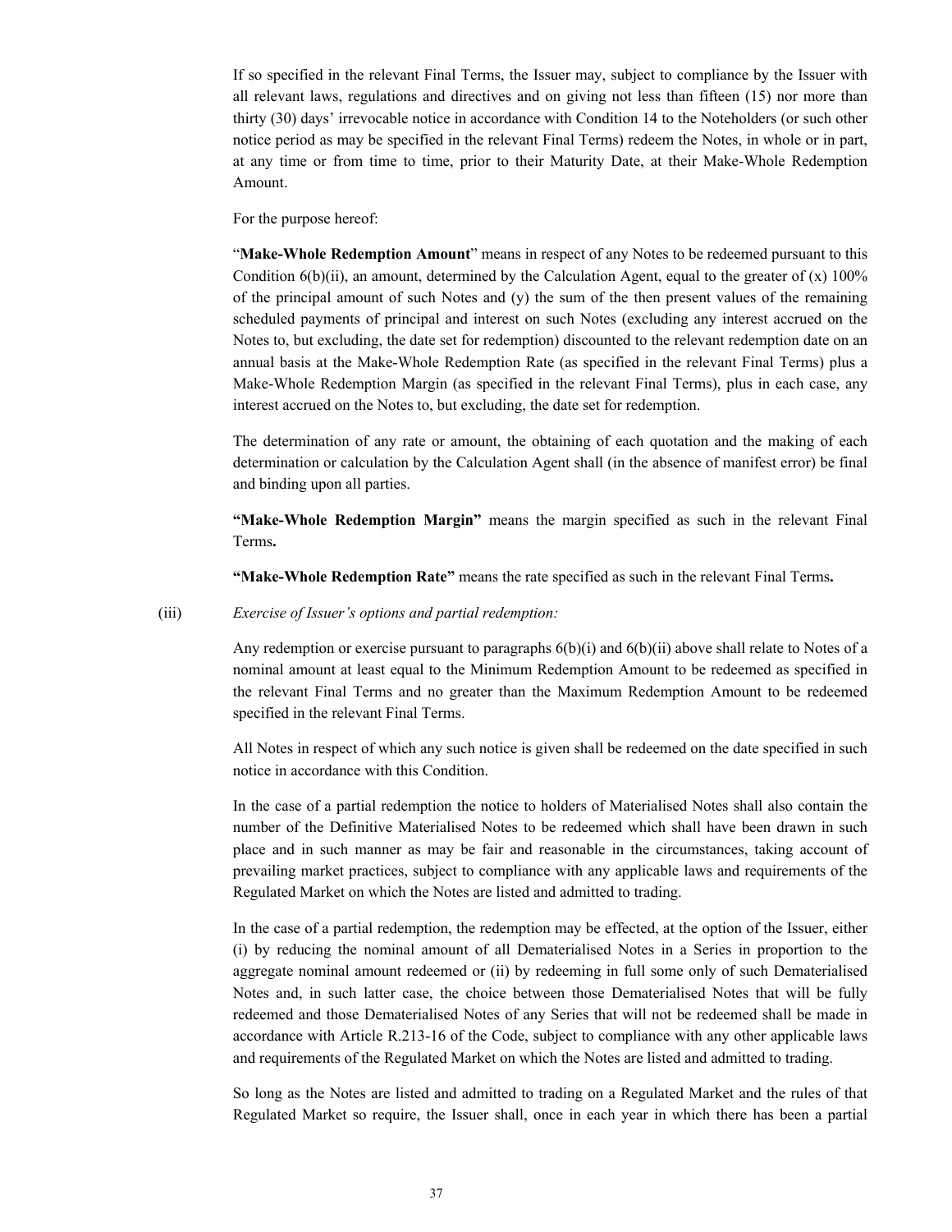If so specified in the relevant Final Terms, the Issuer may, subject to compliance by the Issuer with all relevant laws, regulations and directives and on giving not less than fifteen (15) nor more than thirty (30) days' irrevocable notice in accordance with Condition 14 to the Noteholders (or such other notice period as may be specified in the relevant Final Terms) redeem the Notes, in whole or in part, at any time or from time to time, prior to their Maturity Date, at their Make-Whole Redemption Amount.

For the purpose hereof:

"**Make-Whole Redemption Amount**" means in respect of any Notes to be redeemed pursuant to this Condition 6(b)(ii), an amount, determined by the Calculation Agent, equal to the greater of (x) 100% of the principal amount of such Notes and (y) the sum of the then present values of the remaining scheduled payments of principal and interest on such Notes (excluding any interest accrued on the Notes to, but excluding, the date set for redemption) discounted to the relevant redemption date on an annual basis at the Make-Whole Redemption Rate (as specified in the relevant Final Terms) plus a Make-Whole Redemption Margin (as specified in the relevant Final Terms), plus in each case, any interest accrued on the Notes to, but excluding, the date set for redemption.

The determination of any rate or amount, the obtaining of each quotation and the making of each determination or calculation by the Calculation Agent shall (in the absence of manifest error) be final and binding upon all parties.

**"Make-Whole Redemption Margin"** means the margin specified as such in the relevant Final Terms**.**

**"Make-Whole Redemption Rate"** means the rate specified as such in the relevant Final Terms**.**

(iii) *Exercise of Issuer's options and partial redemption:*

Any redemption or exercise pursuant to paragraphs 6(b)(i) and 6(b)(ii) above shall relate to Notes of a nominal amount at least equal to the Minimum Redemption Amount to be redeemed as specified in the relevant Final Terms and no greater than the Maximum Redemption Amount to be redeemed specified in the relevant Final Terms.

All Notes in respect of which any such notice is given shall be redeemed on the date specified in such notice in accordance with this Condition.

In the case of a partial redemption the notice to holders of Materialised Notes shall also contain the number of the Definitive Materialised Notes to be redeemed which shall have been drawn in such place and in such manner as may be fair and reasonable in the circumstances, taking account of prevailing market practices, subject to compliance with any applicable laws and requirements of the Regulated Market on which the Notes are listed and admitted to trading.

In the case of a partial redemption, the redemption may be effected, at the option of the Issuer, either (i) by reducing the nominal amount of all Dematerialised Notes in a Series in proportion to the aggregate nominal amount redeemed or (ii) by redeeming in full some only of such Dematerialised Notes and, in such latter case, the choice between those Dematerialised Notes that will be fully redeemed and those Dematerialised Notes of any Series that will not be redeemed shall be made in accordance with Article R.213-16 of the Code, subject to compliance with any other applicable laws and requirements of the Regulated Market on which the Notes are listed and admitted to trading.

So long as the Notes are listed and admitted to trading on a Regulated Market and the rules of that Regulated Market so require, the Issuer shall, once in each year in which there has been a partial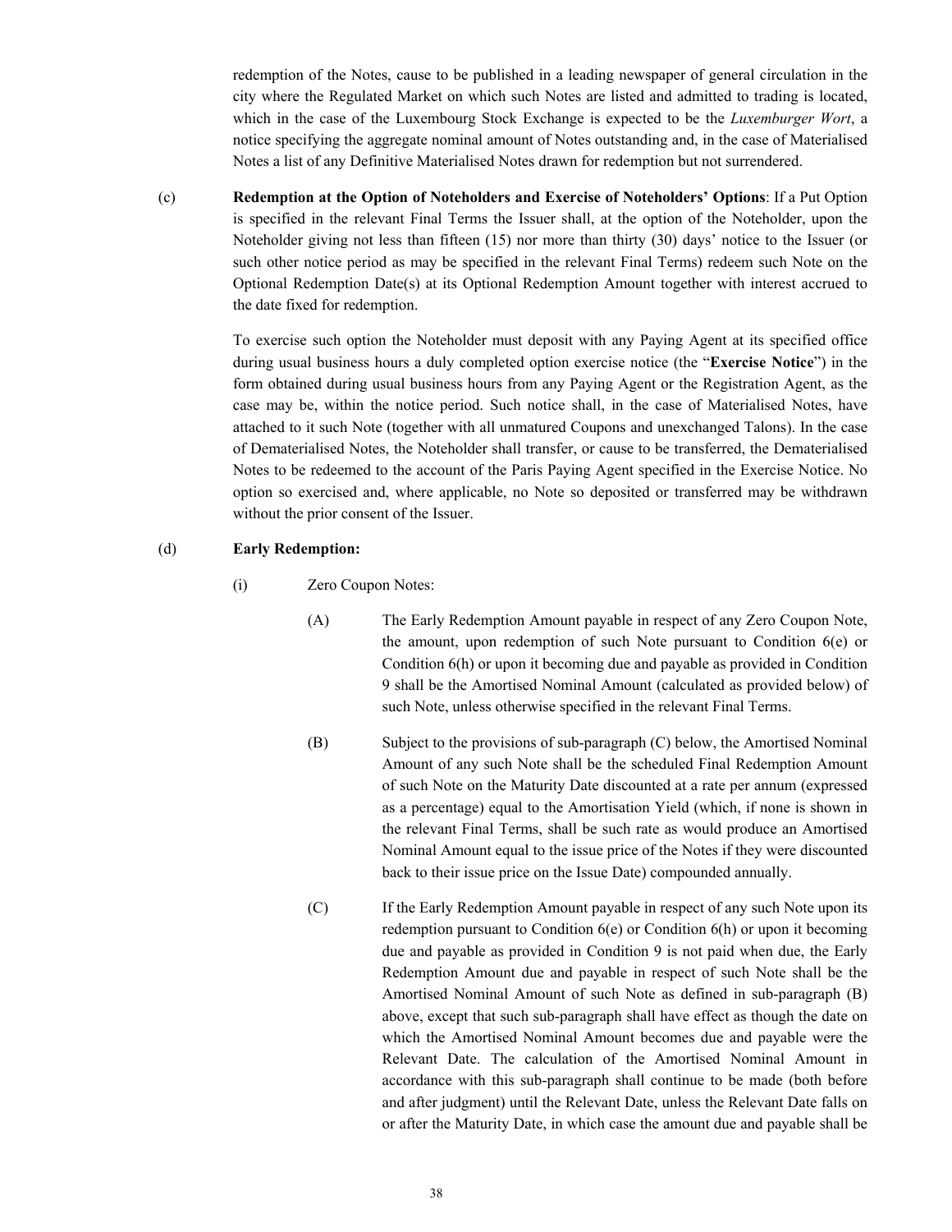redemption of the Notes, cause to be published in a leading newspaper of general circulation in the city where the Regulated Market on which such Notes are listed and admitted to trading is located, which in the case of the Luxembourg Stock Exchange is expected to be the *Luxemburger Wort*, a notice specifying the aggregate nominal amount of Notes outstanding and, in the case of Materialised Notes a list of any Definitive Materialised Notes drawn for redemption but not surrendered.

(c) **Redemption at the Option of Noteholders and Exercise of Noteholders' Options**: If a Put Option is specified in the relevant Final Terms the Issuer shall, at the option of the Noteholder, upon the Noteholder giving not less than fifteen (15) nor more than thirty (30) days' notice to the Issuer (or such other notice period as may be specified in the relevant Final Terms) redeem such Note on the Optional Redemption Date(s) at its Optional Redemption Amount together with interest accrued to the date fixed for redemption.

To exercise such option the Noteholder must deposit with any Paying Agent at its specified office during usual business hours a duly completed option exercise notice (the "**Exercise Notice**") in the form obtained during usual business hours from any Paying Agent or the Registration Agent, as the case may be, within the notice period. Such notice shall, in the case of Materialised Notes, have attached to it such Note (together with all unmatured Coupons and unexchanged Talons). In the case of Dematerialised Notes, the Noteholder shall transfer, or cause to be transferred, the Dematerialised Notes to be redeemed to the account of the Paris Paying Agent specified in the Exercise Notice. No option so exercised and, where applicable, no Note so deposited or transferred may be withdrawn without the prior consent of the Issuer.

(d) **Early Redemption:**

(i) Zero Coupon Notes:

(A) The Early Redemption Amount payable in respect of any Zero Coupon Note, the amount, upon redemption of such Note pursuant to Condition 6(e) or Condition 6(h) or upon it becoming due and payable as provided in Condition 9 shall be the Amortised Nominal Amount (calculated as provided below) of such Note, unless otherwise specified in the relevant Final Terms.

(B) Subject to the provisions of sub-paragraph (C) below, the Amortised Nominal Amount of any such Note shall be the scheduled Final Redemption Amount of such Note on the Maturity Date discounted at a rate per annum (expressed as a percentage) equal to the Amortisation Yield (which, if none is shown in the relevant Final Terms, shall be such rate as would produce an Amortised Nominal Amount equal to the issue price of the Notes if they were discounted back to their issue price on the Issue Date) compounded annually.

(C) If the Early Redemption Amount payable in respect of any such Note upon its redemption pursuant to Condition 6(e) or Condition 6(h) or upon it becoming due and payable as provided in Condition 9 is not paid when due, the Early Redemption Amount due and payable in respect of such Note shall be the Amortised Nominal Amount of such Note as defined in sub-paragraph (B) above, except that such sub-paragraph shall have effect as though the date on which the Amortised Nominal Amount becomes due and payable were the Relevant Date. The calculation of the Amortised Nominal Amount in accordance with this sub-paragraph shall continue to be made (both before and after judgment) until the Relevant Date, unless the Relevant Date falls on or after the Maturity Date, in which case the amount due and payable shall be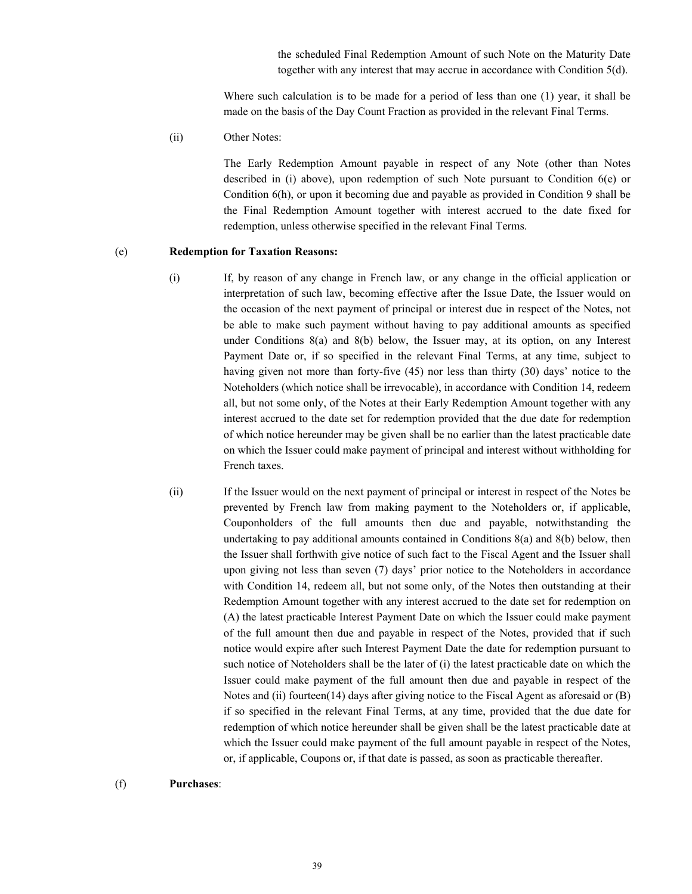the scheduled Final Redemption Amount of such Note on the Maturity Date together with any interest that may accrue in accordance with Condition 5(d).

Where such calculation is to be made for a period of less than one (1) year, it shall be made on the basis of the Day Count Fraction as provided in the relevant Final Terms.

(ii) Other Notes:

The Early Redemption Amount payable in respect of any Note (other than Notes described in (i) above), upon redemption of such Note pursuant to Condition 6(e) or Condition 6(h), or upon it becoming due and payable as provided in Condition 9 shall be the Final Redemption Amount together with interest accrued to the date fixed for redemption, unless otherwise specified in the relevant Final Terms.

(e) **Redemption for Taxation Reasons:**

(i) If, by reason of any change in French law, or any change in the official application or interpretation of such law, becoming effective after the Issue Date, the Issuer would on the occasion of the next payment of principal or interest due in respect of the Notes, not be able to make such payment without having to pay additional amounts as specified under Conditions 8(a) and 8(b) below, the Issuer may, at its option, on any Interest Payment Date or, if so specified in the relevant Final Terms, at any time, subject to having given not more than forty-five (45) nor less than thirty (30) days' notice to the Noteholders (which notice shall be irrevocable), in accordance with Condition 14, redeem all, but not some only, of the Notes at their Early Redemption Amount together with any interest accrued to the date set for redemption provided that the due date for redemption of which notice hereunder may be given shall be no earlier than the latest practicable date on which the Issuer could make payment of principal and interest without withholding for French taxes.

(ii) If the Issuer would on the next payment of principal or interest in respect of the Notes be prevented by French law from making payment to the Noteholders or, if applicable, Couponholders of the full amounts then due and payable, notwithstanding the undertaking to pay additional amounts contained in Conditions 8(a) and 8(b) below, then the Issuer shall forthwith give notice of such fact to the Fiscal Agent and the Issuer shall upon giving not less than seven (7) days' prior notice to the Noteholders in accordance with Condition 14, redeem all, but not some only, of the Notes then outstanding at their Redemption Amount together with any interest accrued to the date set for redemption on (A) the latest practicable Interest Payment Date on which the Issuer could make payment of the full amount then due and payable in respect of the Notes, provided that if such notice would expire after such Interest Payment Date the date for redemption pursuant to such notice of Noteholders shall be the later of (i) the latest practicable date on which the Issuer could make payment of the full amount then due and payable in respect of the Notes and (ii) fourteen(14) days after giving notice to the Fiscal Agent as aforesaid or (B) if so specified in the relevant Final Terms, at any time, provided that the due date for redemption of which notice hereunder shall be given shall be the latest practicable date at which the Issuer could make payment of the full amount payable in respect of the Notes, or, if applicable, Coupons or, if that date is passed, as soon as practicable thereafter.

(f) **Purchases**: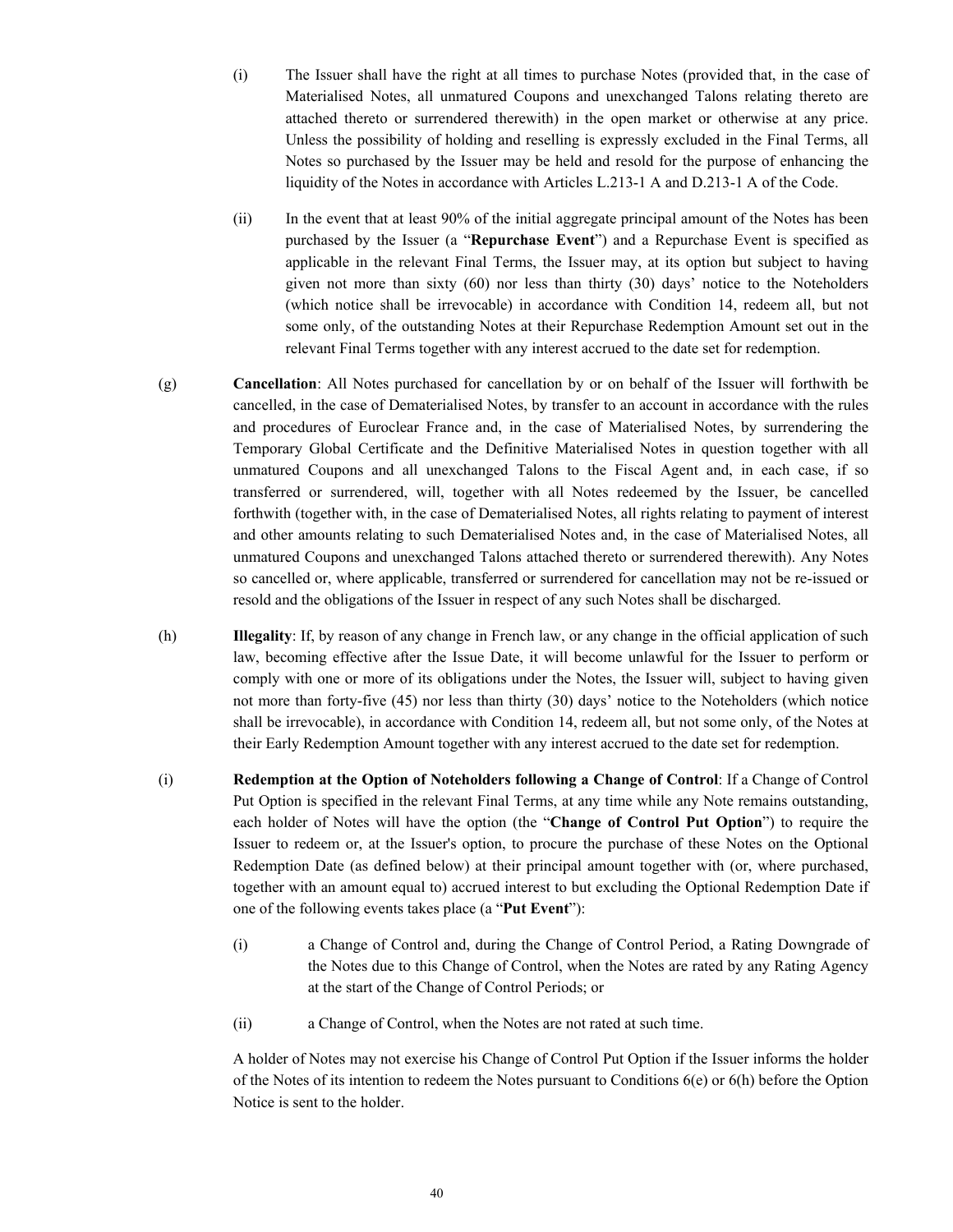(i) The Issuer shall have the right at all times to purchase Notes (provided that, in the case of Materialised Notes, all unmatured Coupons and unexchanged Talons relating thereto are attached thereto or surrendered therewith) in the open market or otherwise at any price. Unless the possibility of holding and reselling is expressly excluded in the Final Terms, all Notes so purchased by the Issuer may be held and resold for the purpose of enhancing the liquidity of the Notes in accordance with Articles L.213-1 A and D.213-1 A of the Code.

(ii) In the event that at least 90% of the initial aggregate principal amount of the Notes has been purchased by the Issuer (a "**Repurchase Event**") and a Repurchase Event is specified as applicable in the relevant Final Terms, the Issuer may, at its option but subject to having given not more than sixty (60) nor less than thirty (30) days' notice to the Noteholders (which notice shall be irrevocable) in accordance with Condition 14, redeem all, but not some only, of the outstanding Notes at their Repurchase Redemption Amount set out in the relevant Final Terms together with any interest accrued to the date set for redemption.

(g) **Cancellation**: All Notes purchased for cancellation by or on behalf of the Issuer will forthwith be cancelled, in the case of Dematerialised Notes, by transfer to an account in accordance with the rules and procedures of Euroclear France and, in the case of Materialised Notes, by surrendering the Temporary Global Certificate and the Definitive Materialised Notes in question together with all unmatured Coupons and all unexchanged Talons to the Fiscal Agent and, in each case, if so transferred or surrendered, will, together with all Notes redeemed by the Issuer, be cancelled forthwith (together with, in the case of Dematerialised Notes, all rights relating to payment of interest and other amounts relating to such Dematerialised Notes and, in the case of Materialised Notes, all unmatured Coupons and unexchanged Talons attached thereto or surrendered therewith). Any Notes so cancelled or, where applicable, transferred or surrendered for cancellation may not be re-issued or resold and the obligations of the Issuer in respect of any such Notes shall be discharged.

(h) **Illegality**: If, by reason of any change in French law, or any change in the official application of such law, becoming effective after the Issue Date, it will become unlawful for the Issuer to perform or comply with one or more of its obligations under the Notes, the Issuer will, subject to having given not more than forty-five (45) nor less than thirty (30) days' notice to the Noteholders (which notice shall be irrevocable), in accordance with Condition 14, redeem all, but not some only, of the Notes at their Early Redemption Amount together with any interest accrued to the date set for redemption.

(i) **Redemption at the Option of Noteholders following a Change of Control**: If a Change of Control Put Option is specified in the relevant Final Terms, at any time while any Note remains outstanding, each holder of Notes will have the option (the "**Change of Control Put Option**") to require the Issuer to redeem or, at the Issuer's option, to procure the purchase of these Notes on the Optional Redemption Date (as defined below) at their principal amount together with (or, where purchased, together with an amount equal to) accrued interest to but excluding the Optional Redemption Date if one of the following events takes place (a "**Put Event**"):

(i) a Change of Control and, during the Change of Control Period, a Rating Downgrade of the Notes due to this Change of Control, when the Notes are rated by any Rating Agency at the start of the Change of Control Periods; or

(ii) a Change of Control, when the Notes are not rated at such time.

A holder of Notes may not exercise his Change of Control Put Option if the Issuer informs the holder of the Notes of its intention to redeem the Notes pursuant to Conditions 6(e) or 6(h) before the Option Notice is sent to the holder.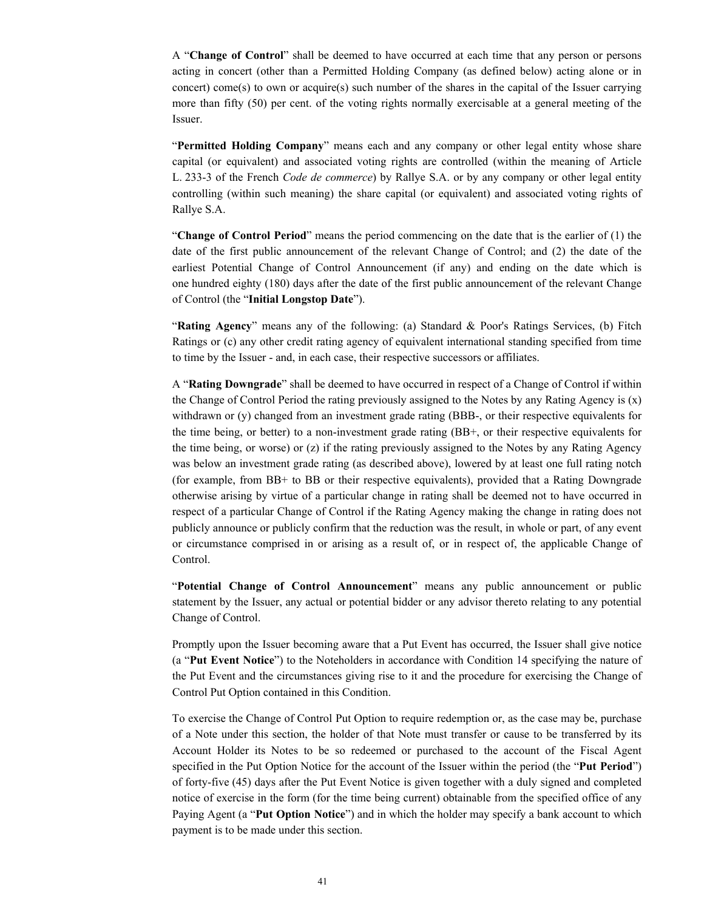A "**Change of Control**" shall be deemed to have occurred at each time that any person or persons acting in concert (other than a Permitted Holding Company (as defined below) acting alone or in concert) come(s) to own or acquire(s) such number of the shares in the capital of the Issuer carrying more than fifty (50) per cent. of the voting rights normally exercisable at a general meeting of the Issuer.

"**Permitted Holding Company**" means each and any company or other legal entity whose share capital (or equivalent) and associated voting rights are controlled (within the meaning of Article L. 233-3 of the French *Code de commerce*) by Rallye S.A. or by any company or other legal entity controlling (within such meaning) the share capital (or equivalent) and associated voting rights of Rallye S.A.

"**Change of Control Period**" means the period commencing on the date that is the earlier of (1) the date of the first public announcement of the relevant Change of Control; and (2) the date of the earliest Potential Change of Control Announcement (if any) and ending on the date which is one hundred eighty (180) days after the date of the first public announcement of the relevant Change of Control (the "**Initial Longstop Date**").

"**Rating Agency**" means any of the following: (a) Standard & Poor's Ratings Services, (b) Fitch Ratings or (c) any other credit rating agency of equivalent international standing specified from time to time by the Issuer - and, in each case, their respective successors or affiliates.

A "**Rating Downgrade**" shall be deemed to have occurred in respect of a Change of Control if within the Change of Control Period the rating previously assigned to the Notes by any Rating Agency is (x) withdrawn or (y) changed from an investment grade rating (BBB-, or their respective equivalents for the time being, or better) to a non-investment grade rating (BB+, or their respective equivalents for the time being, or worse) or (z) if the rating previously assigned to the Notes by any Rating Agency was below an investment grade rating (as described above), lowered by at least one full rating notch (for example, from BB+ to BB or their respective equivalents), provided that a Rating Downgrade otherwise arising by virtue of a particular change in rating shall be deemed not to have occurred in respect of a particular Change of Control if the Rating Agency making the change in rating does not publicly announce or publicly confirm that the reduction was the result, in whole or part, of any event or circumstance comprised in or arising as a result of, or in respect of, the applicable Change of Control.

"**Potential Change of Control Announcement**" means any public announcement or public statement by the Issuer, any actual or potential bidder or any advisor thereto relating to any potential Change of Control.

Promptly upon the Issuer becoming aware that a Put Event has occurred, the Issuer shall give notice (a "**Put Event Notice**") to the Noteholders in accordance with Condition 14 specifying the nature of the Put Event and the circumstances giving rise to it and the procedure for exercising the Change of Control Put Option contained in this Condition.

To exercise the Change of Control Put Option to require redemption or, as the case may be, purchase of a Note under this section, the holder of that Note must transfer or cause to be transferred by its Account Holder its Notes to be so redeemed or purchased to the account of the Fiscal Agent specified in the Put Option Notice for the account of the Issuer within the period (the "**Put Period**") of forty-five (45) days after the Put Event Notice is given together with a duly signed and completed notice of exercise in the form (for the time being current) obtainable from the specified office of any Paying Agent (a "**Put Option Notice**") and in which the holder may specify a bank account to which payment is to be made under this section.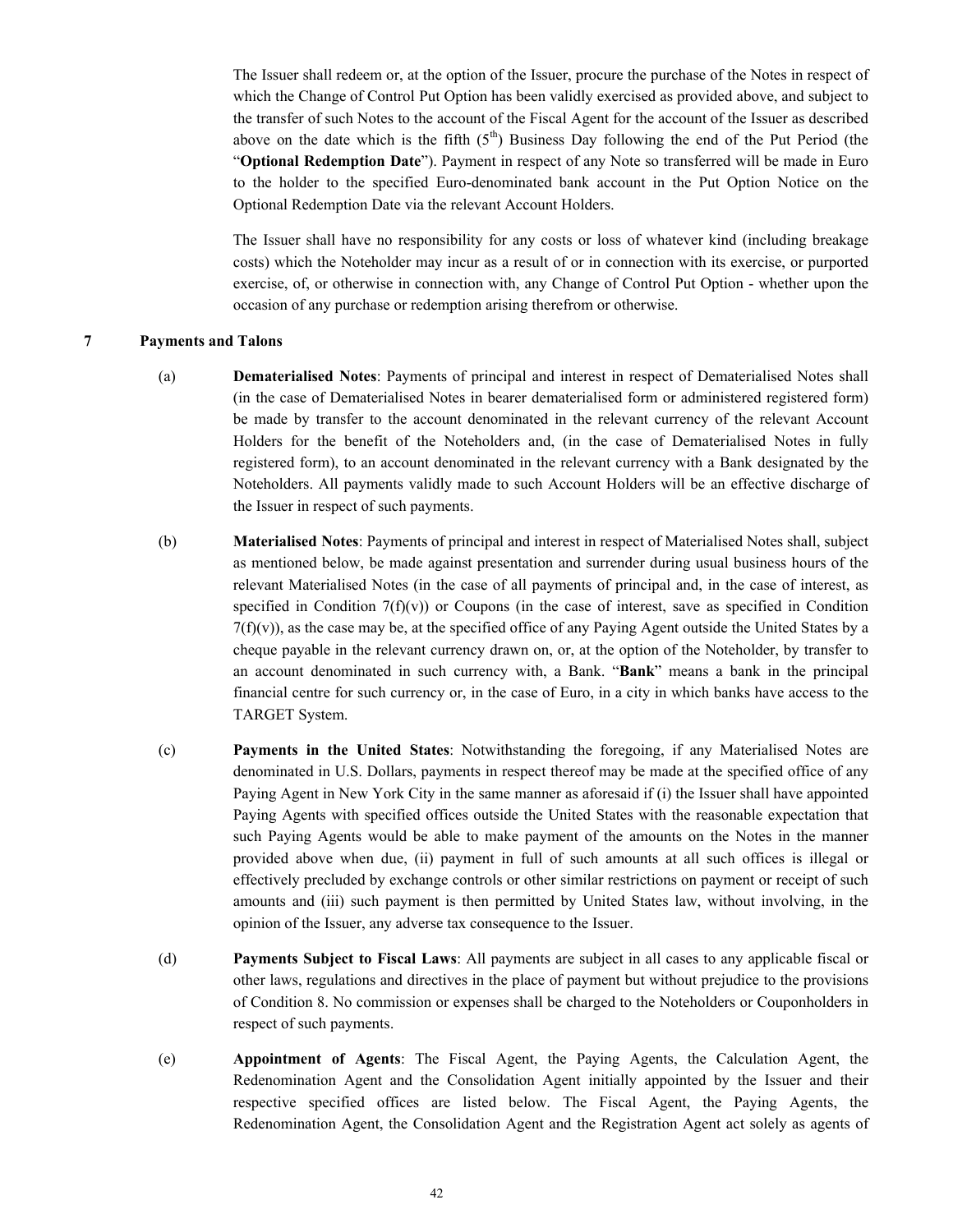The Issuer shall redeem or, at the option of the Issuer, procure the purchase of the Notes in respect of which the Change of Control Put Option has been validly exercised as provided above, and subject to the transfer of such Notes to the account of the Fiscal Agent for the account of the Issuer as described above on the date which is the fifth (5th) Business Day following the end of the Put Period (the "**Optional Redemption Date**"). Payment in respect of any Note so transferred will be made in Euro to the holder to the specified Euro-denominated bank account in the Put Option Notice on the Optional Redemption Date via the relevant Account Holders.

The Issuer shall have no responsibility for any costs or loss of whatever kind (including breakage costs) which the Noteholder may incur as a result of or in connection with its exercise, or purported exercise, of, or otherwise in connection with, any Change of Control Put Option - whether upon the occasion of any purchase or redemption arising therefrom or otherwise.

## 7 Payments and Talons

(a) **Dematerialised Notes**: Payments of principal and interest in respect of Dematerialised Notes shall (in the case of Dematerialised Notes in bearer dematerialised form or administered registered form) be made by transfer to the account denominated in the relevant currency of the relevant Account Holders for the benefit of the Noteholders and, (in the case of Dematerialised Notes in fully registered form), to an account denominated in the relevant currency with a Bank designated by the Noteholders. All payments validly made to such Account Holders will be an effective discharge of the Issuer in respect of such payments.

(b) **Materialised Notes**: Payments of principal and interest in respect of Materialised Notes shall, subject as mentioned below, be made against presentation and surrender during usual business hours of the relevant Materialised Notes (in the case of all payments of principal and, in the case of interest, as specified in Condition 7(f)(v)) or Coupons (in the case of interest, save as specified in Condition 7(f)(v)), as the case may be, at the specified office of any Paying Agent outside the United States by a cheque payable in the relevant currency drawn on, or, at the option of the Noteholder, by transfer to an account denominated in such currency with, a Bank. "**Bank**" means a bank in the principal financial centre for such currency or, in the case of Euro, in a city in which banks have access to the TARGET System.

(c) **Payments in the United States**: Notwithstanding the foregoing, if any Materialised Notes are denominated in U.S. Dollars, payments in respect thereof may be made at the specified office of any Paying Agent in New York City in the same manner as aforesaid if (i) the Issuer shall have appointed Paying Agents with specified offices outside the United States with the reasonable expectation that such Paying Agents would be able to make payment of the amounts on the Notes in the manner provided above when due, (ii) payment in full of such amounts at all such offices is illegal or effectively precluded by exchange controls or other similar restrictions on payment or receipt of such amounts and (iii) such payment is then permitted by United States law, without involving, in the opinion of the Issuer, any adverse tax consequence to the Issuer.

(d) **Payments Subject to Fiscal Laws**: All payments are subject in all cases to any applicable fiscal or other laws, regulations and directives in the place of payment but without prejudice to the provisions of Condition 8. No commission or expenses shall be charged to the Noteholders or Couponholders in respect of such payments.

(e) **Appointment of Agents**: The Fiscal Agent, the Paying Agents, the Calculation Agent, the Redenomination Agent and the Consolidation Agent initially appointed by the Issuer and their respective specified offices are listed below. The Fiscal Agent, the Paying Agents, the Redenomination Agent, the Consolidation Agent and the Registration Agent act solely as agents of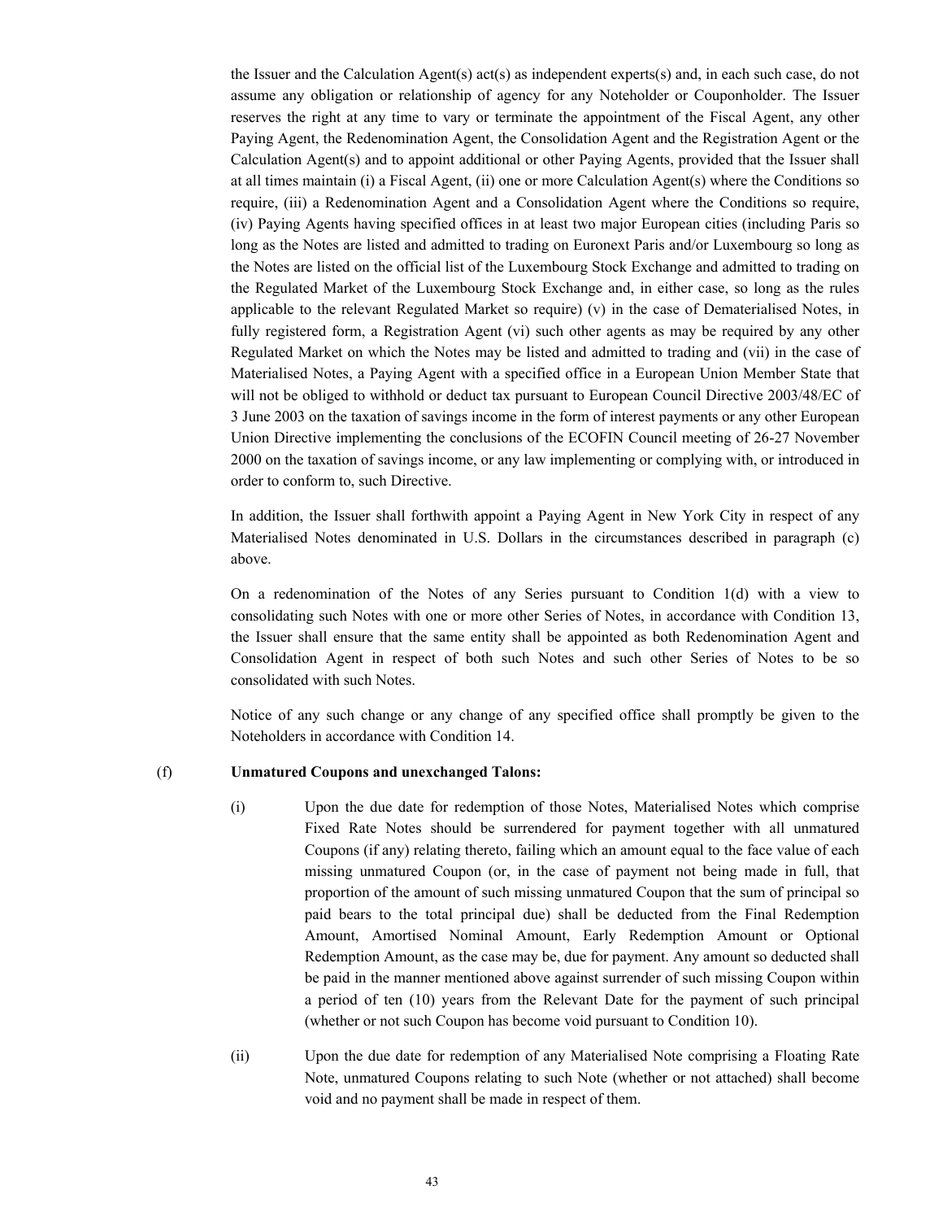the Issuer and the Calculation Agent(s) act(s) as independent experts(s) and, in each such case, do not assume any obligation or relationship of agency for any Noteholder or Couponholder. The Issuer reserves the right at any time to vary or terminate the appointment of the Fiscal Agent, any other Paying Agent, the Redenomination Agent, the Consolidation Agent and the Registration Agent or the Calculation Agent(s) and to appoint additional or other Paying Agents, provided that the Issuer shall at all times maintain (i) a Fiscal Agent, (ii) one or more Calculation Agent(s) where the Conditions so require, (iii) a Redenomination Agent and a Consolidation Agent where the Conditions so require, (iv) Paying Agents having specified offices in at least two major European cities (including Paris so long as the Notes are listed and admitted to trading on Euronext Paris and/or Luxembourg so long as the Notes are listed on the official list of the Luxembourg Stock Exchange and admitted to trading on the Regulated Market of the Luxembourg Stock Exchange and, in either case, so long as the rules applicable to the relevant Regulated Market so require) (v) in the case of Dematerialised Notes, in fully registered form, a Registration Agent (vi) such other agents as may be required by any other Regulated Market on which the Notes may be listed and admitted to trading and (vii) in the case of Materialised Notes, a Paying Agent with a specified office in a European Union Member State that will not be obliged to withhold or deduct tax pursuant to European Council Directive 2003/48/EC of 3 June 2003 on the taxation of savings income in the form of interest payments or any other European Union Directive implementing the conclusions of the ECOFIN Council meeting of 26-27 November 2000 on the taxation of savings income, or any law implementing or complying with, or introduced in order to conform to, such Directive.

In addition, the Issuer shall forthwith appoint a Paying Agent in New York City in respect of any Materialised Notes denominated in U.S. Dollars in the circumstances described in paragraph (c) above.

On a redenomination of the Notes of any Series pursuant to Condition 1(d) with a view to consolidating such Notes with one or more other Series of Notes, in accordance with Condition 13, the Issuer shall ensure that the same entity shall be appointed as both Redenomination Agent and Consolidation Agent in respect of both such Notes and such other Series of Notes to be so consolidated with such Notes.

Notice of any such change or any change of any specified office shall promptly be given to the Noteholders in accordance with Condition 14.

(f) **Unmatured Coupons and unexchanged Talons:**

(i) Upon the due date for redemption of those Notes, Materialised Notes which comprise Fixed Rate Notes should be surrendered for payment together with all unmatured Coupons (if any) relating thereto, failing which an amount equal to the face value of each missing unmatured Coupon (or, in the case of payment not being made in full, that proportion of the amount of such missing unmatured Coupon that the sum of principal so paid bears to the total principal due) shall be deducted from the Final Redemption Amount, Amortised Nominal Amount, Early Redemption Amount or Optional Redemption Amount, as the case may be, due for payment. Any amount so deducted shall be paid in the manner mentioned above against surrender of such missing Coupon within a period of ten (10) years from the Relevant Date for the payment of such principal (whether or not such Coupon has become void pursuant to Condition 10).

(ii) Upon the due date for redemption of any Materialised Note comprising a Floating Rate Note, unmatured Coupons relating to such Note (whether or not attached) shall become void and no payment shall be made in respect of them.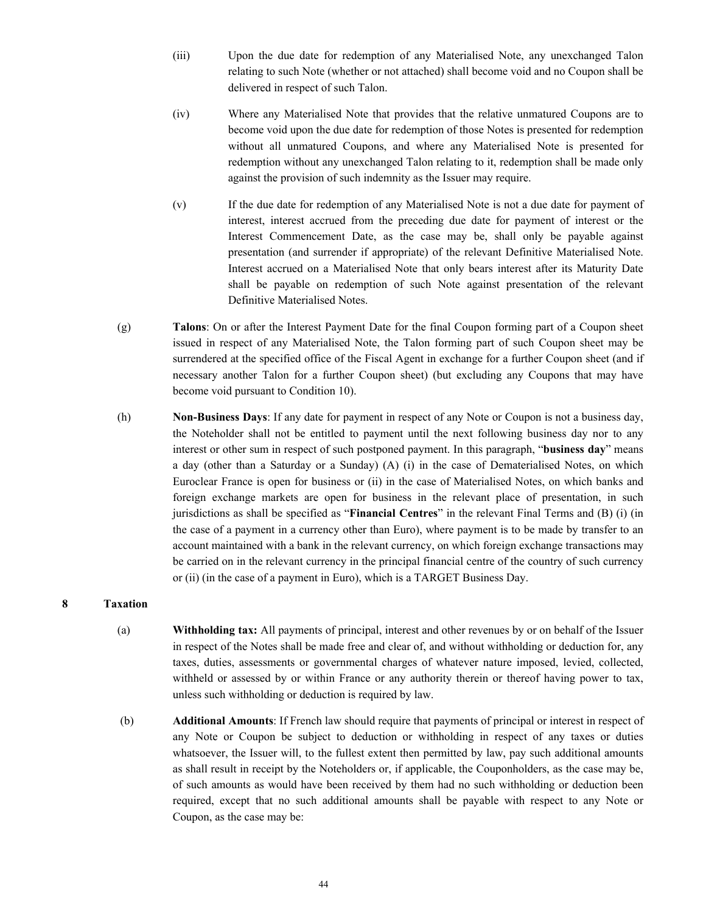(iii) Upon the due date for redemption of any Materialised Note, any unexchanged Talon relating to such Note (whether or not attached) shall become void and no Coupon shall be delivered in respect of such Talon.

(iv) Where any Materialised Note that provides that the relative unmatured Coupons are to become void upon the due date for redemption of those Notes is presented for redemption without all unmatured Coupons, and where any Materialised Note is presented for redemption without any unexchanged Talon relating to it, redemption shall be made only against the provision of such indemnity as the Issuer may require.

(v) If the due date for redemption of any Materialised Note is not a due date for payment of interest, interest accrued from the preceding due date for payment of interest or the Interest Commencement Date, as the case may be, shall only be payable against presentation (and surrender if appropriate) of the relevant Definitive Materialised Note. Interest accrued on a Materialised Note that only bears interest after its Maturity Date shall be payable on redemption of such Note against presentation of the relevant Definitive Materialised Notes.

(g) **Talons**: On or after the Interest Payment Date for the final Coupon forming part of a Coupon sheet issued in respect of any Materialised Note, the Talon forming part of such Coupon sheet may be surrendered at the specified office of the Fiscal Agent in exchange for a further Coupon sheet (and if necessary another Talon for a further Coupon sheet) (but excluding any Coupons that may have become void pursuant to Condition 10).

(h) **Non-Business Days**: If any date for payment in respect of any Note or Coupon is not a business day, the Noteholder shall not be entitled to payment until the next following business day nor to any interest or other sum in respect of such postponed payment. In this paragraph, "**business day**" means a day (other than a Saturday or a Sunday) (A) (i) in the case of Dematerialised Notes, on which Euroclear France is open for business or (ii) in the case of Materialised Notes, on which banks and foreign exchange markets are open for business in the relevant place of presentation, in such jurisdictions as shall be specified as "**Financial Centres**" in the relevant Final Terms and (B) (i) (in the case of a payment in a currency other than Euro), where payment is to be made by transfer to an account maintained with a bank in the relevant currency, on which foreign exchange transactions may be carried on in the relevant currency in the principal financial centre of the country of such currency or (ii) (in the case of a payment in Euro), which is a TARGET Business Day.

## 8 Taxation

(a) **Withholding tax:** All payments of principal, interest and other revenues by or on behalf of the Issuer in respect of the Notes shall be made free and clear of, and without withholding or deduction for, any taxes, duties, assessments or governmental charges of whatever nature imposed, levied, collected, withheld or assessed by or within France or any authority therein or thereof having power to tax, unless such withholding or deduction is required by law.

(b) **Additional Amounts**: If French law should require that payments of principal or interest in respect of any Note or Coupon be subject to deduction or withholding in respect of any taxes or duties whatsoever, the Issuer will, to the fullest extent then permitted by law, pay such additional amounts as shall result in receipt by the Noteholders or, if applicable, the Couponholders, as the case may be, of such amounts as would have been received by them had no such withholding or deduction been required, except that no such additional amounts shall be payable with respect to any Note or Coupon, as the case may be: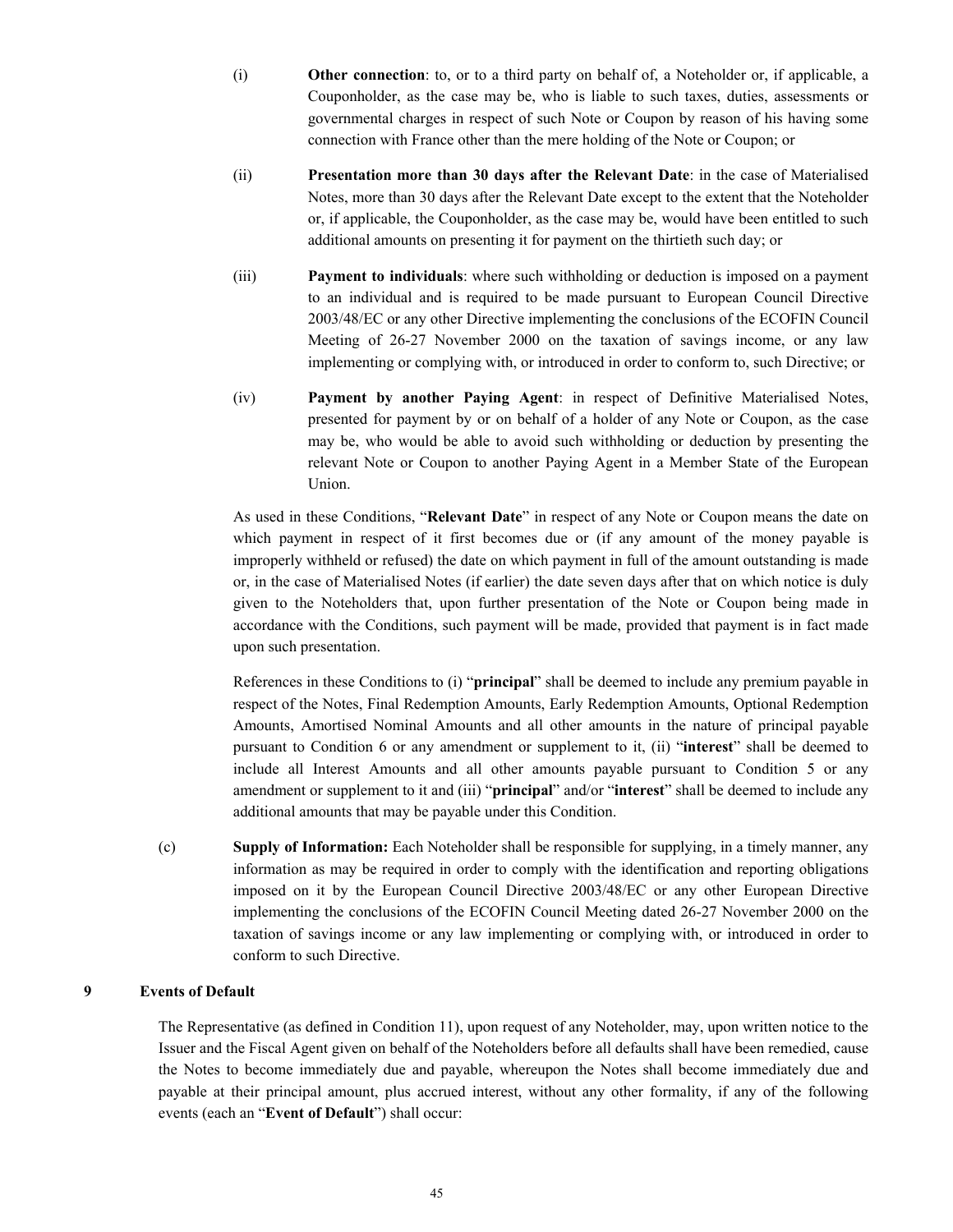(i) **Other connection**: to, or to a third party on behalf of, a Noteholder or, if applicable, a Couponholder, as the case may be, who is liable to such taxes, duties, assessments or governmental charges in respect of such Note or Coupon by reason of his having some connection with France other than the mere holding of the Note or Coupon; or

(ii) **Presentation more than 30 days after the Relevant Date**: in the case of Materialised Notes, more than 30 days after the Relevant Date except to the extent that the Noteholder or, if applicable, the Couponholder, as the case may be, would have been entitled to such additional amounts on presenting it for payment on the thirtieth such day; or

(iii) **Payment to individuals**: where such withholding or deduction is imposed on a payment to an individual and is required to be made pursuant to European Council Directive 2003/48/EC or any other Directive implementing the conclusions of the ECOFIN Council Meeting of 26-27 November 2000 on the taxation of savings income, or any law implementing or complying with, or introduced in order to conform to, such Directive; or

(iv) **Payment by another Paying Agent**: in respect of Definitive Materialised Notes, presented for payment by or on behalf of a holder of any Note or Coupon, as the case may be, who would be able to avoid such withholding or deduction by presenting the relevant Note or Coupon to another Paying Agent in a Member State of the European Union.

As used in these Conditions, "**Relevant Date**" in respect of any Note or Coupon means the date on which payment in respect of it first becomes due or (if any amount of the money payable is improperly withheld or refused) the date on which payment in full of the amount outstanding is made or, in the case of Materialised Notes (if earlier) the date seven days after that on which notice is duly given to the Noteholders that, upon further presentation of the Note or Coupon being made in accordance with the Conditions, such payment will be made, provided that payment is in fact made upon such presentation.

References in these Conditions to (i) "**principal**" shall be deemed to include any premium payable in respect of the Notes, Final Redemption Amounts, Early Redemption Amounts, Optional Redemption Amounts, Amortised Nominal Amounts and all other amounts in the nature of principal payable pursuant to Condition 6 or any amendment or supplement to it, (ii) "**interest**" shall be deemed to include all Interest Amounts and all other amounts payable pursuant to Condition 5 or any amendment or supplement to it and (iii) "**principal**" and/or "**interest**" shall be deemed to include any additional amounts that may be payable under this Condition.

(c) **Supply of Information:** Each Noteholder shall be responsible for supplying, in a timely manner, any information as may be required in order to comply with the identification and reporting obligations imposed on it by the European Council Directive 2003/48/EC or any other European Directive implementing the conclusions of the ECOFIN Council Meeting dated 26-27 November 2000 on the taxation of savings income or any law implementing or complying with, or introduced in order to conform to such Directive.

## 9 Events of Default

The Representative (as defined in Condition 11), upon request of any Noteholder, may, upon written notice to the Issuer and the Fiscal Agent given on behalf of the Noteholders before all defaults shall have been remedied, cause the Notes to become immediately due and payable, whereupon the Notes shall become immediately due and payable at their principal amount, plus accrued interest, without any other formality, if any of the following events (each an "**Event of Default**") shall occur: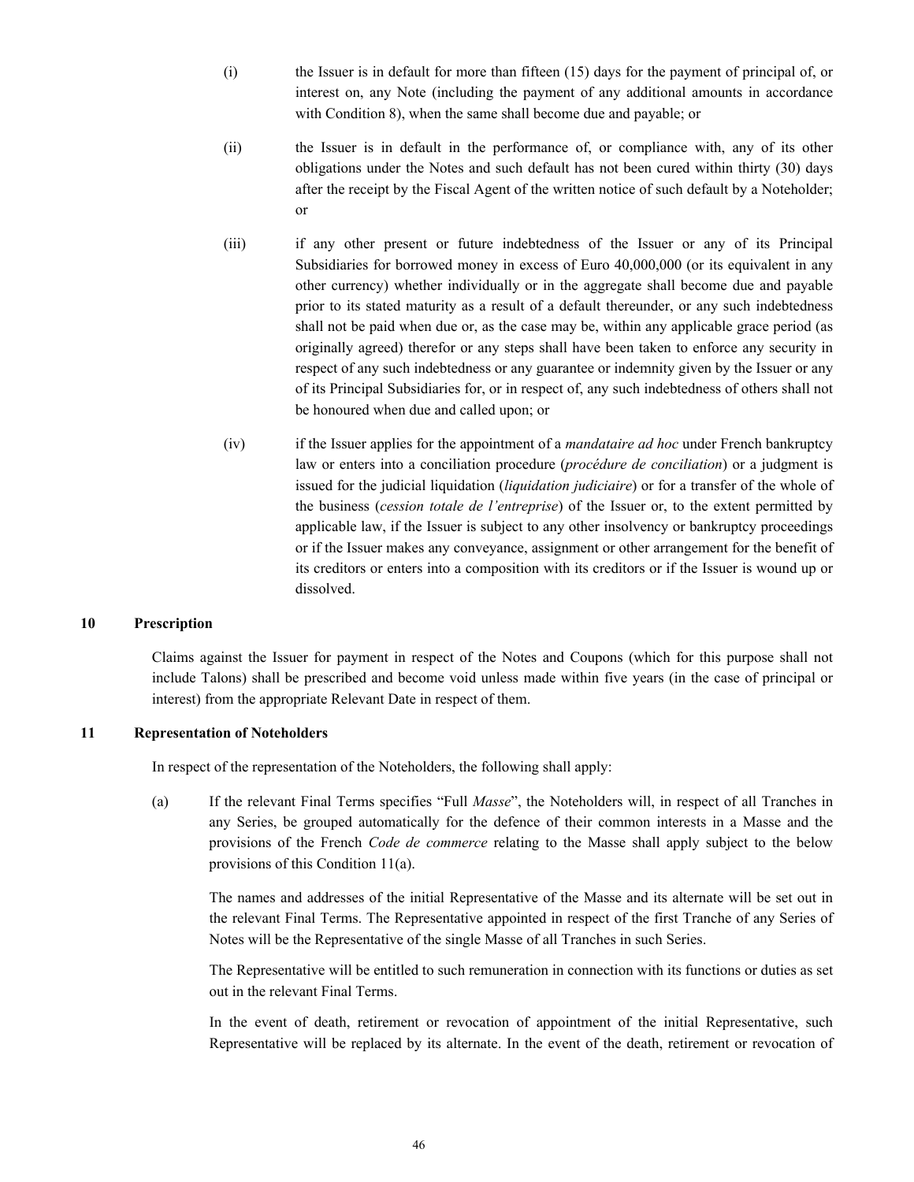(i) the Issuer is in default for more than fifteen (15) days for the payment of principal of, or interest on, any Note (including the payment of any additional amounts in accordance with Condition 8), when the same shall become due and payable; or

(ii) the Issuer is in default in the performance of, or compliance with, any of its other obligations under the Notes and such default has not been cured within thirty (30) days after the receipt by the Fiscal Agent of the written notice of such default by a Noteholder; or

(iii) if any other present or future indebtedness of the Issuer or any of its Principal Subsidiaries for borrowed money in excess of Euro 40,000,000 (or its equivalent in any other currency) whether individually or in the aggregate shall become due and payable prior to its stated maturity as a result of a default thereunder, or any such indebtedness shall not be paid when due or, as the case may be, within any applicable grace period (as originally agreed) therefor or any steps shall have been taken to enforce any security in respect of any such indebtedness or any guarantee or indemnity given by the Issuer or any of its Principal Subsidiaries for, or in respect of, any such indebtedness of others shall not be honoured when due and called upon; or

(iv) if the Issuer applies for the appointment of a *mandataire ad hoc* under French bankruptcy law or enters into a conciliation procedure (*procédure de conciliation*) or a judgment is issued for the judicial liquidation (*liquidation judiciaire*) or for a transfer of the whole of the business (*cession totale de l'entreprise*) of the Issuer or, to the extent permitted by applicable law, if the Issuer is subject to any other insolvency or bankruptcy proceedings or if the Issuer makes any conveyance, assignment or other arrangement for the benefit of its creditors or enters into a composition with its creditors or if the Issuer is wound up or dissolved.

## 10 Prescription

Claims against the Issuer for payment in respect of the Notes and Coupons (which for this purpose shall not include Talons) shall be prescribed and become void unless made within five years (in the case of principal or interest) from the appropriate Relevant Date in respect of them.

## 11 Representation of Noteholders

In respect of the representation of the Noteholders, the following shall apply:

(a) If the relevant Final Terms specifies "Full *Masse*", the Noteholders will, in respect of all Tranches in any Series, be grouped automatically for the defence of their common interests in a Masse and the provisions of the French *Code de commerce* relating to the Masse shall apply subject to the below provisions of this Condition 11(a).

The names and addresses of the initial Representative of the Masse and its alternate will be set out in the relevant Final Terms. The Representative appointed in respect of the first Tranche of any Series of Notes will be the Representative of the single Masse of all Tranches in such Series.

The Representative will be entitled to such remuneration in connection with its functions or duties as set out in the relevant Final Terms.

In the event of death, retirement or revocation of appointment of the initial Representative, such Representative will be replaced by its alternate. In the event of the death, retirement or revocation of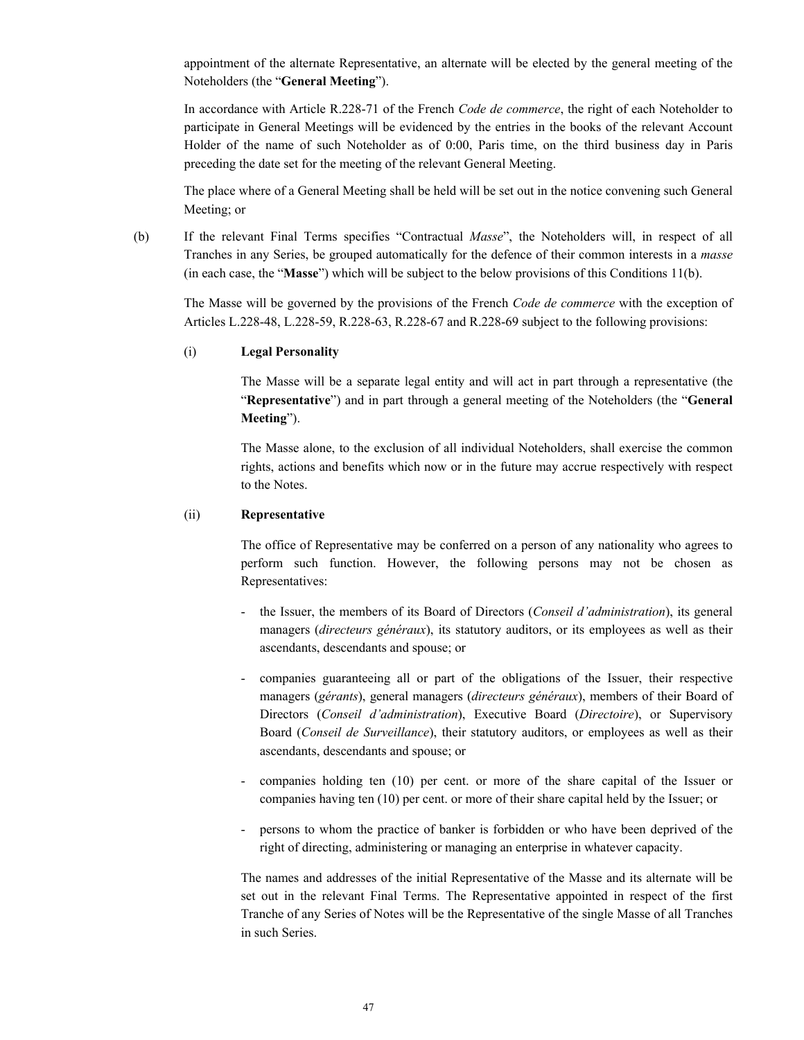appointment of the alternate Representative, an alternate will be elected by the general meeting of the Noteholders (the "**General Meeting**").

In accordance with Article R.228-71 of the French *Code de commerce*, the right of each Noteholder to participate in General Meetings will be evidenced by the entries in the books of the relevant Account Holder of the name of such Noteholder as of 0:00, Paris time, on the third business day in Paris preceding the date set for the meeting of the relevant General Meeting.

The place where of a General Meeting shall be held will be set out in the notice convening such General Meeting; or

(b) If the relevant Final Terms specifies "Contractual *Masse*", the Noteholders will, in respect of all Tranches in any Series, be grouped automatically for the defence of their common interests in a *masse* (in each case, the "**Masse**") which will be subject to the below provisions of this Conditions 11(b).

The Masse will be governed by the provisions of the French *Code de commerce* with the exception of Articles L.228-48, L.228-59, R.228-63, R.228-67 and R.228-69 subject to the following provisions:

(i) **Legal Personality**

The Masse will be a separate legal entity and will act in part through a representative (the "**Representative**") and in part through a general meeting of the Noteholders (the "**General Meeting**").

The Masse alone, to the exclusion of all individual Noteholders, shall exercise the common rights, actions and benefits which now or in the future may accrue respectively with respect to the Notes.

(ii) **Representative**

The office of Representative may be conferred on a person of any nationality who agrees to perform such function. However, the following persons may not be chosen as Representatives:

- the Issuer, the members of its Board of Directors (*Conseil d'administration*), its general managers (*directeurs généraux*), its statutory auditors, or its employees as well as their ascendants, descendants and spouse; or
- companies guaranteeing all or part of the obligations of the Issuer, their respective managers (*gérants*), general managers (*directeurs généraux*), members of their Board of Directors (*Conseil d'administration*), Executive Board (*Directoire*), or Supervisory Board (*Conseil de Surveillance*), their statutory auditors, or employees as well as their ascendants, descendants and spouse; or
- companies holding ten (10) per cent. or more of the share capital of the Issuer or companies having ten (10) per cent. or more of their share capital held by the Issuer; or
- persons to whom the practice of banker is forbidden or who have been deprived of the right of directing, administering or managing an enterprise in whatever capacity.

The names and addresses of the initial Representative of the Masse and its alternate will be set out in the relevant Final Terms. The Representative appointed in respect of the first Tranche of any Series of Notes will be the Representative of the single Masse of all Tranches in such Series.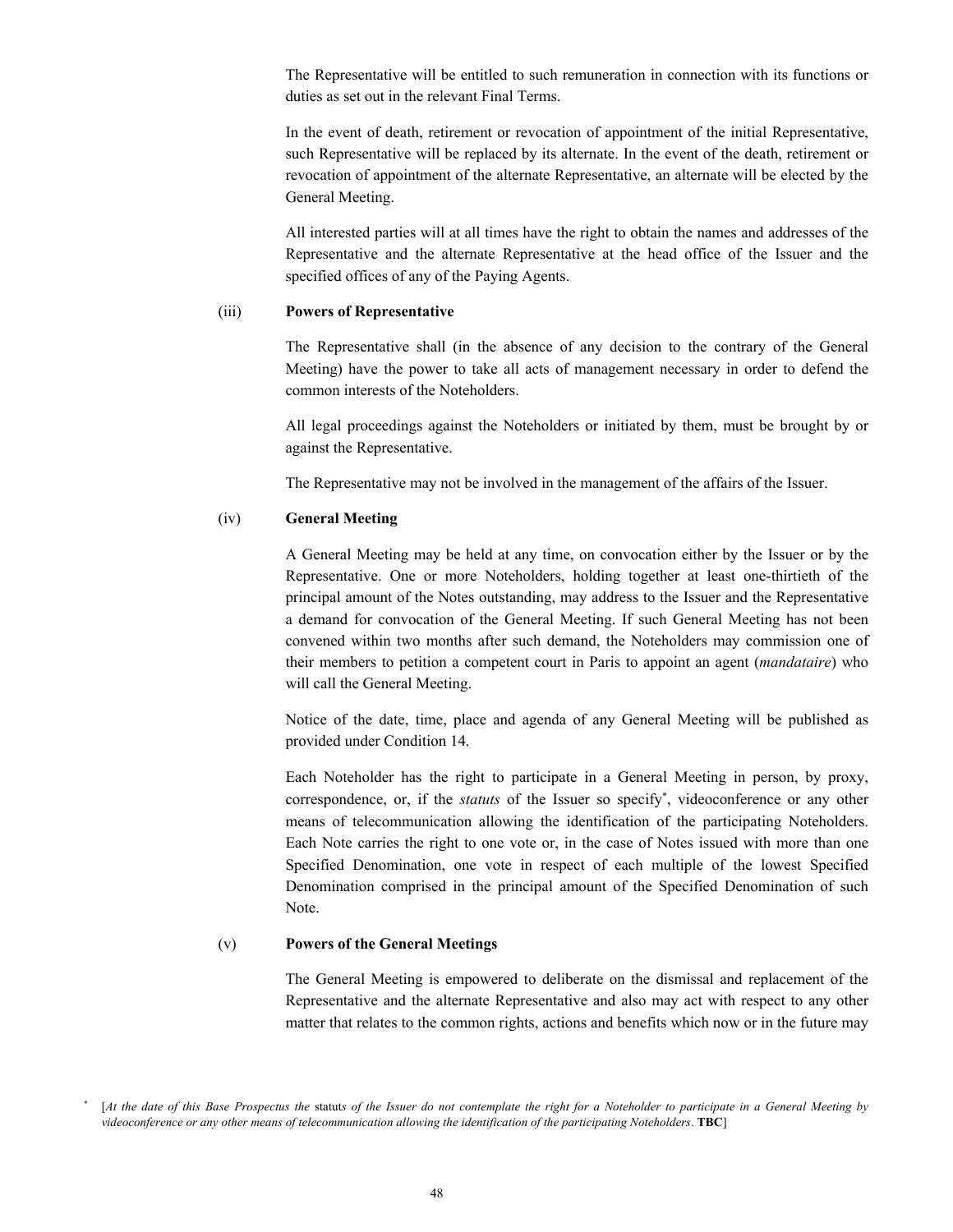The Representative will be entitled to such remuneration in connection with its functions or duties as set out in the relevant Final Terms.

In the event of death, retirement or revocation of appointment of the initial Representative, such Representative will be replaced by its alternate. In the event of the death, retirement or revocation of appointment of the alternate Representative, an alternate will be elected by the General Meeting.

All interested parties will at all times have the right to obtain the names and addresses of the Representative and the alternate Representative at the head office of the Issuer and the specified offices of any of the Paying Agents.

(iii) **Powers of Representative**

The Representative shall (in the absence of any decision to the contrary of the General Meeting) have the power to take all acts of management necessary in order to defend the common interests of the Noteholders.

All legal proceedings against the Noteholders or initiated by them, must be brought by or against the Representative.

The Representative may not be involved in the management of the affairs of the Issuer.

(iv) **General Meeting**

A General Meeting may be held at any time, on convocation either by the Issuer or by the Representative. One or more Noteholders, holding together at least one-thirtieth of the principal amount of the Notes outstanding, may address to the Issuer and the Representative a demand for convocation of the General Meeting. If such General Meeting has not been convened within two months after such demand, the Noteholders may commission one of their members to petition a competent court in Paris to appoint an agent (*mandataire*) who will call the General Meeting.

Notice of the date, time, place and agenda of any General Meeting will be published as provided under Condition 14.

Each Noteholder has the right to participate in a General Meeting in person, by proxy, correspondence, or, if the *statuts* of the Issuer so specify*, videoconference or any other means of telecommunication allowing the identification of the participating Noteholders. Each Note carries the right to one vote or, in the case of Notes issued with more than one Specified Denomination, one vote in respect of each multiple of the lowest Specified Denomination comprised in the principal amount of the Specified Denomination of such Note.

(v) **Powers of the General Meetings**

The General Meeting is empowered to deliberate on the dismissal and replacement of the Representative and the alternate Representative and also may act with respect to any other matter that relates to the common rights, actions and benefits which now or in the future may

* [*At the date of this Base Prospectus the* statuts *of the Issuer do not contemplate the right for a Noteholder to participate in a General Meeting by videoconference or any other means of telecommunication allowing the identification of the participating Noteholders*. **TBC**]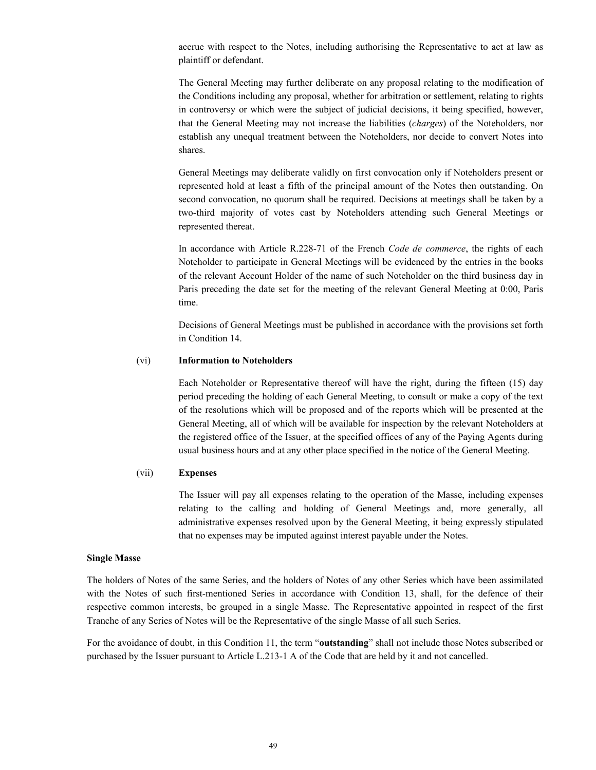accrue with respect to the Notes, including authorising the Representative to act at law as plaintiff or defendant.

The General Meeting may further deliberate on any proposal relating to the modification of the Conditions including any proposal, whether for arbitration or settlement, relating to rights in controversy or which were the subject of judicial decisions, it being specified, however, that the General Meeting may not increase the liabilities (*charges*) of the Noteholders, nor establish any unequal treatment between the Noteholders, nor decide to convert Notes into shares.

General Meetings may deliberate validly on first convocation only if Noteholders present or represented hold at least a fifth of the principal amount of the Notes then outstanding. On second convocation, no quorum shall be required. Decisions at meetings shall be taken by a two-third majority of votes cast by Noteholders attending such General Meetings or represented thereat.

In accordance with Article R.228-71 of the French *Code de commerce*, the rights of each Noteholder to participate in General Meetings will be evidenced by the entries in the books of the relevant Account Holder of the name of such Noteholder on the third business day in Paris preceding the date set for the meeting of the relevant General Meeting at 0:00, Paris time.

Decisions of General Meetings must be published in accordance with the provisions set forth in Condition 14.

(vi) **Information to Noteholders**

Each Noteholder or Representative thereof will have the right, during the fifteen (15) day period preceding the holding of each General Meeting, to consult or make a copy of the text of the resolutions which will be proposed and of the reports which will be presented at the General Meeting, all of which will be available for inspection by the relevant Noteholders at the registered office of the Issuer, at the specified offices of any of the Paying Agents during usual business hours and at any other place specified in the notice of the General Meeting.

(vii) **Expenses**

The Issuer will pay all expenses relating to the operation of the Masse, including expenses relating to the calling and holding of General Meetings and, more generally, all administrative expenses resolved upon by the General Meeting, it being expressly stipulated that no expenses may be imputed against interest payable under the Notes.

**Single Masse**

The holders of Notes of the same Series, and the holders of Notes of any other Series which have been assimilated with the Notes of such first-mentioned Series in accordance with Condition 13, shall, for the defence of their respective common interests, be grouped in a single Masse. The Representative appointed in respect of the first Tranche of any Series of Notes will be the Representative of the single Masse of all such Series.

For the avoidance of doubt, in this Condition 11, the term "**outstanding**" shall not include those Notes subscribed or purchased by the Issuer pursuant to Article L.213-1 A of the Code that are held by it and not cancelled.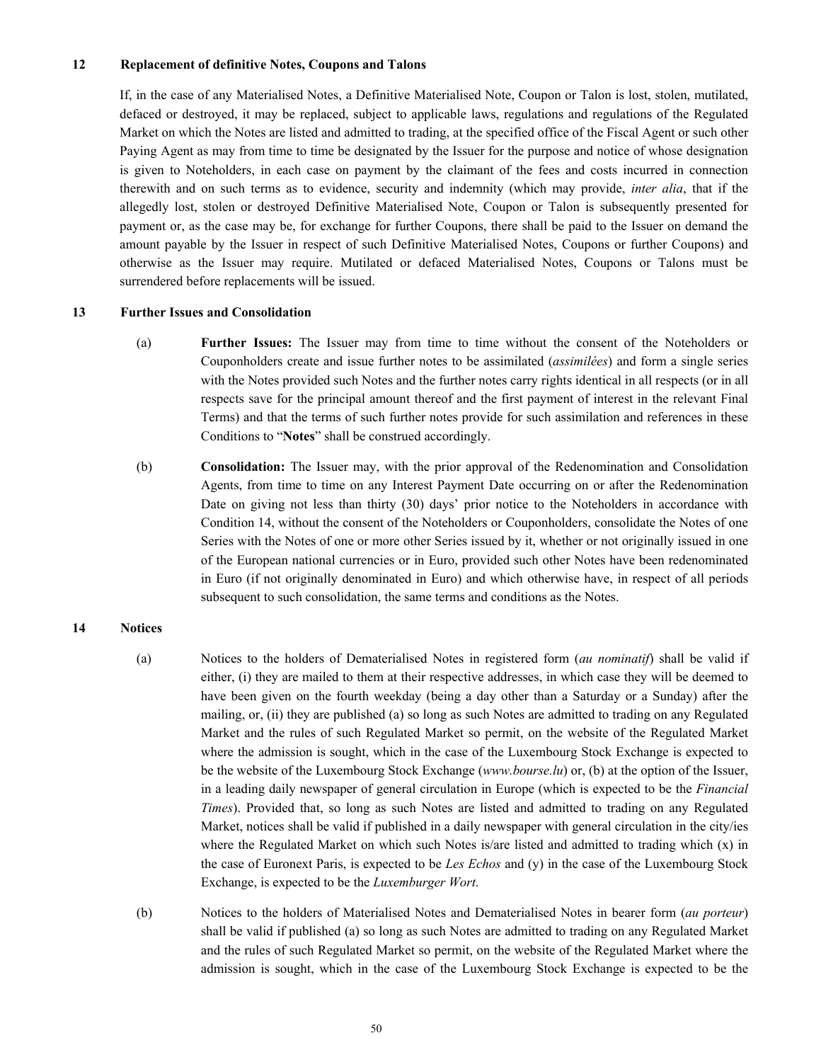## 12 Replacement of definitive Notes, Coupons and Talons

If, in the case of any Materialised Notes, a Definitive Materialised Note, Coupon or Talon is lost, stolen, mutilated, defaced or destroyed, it may be replaced, subject to applicable laws, regulations and regulations of the Regulated Market on which the Notes are listed and admitted to trading, at the specified office of the Fiscal Agent or such other Paying Agent as may from time to time be designated by the Issuer for the purpose and notice of whose designation is given to Noteholders, in each case on payment by the claimant of the fees and costs incurred in connection therewith and on such terms as to evidence, security and indemnity (which may provide, *inter alia*, that if the allegedly lost, stolen or destroyed Definitive Materialised Note, Coupon or Talon is subsequently presented for payment or, as the case may be, for exchange for further Coupons, there shall be paid to the Issuer on demand the amount payable by the Issuer in respect of such Definitive Materialised Notes, Coupons or further Coupons) and otherwise as the Issuer may require. Mutilated or defaced Materialised Notes, Coupons or Talons must be surrendered before replacements will be issued.

## 13 Further Issues and Consolidation

(a) **Further Issues:** The Issuer may from time to time without the consent of the Noteholders or Couponholders create and issue further notes to be assimilated (*assimilées*) and form a single series with the Notes provided such Notes and the further notes carry rights identical in all respects (or in all respects save for the principal amount thereof and the first payment of interest in the relevant Final Terms) and that the terms of such further notes provide for such assimilation and references in these Conditions to "**Notes**" shall be construed accordingly.

(b) **Consolidation:** The Issuer may, with the prior approval of the Redenomination and Consolidation Agents, from time to time on any Interest Payment Date occurring on or after the Redenomination Date on giving not less than thirty (30) days' prior notice to the Noteholders in accordance with Condition 14, without the consent of the Noteholders or Couponholders, consolidate the Notes of one Series with the Notes of one or more other Series issued by it, whether or not originally issued in one of the European national currencies or in Euro, provided such other Notes have been redenominated in Euro (if not originally denominated in Euro) and which otherwise have, in respect of all periods subsequent to such consolidation, the same terms and conditions as the Notes.

## 14 Notices

(a) Notices to the holders of Dematerialised Notes in registered form (*au nominatif*) shall be valid if either, (i) they are mailed to them at their respective addresses, in which case they will be deemed to have been given on the fourth weekday (being a day other than a Saturday or a Sunday) after the mailing, or, (ii) they are published (a) so long as such Notes are admitted to trading on any Regulated Market and the rules of such Regulated Market so permit, on the website of the Regulated Market where the admission is sought, which in the case of the Luxembourg Stock Exchange is expected to be the website of the Luxembourg Stock Exchange (*www.bourse.lu*) or, (b) at the option of the Issuer, in a leading daily newspaper of general circulation in Europe (which is expected to be the *Financial Times*). Provided that, so long as such Notes are listed and admitted to trading on any Regulated Market, notices shall be valid if published in a daily newspaper with general circulation in the city/ies where the Regulated Market on which such Notes is/are listed and admitted to trading which (x) in the case of Euronext Paris, is expected to be *Les Echos* and (y) in the case of the Luxembourg Stock Exchange, is expected to be the *Luxemburger Wort*.

(b) Notices to the holders of Materialised Notes and Dematerialised Notes in bearer form (*au porteur*) shall be valid if published (a) so long as such Notes are admitted to trading on any Regulated Market and the rules of such Regulated Market so permit, on the website of the Regulated Market where the admission is sought, which in the case of the Luxembourg Stock Exchange is expected to be the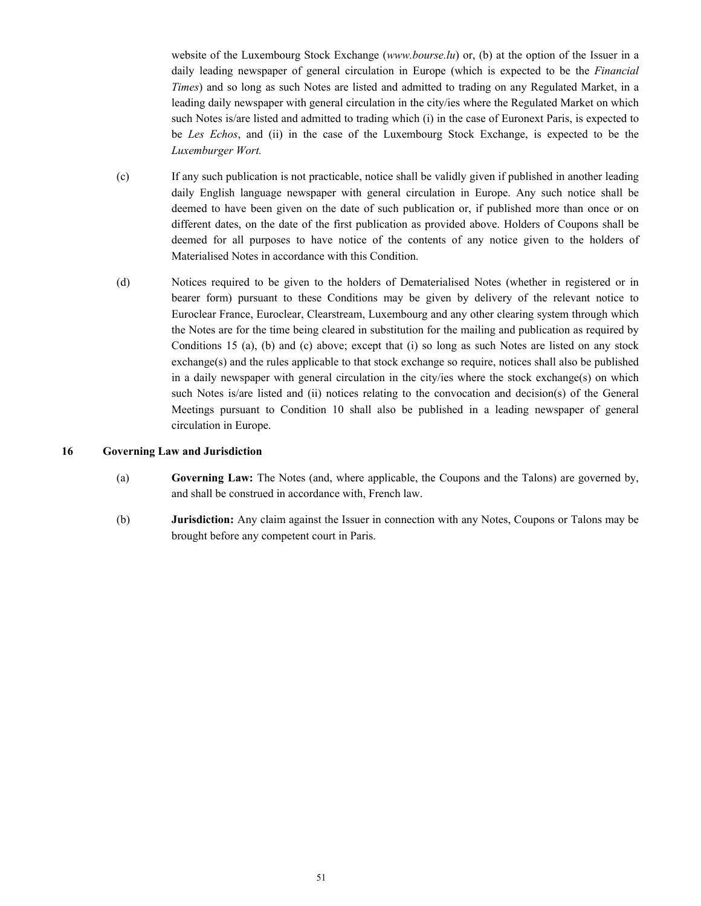website of the Luxembourg Stock Exchange (*www.bourse.lu*) or, (b) at the option of the Issuer in a daily leading newspaper of general circulation in Europe (which is expected to be the *Financial Times*) and so long as such Notes are listed and admitted to trading on any Regulated Market, in a leading daily newspaper with general circulation in the city/ies where the Regulated Market on which such Notes is/are listed and admitted to trading which (i) in the case of Euronext Paris, is expected to be *Les Echos*, and (ii) in the case of the Luxembourg Stock Exchange, is expected to be the *Luxemburger Wort.*

(c) If any such publication is not practicable, notice shall be validly given if published in another leading daily English language newspaper with general circulation in Europe. Any such notice shall be deemed to have been given on the date of such publication or, if published more than once or on different dates, on the date of the first publication as provided above. Holders of Coupons shall be deemed for all purposes to have notice of the contents of any notice given to the holders of Materialised Notes in accordance with this Condition.

(d) Notices required to be given to the holders of Dematerialised Notes (whether in registered or in bearer form) pursuant to these Conditions may be given by delivery of the relevant notice to Euroclear France, Euroclear, Clearstream, Luxembourg and any other clearing system through which the Notes are for the time being cleared in substitution for the mailing and publication as required by Conditions 15 (a), (b) and (c) above; except that (i) so long as such Notes are listed on any stock exchange(s) and the rules applicable to that stock exchange so require, notices shall also be published in a daily newspaper with general circulation in the city/ies where the stock exchange(s) on which such Notes is/are listed and (ii) notices relating to the convocation and decision(s) of the General Meetings pursuant to Condition 10 shall also be published in a leading newspaper of general circulation in Europe.

## 16 Governing Law and Jurisdiction

(a) **Governing Law:** The Notes (and, where applicable, the Coupons and the Talons) are governed by, and shall be construed in accordance with, French law.

(b) **Jurisdiction:** Any claim against the Issuer in connection with any Notes, Coupons or Talons may be brought before any competent court in Paris.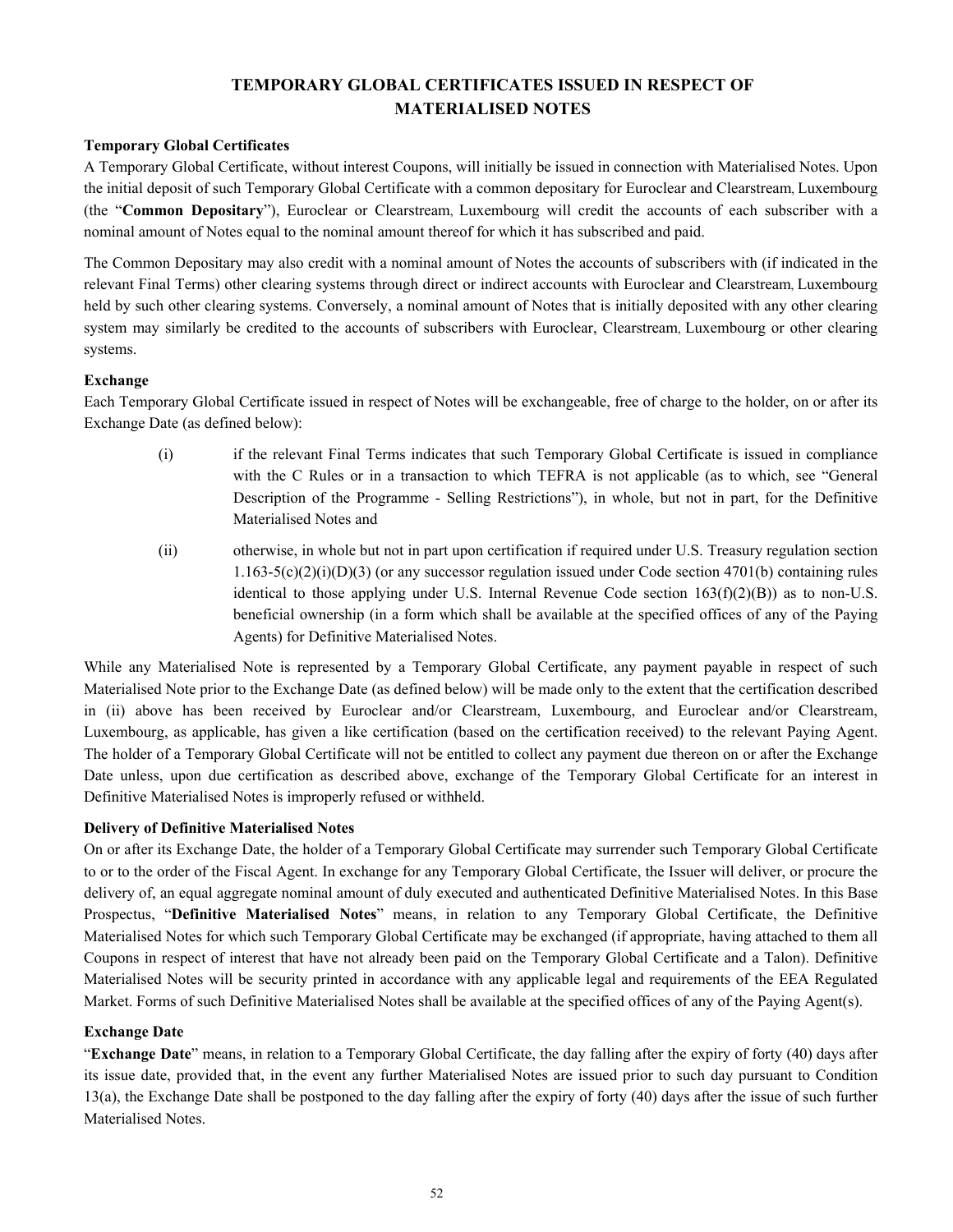# TEMPORARY GLOBAL CERTIFICATES ISSUED IN RESPECT OF MATERIALISED NOTES

**Temporary Global Certificates**

A Temporary Global Certificate, without interest Coupons, will initially be issued in connection with Materialised Notes. Upon the initial deposit of such Temporary Global Certificate with a common depositary for Euroclear and Clearstream, Luxembourg (the "**Common Depositary**"), Euroclear or Clearstream, Luxembourg will credit the accounts of each subscriber with a nominal amount of Notes equal to the nominal amount thereof for which it has subscribed and paid.

The Common Depositary may also credit with a nominal amount of Notes the accounts of subscribers with (if indicated in the relevant Final Terms) other clearing systems through direct or indirect accounts with Euroclear and Clearstream, Luxembourg held by such other clearing systems. Conversely, a nominal amount of Notes that is initially deposited with any other clearing system may similarly be credited to the accounts of subscribers with Euroclear, Clearstream, Luxembourg or other clearing systems.

**Exchange**

Each Temporary Global Certificate issued in respect of Notes will be exchangeable, free of charge to the holder, on or after its Exchange Date (as defined below):

(i) if the relevant Final Terms indicates that such Temporary Global Certificate is issued in compliance with the C Rules or in a transaction to which TEFRA is not applicable (as to which, see "General Description of the Programme - Selling Restrictions"), in whole, but not in part, for the Definitive Materialised Notes and

(ii) otherwise, in whole but not in part upon certification if required under U.S. Treasury regulation section 1.163-5(c)(2)(i)(D)(3) (or any successor regulation issued under Code section 4701(b) containing rules identical to those applying under U.S. Internal Revenue Code section 163(f)(2)(B)) as to non-U.S. beneficial ownership (in a form which shall be available at the specified offices of any of the Paying Agents) for Definitive Materialised Notes.

While any Materialised Note is represented by a Temporary Global Certificate, any payment payable in respect of such Materialised Note prior to the Exchange Date (as defined below) will be made only to the extent that the certification described in (ii) above has been received by Euroclear and/or Clearstream, Luxembourg, and Euroclear and/or Clearstream, Luxembourg, as applicable, has given a like certification (based on the certification received) to the relevant Paying Agent. The holder of a Temporary Global Certificate will not be entitled to collect any payment due thereon on or after the Exchange Date unless, upon due certification as described above, exchange of the Temporary Global Certificate for an interest in Definitive Materialised Notes is improperly refused or withheld.

**Delivery of Definitive Materialised Notes**

On or after its Exchange Date, the holder of a Temporary Global Certificate may surrender such Temporary Global Certificate to or to the order of the Fiscal Agent. In exchange for any Temporary Global Certificate, the Issuer will deliver, or procure the delivery of, an equal aggregate nominal amount of duly executed and authenticated Definitive Materialised Notes. In this Base Prospectus, "**Definitive Materialised Notes**" means, in relation to any Temporary Global Certificate, the Definitive Materialised Notes for which such Temporary Global Certificate may be exchanged (if appropriate, having attached to them all Coupons in respect of interest that have not already been paid on the Temporary Global Certificate and a Talon). Definitive Materialised Notes will be security printed in accordance with any applicable legal and requirements of the EEA Regulated Market. Forms of such Definitive Materialised Notes shall be available at the specified offices of any of the Paying Agent(s).

**Exchange Date**

"**Exchange Date**" means, in relation to a Temporary Global Certificate, the day falling after the expiry of forty (40) days after its issue date, provided that, in the event any further Materialised Notes are issued prior to such day pursuant to Condition 13(a), the Exchange Date shall be postponed to the day falling after the expiry of forty (40) days after the issue of such further Materialised Notes.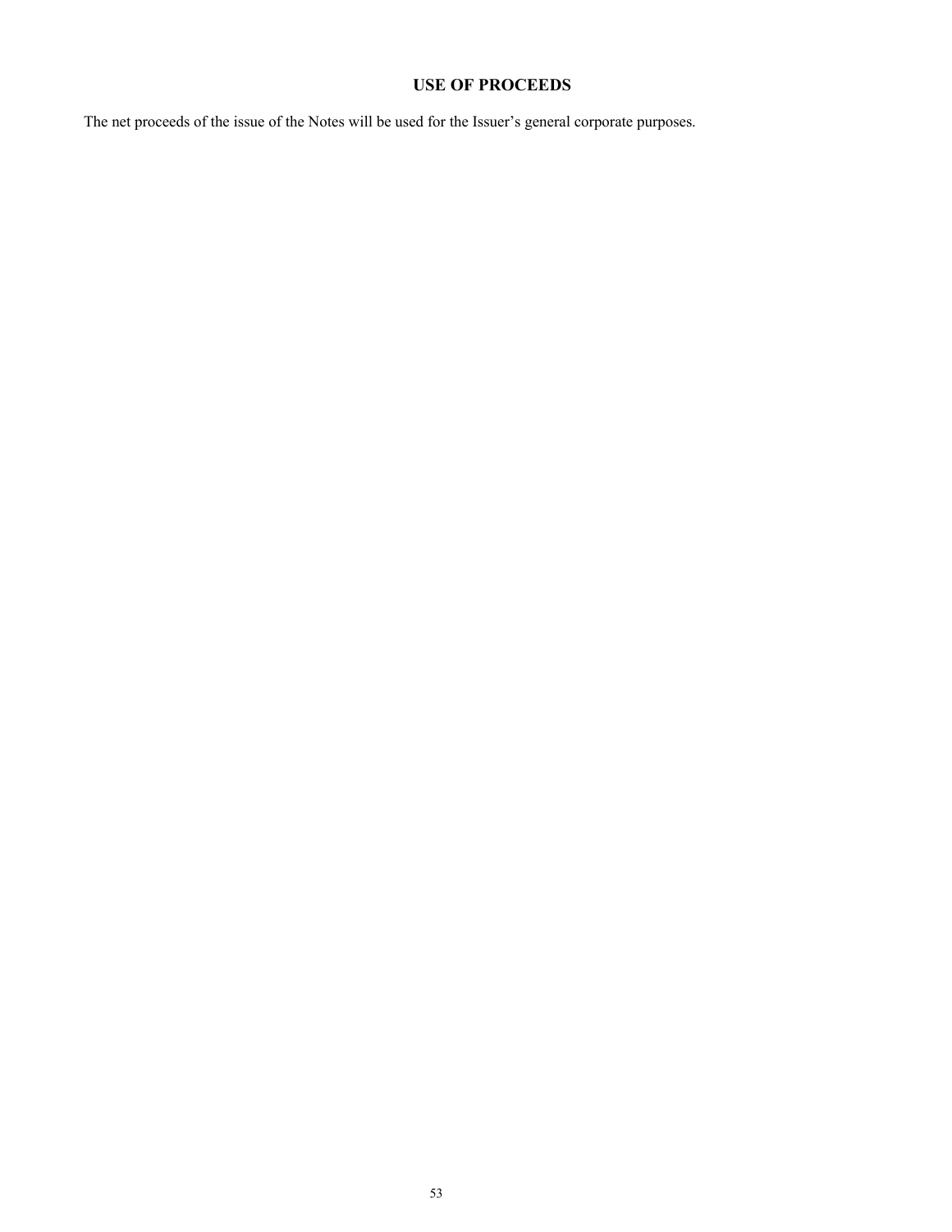## USE OF PROCEEDS

The net proceeds of the issue of the Notes will be used for the Issuer's general corporate purposes.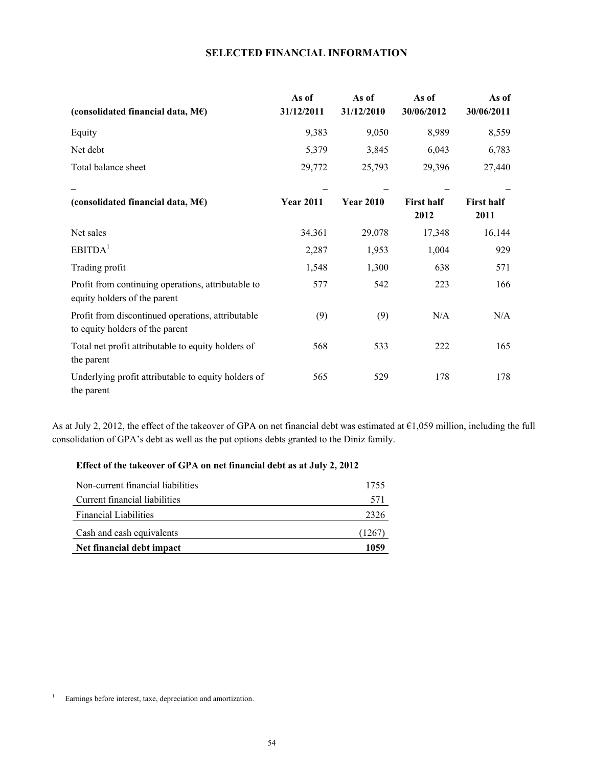## SELECTED FINANCIAL INFORMATION

| (consolidated financial data, M€) | As of 31/12/2011 | As of 31/12/2010 | As of 30/06/2012 | As of 30/06/2011 |
|---|---|---|---|---|
| Equity | 9,383 | 9,050 | 8,989 | 8,559 |
| Net debt | 5,379 | 3,845 | 6,043 | 6,783 |
| Total balance sheet | 29,772 | 25,793 | 29,396 | 27,440 |
| – | – | – | – | – |
| **(consolidated financial data, M€)** | **Year 2011** | **Year 2010** | **First half 2012** | **First half 2011** |
| Net sales | 34,361 | 29,078 | 17,348 | 16,144 |
| EBITDA[1] | 2,287 | 1,953 | 1,004 | 929 |
| Trading profit | 1,548 | 1,300 | 638 | 571 |
| Profit from continuing operations, attributable to equity holders of the parent | 577 | 542 | 223 | 166 |
| Profit from discontinued operations, attributable to equity holders of the parent | (9) | (9) | N/A | N/A |
| Total net profit attributable to equity holders of the parent | 568 | 533 | 222 | 165 |
| Underlying profit attributable to equity holders of the parent | 565 | 529 | 178 | 178 |

As at July 2, 2012, the effect of the takeover of GPA on net financial debt was estimated at €1,059 million, including the full consolidation of GPA's debt as well as the put options debts granted to the Diniz family.

**Effect of the takeover of GPA on net financial debt as at July 2, 2012**

| | |
|---|---|
| Non-current financial liabilities | 1755 |
| Current financial liabilities | 571 |
| Financial Liabilities | 2326 |
| Cash and cash equivalents | (1267) |
| **Net financial debt impact** | **1059** |

[1] Earnings before interest, taxe, depreciation and amortization.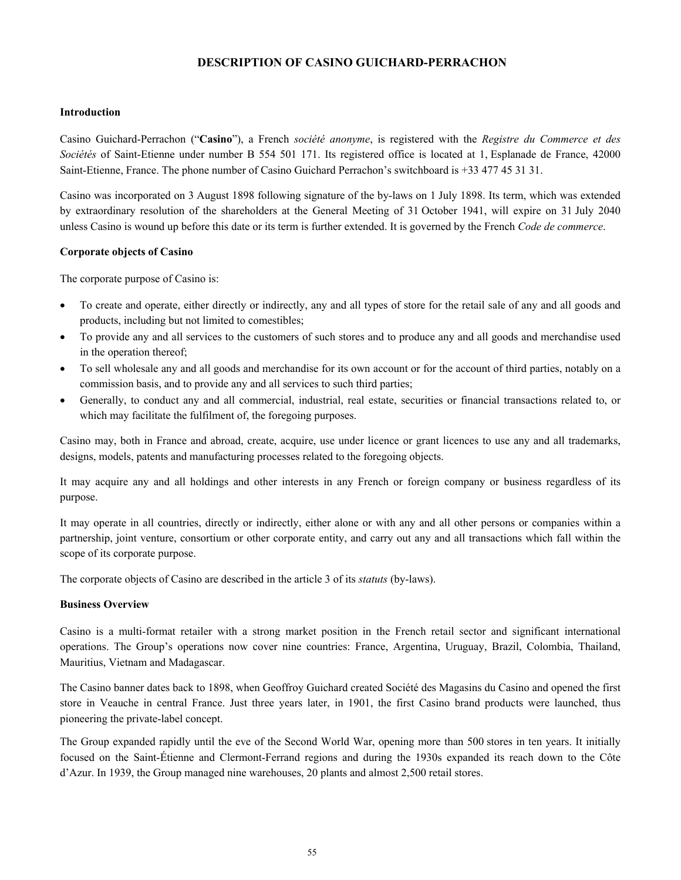# DESCRIPTION OF CASINO GUICHARD-PERRACHON

**Introduction**

Casino Guichard-Perrachon ("**Casino**"), a French *société anonyme*, is registered with the *Registre du Commerce et des Sociétés* of Saint-Etienne under number B 554 501 171. Its registered office is located at 1, Esplanade de France, 42000 Saint-Etienne, France. The phone number of Casino Guichard Perrachon's switchboard is +33 477 45 31 31.

Casino was incorporated on 3 August 1898 following signature of the by-laws on 1 July 1898. Its term, which was extended by extraordinary resolution of the shareholders at the General Meeting of 31 October 1941, will expire on 31 July 2040 unless Casino is wound up before this date or its term is further extended. It is governed by the French *Code de commerce*.

**Corporate objects of Casino**

The corporate purpose of Casino is:

- To create and operate, either directly or indirectly, any and all types of store for the retail sale of any and all goods and products, including but not limited to comestibles;
- To provide any and all services to the customers of such stores and to produce any and all goods and merchandise used in the operation thereof;
- To sell wholesale any and all goods and merchandise for its own account or for the account of third parties, notably on a commission basis, and to provide any and all services to such third parties;
- Generally, to conduct any and all commercial, industrial, real estate, securities or financial transactions related to, or which may facilitate the fulfilment of, the foregoing purposes.

Casino may, both in France and abroad, create, acquire, use under licence or grant licences to use any and all trademarks, designs, models, patents and manufacturing processes related to the foregoing objects.

It may acquire any and all holdings and other interests in any French or foreign company or business regardless of its purpose.

It may operate in all countries, directly or indirectly, either alone or with any and all other persons or companies within a partnership, joint venture, consortium or other corporate entity, and carry out any and all transactions which fall within the scope of its corporate purpose.

The corporate objects of Casino are described in the article 3 of its *statuts* (by-laws).

**Business Overview**

Casino is a multi-format retailer with a strong market position in the French retail sector and significant international operations. The Group's operations now cover nine countries: France, Argentina, Uruguay, Brazil, Colombia, Thailand, Mauritius, Vietnam and Madagascar.

The Casino banner dates back to 1898, when Geoffroy Guichard created Société des Magasins du Casino and opened the first store in Veauche in central France. Just three years later, in 1901, the first Casino brand products were launched, thus pioneering the private-label concept.

The Group expanded rapidly until the eve of the Second World War, opening more than 500 stores in ten years. It initially focused on the Saint-Étienne and Clermont-Ferrand regions and during the 1930s expanded its reach down to the Côte d'Azur. In 1939, the Group managed nine warehouses, 20 plants and almost 2,500 retail stores.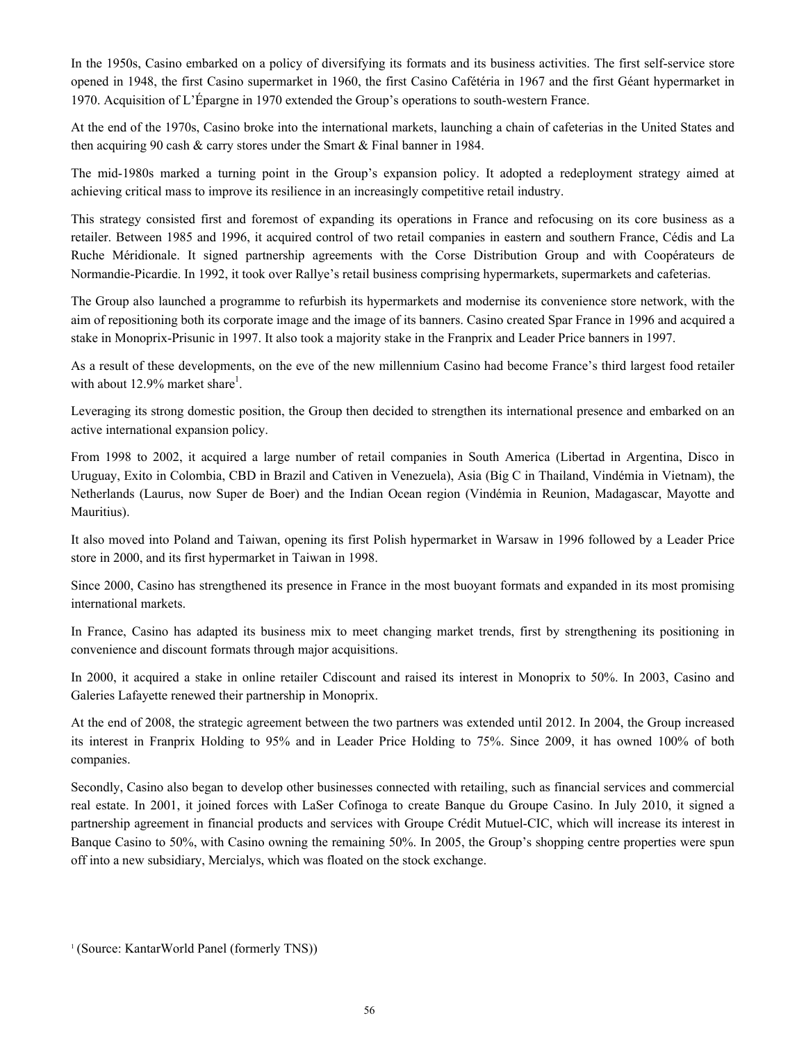In the 1950s, Casino embarked on a policy of diversifying its formats and its business activities. The first self-service store opened in 1948, the first Casino supermarket in 1960, the first Casino Cafétéria in 1967 and the first Géant hypermarket in 1970. Acquisition of L'Épargne in 1970 extended the Group's operations to south-western France.

At the end of the 1970s, Casino broke into the international markets, launching a chain of cafeterias in the United States and then acquiring 90 cash & carry stores under the Smart & Final banner in 1984.

The mid-1980s marked a turning point in the Group's expansion policy. It adopted a redeployment strategy aimed at achieving critical mass to improve its resilience in an increasingly competitive retail industry.

This strategy consisted first and foremost of expanding its operations in France and refocusing on its core business as a retailer. Between 1985 and 1996, it acquired control of two retail companies in eastern and southern France, Cédis and La Ruche Méridionale. It signed partnership agreements with the Corse Distribution Group and with Coopérateurs de Normandie-Picardie. In 1992, it took over Rallye's retail business comprising hypermarkets, supermarkets and cafeterias.

The Group also launched a programme to refurbish its hypermarkets and modernise its convenience store network, with the aim of repositioning both its corporate image and the image of its banners. Casino created Spar France in 1996 and acquired a stake in Monoprix-Prisunic in 1997. It also took a majority stake in the Franprix and Leader Price banners in 1997.

As a result of these developments, on the eve of the new millennium Casino had become France's third largest food retailer with about 12.9% market share[1].

Leveraging its strong domestic position, the Group then decided to strengthen its international presence and embarked on an active international expansion policy.

From 1998 to 2002, it acquired a large number of retail companies in South America (Libertad in Argentina, Disco in Uruguay, Exito in Colombia, CBD in Brazil and Cativen in Venezuela), Asia (Big C in Thailand, Vindémia in Vietnam), the Netherlands (Laurus, now Super de Boer) and the Indian Ocean region (Vindémia in Reunion, Madagascar, Mayotte and Mauritius).

It also moved into Poland and Taiwan, opening its first Polish hypermarket in Warsaw in 1996 followed by a Leader Price store in 2000, and its first hypermarket in Taiwan in 1998.

Since 2000, Casino has strengthened its presence in France in the most buoyant formats and expanded in its most promising international markets.

In France, Casino has adapted its business mix to meet changing market trends, first by strengthening its positioning in convenience and discount formats through major acquisitions.

In 2000, it acquired a stake in online retailer Cdiscount and raised its interest in Monoprix to 50%. In 2003, Casino and Galeries Lafayette renewed their partnership in Monoprix.

At the end of 2008, the strategic agreement between the two partners was extended until 2012. In 2004, the Group increased its interest in Franprix Holding to 95% and in Leader Price Holding to 75%. Since 2009, it has owned 100% of both companies.

Secondly, Casino also began to develop other businesses connected with retailing, such as financial services and commercial real estate. In 2001, it joined forces with LaSer Cofinoga to create Banque du Groupe Casino. In July 2010, it signed a partnership agreement in financial products and services with Groupe Crédit Mutuel-CIC, which will increase its interest in Banque Casino to 50%, with Casino owning the remaining 50%. In 2005, the Group's shopping centre properties were spun off into a new subsidiary, Mercialys, which was floated on the stock exchange.

[1] (Source: KantarWorld Panel (formerly TNS))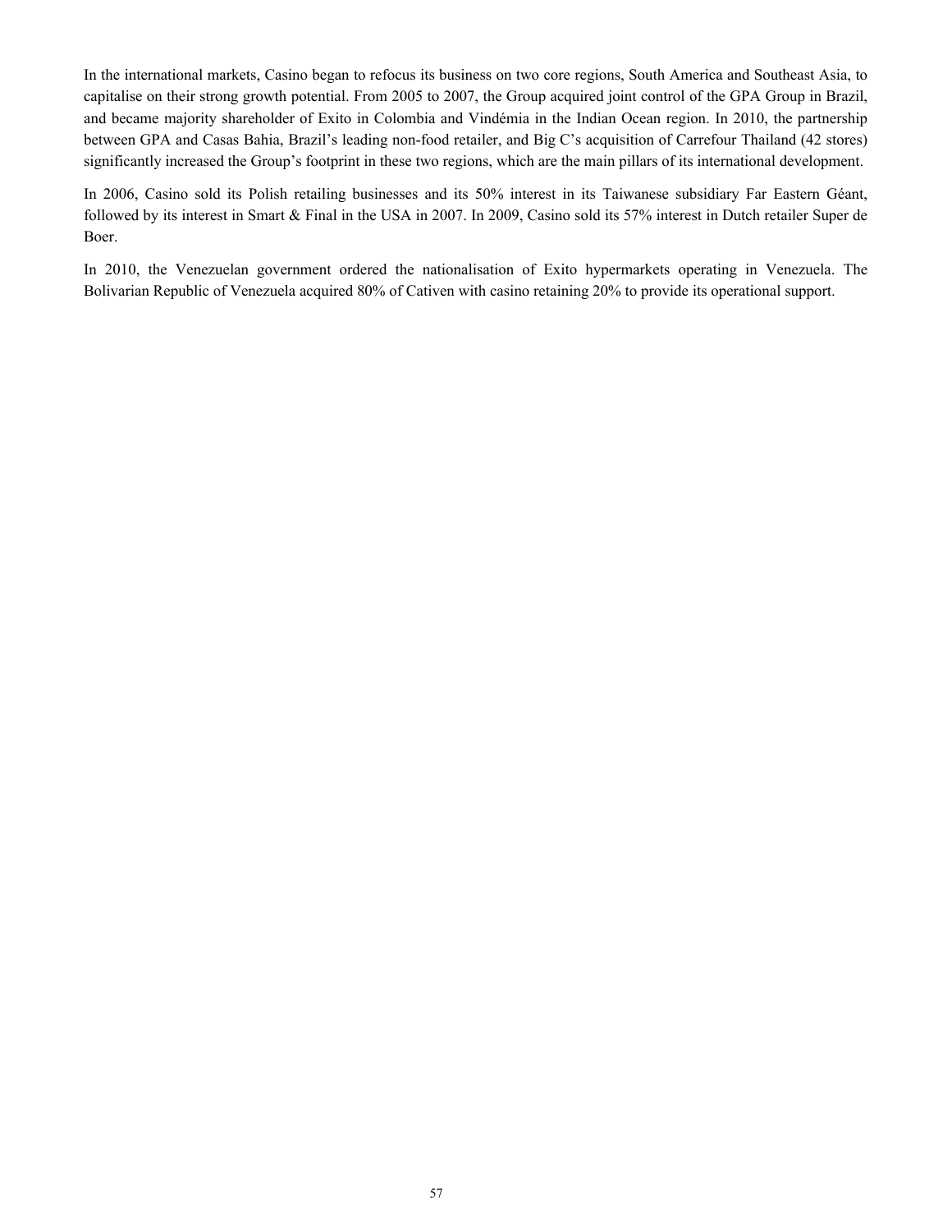In the international markets, Casino began to refocus its business on two core regions, South America and Southeast Asia, to capitalise on their strong growth potential. From 2005 to 2007, the Group acquired joint control of the GPA Group in Brazil, and became majority shareholder of Exito in Colombia and Vindémia in the Indian Ocean region. In 2010, the partnership between GPA and Casas Bahia, Brazil's leading non-food retailer, and Big C's acquisition of Carrefour Thailand (42 stores) significantly increased the Group's footprint in these two regions, which are the main pillars of its international development.

In 2006, Casino sold its Polish retailing businesses and its 50% interest in its Taiwanese subsidiary Far Eastern Géant, followed by its interest in Smart & Final in the USA in 2007. In 2009, Casino sold its 57% interest in Dutch retailer Super de Boer.

In 2010, the Venezuelan government ordered the nationalisation of Exito hypermarkets operating in Venezuela. The Bolivarian Republic of Venezuela acquired 80% of Cativen with casino retaining 20% to provide its operational support.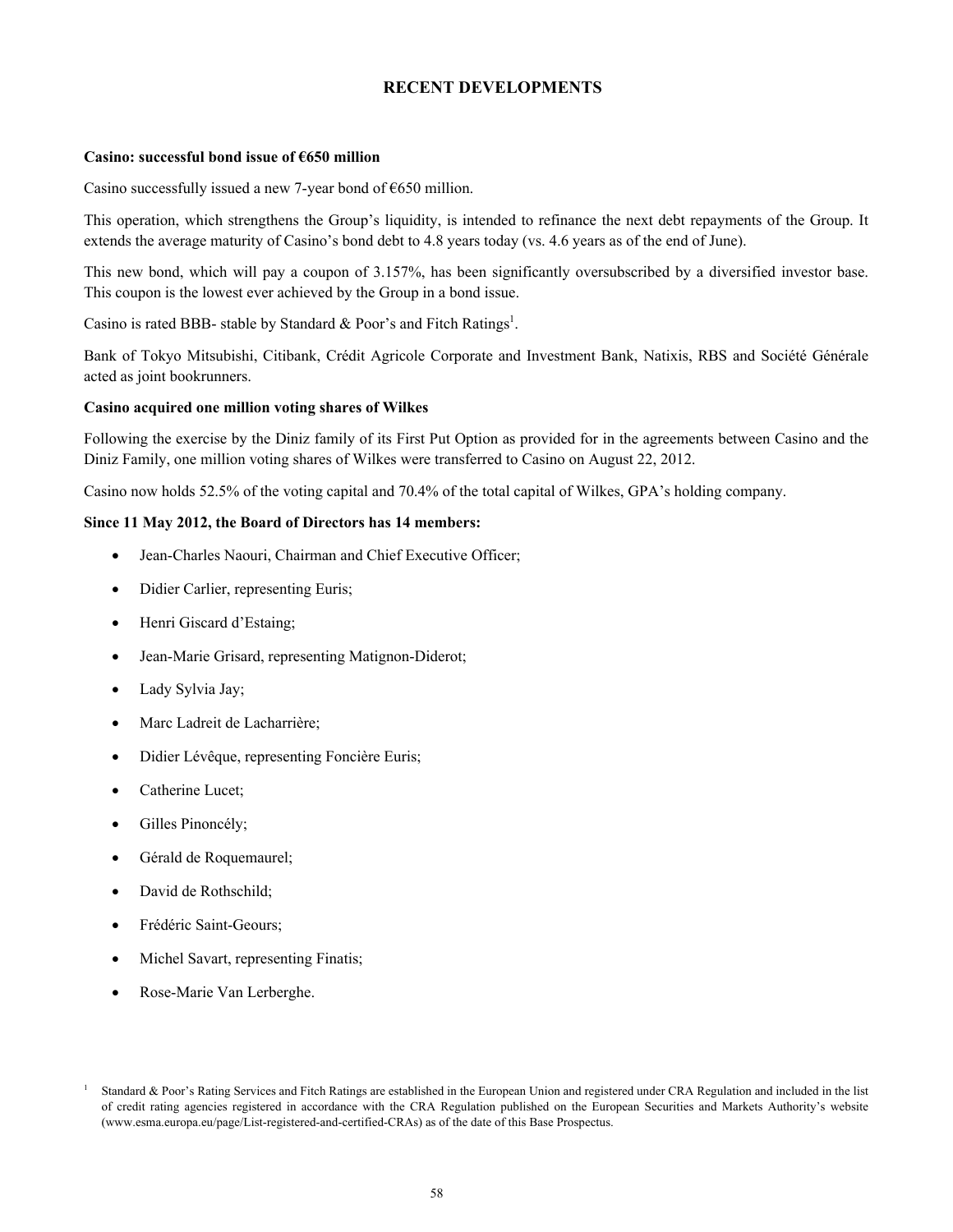# RECENT DEVELOPMENTS

**Casino: successful bond issue of €650 million**

Casino successfully issued a new 7-year bond of €650 million.

This operation, which strengthens the Group's liquidity, is intended to refinance the next debt repayments of the Group. It extends the average maturity of Casino's bond debt to 4.8 years today (vs. 4.6 years as of the end of June).

This new bond, which will pay a coupon of 3.157%, has been significantly oversubscribed by a diversified investor base. This coupon is the lowest ever achieved by the Group in a bond issue.

Casino is rated BBB- stable by Standard & Poor's and Fitch Ratings[1].

Bank of Tokyo Mitsubishi, Citibank, Crédit Agricole Corporate and Investment Bank, Natixis, RBS and Société Générale acted as joint bookrunners.

**Casino acquired one million voting shares of Wilkes**

Following the exercise by the Diniz family of its First Put Option as provided for in the agreements between Casino and the Diniz Family, one million voting shares of Wilkes were transferred to Casino on August 22, 2012.

Casino now holds 52.5% of the voting capital and 70.4% of the total capital of Wilkes, GPA's holding company.

**Since 11 May 2012, the Board of Directors has 14 members:**

- Jean-Charles Naouri, Chairman and Chief Executive Officer;
- Didier Carlier, representing Euris;
- Henri Giscard d'Estaing;
- Jean-Marie Grisard, representing Matignon-Diderot;
- Lady Sylvia Jay;
- Marc Ladreit de Lacharrière;
- Didier Lévêque, representing Foncière Euris;
- Catherine Lucet;
- Gilles Pinoncély;
- Gérald de Roquemaurel;
- David de Rothschild;
- Frédéric Saint-Geours;
- Michel Savart, representing Finatis;
- Rose-Marie Van Lerberghe.

[1] Standard & Poor's Rating Services and Fitch Ratings are established in the European Union and registered under CRA Regulation and included in the list of credit rating agencies registered in accordance with the CRA Regulation published on the European Securities and Markets Authority's website (www.esma.europa.eu/page/List-registered-and-certified-CRAs) as of the date of this Base Prospectus.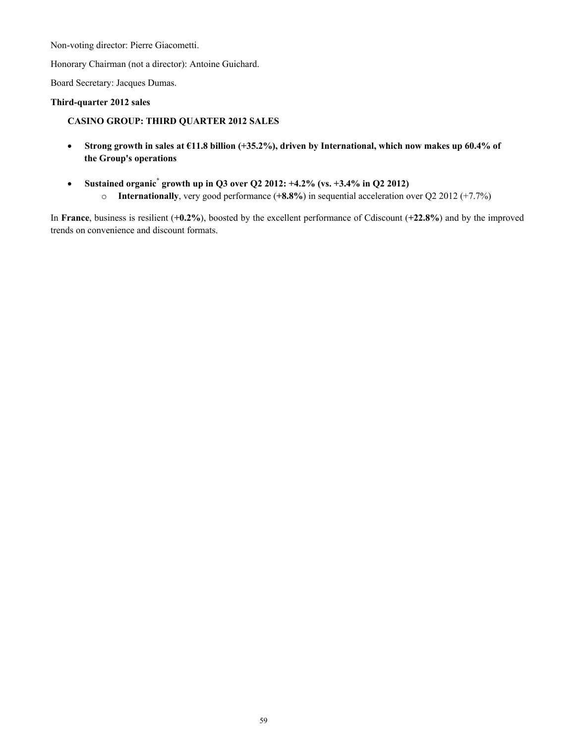Non-voting director: Pierre Giacometti.

Honorary Chairman (not a director): Antoine Guichard.

Board Secretary: Jacques Dumas.

**Third-quarter 2012 sales**

**CASINO GROUP: THIRD QUARTER 2012 SALES**

- **Strong growth in sales at €11.8 billion (+35.2%), driven by International, which now makes up 60.4% of the Group's operations**

- **Sustained organic* growth up in Q3 over Q2 2012: +4.2% (vs. +3.4% in Q2 2012)**
  - **Internationally**, very good performance (**+8.8%**) in sequential acceleration over Q2 2012 (+7.7%)

In **France**, business is resilient (**+0.2%**), boosted by the excellent performance of Cdiscount (**+22.8%**) and by the improved trends on convenience and discount formats.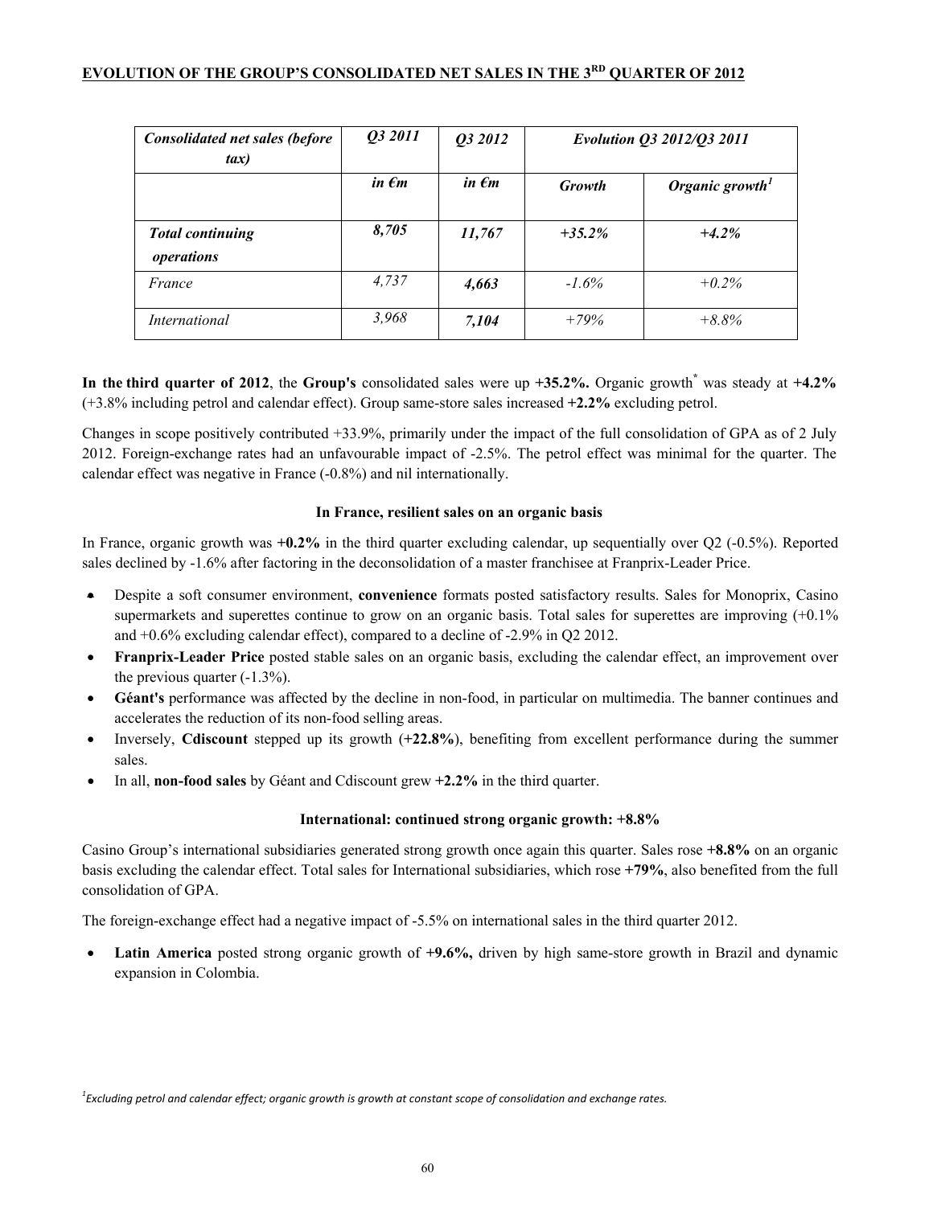## EVOLUTION OF THE GROUP'S CONSOLIDATED NET SALES IN THE 3RD QUARTER OF 2012

| *Consolidated net sales (before tax)* | *Q3 2011* | *Q3 2012* | *Evolution Q3 2012/Q3 2011* | |
|---|---|---|---|---|
| | *in €m* | *in €m* | *Growth* | *Organic growth[1]* |
| ***Total continuing operations*** | ***8,705*** | ***11,767*** | ***+35.2%*** | ***+4.2%*** |
| *France* | *4,737* | ***4,663*** | *-1.6%* | *+0.2%* |
| *International* | *3,968* | ***7,104*** | *+79%* | *+8.8%* |

**In the third quarter of 2012**, the **Group's** consolidated sales were up **+35.2%.** Organic growth* was steady at **+4.2%** (+3.8% including petrol and calendar effect). Group same-store sales increased **+2.2%** excluding petrol.

Changes in scope positively contributed +33.9%, primarily under the impact of the full consolidation of GPA as of 2 July 2012. Foreign-exchange rates had an unfavourable impact of -2.5%. The petrol effect was minimal for the quarter. The calendar effect was negative in France (-0.8%) and nil internationally.

### In France, resilient sales on an organic basis

In France, organic growth was **+0.2%** in the third quarter excluding calendar, up sequentially over Q2 (-0.5%). Reported sales declined by -1.6% after factoring in the deconsolidation of a master franchisee at Franprix-Leader Price.

- Despite a soft consumer environment, **convenience** formats posted satisfactory results. Sales for Monoprix, Casino supermarkets and superettes continue to grow on an organic basis. Total sales for superettes are improving (+0.1% and +0.6% excluding calendar effect), compared to a decline of -2.9% in Q2 2012.
- **Franprix-Leader Price** posted stable sales on an organic basis, excluding the calendar effect, an improvement over the previous quarter (-1.3%).
- **Géant's** performance was affected by the decline in non-food, in particular on multimedia. The banner continues and accelerates the reduction of its non-food selling areas.
- Inversely, **Cdiscount** stepped up its growth (**+22.8%**), benefiting from excellent performance during the summer sales.
- In all, **non-food sales** by Géant and Cdiscount grew **+2.2%** in the third quarter.

### International: continued strong organic growth: +8.8%

Casino Group's international subsidiaries generated strong growth once again this quarter. Sales rose **+8.8%** on an organic basis excluding the calendar effect. Total sales for International subsidiaries, which rose **+79%**, also benefited from the full consolidation of GPA.

The foreign-exchange effect had a negative impact of -5.5% on international sales in the third quarter 2012.

- **Latin America** posted strong organic growth of **+9.6%,** driven by high same-store growth in Brazil and dynamic expansion in Colombia.

[1] *Excluding petrol and calendar effect; organic growth is growth at constant scope of consolidation and exchange rates.*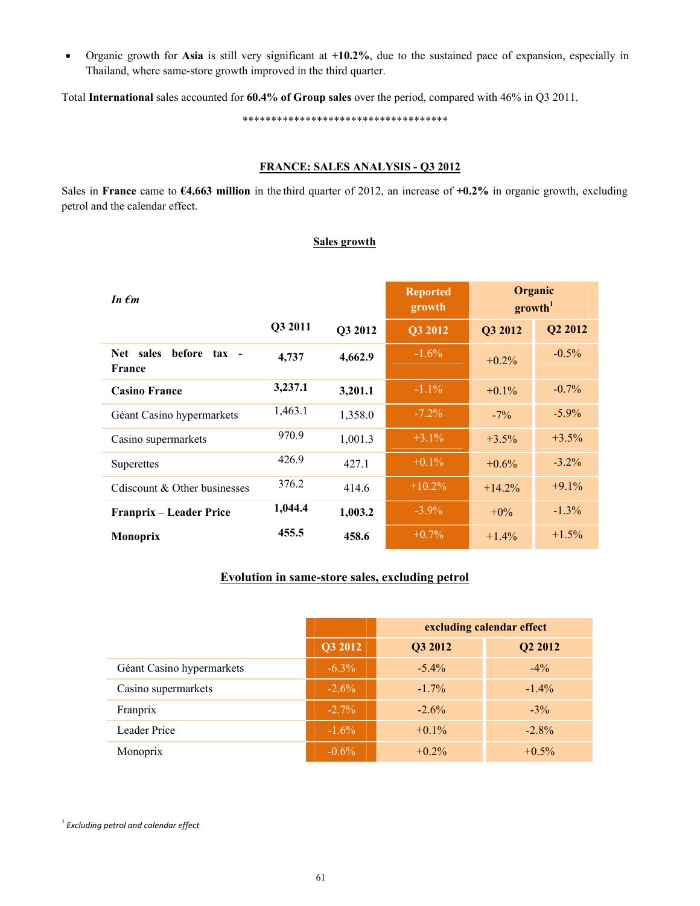- Organic growth for **Asia** is still very significant at **+10.2%**, due to the sustained pace of expansion, especially in Thailand, where same-store growth improved in the third quarter.

Total **International** sales accounted for **60.4% of Group sales** over the period, compared with 46% in Q3 2011.

\*\*\*\*\*\*\*\*\*\*\*\*\*\*\*\*\*\*\*\*\*\*\*\*\*\*\*\*\*\*\*\*\*\*\*\*\*\*\*\*

## FRANCE: SALES ANALYSIS - Q3 2012

Sales in **France** came to **€4,663 million** in the third quarter of 2012, an increase of **+0.2%** in organic growth, excluding petrol and the calendar effect.

### Sales growth

| *In €m* | | | Reported growth | Organic growth[1] | |
|---|---|---|---|---|---|
| | Q3 2011 | Q3 2012 | Q3 2012 | Q3 2012 | Q2 2012 |
| **Net sales before tax - France** | **4,737** | **4,662.9** | -1.6% | +0.2% | -0.5% |
| **Casino France** | **3,237.1** | **3,201.1** | -1.1% | +0.1% | -0.7% |
| Géant Casino hypermarkets | 1,463.1 | 1,358.0 | -7.2% | -7% | -5.9% |
| Casino supermarkets | 970.9 | 1,001.3 | +3.1% | +3.5% | +3.5% |
| Superettes | 426.9 | 427.1 | +0.1% | +0.6% | -3.2% |
| Cdiscount & Other businesses | 376.2 | 414.6 | +10.2% | +14.2% | +9.1% |
| **Franprix – Leader Price** | **1,044.4** | **1,003.2** | -3.9% | +0% | -1.3% |
| **Monoprix** | **455.5** | **458.6** | +0.7% | +1.4% | +1.5% |

### Evolution in same-store sales, excluding petrol

| | | excluding calendar effect | |
|---|---|---|---|
| | Q3 2012 | Q3 2012 | Q2 2012 |
| Géant Casino hypermarkets | -6.3% | -5.4% | -4% |
| Casino supermarkets | -2.6% | -1.7% | -1.4% |
| Franprix | -2.7% | -2.6% | -3% |
| Leader Price | -1.6% | +0.1% | -2.8% |
| Monoprix | -0.6% | +0.2% | +0.5% |

[1] *Excluding petrol and calendar effect*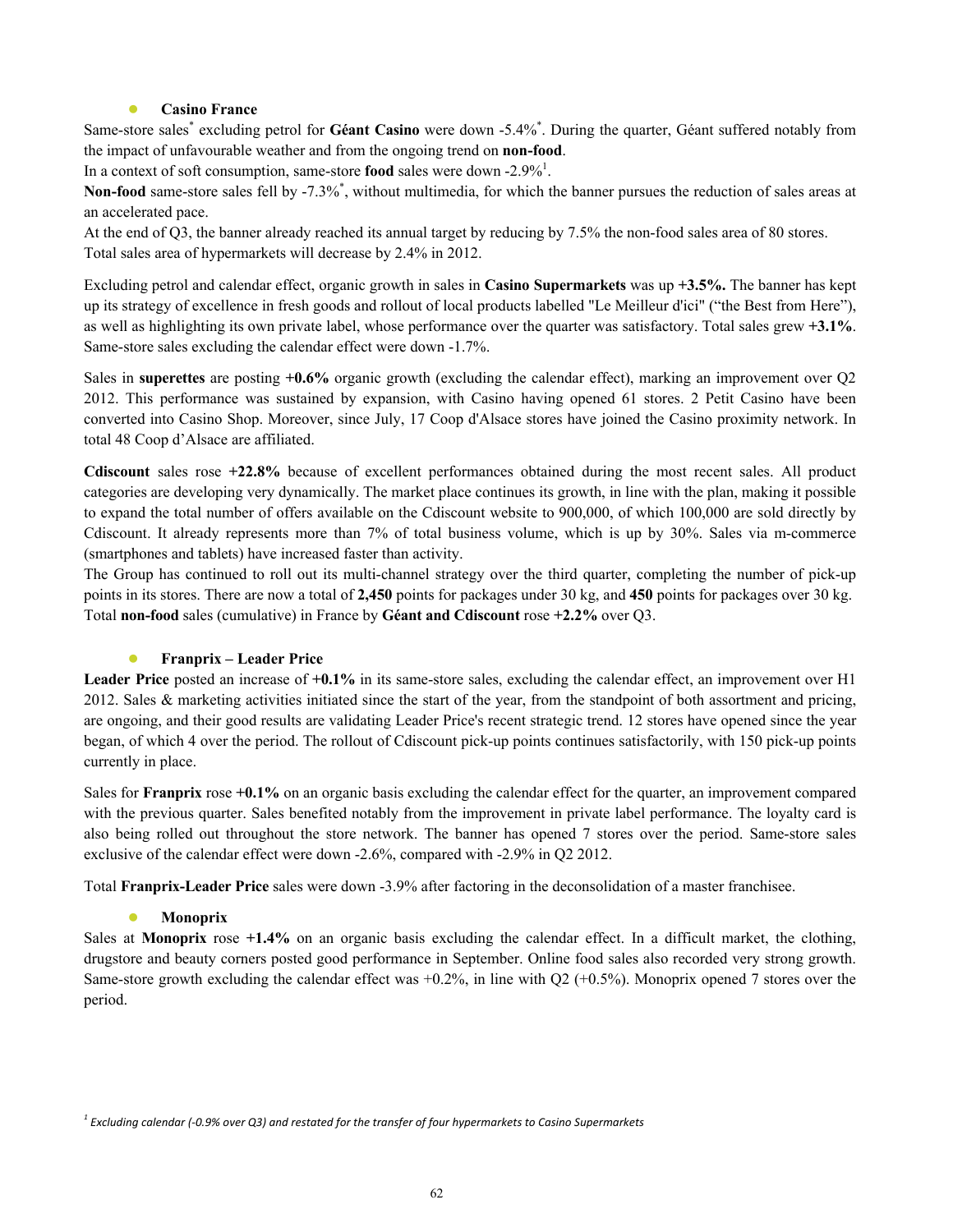- **Casino France**

Same-store sales[*] excluding petrol for **Géant Casino** were down -5.4%[*]. During the quarter, Géant suffered notably from the impact of unfavourable weather and from the ongoing trend on **non-food**.

In a context of soft consumption, same-store **food** sales were down -2.9%[1].

**Non-food** same-store sales fell by -7.3%[*], without multimedia, for which the banner pursues the reduction of sales areas at an accelerated pace.

At the end of Q3, the banner already reached its annual target by reducing by 7.5% the non-food sales area of 80 stores. Total sales area of hypermarkets will decrease by 2.4% in 2012.

Excluding petrol and calendar effect, organic growth in sales in **Casino Supermarkets** was up **+3.5%.** The banner has kept up its strategy of excellence in fresh goods and rollout of local products labelled "Le Meilleur d'ici" ("the Best from Here"), as well as highlighting its own private label, whose performance over the quarter was satisfactory. Total sales grew **+3.1%**. Same-store sales excluding the calendar effect were down -1.7%.

Sales in **superettes** are posting **+0.6%** organic growth (excluding the calendar effect), marking an improvement over Q2 2012. This performance was sustained by expansion, with Casino having opened 61 stores. 2 Petit Casino have been converted into Casino Shop. Moreover, since July, 17 Coop d'Alsace stores have joined the Casino proximity network. In total 48 Coop d'Alsace are affiliated.

**Cdiscount** sales rose **+22.8%** because of excellent performances obtained during the most recent sales. All product categories are developing very dynamically. The market place continues its growth, in line with the plan, making it possible to expand the total number of offers available on the Cdiscount website to 900,000, of which 100,000 are sold directly by Cdiscount. It already represents more than 7% of total business volume, which is up by 30%. Sales via m-commerce (smartphones and tablets) have increased faster than activity.

The Group has continued to roll out its multi-channel strategy over the third quarter, completing the number of pick-up points in its stores. There are now a total of **2,450** points for packages under 30 kg, and **450** points for packages over 30 kg. Total **non-food** sales (cumulative) in France by **Géant and Cdiscount** rose **+2.2%** over Q3.

- **Franprix – Leader Price**

**Leader Price** posted an increase of **+0.1%** in its same-store sales, excluding the calendar effect, an improvement over H1 2012. Sales & marketing activities initiated since the start of the year, from the standpoint of both assortment and pricing, are ongoing, and their good results are validating Leader Price's recent strategic trend. 12 stores have opened since the year began, of which 4 over the period. The rollout of Cdiscount pick-up points continues satisfactorily, with 150 pick-up points currently in place.

Sales for **Franprix** rose **+0.1%** on an organic basis excluding the calendar effect for the quarter, an improvement compared with the previous quarter. Sales benefited notably from the improvement in private label performance. The loyalty card is also being rolled out throughout the store network. The banner has opened 7 stores over the period. Same-store sales exclusive of the calendar effect were down -2.6%, compared with -2.9% in Q2 2012.

Total **Franprix-Leader Price** sales were down -3.9% after factoring in the deconsolidation of a master franchisee.

- **Monoprix**

Sales at **Monoprix** rose **+1.4%** on an organic basis excluding the calendar effect. In a difficult market, the clothing, drugstore and beauty corners posted good performance in September. Online food sales also recorded very strong growth. Same-store growth excluding the calendar effect was +0.2%, in line with Q2 (+0.5%). Monoprix opened 7 stores over the period.

[1] *Excluding calendar (-0.9% over Q3) and restated for the transfer of four hypermarkets to Casino Supermarkets*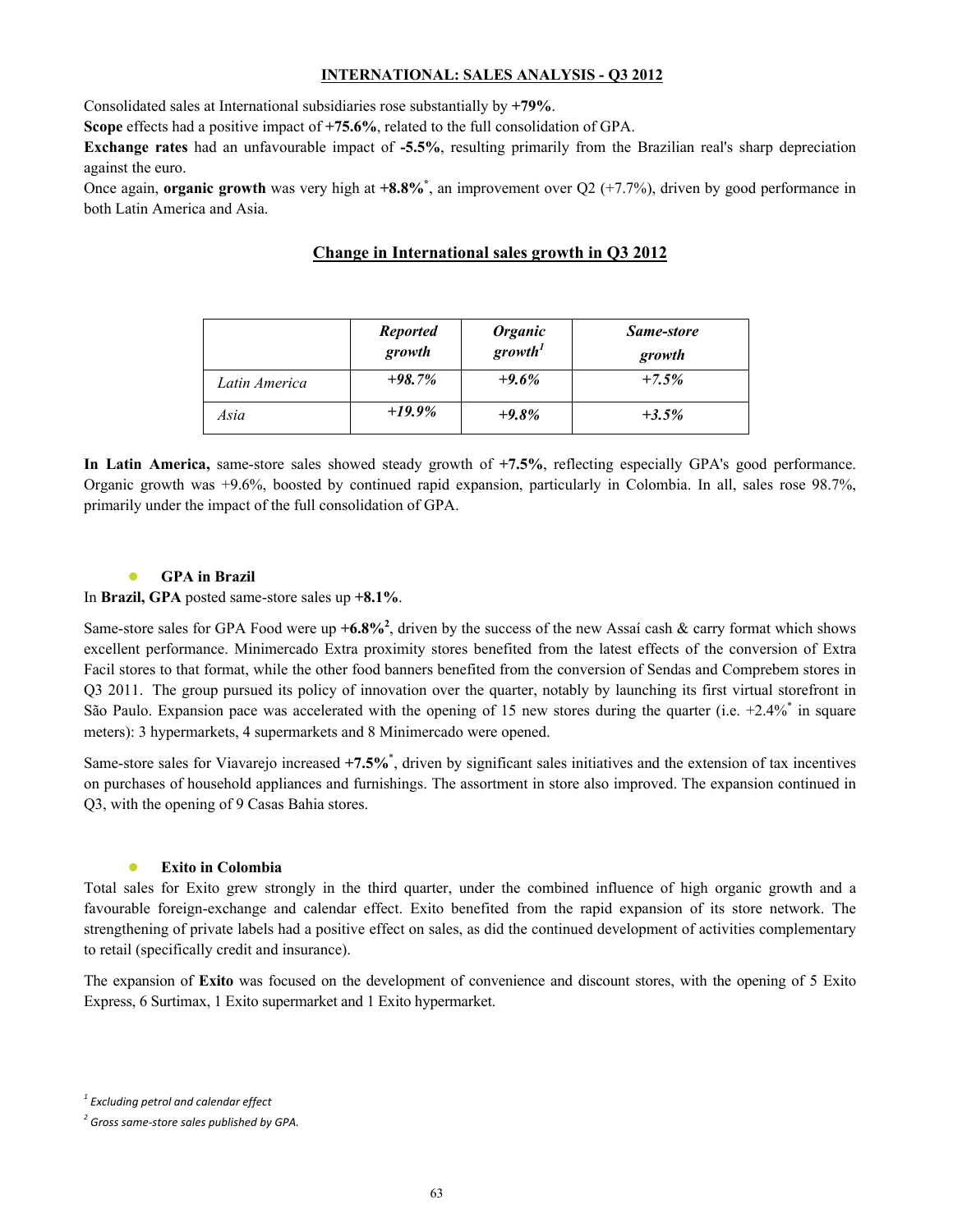## INTERNATIONAL: SALES ANALYSIS - Q3 2012

Consolidated sales at International subsidiaries rose substantially by **+79%**.

**Scope** effects had a positive impact of **+75.6%**, related to the full consolidation of GPA.

**Exchange rates** had an unfavourable impact of **-5.5%**, resulting primarily from the Brazilian real's sharp depreciation against the euro.

Once again, **organic growth** was very high at **+8.8%***, an improvement over Q2 (+7.7%), driven by good performance in both Latin America and Asia.

### Change in International sales growth in Q3 2012

| | *Reported growth* | *Organic growth*[1] | *Same-store growth* |
|---|---|---|---|
| *Latin America* | *+98.7%* | *+9.6%* | *+7.5%* |
| *Asia* | *+19.9%* | *+9.8%* | *+3.5%* |

**In Latin America,** same-store sales showed steady growth of **+7.5%**, reflecting especially GPA's good performance. Organic growth was +9.6%, boosted by continued rapid expansion, particularly in Colombia. In all, sales rose 98.7%, primarily under the impact of the full consolidation of GPA.

- **GPA in Brazil**

In **Brazil, GPA** posted same-store sales up **+8.1%**.

Same-store sales for GPA Food were up **+6.8%**[2], driven by the success of the new Assaí cash & carry format which shows excellent performance. Minimercado Extra proximity stores benefited from the latest effects of the conversion of Extra Facil stores to that format, while the other food banners benefited from the conversion of Sendas and Comprebem stores in Q3 2011. The group pursued its policy of innovation over the quarter, notably by launching its first virtual storefront in São Paulo. Expansion pace was accelerated with the opening of 15 new stores during the quarter (i.e. +2.4%* in square meters): 3 hypermarkets, 4 supermarkets and 8 Minimercado were opened.

Same-store sales for Viavarejo increased **+7.5%***, driven by significant sales initiatives and the extension of tax incentives on purchases of household appliances and furnishings. The assortment in store also improved. The expansion continued in Q3, with the opening of 9 Casas Bahia stores.

- **Exito in Colombia**

Total sales for Exito grew strongly in the third quarter, under the combined influence of high organic growth and a favourable foreign-exchange and calendar effect. Exito benefited from the rapid expansion of its store network. The strengthening of private labels had a positive effect on sales, as did the continued development of activities complementary to retail (specifically credit and insurance).

The expansion of **Exito** was focused on the development of convenience and discount stores, with the opening of 5 Exito Express, 6 Surtimax, 1 Exito supermarket and 1 Exito hypermarket.

---

[1] *Excluding petrol and calendar effect*

[2] *Gross same-store sales published by GPA.*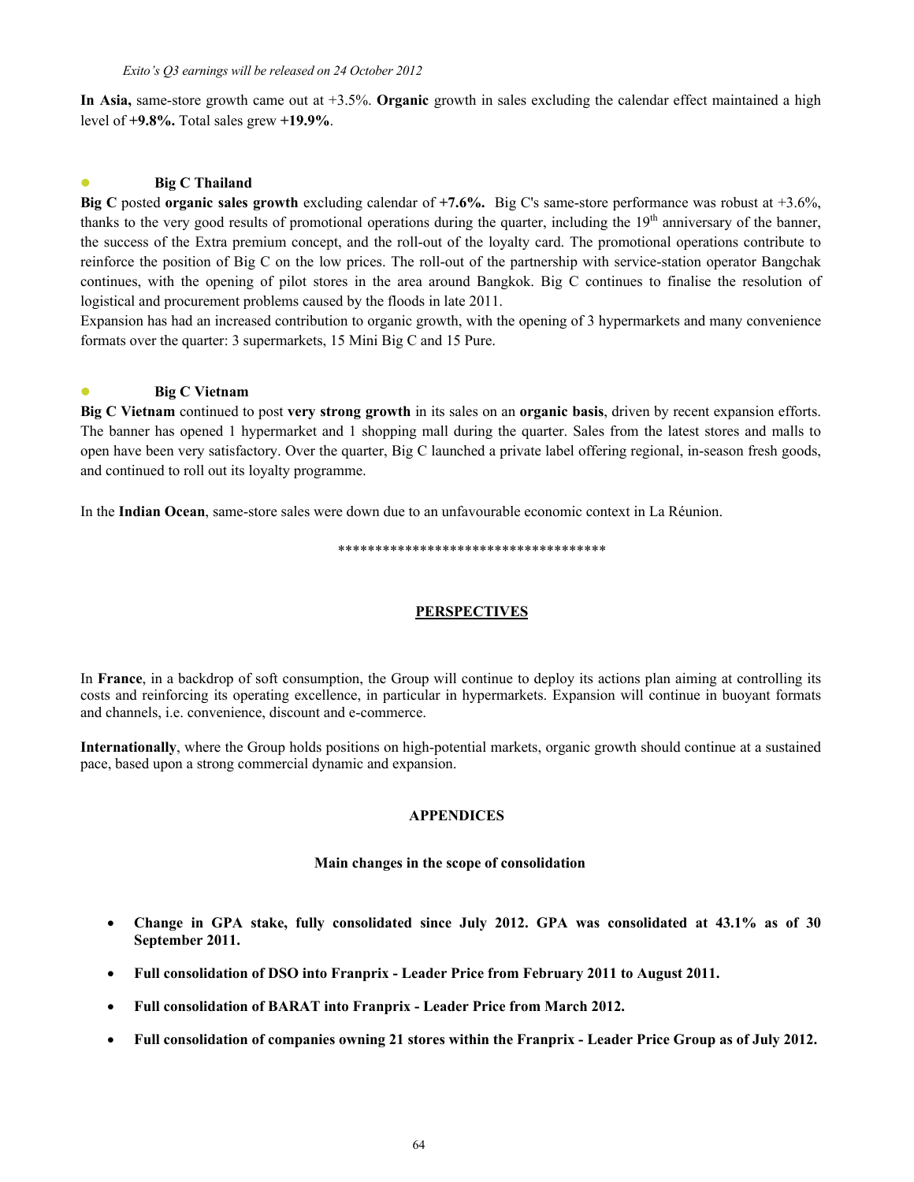*Exito's Q3 earnings will be released on 24 October 2012*

**In Asia,** same-store growth came out at +3.5%. **Organic** growth in sales excluding the calendar effect maintained a high level of **+9.8%.** Total sales grew **+19.9%**.

- **Big C Thailand**

**Big C** posted **organic sales growth** excluding calendar of **+7.6%.** Big C's same-store performance was robust at +3.6%, thanks to the very good results of promotional operations during the quarter, including the 19th anniversary of the banner, the success of the Extra premium concept, and the roll-out of the loyalty card. The promotional operations contribute to reinforce the position of Big C on the low prices. The roll-out of the partnership with service-station operator Bangchak continues, with the opening of pilot stores in the area around Bangkok. Big C continues to finalise the resolution of logistical and procurement problems caused by the floods in late 2011.

Expansion has had an increased contribution to organic growth, with the opening of 3 hypermarkets and many convenience formats over the quarter: 3 supermarkets, 15 Mini Big C and 15 Pure.

- **Big C Vietnam**

**Big C Vietnam** continued to post **very strong growth** in its sales on an **organic basis**, driven by recent expansion efforts. The banner has opened 1 hypermarket and 1 shopping mall during the quarter. Sales from the latest stores and malls to open have been very satisfactory. Over the quarter, Big C launched a private label offering regional, in-season fresh goods, and continued to roll out its loyalty programme.

In the **Indian Ocean**, same-store sales were down due to an unfavourable economic context in La Réunion.

************************************

## PERSPECTIVES

In **France**, in a backdrop of soft consumption, the Group will continue to deploy its actions plan aiming at controlling its costs and reinforcing its operating excellence, in particular in hypermarkets. Expansion will continue in buoyant formats and channels, i.e. convenience, discount and e-commerce.

**Internationally**, where the Group holds positions on high-potential markets, organic growth should continue at a sustained pace, based upon a strong commercial dynamic and expansion.

## APPENDICES

### Main changes in the scope of consolidation

- **Change in GPA stake, fully consolidated since July 2012. GPA was consolidated at 43.1% as of 30 September 2011.**
- **Full consolidation of DSO into Franprix - Leader Price from February 2011 to August 2011.**
- **Full consolidation of BARAT into Franprix - Leader Price from March 2012.**
- **Full consolidation of companies owning 21 stores within the Franprix - Leader Price Group as of July 2012.**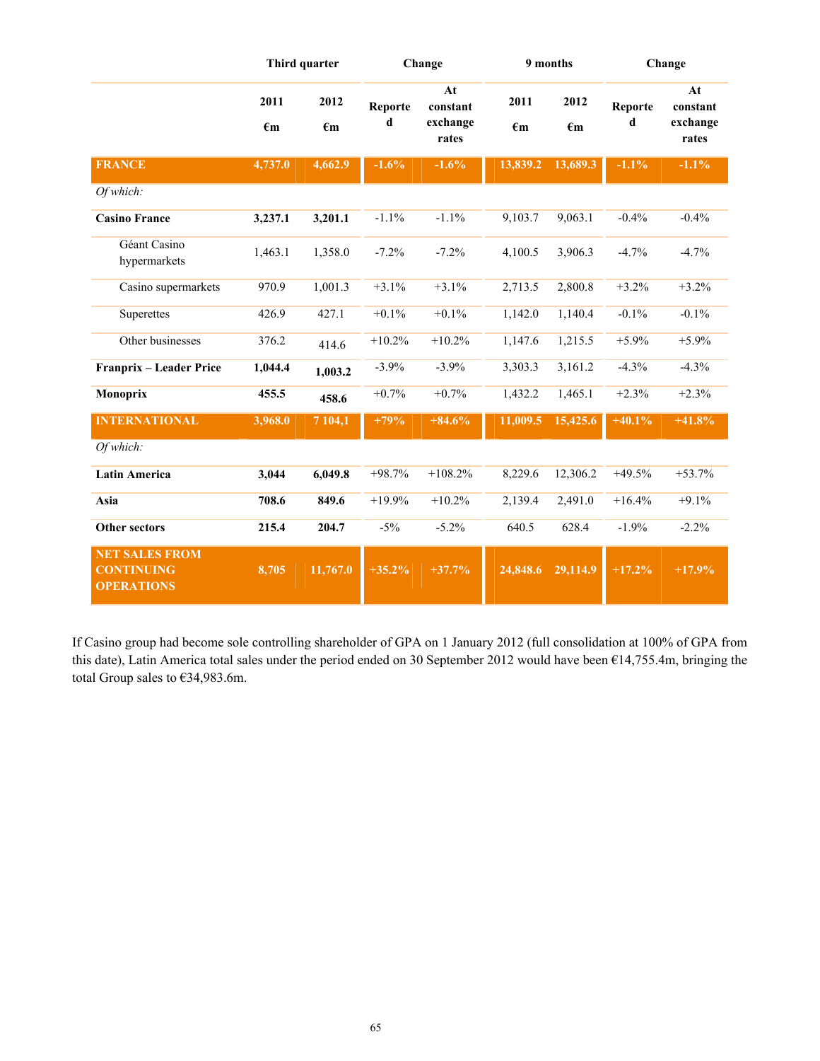| | Third quarter | | Change | | 9 months | | Change | |
|---|---|---|---|---|---|---|---|---|
| | 2011 €m | 2012 €m | Reported | At constant exchange rates | 2011 €m | 2012 €m | Reported | At constant exchange rates |
| **FRANCE** | **4,737.0** | **4,662.9** | **-1.6%** | **-1.6%** | **13,839.2** | **13,689.3** | **-1.1%** | **-1.1%** |
| *Of which:* | | | | | | | | |
| **Casino France** | **3,237.1** | **3,201.1** | -1.1% | -1.1% | 9,103.7 | 9,063.1 | -0.4% | -0.4% |
| Géant Casino hypermarkets | 1,463.1 | 1,358.0 | -7.2% | -7.2% | 4,100.5 | 3,906.3 | -4.7% | -4.7% |
| Casino supermarkets | 970.9 | 1,001.3 | +3.1% | +3.1% | 2,713.5 | 2,800.8 | +3.2% | +3.2% |
| Superettes | 426.9 | 427.1 | +0.1% | +0.1% | 1,142.0 | 1,140.4 | -0.1% | -0.1% |
| Other businesses | 376.2 | 414.6 | +10.2% | +10.2% | 1,147.6 | 1,215.5 | +5.9% | +5.9% |
| **Franprix – Leader Price** | **1,044.4** | **1,003.2** | -3.9% | -3.9% | 3,303.3 | 3,161.2 | -4.3% | -4.3% |
| **Monoprix** | **455.5** | **458.6** | +0.7% | +0.7% | 1,432.2 | 1,465.1 | +2.3% | +2.3% |
| **INTERNATIONAL** | **3,968.0** | **7 104,1** | **+79%** | **+84.6%** | **11,009.5** | **15,425.6** | **+40.1%** | **+41.8%** |
| *Of which:* | | | | | | | | |
| **Latin America** | **3,044** | **6,049.8** | +98.7% | +108.2% | 8,229.6 | 12,306.2 | +49.5% | +53.7% |
| **Asia** | **708.6** | **849.6** | +19.9% | +10.2% | 2,139.4 | 2,491.0 | +16.4% | +9.1% |
| **Other sectors** | **215.4** | **204.7** | -5% | -5.2% | 640.5 | 628.4 | -1.9% | -2.2% |
| **NET SALES FROM CONTINUING OPERATIONS** | **8,705** | **11,767.0** | **+35.2%** | **+37.7%** | **24,848.6** | **29,114.9** | **+17.2%** | **+17.9%** |

If Casino group had become sole controlling shareholder of GPA on 1 January 2012 (full consolidation at 100% of GPA from this date), Latin America total sales under the period ended on 30 September 2012 would have been €14,755.4m, bringing the total Group sales to €34,983.6m.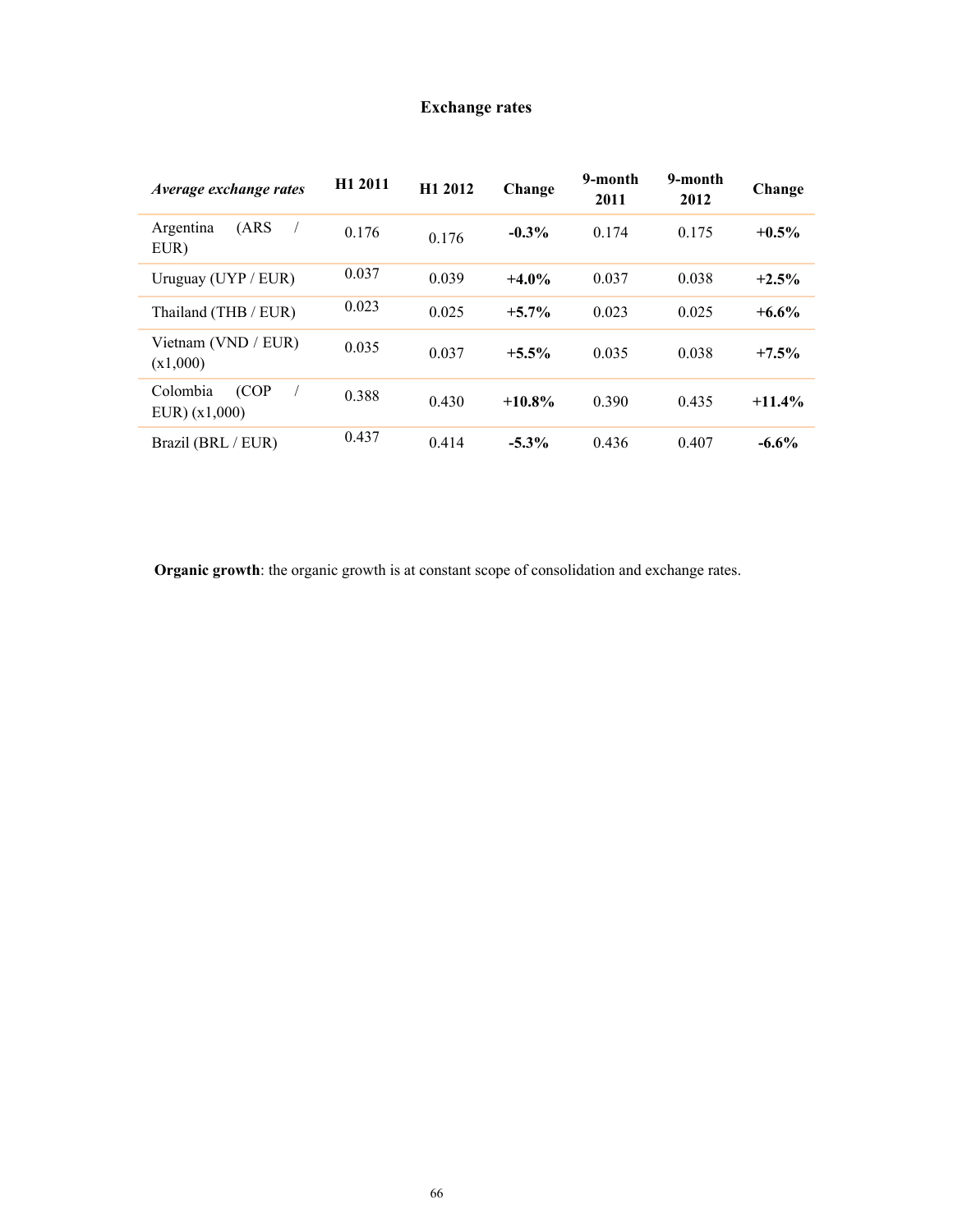## Exchange rates

| *Average exchange rates* | H1 2011 | H1 2012 | Change | 9-month 2011 | 9-month 2012 | Change |
|---|---|---|---|---|---|---|
| Argentina (ARS / EUR) | 0.176 | 0.176 | **-0.3%** | 0.174 | 0.175 | **+0.5%** |
| Uruguay (UYP / EUR) | 0.037 | 0.039 | **+4.0%** | 0.037 | 0.038 | **+2.5%** |
| Thailand (THB / EUR) | 0.023 | 0.025 | **+5.7%** | 0.023 | 0.025 | **+6.6%** |
| Vietnam (VND / EUR) (x1,000) | 0.035 | 0.037 | **+5.5%** | 0.035 | 0.038 | **+7.5%** |
| Colombia (COP / EUR) (x1,000) | 0.388 | 0.430 | **+10.8%** | 0.390 | 0.435 | **+11.4%** |
| Brazil (BRL / EUR) | 0.437 | 0.414 | **-5.3%** | 0.436 | 0.407 | **-6.6%** |

**Organic growth**: the organic growth is at constant scope of consolidation and exchange rates.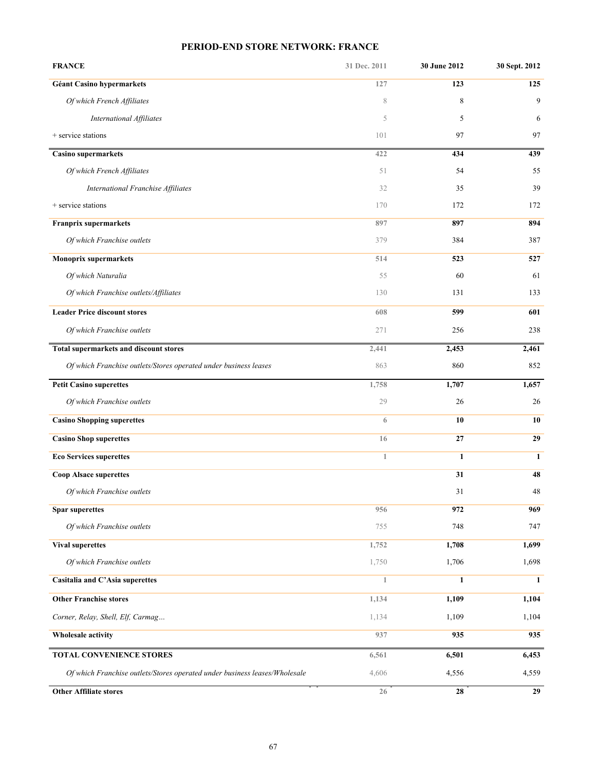# PERIOD-END STORE NETWORK: FRANCE

| FRANCE | 31 Dec. 2011 | 30 June 2012 | 30 Sept. 2012 |
|---|---|---|---|
| **Géant Casino hypermarkets** | **127** | **123** | **125** |
| *Of which French Affiliates* | 8 | 8 | 9 |
| *International Affiliates* | 5 | 5 | 6 |
| + service stations | 101 | 97 | 97 |
| **Casino supermarkets** | **422** | **434** | **439** |
| *Of which French Affiliates* | 51 | 54 | 55 |
| *International Franchise Affiliates* | 32 | 35 | 39 |
| + service stations | 170 | 172 | 172 |
| **Franprix supermarkets** | **897** | **897** | **894** |
| *Of which Franchise outlets* | 379 | 384 | 387 |
| **Monoprix supermarkets** | **514** | **523** | **527** |
| *Of which Naturalia* | 55 | 60 | 61 |
| *Of which Franchise outlets/Affiliates* | 130 | 131 | 133 |
| **Leader Price discount stores** | **608** | **599** | **601** |
| *Of which Franchise outlets* | 271 | 256 | 238 |
| **Total supermarkets and discount stores** | **2,441** | **2,453** | **2,461** |
| *Of which Franchise outlets/Stores operated under business leases* | 863 | 860 | 852 |
| **Petit Casino superettes** | **1,758** | **1,707** | **1,657** |
| *Of which Franchise outlets* | 29 | 26 | 26 |
| **Casino Shopping superettes** | **6** | **10** | **10** |
| **Casino Shop superettes** | **16** | **27** | **29** |
| **Eco Services superettes** | **1** | **1** | **1** |
| **Coop Alsace superettes** | | **31** | **48** |
| *Of which Franchise outlets* | | 31 | 48 |
| **Spar superettes** | **956** | **972** | **969** |
| *Of which Franchise outlets* | 755 | 748 | 747 |
| **Vival superettes** | **1,752** | **1,708** | **1,699** |
| *Of which Franchise outlets* | 1,750 | 1,706 | 1,698 |
| **Casitalia and C'Asia superettes** | **1** | **1** | **1** |
| **Other Franchise stores** | **1,134** | **1,109** | **1,104** |
| *Corner, Relay, Shell, Elf, Carmag…* | 1,134 | 1,109 | 1,104 |
| **Wholesale activity** | **937** | **935** | **935** |
| **TOTAL CONVENIENCE STORES** | **6,561** | **6,501** | **6,453** |
| *Of which Franchise outlets/Stores operated under business leases/Wholesale* | 4,606 | 4,556 | 4,559 |
| **Other Affiliate stores** | **26** | **28** | **29** |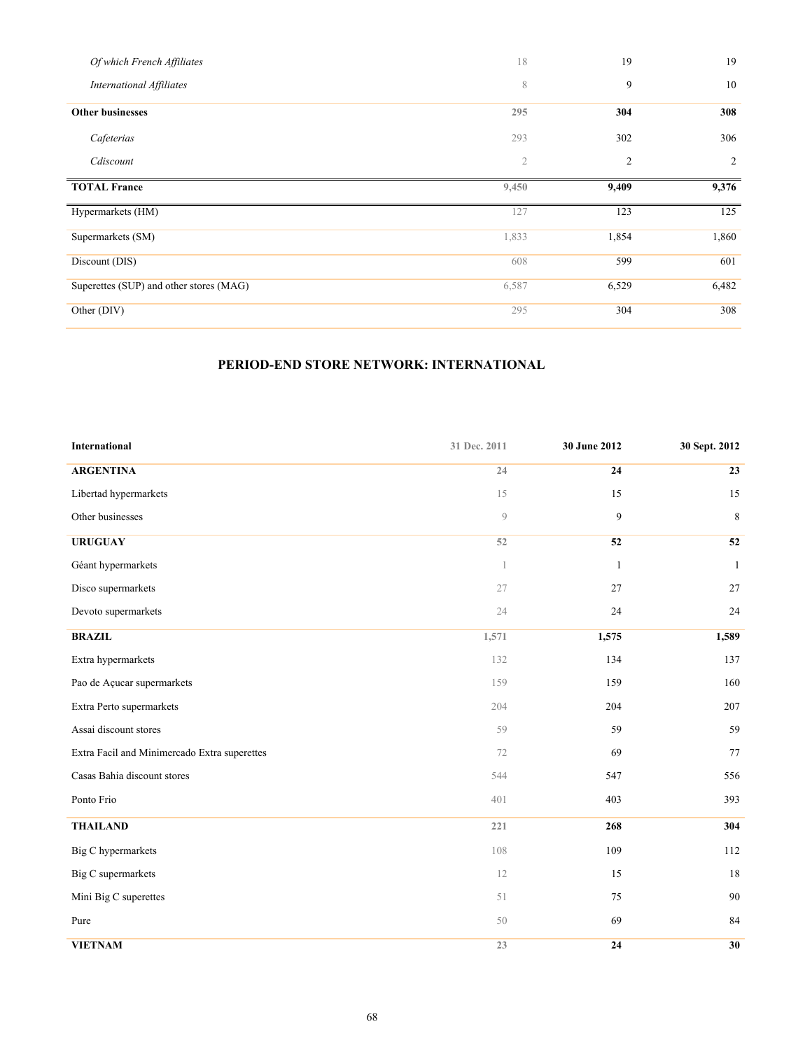| | | | |
|---|---|---|---|
| *Of which French Affiliates* | 18 | 19 | 19 |
| *International Affiliates* | 8 | 9 | 10 |
| **Other businesses** | **295** | **304** | **308** |
| *Cafeterias* | 293 | 302 | 306 |
| *Cdiscount* | 2 | 2 | 2 |
| **TOTAL France** | **9,450** | **9,409** | **9,376** |
| Hypermarkets (HM) | 127 | 123 | 125 |
| Supermarkets (SM) | 1,833 | 1,854 | 1,860 |
| Discount (DIS) | 608 | 599 | 601 |
| Superettes (SUP) and other stores (MAG) | 6,587 | 6,529 | 6,482 |
| Other (DIV) | 295 | 304 | 308 |

## PERIOD-END STORE NETWORK: INTERNATIONAL

| International | 31 Dec. 2011 | 30 June 2012 | 30 Sept. 2012 |
|---|---|---|---|
| **ARGENTINA** | **24** | **24** | **23** |
| Libertad hypermarkets | 15 | 15 | 15 |
| Other businesses | 9 | 9 | 8 |
| **URUGUAY** | **52** | **52** | **52** |
| Géant hypermarkets | 1 | 1 | 1 |
| Disco supermarkets | 27 | 27 | 27 |
| Devoto supermarkets | 24 | 24 | 24 |
| **BRAZIL** | **1,571** | **1,575** | **1,589** |
| Extra hypermarkets | 132 | 134 | 137 |
| Pao de Açucar supermarkets | 159 | 159 | 160 |
| Extra Perto supermarkets | 204 | 204 | 207 |
| Assai discount stores | 59 | 59 | 59 |
| Extra Facil and Minimercado Extra superettes | 72 | 69 | 77 |
| Casas Bahia discount stores | 544 | 547 | 556 |
| Ponto Frio | 401 | 403 | 393 |
| **THAILAND** | **221** | **268** | **304** |
| Big C hypermarkets | 108 | 109 | 112 |
| Big C supermarkets | 12 | 15 | 18 |
| Mini Big C superettes | 51 | 75 | 90 |
| Pure | 50 | 69 | 84 |
| **VIETNAM** | **23** | **24** | **30** |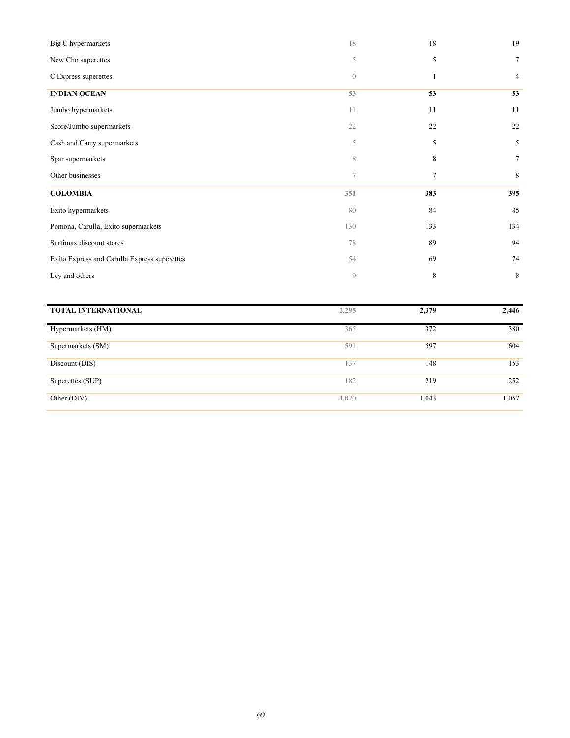| | | | |
|---|---|---|---|
| Big C hypermarkets | 18 | 18 | 19 |
| New Cho superettes | 5 | 5 | 7 |
| C Express superettes | 0 | 1 | 4 |
| **INDIAN OCEAN** | **53** | **53** | **53** |
| Jumbo hypermarkets | 11 | 11 | 11 |
| Score/Jumbo supermarkets | 22 | 22 | 22 |
| Cash and Carry supermarkets | 5 | 5 | 5 |
| Spar supermarkets | 8 | 8 | 7 |
| Other businesses | 7 | 7 | 8 |
| **COLOMBIA** | **351** | **383** | **395** |
| Exito hypermarkets | 80 | 84 | 85 |
| Pomona, Carulla, Exito supermarkets | 130 | 133 | 134 |
| Surtimax discount stores | 78 | 89 | 94 |
| Exito Express and Carulla Express superettes | 54 | 69 | 74 |
| Ley and others | 9 | 8 | 8 |

| | | | |
|---|---|---|---|
| **TOTAL INTERNATIONAL** | **2,295** | **2,379** | **2,446** |
| Hypermarkets (HM) | 365 | 372 | 380 |
| Supermarkets (SM) | 591 | 597 | 604 |
| Discount (DIS) | 137 | 148 | 153 |
| Superettes (SUP) | 182 | 219 | 252 |
| Other (DIV) | 1,020 | 1,043 | 1,057 |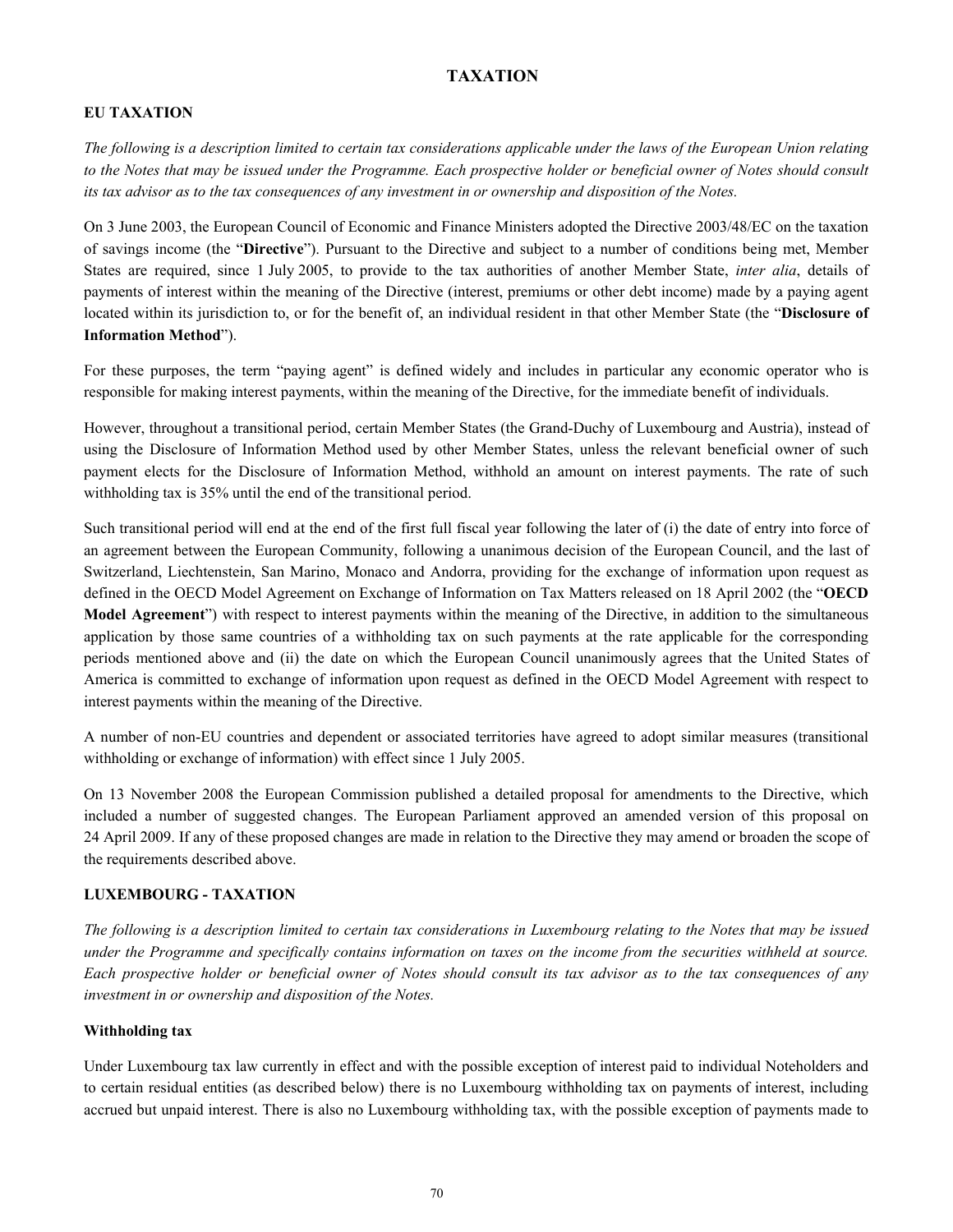# TAXATION

## EU TAXATION

*The following is a description limited to certain tax considerations applicable under the laws of the European Union relating to the Notes that may be issued under the Programme. Each prospective holder or beneficial owner of Notes should consult its tax advisor as to the tax consequences of any investment in or ownership and disposition of the Notes.*

On 3 June 2003, the European Council of Economic and Finance Ministers adopted the Directive 2003/48/EC on the taxation of savings income (the "**Directive**"). Pursuant to the Directive and subject to a number of conditions being met, Member States are required, since 1 July 2005, to provide to the tax authorities of another Member State, *inter alia*, details of payments of interest within the meaning of the Directive (interest, premiums or other debt income) made by a paying agent located within its jurisdiction to, or for the benefit of, an individual resident in that other Member State (the "**Disclosure of Information Method**").

For these purposes, the term "paying agent" is defined widely and includes in particular any economic operator who is responsible for making interest payments, within the meaning of the Directive, for the immediate benefit of individuals.

However, throughout a transitional period, certain Member States (the Grand-Duchy of Luxembourg and Austria), instead of using the Disclosure of Information Method used by other Member States, unless the relevant beneficial owner of such payment elects for the Disclosure of Information Method, withhold an amount on interest payments. The rate of such withholding tax is 35% until the end of the transitional period.

Such transitional period will end at the end of the first full fiscal year following the later of (i) the date of entry into force of an agreement between the European Community, following a unanimous decision of the European Council, and the last of Switzerland, Liechtenstein, San Marino, Monaco and Andorra, providing for the exchange of information upon request as defined in the OECD Model Agreement on Exchange of Information on Tax Matters released on 18 April 2002 (the "**OECD Model Agreement**") with respect to interest payments within the meaning of the Directive, in addition to the simultaneous application by those same countries of a withholding tax on such payments at the rate applicable for the corresponding periods mentioned above and (ii) the date on which the European Council unanimously agrees that the United States of America is committed to exchange of information upon request as defined in the OECD Model Agreement with respect to interest payments within the meaning of the Directive.

A number of non-EU countries and dependent or associated territories have agreed to adopt similar measures (transitional withholding or exchange of information) with effect since 1 July 2005.

On 13 November 2008 the European Commission published a detailed proposal for amendments to the Directive, which included a number of suggested changes. The European Parliament approved an amended version of this proposal on 24 April 2009. If any of these proposed changes are made in relation to the Directive they may amend or broaden the scope of the requirements described above.

## LUXEMBOURG - TAXATION

*The following is a description limited to certain tax considerations in Luxembourg relating to the Notes that may be issued under the Programme and specifically contains information on taxes on the income from the securities withheld at source. Each prospective holder or beneficial owner of Notes should consult its tax advisor as to the tax consequences of any investment in or ownership and disposition of the Notes.*

### Withholding tax

Under Luxembourg tax law currently in effect and with the possible exception of interest paid to individual Noteholders and to certain residual entities (as described below) there is no Luxembourg withholding tax on payments of interest, including accrued but unpaid interest. There is also no Luxembourg withholding tax, with the possible exception of payments made to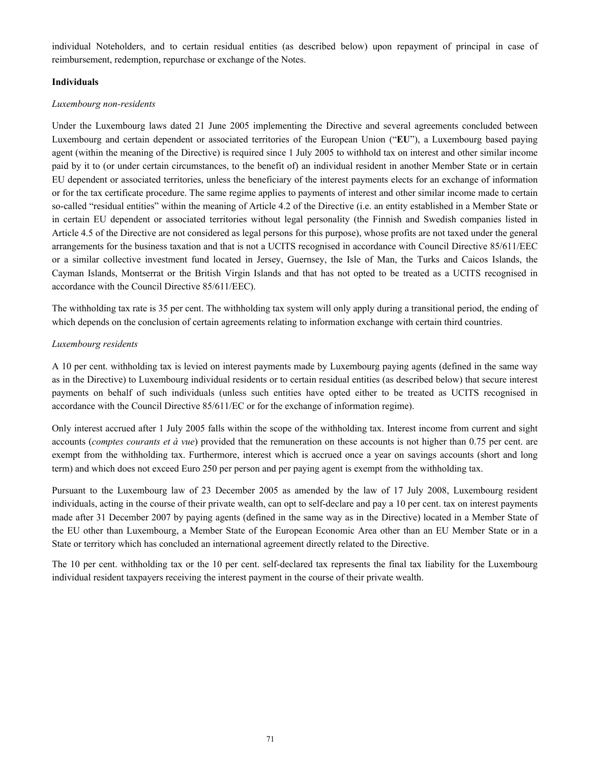individual Noteholders, and to certain residual entities (as described below) upon repayment of principal in case of reimbursement, redemption, repurchase or exchange of the Notes.

**Individuals**

*Luxembourg non-residents*

Under the Luxembourg laws dated 21 June 2005 implementing the Directive and several agreements concluded between Luxembourg and certain dependent or associated territories of the European Union ("**EU**"), a Luxembourg based paying agent (within the meaning of the Directive) is required since 1 July 2005 to withhold tax on interest and other similar income paid by it to (or under certain circumstances, to the benefit of) an individual resident in another Member State or in certain EU dependent or associated territories, unless the beneficiary of the interest payments elects for an exchange of information or for the tax certificate procedure. The same regime applies to payments of interest and other similar income made to certain so-called "residual entities" within the meaning of Article 4.2 of the Directive (i.e. an entity established in a Member State or in certain EU dependent or associated territories without legal personality (the Finnish and Swedish companies listed in Article 4.5 of the Directive are not considered as legal persons for this purpose), whose profits are not taxed under the general arrangements for the business taxation and that is not a UCITS recognised in accordance with Council Directive 85/611/EEC or a similar collective investment fund located in Jersey, Guernsey, the Isle of Man, the Turks and Caicos Islands, the Cayman Islands, Montserrat or the British Virgin Islands and that has not opted to be treated as a UCITS recognised in accordance with the Council Directive 85/611/EEC).

The withholding tax rate is 35 per cent. The withholding tax system will only apply during a transitional period, the ending of which depends on the conclusion of certain agreements relating to information exchange with certain third countries.

*Luxembourg residents*

A 10 per cent. withholding tax is levied on interest payments made by Luxembourg paying agents (defined in the same way as in the Directive) to Luxembourg individual residents or to certain residual entities (as described below) that secure interest payments on behalf of such individuals (unless such entities have opted either to be treated as UCITS recognised in accordance with the Council Directive 85/611/EC or for the exchange of information regime).

Only interest accrued after 1 July 2005 falls within the scope of the withholding tax. Interest income from current and sight accounts (*comptes courants et à vue*) provided that the remuneration on these accounts is not higher than 0.75 per cent. are exempt from the withholding tax. Furthermore, interest which is accrued once a year on savings accounts (short and long term) and which does not exceed Euro 250 per person and per paying agent is exempt from the withholding tax.

Pursuant to the Luxembourg law of 23 December 2005 as amended by the law of 17 July 2008, Luxembourg resident individuals, acting in the course of their private wealth, can opt to self-declare and pay a 10 per cent. tax on interest payments made after 31 December 2007 by paying agents (defined in the same way as in the Directive) located in a Member State of the EU other than Luxembourg, a Member State of the European Economic Area other than an EU Member State or in a State or territory which has concluded an international agreement directly related to the Directive.

The 10 per cent. withholding tax or the 10 per cent. self-declared tax represents the final tax liability for the Luxembourg individual resident taxpayers receiving the interest payment in the course of their private wealth.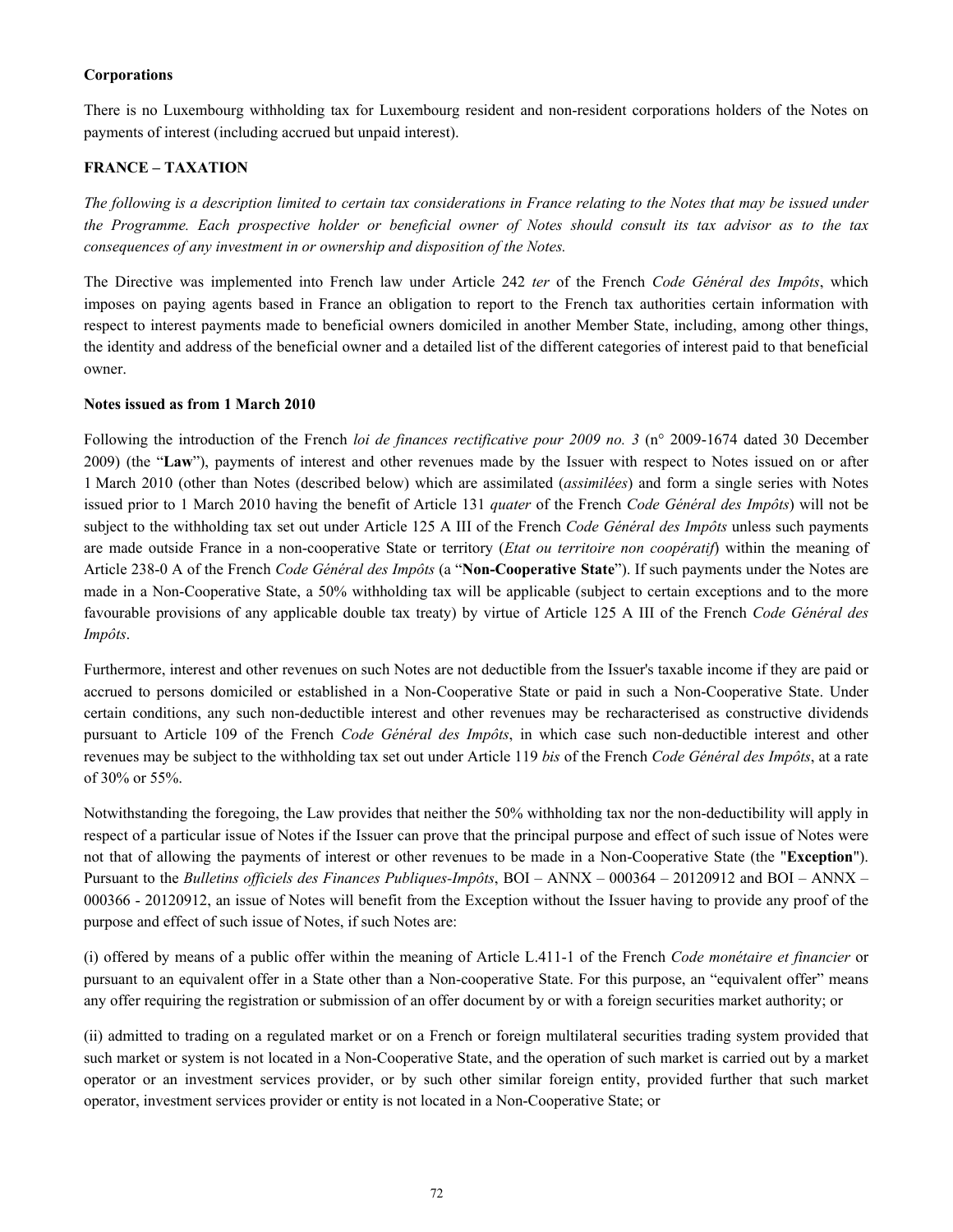**Corporations**

There is no Luxembourg withholding tax for Luxembourg resident and non-resident corporations holders of the Notes on payments of interest (including accrued but unpaid interest).

## FRANCE – TAXATION

*The following is a description limited to certain tax considerations in France relating to the Notes that may be issued under the Programme. Each prospective holder or beneficial owner of Notes should consult its tax advisor as to the tax consequences of any investment in or ownership and disposition of the Notes.*

The Directive was implemented into French law under Article 242 *ter* of the French *Code Général des Impôts*, which imposes on paying agents based in France an obligation to report to the French tax authorities certain information with respect to interest payments made to beneficial owners domiciled in another Member State, including, among other things, the identity and address of the beneficial owner and a detailed list of the different categories of interest paid to that beneficial owner.

**Notes issued as from 1 March 2010**

Following the introduction of the French *loi de finances rectificative pour 2009 no. 3* (n° 2009-1674 dated 30 December 2009) (the "**Law**"), payments of interest and other revenues made by the Issuer with respect to Notes issued on or after 1 March 2010 (other than Notes (described below) which are assimilated (*assimilées*) and form a single series with Notes issued prior to 1 March 2010 having the benefit of Article 131 *quater* of the French *Code Général des Impôts*) will not be subject to the withholding tax set out under Article 125 A III of the French *Code Général des Impôts* unless such payments are made outside France in a non-cooperative State or territory (*Etat ou territoire non coopératif*) within the meaning of Article 238-0 A of the French *Code Général des Impôts* (a "**Non-Cooperative State**"). If such payments under the Notes are made in a Non-Cooperative State, a 50% withholding tax will be applicable (subject to certain exceptions and to the more favourable provisions of any applicable double tax treaty) by virtue of Article 125 A III of the French *Code Général des Impôts*.

Furthermore, interest and other revenues on such Notes are not deductible from the Issuer's taxable income if they are paid or accrued to persons domiciled or established in a Non-Cooperative State or paid in such a Non-Cooperative State. Under certain conditions, any such non-deductible interest and other revenues may be recharacterised as constructive dividends pursuant to Article 109 of the French *Code Général des Impôts*, in which case such non-deductible interest and other revenues may be subject to the withholding tax set out under Article 119 *bis* of the French *Code Général des Impôts*, at a rate of 30% or 55%.

Notwithstanding the foregoing, the Law provides that neither the 50% withholding tax nor the non-deductibility will apply in respect of a particular issue of Notes if the Issuer can prove that the principal purpose and effect of such issue of Notes were not that of allowing the payments of interest or other revenues to be made in a Non-Cooperative State (the "**Exception**"). Pursuant to the *Bulletins officiels des Finances Publiques-Impôts*, BOI – ANNX – 000364 – 20120912 and BOI – ANNX – 000366 - 20120912, an issue of Notes will benefit from the Exception without the Issuer having to provide any proof of the purpose and effect of such issue of Notes, if such Notes are:

(i) offered by means of a public offer within the meaning of Article L.411-1 of the French *Code monétaire et financier* or pursuant to an equivalent offer in a State other than a Non-cooperative State. For this purpose, an "equivalent offer" means any offer requiring the registration or submission of an offer document by or with a foreign securities market authority; or

(ii) admitted to trading on a regulated market or on a French or foreign multilateral securities trading system provided that such market or system is not located in a Non-Cooperative State, and the operation of such market is carried out by a market operator or an investment services provider, or by such other similar foreign entity, provided further that such market operator, investment services provider or entity is not located in a Non-Cooperative State; or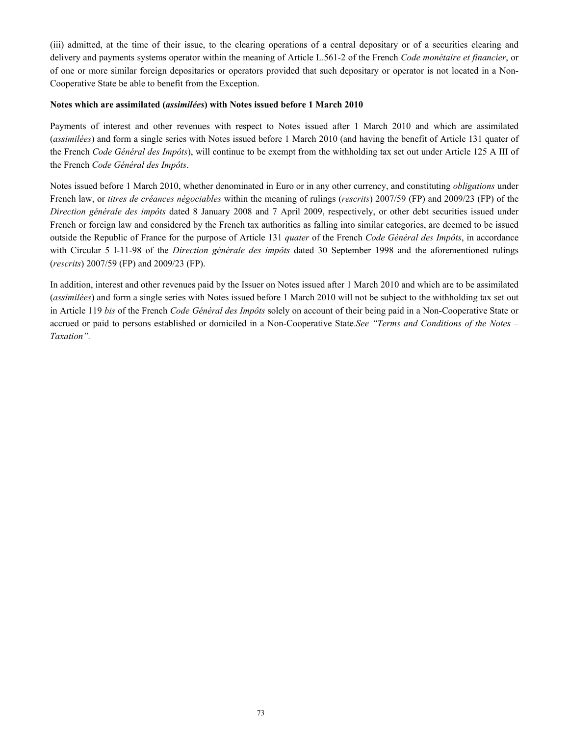(iii) admitted, at the time of their issue, to the clearing operations of a central depositary or of a securities clearing and delivery and payments systems operator within the meaning of Article L.561-2 of the French *Code monétaire et financier*, or of one or more similar foreign depositaries or operators provided that such depositary or operator is not located in a Non-Cooperative State be able to benefit from the Exception.

**Notes which are assimilated (*assimilées*) with Notes issued before 1 March 2010**

Payments of interest and other revenues with respect to Notes issued after 1 March 2010 and which are assimilated (*assimilées*) and form a single series with Notes issued before 1 March 2010 (and having the benefit of Article 131 quater of the French *Code Général des Impôts*), will continue to be exempt from the withholding tax set out under Article 125 A III of the French *Code Général des Impôts*.

Notes issued before 1 March 2010, whether denominated in Euro or in any other currency, and constituting *obligations* under French law, or *titres de créances négociables* within the meaning of rulings (*rescrits*) 2007/59 (FP) and 2009/23 (FP) of the *Direction générale des impôts* dated 8 January 2008 and 7 April 2009, respectively, or other debt securities issued under French or foreign law and considered by the French tax authorities as falling into similar categories, are deemed to be issued outside the Republic of France for the purpose of Article 131 *quater* of the French *Code Général des Impôts*, in accordance with Circular 5 I-11-98 of the *Direction générale des impôts* dated 30 September 1998 and the aforementioned rulings (*rescrits*) 2007/59 (FP) and 2009/23 (FP).

In addition, interest and other revenues paid by the Issuer on Notes issued after 1 March 2010 and which are to be assimilated (*assimilées*) and form a single series with Notes issued before 1 March 2010 will not be subject to the withholding tax set out in Article 119 *bis* of the French *Code Général des Impôts* solely on account of their being paid in a Non-Cooperative State or accrued or paid to persons established or domiciled in a Non-Cooperative State.*See "Terms and Conditions of the Notes – Taxation".*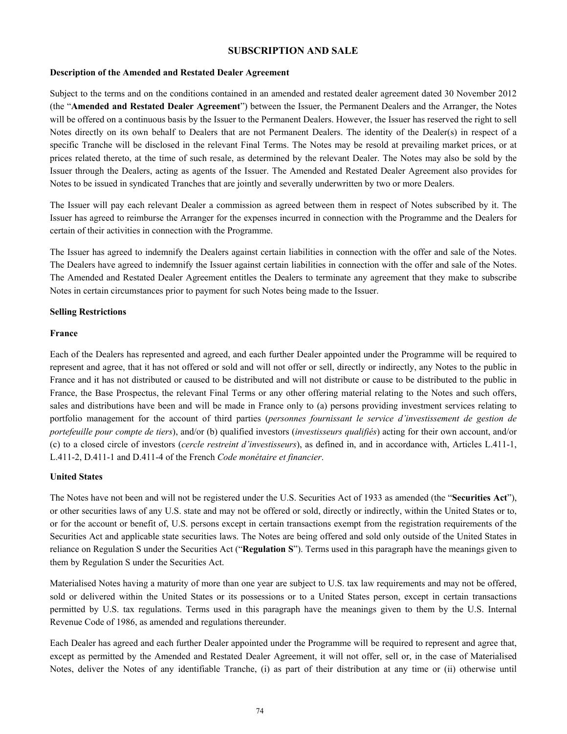## SUBSCRIPTION AND SALE

**Description of the Amended and Restated Dealer Agreement**

Subject to the terms and on the conditions contained in an amended and restated dealer agreement dated 30 November 2012 (the "**Amended and Restated Dealer Agreement**") between the Issuer, the Permanent Dealers and the Arranger, the Notes will be offered on a continuous basis by the Issuer to the Permanent Dealers. However, the Issuer has reserved the right to sell Notes directly on its own behalf to Dealers that are not Permanent Dealers. The identity of the Dealer(s) in respect of a specific Tranche will be disclosed in the relevant Final Terms. The Notes may be resold at prevailing market prices, or at prices related thereto, at the time of such resale, as determined by the relevant Dealer. The Notes may also be sold by the Issuer through the Dealers, acting as agents of the Issuer. The Amended and Restated Dealer Agreement also provides for Notes to be issued in syndicated Tranches that are jointly and severally underwritten by two or more Dealers.

The Issuer will pay each relevant Dealer a commission as agreed between them in respect of Notes subscribed by it. The Issuer has agreed to reimburse the Arranger for the expenses incurred in connection with the Programme and the Dealers for certain of their activities in connection with the Programme.

The Issuer has agreed to indemnify the Dealers against certain liabilities in connection with the offer and sale of the Notes. The Dealers have agreed to indemnify the Issuer against certain liabilities in connection with the offer and sale of the Notes. The Amended and Restated Dealer Agreement entitles the Dealers to terminate any agreement that they make to subscribe Notes in certain circumstances prior to payment for such Notes being made to the Issuer.

**Selling Restrictions**

**France**

Each of the Dealers has represented and agreed, and each further Dealer appointed under the Programme will be required to represent and agree, that it has not offered or sold and will not offer or sell, directly or indirectly, any Notes to the public in France and it has not distributed or caused to be distributed and will not distribute or cause to be distributed to the public in France, the Base Prospectus, the relevant Final Terms or any other offering material relating to the Notes and such offers, sales and distributions have been and will be made in France only to (a) persons providing investment services relating to portfolio management for the account of third parties (*personnes fournissant le service d'investissement de gestion de portefeuille pour compte de tiers*), and/or (b) qualified investors (*investisseurs qualifiés*) acting for their own account, and/or (c) to a closed circle of investors (*cercle restreint d'investisseurs*), as defined in, and in accordance with, Articles L.411-1, L.411-2, D.411-1 and D.411-4 of the French *Code monétaire et financier*.

**United States**

The Notes have not been and will not be registered under the U.S. Securities Act of 1933 as amended (the "**Securities Act**"), or other securities laws of any U.S. state and may not be offered or sold, directly or indirectly, within the United States or to, or for the account or benefit of, U.S. persons except in certain transactions exempt from the registration requirements of the Securities Act and applicable state securities laws. The Notes are being offered and sold only outside of the United States in reliance on Regulation S under the Securities Act ("**Regulation S**"). Terms used in this paragraph have the meanings given to them by Regulation S under the Securities Act.

Materialised Notes having a maturity of more than one year are subject to U.S. tax law requirements and may not be offered, sold or delivered within the United States or its possessions or to a United States person, except in certain transactions permitted by U.S. tax regulations. Terms used in this paragraph have the meanings given to them by the U.S. Internal Revenue Code of 1986, as amended and regulations thereunder.

Each Dealer has agreed and each further Dealer appointed under the Programme will be required to represent and agree that, except as permitted by the Amended and Restated Dealer Agreement, it will not offer, sell or, in the case of Materialised Notes, deliver the Notes of any identifiable Tranche, (i) as part of their distribution at any time or (ii) otherwise until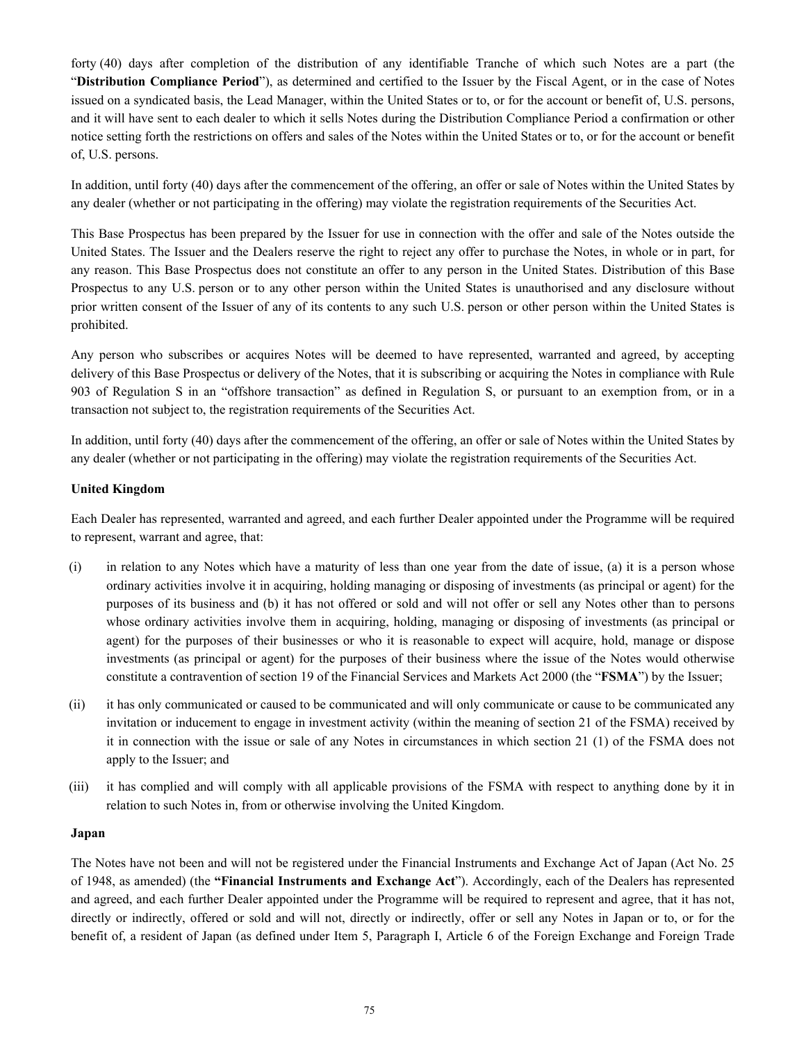forty (40) days after completion of the distribution of any identifiable Tranche of which such Notes are a part (the "**Distribution Compliance Period**"), as determined and certified to the Issuer by the Fiscal Agent, or in the case of Notes issued on a syndicated basis, the Lead Manager, within the United States or to, or for the account or benefit of, U.S. persons, and it will have sent to each dealer to which it sells Notes during the Distribution Compliance Period a confirmation or other notice setting forth the restrictions on offers and sales of the Notes within the United States or to, or for the account or benefit of, U.S. persons.

In addition, until forty (40) days after the commencement of the offering, an offer or sale of Notes within the United States by any dealer (whether or not participating in the offering) may violate the registration requirements of the Securities Act.

This Base Prospectus has been prepared by the Issuer for use in connection with the offer and sale of the Notes outside the United States. The Issuer and the Dealers reserve the right to reject any offer to purchase the Notes, in whole or in part, for any reason. This Base Prospectus does not constitute an offer to any person in the United States. Distribution of this Base Prospectus to any U.S. person or to any other person within the United States is unauthorised and any disclosure without prior written consent of the Issuer of any of its contents to any such U.S. person or other person within the United States is prohibited.

Any person who subscribes or acquires Notes will be deemed to have represented, warranted and agreed, by accepting delivery of this Base Prospectus or delivery of the Notes, that it is subscribing or acquiring the Notes in compliance with Rule 903 of Regulation S in an "offshore transaction" as defined in Regulation S, or pursuant to an exemption from, or in a transaction not subject to, the registration requirements of the Securities Act.

In addition, until forty (40) days after the commencement of the offering, an offer or sale of Notes within the United States by any dealer (whether or not participating in the offering) may violate the registration requirements of the Securities Act.

**United Kingdom**

Each Dealer has represented, warranted and agreed, and each further Dealer appointed under the Programme will be required to represent, warrant and agree, that:

(i) in relation to any Notes which have a maturity of less than one year from the date of issue, (a) it is a person whose ordinary activities involve it in acquiring, holding managing or disposing of investments (as principal or agent) for the purposes of its business and (b) it has not offered or sold and will not offer or sell any Notes other than to persons whose ordinary activities involve them in acquiring, holding, managing or disposing of investments (as principal or agent) for the purposes of their businesses or who it is reasonable to expect will acquire, hold, manage or dispose investments (as principal or agent) for the purposes of their business where the issue of the Notes would otherwise constitute a contravention of section 19 of the Financial Services and Markets Act 2000 (the "**FSMA**") by the Issuer;

(ii) it has only communicated or caused to be communicated and will only communicate or cause to be communicated any invitation or inducement to engage in investment activity (within the meaning of section 21 of the FSMA) received by it in connection with the issue or sale of any Notes in circumstances in which section 21 (1) of the FSMA does not apply to the Issuer; and

(iii) it has complied and will comply with all applicable provisions of the FSMA with respect to anything done by it in relation to such Notes in, from or otherwise involving the United Kingdom.

**Japan**

The Notes have not been and will not be registered under the Financial Instruments and Exchange Act of Japan (Act No. 25 of 1948, as amended) (the **"Financial Instruments and Exchange Act**"). Accordingly, each of the Dealers has represented and agreed, and each further Dealer appointed under the Programme will be required to represent and agree, that it has not, directly or indirectly, offered or sold and will not, directly or indirectly, offer or sell any Notes in Japan or to, or for the benefit of, a resident of Japan (as defined under Item 5, Paragraph I, Article 6 of the Foreign Exchange and Foreign Trade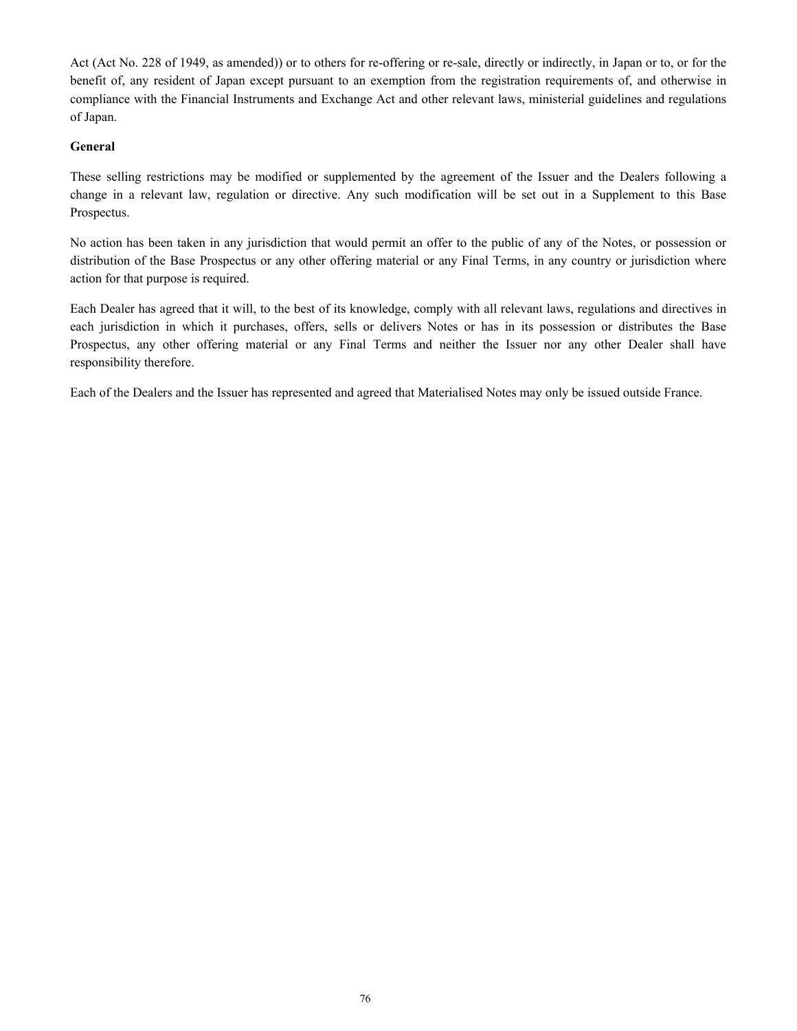Act (Act No. 228 of 1949, as amended)) or to others for re-offering or re-sale, directly or indirectly, in Japan or to, or for the benefit of, any resident of Japan except pursuant to an exemption from the registration requirements of, and otherwise in compliance with the Financial Instruments and Exchange Act and other relevant laws, ministerial guidelines and regulations of Japan.

**General**

These selling restrictions may be modified or supplemented by the agreement of the Issuer and the Dealers following a change in a relevant law, regulation or directive. Any such modification will be set out in a Supplement to this Base Prospectus.

No action has been taken in any jurisdiction that would permit an offer to the public of any of the Notes, or possession or distribution of the Base Prospectus or any other offering material or any Final Terms, in any country or jurisdiction where action for that purpose is required.

Each Dealer has agreed that it will, to the best of its knowledge, comply with all relevant laws, regulations and directives in each jurisdiction in which it purchases, offers, sells or delivers Notes or has in its possession or distributes the Base Prospectus, any other offering material or any Final Terms and neither the Issuer nor any other Dealer shall have responsibility therefore.

Each of the Dealers and the Issuer has represented and agreed that Materialised Notes may only be issued outside France.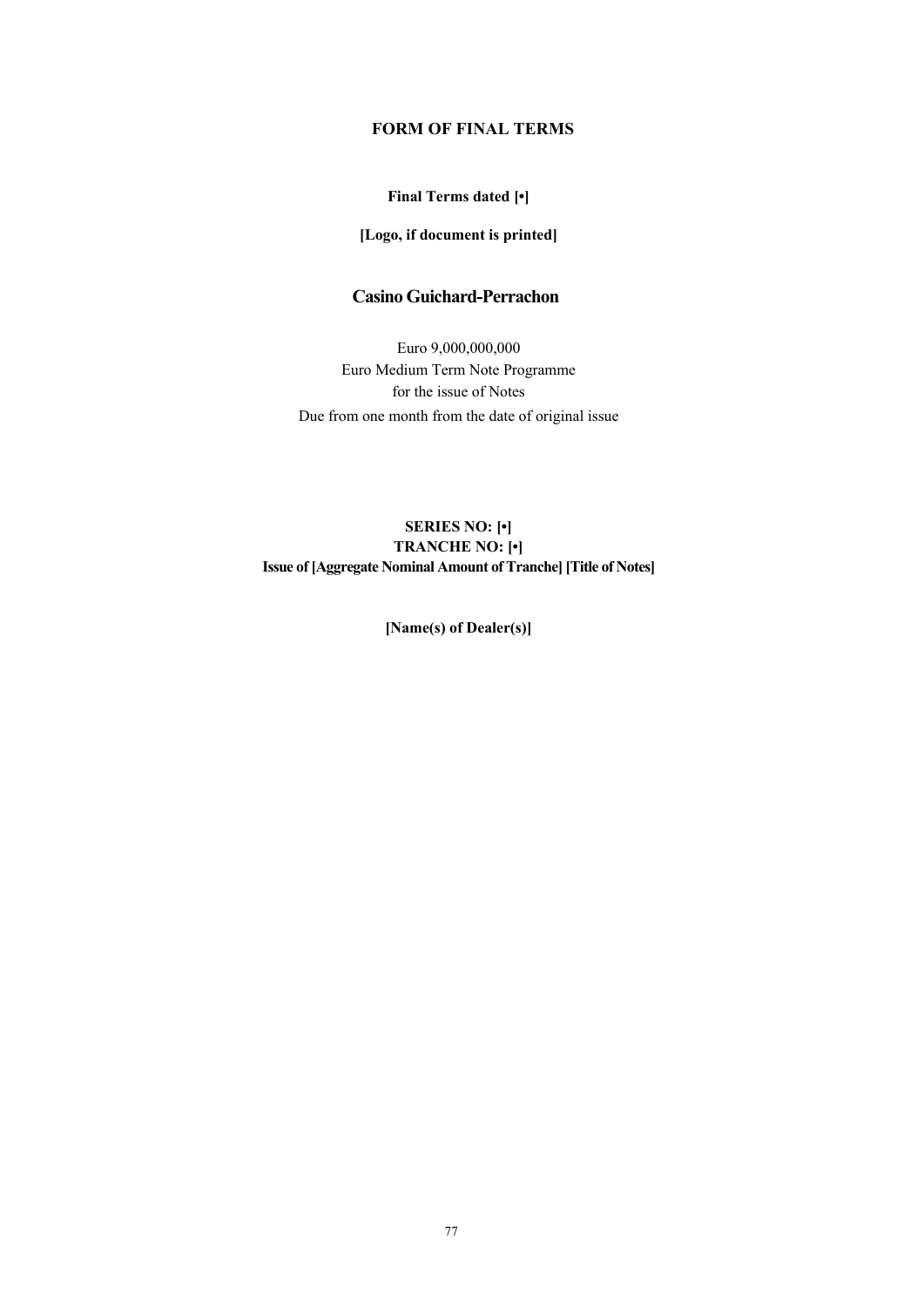# FORM OF FINAL TERMS

**Final Terms dated [•]**

**[Logo, if document is printed]**

## Casino Guichard-Perrachon

Euro 9,000,000,000
Euro Medium Term Note Programme
for the issue of Notes
Due from one month from the date of original issue

**SERIES NO: [•]**
**TRANCHE NO: [•]**
**Issue of [Aggregate Nominal Amount of Tranche] [Title of Notes]**

**[Name(s) of Dealer(s)]**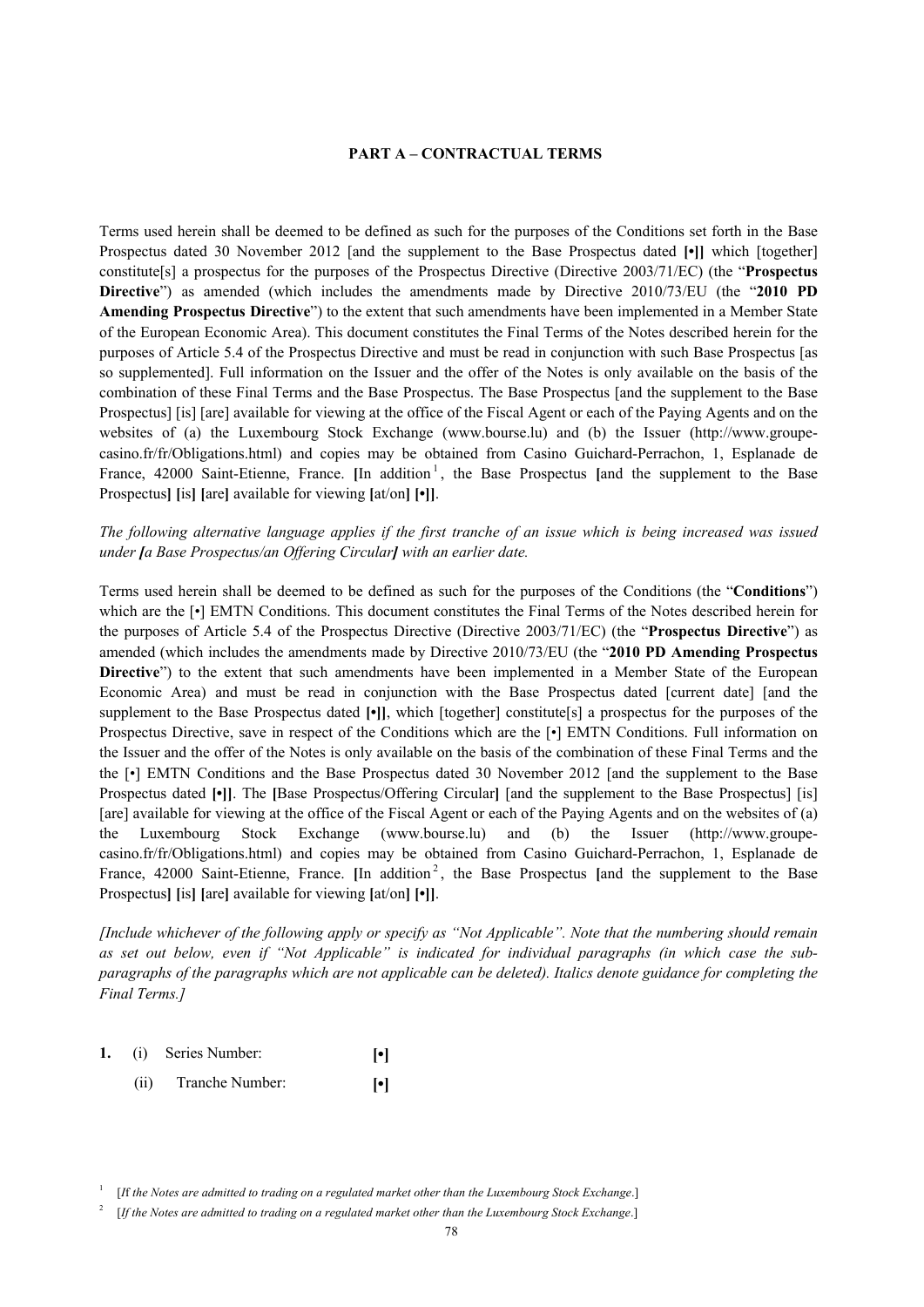**PART A – CONTRACTUAL TERMS**

Terms used herein shall be deemed to be defined as such for the purposes of the Conditions set forth in the Base Prospectus dated 30 November 2012 [and the supplement to the Base Prospectus dated **[•]]** which [together] constitute[s] a prospectus for the purposes of the Prospectus Directive (Directive 2003/71/EC) (the "**Prospectus Directive**") as amended (which includes the amendments made by Directive 2010/73/EU (the "**2010 PD Amending Prospectus Directive**") to the extent that such amendments have been implemented in a Member State of the European Economic Area). This document constitutes the Final Terms of the Notes described herein for the purposes of Article 5.4 of the Prospectus Directive and must be read in conjunction with such Base Prospectus [as so supplemented]. Full information on the Issuer and the offer of the Notes is only available on the basis of the combination of these Final Terms and the Base Prospectus. The Base Prospectus [and the supplement to the Base Prospectus] [is] [are] available for viewing at the office of the Fiscal Agent or each of the Paying Agents and on the websites of (a) the Luxembourg Stock Exchange (www.bourse.lu) and (b) the Issuer (http://www.groupe-casino.fr/fr/Obligations.html) and copies may be obtained from Casino Guichard-Perrachon, 1, Esplanade de France, 42000 Saint-Etienne, France. **[**In addition[1], the Base Prospectus **[**and the supplement to the Base Prospectus**]** **[**is**]** **[**are**]** available for viewing **[**at/on**]** **[•]]**.

*The following alternative language applies if the first tranche of an issue which is being increased was issued under **[**a Base Prospectus/an Offering Circular**]** with an earlier date.*

Terms used herein shall be deemed to be defined as such for the purposes of the Conditions (the "**Conditions**") which are the [•] EMTN Conditions. This document constitutes the Final Terms of the Notes described herein for the purposes of Article 5.4 of the Prospectus Directive (Directive 2003/71/EC) (the "**Prospectus Directive**") as amended (which includes the amendments made by Directive 2010/73/EU (the "**2010 PD Amending Prospectus Directive**") to the extent that such amendments have been implemented in a Member State of the European Economic Area) and must be read in conjunction with the Base Prospectus dated [current date] [and the supplement to the Base Prospectus dated **[•]]**, which [together] constitute[s] a prospectus for the purposes of the Prospectus Directive, save in respect of the Conditions which are the [•] EMTN Conditions. Full information on the Issuer and the offer of the Notes is only available on the basis of the combination of these Final Terms and the the [•] EMTN Conditions and the Base Prospectus dated 30 November 2012 [and the supplement to the Base Prospectus dated **[•]]**. The **[**Base Prospectus/Offering Circular**]** [and the supplement to the Base Prospectus] [is] [are] available for viewing at the office of the Fiscal Agent or each of the Paying Agents and on the websites of (a) the Luxembourg Stock Exchange (www.bourse.lu) and (b) the Issuer (http://www.groupe-casino.fr/fr/Obligations.html) and copies may be obtained from Casino Guichard-Perrachon, 1, Esplanade de France, 42000 Saint-Etienne, France. **[**In addition[2], the Base Prospectus **[**and the supplement to the Base Prospectus**]** **[**is**]** **[**are**]** available for viewing **[**at/on**]** **[•]]**.

*[Include whichever of the following apply or specify as "Not Applicable". Note that the numbering should remain as set out below, even if "Not Applicable" is indicated for individual paragraphs (in which case the sub-paragraphs of the paragraphs which are not applicable can be deleted). Italics denote guidance for completing the Final Terms.]*

| | | | |
|---|---|---|---|
| **1.** | (i) | Series Number: | **[•]** |
| | (ii) | Tranche Number: | **[•]** |

---

[1] [*If the Notes are admitted to trading on a regulated market other than the Luxembourg Stock Exchange*.]

[2] [*If the Notes are admitted to trading on a regulated market other than the Luxembourg Stock Exchange*.]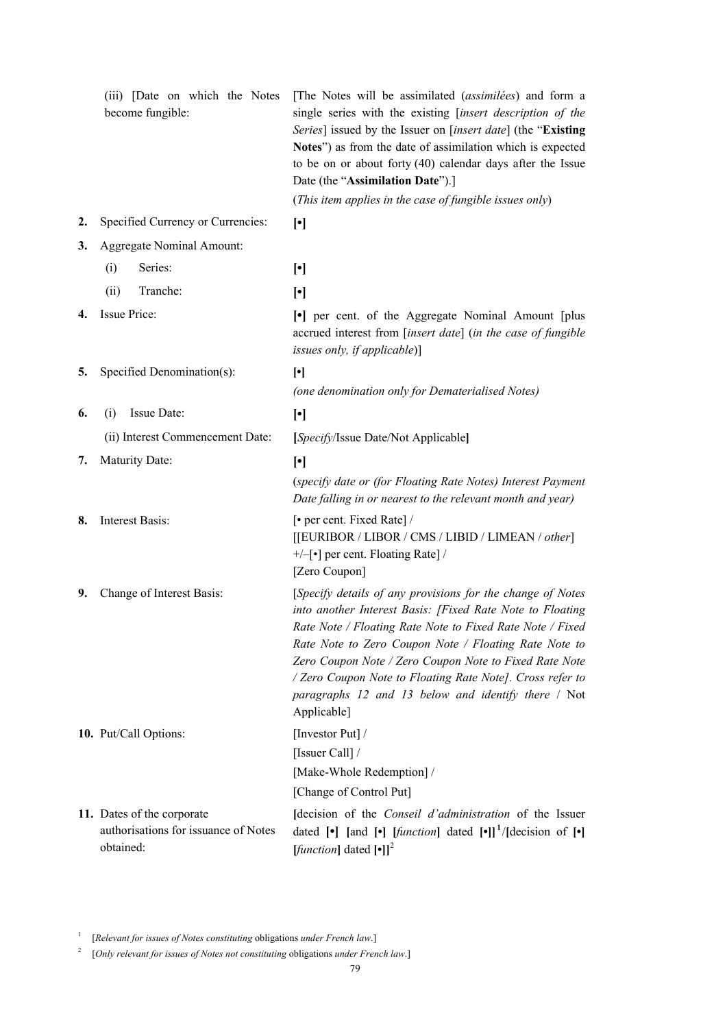| | | |
|---|---|---|
| | (iii) [Date on which the Notes become fungible: | [The Notes will be assimilated (*assimilées*) and form a single series with the existing [*insert description of the Series*] issued by the Issuer on [*insert date*] (the "**Existing Notes**") as from the date of assimilation which is expected to be on or about forty (40) calendar days after the Issue Date (the "**Assimilation Date**").] (*This item applies in the case of fungible issues only*) |
| **2.** | Specified Currency or Currencies: | **[•]** |
| **3.** | Aggregate Nominal Amount: | |
| | (i) Series: | **[•]** |
| | (ii) Tranche: | **[•]** |
| **4.** | Issue Price: | **[•]** per cent. of the Aggregate Nominal Amount [plus accrued interest from [*insert date*] (*in the case of fungible issues only, if applicable*)] |
| **5.** | Specified Denomination(s): | **[•]** *(one denomination only for Dematerialised Notes)* |
| **6.** | (i) Issue Date: | **[•]** |
| | (ii) Interest Commencement Date: | **[***Specify*/Issue Date/Not Applicable**]** |
| **7.** | Maturity Date: | **[•]** (*specify date or (for Floating Rate Notes) Interest Payment Date falling in or nearest to the relevant month and year)* |
| **8.** | Interest Basis: | [• per cent. Fixed Rate] / [[EURIBOR / LIBOR / CMS / LIBID / LIMEAN / *other*] +/–[•] per cent. Floating Rate] / [Zero Coupon] |
| **9.** | Change of Interest Basis: | [*Specify details of any provisions for the change of Notes into another Interest Basis: [Fixed Rate Note to Floating Rate Note / Floating Rate Note to Fixed Rate Note / Fixed Rate Note to Zero Coupon Note / Floating Rate Note to Zero Coupon Note / Zero Coupon Note to Fixed Rate Note / Zero Coupon Note to Floating Rate Note]. Cross refer to paragraphs 12 and 13 below and identify there* / Not Applicable] |
| **10.** | Put/Call Options: | [Investor Put] / [Issuer Call] / [Make-Whole Redemption] / [Change of Control Put] |
| **11.** | Dates of the corporate authorisations for issuance of Notes obtained: | **[**decision of the *Conseil d'administration* of the Issuer dated **[•] [**and **[•] [***function***]** dated **[•]]**[1]/**[**decision of **[•] [***function***]** dated **[•]]**[2] |

[1] [*Relevant for issues of Notes constituting* obligations *under French law*.]

[2] [*Only relevant for issues of Notes not constituting* obligations *under French law*.]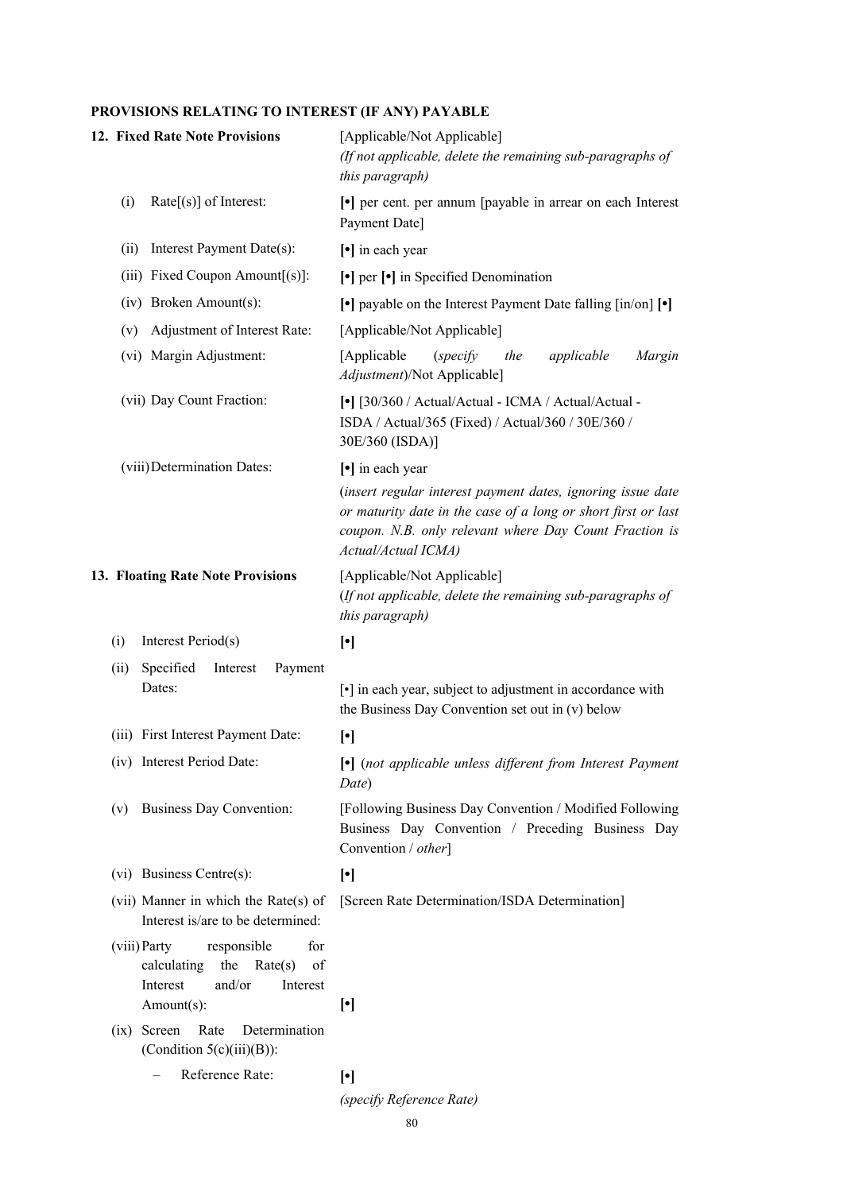**PROVISIONS RELATING TO INTEREST (IF ANY) PAYABLE**

| | |
|---|---|
| **12. Fixed Rate Note Provisions** | [Applicable/Not Applicable] *(If not applicable, delete the remaining sub-paragraphs of this paragraph)* |
| (i) Rate[(s)] of Interest: | **[•]** per cent. per annum [payable in arrear on each Interest Payment Date] |
| (ii) Interest Payment Date(s): | **[•]** in each year |
| (iii) Fixed Coupon Amount[(s)]: | **[•]** per **[•]** in Specified Denomination |
| (iv) Broken Amount(s): | **[•]** payable on the Interest Payment Date falling [in/on] **[•]** |
| (v) Adjustment of Interest Rate: | [Applicable/Not Applicable] |
| (vi) Margin Adjustment: | [Applicable (*specify the applicable Margin Adjustment*)/Not Applicable] |
| (vii) Day Count Fraction: | **[•]** [30/360 / Actual/Actual - ICMA / Actual/Actual - ISDA / Actual/365 (Fixed) / Actual/360 / 30E/360 / 30E/360 (ISDA)] |
| (viii) Determination Dates: | **[•]** in each year (*insert regular interest payment dates, ignoring issue date or maturity date in the case of a long or short first or last coupon. N.B. only relevant where Day Count Fraction is Actual/Actual ICMA)* |
| **13. Floating Rate Note Provisions** | [Applicable/Not Applicable] (*If not applicable, delete the remaining sub-paragraphs of this paragraph)* |
| (i) Interest Period(s) | **[•]** |
| (ii) Specified Interest Payment Dates: | [•] in each year, subject to adjustment in accordance with the Business Day Convention set out in (v) below |
| (iii) First Interest Payment Date: | **[•]** |
| (iv) Interest Period Date: | **[•]** (*not applicable unless different from Interest Payment Date*) |
| (v) Business Day Convention: | [Following Business Day Convention / Modified Following Business Day Convention / Preceding Business Day Convention / *other*] |
| (vi) Business Centre(s): | **[•]** |
| (vii) Manner in which the Rate(s) of Interest is/are to be determined: | [Screen Rate Determination/ISDA Determination] |
| (viii) Party responsible for calculating the Rate(s) of Interest and/or Interest Amount(s): | **[•]** |
| (ix) Screen Rate Determination (Condition 5(c)(iii)(B)): | |
| – Reference Rate: | **[•]** *(specify Reference Rate)* |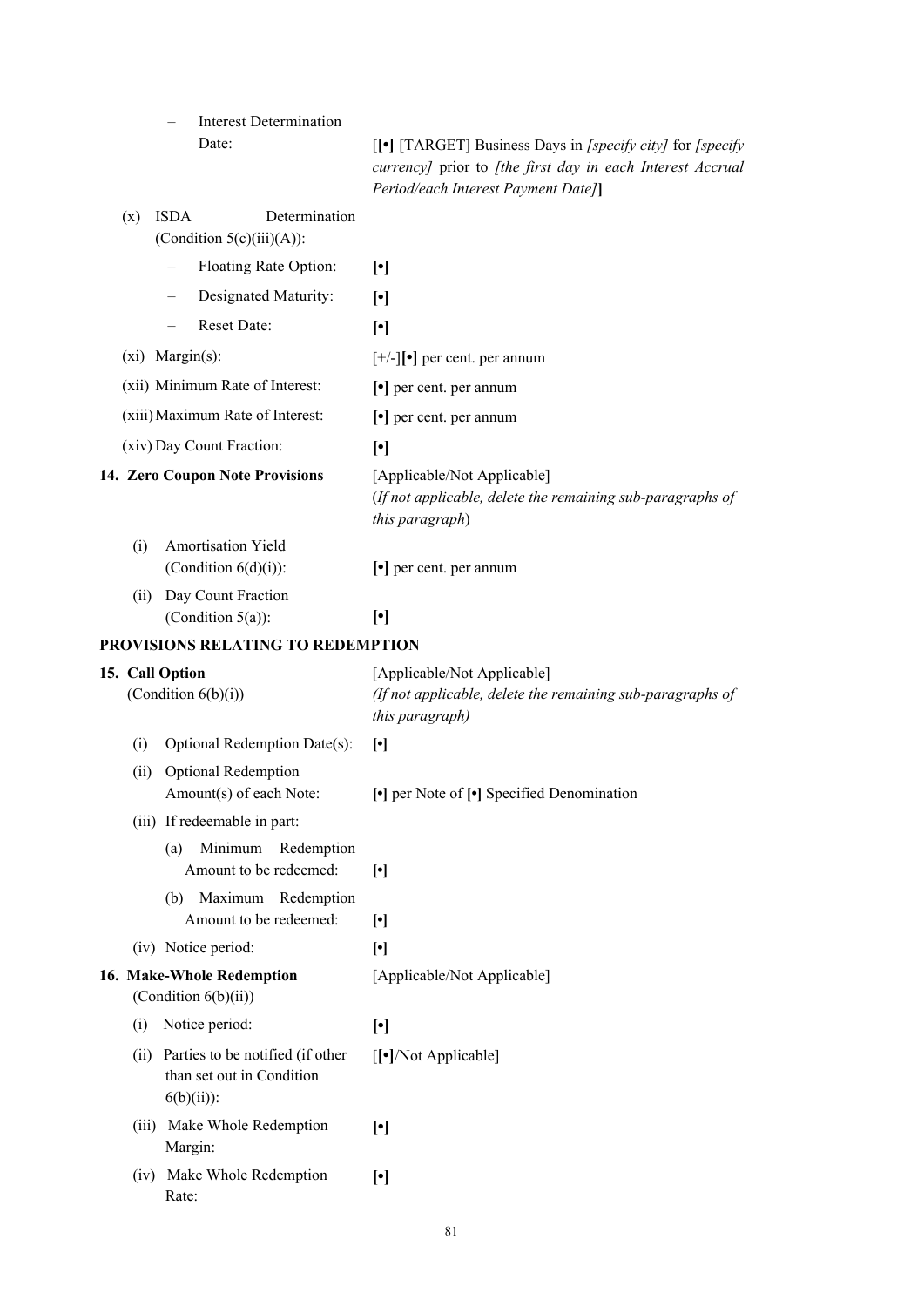| | |
|---|---|
| – Interest Determination Date: | [**[•]** [TARGET] Business Days in *[specify city]* for *[specify currency]* prior to *[the first day in each Interest Accrual Period/each Interest Payment Date]*] |
| (x) ISDA Determination (Condition 5(c)(iii)(A)): | |
| – Floating Rate Option: | **[•]** |
| – Designated Maturity: | **[•]** |
| – Reset Date: | **[•]** |
| (xi) Margin(s): | [+/-]**[•]** per cent. per annum |
| (xii) Minimum Rate of Interest: | **[•]** per cent. per annum |
| (xiii) Maximum Rate of Interest: | **[•]** per cent. per annum |
| (xiv) Day Count Fraction: | **[•]** |
| **14. Zero Coupon Note Provisions** | [Applicable/Not Applicable] (*If not applicable, delete the remaining sub-paragraphs of this paragraph*) |
| (i) Amortisation Yield (Condition 6(d)(i)): | **[•]** per cent. per annum |
| (ii) Day Count Fraction (Condition 5(a)): | **[•]** |

**PROVISIONS RELATING TO REDEMPTION**

| | |
|---|---|
| **15. Call Option** (Condition 6(b)(i)) | [Applicable/Not Applicable] *(If not applicable, delete the remaining sub-paragraphs of this paragraph)* |
| (i) Optional Redemption Date(s): | **[•]** |
| (ii) Optional Redemption Amount(s) of each Note: | **[•]** per Note of **[•]** Specified Denomination |
| (iii) If redeemable in part: | |
| (a) Minimum Redemption Amount to be redeemed: | **[•]** |
| (b) Maximum Redemption Amount to be redeemed: | **[•]** |
| (iv) Notice period: | **[•]** |
| **16. Make-Whole Redemption** (Condition 6(b)(ii)) | [Applicable/Not Applicable] |
| (i) Notice period: | **[•]** |
| (ii) Parties to be notified (if other than set out in Condition 6(b)(ii)): | [**[•]**/Not Applicable] |
| (iii) Make Whole Redemption Margin: | **[•]** |
| (iv) Make Whole Redemption Rate: | **[•]** |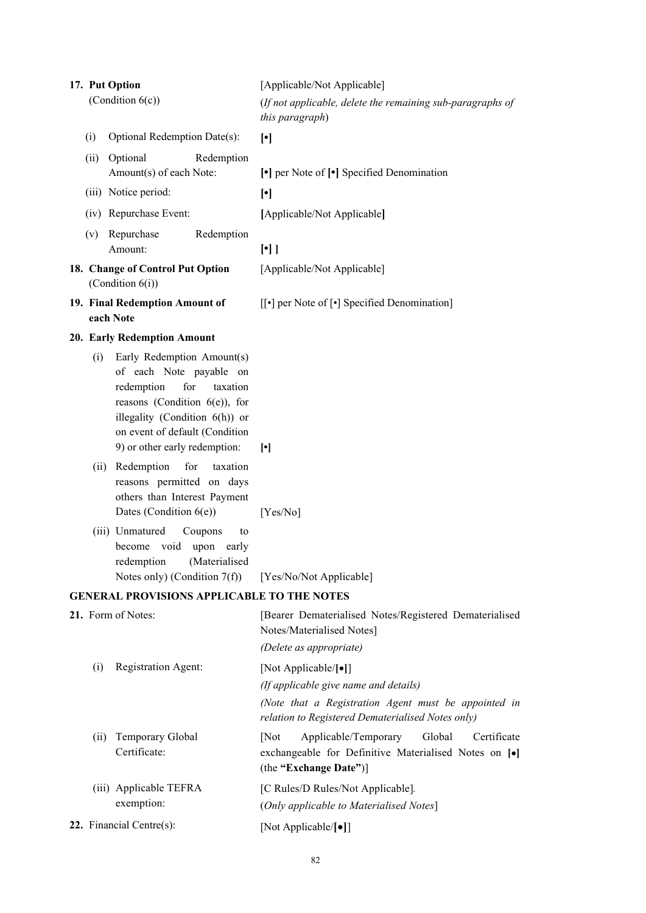| | |
|---|---|
| **17. Put Option** (Condition 6(c)) | [Applicable/Not Applicable] (*If not applicable, delete the remaining sub-paragraphs of this paragraph*) |
| (i) Optional Redemption Date(s): | **[•]** |
| (ii) Optional Redemption Amount(s) of each Note: | **[•]** per Note of **[•]** Specified Denomination |
| (iii) Notice period: | **[•]** |
| (iv) Repurchase Event: | **[**Applicable/Not Applicable**]** |
| (v) Repurchase Redemption Amount: | **[•] ]** |
| **18. Change of Control Put Option** (Condition 6(i)) | [Applicable/Not Applicable] |
| **19. Final Redemption Amount of each Note** | [[•] per Note of [•] Specified Denomination] |
| **20. Early Redemption Amount** | |
| (i) Early Redemption Amount(s) of each Note payable on redemption for taxation reasons (Condition 6(e)), for illegality (Condition 6(h)) or on event of default (Condition 9) or other early redemption: | **[•]** |
| (ii) Redemption for taxation reasons permitted on days others than Interest Payment Dates (Condition 6(e)) | [Yes/No] |
| (iii) Unmatured Coupons to become void upon early redemption (Materialised Notes only) (Condition 7(f)) | [Yes/No/Not Applicable] |

**GENERAL PROVISIONS APPLICABLE TO THE NOTES**

| | |
|---|---|
| **21.** Form of Notes: | [Bearer Dematerialised Notes/Registered Dematerialised Notes/Materialised Notes] *(Delete as appropriate)* |
| (i) Registration Agent: | [Not Applicable/**[•]**] *(If applicable give name and details)* *(Note that a Registration Agent must be appointed in relation to Registered Dematerialised Notes only)* |
| (ii) Temporary Global Certificate: | [Not Applicable/Temporary Global Certificate exchangeable for Definitive Materialised Notes on **[•]** (the **"Exchange Date"**)] |
| (iii) Applicable TEFRA exemption: | [C Rules/D Rules/Not Applicable]. (*Only applicable to Materialised Notes*] |
| **22.** Financial Centre(s): | [Not Applicable/**[•]**] |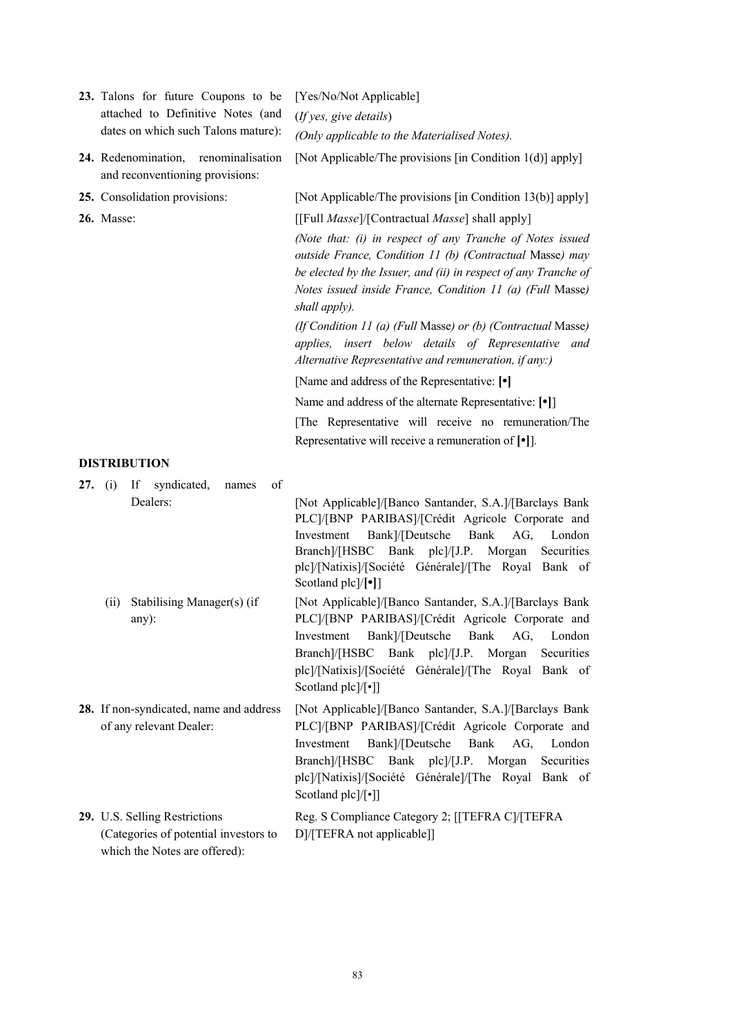| | |
|---|---|
| **23.** Talons for future Coupons to be attached to Definitive Notes (and dates on which such Talons mature): | [Yes/No/Not Applicable]<br>(*If yes, give details*)<br>*(Only applicable to the Materialised Notes).* |
| **24.** Redenomination, renominalisation and reconventioning provisions: | [Not Applicable/The provisions [in Condition 1(d)] apply] |
| **25.** Consolidation provisions: | [Not Applicable/The provisions [in Condition 13(b)] apply] |
| **26.** Masse: | [[Full *Masse*]/[Contractual *Masse*] shall apply]<br>*(Note that: (i) in respect of any Tranche of Notes issued outside France, Condition 11 (b) (Contractual* Masse*) may be elected by the Issuer, and (ii) in respect of any Tranche of Notes issued inside France, Condition 11 (a) (Full* Masse*) shall apply).*<br>*(If Condition 11 (a) (Full* Masse*) or (b) (Contractual* Masse*) applies, insert below details of Representative and Alternative Representative and remuneration, if any:)*<br>[Name and address of the Representative: **[•]**<br>Name and address of the alternate Representative: **[•]**]<br>[The Representative will receive no remuneration/The Representative will receive a remuneration of **[•]**]. |

**DISTRIBUTION**

| | |
|---|---|
| **27.** (i) If syndicated, names of Dealers: | [Not Applicable]/[Banco Santander, S.A.]/[Barclays Bank PLC]/[BNP PARIBAS]/[Crédit Agricole Corporate and Investment Bank]/[Deutsche Bank AG, London Branch]/[HSBC Bank plc]/[J.P. Morgan Securities plc]/[Natixis]/[Société Générale]/[The Royal Bank of Scotland plc]/**[•]**] |
| (ii) Stabilising Manager(s) (if any): | [Not Applicable]/[Banco Santander, S.A.]/[Barclays Bank PLC]/[BNP PARIBAS]/[Crédit Agricole Corporate and Investment Bank]/[Deutsche Bank AG, London Branch]/[HSBC Bank plc]/[J.P. Morgan Securities plc]/[Natixis]/[Société Générale]/[The Royal Bank of Scotland plc]/[•]] |
| **28.** If non-syndicated, name and address of any relevant Dealer: | [Not Applicable]/[Banco Santander, S.A.]/[Barclays Bank PLC]/[BNP PARIBAS]/[Crédit Agricole Corporate and Investment Bank]/[Deutsche Bank AG, London Branch]/[HSBC Bank plc]/[J.P. Morgan Securities plc]/[Natixis]/[Société Générale]/[The Royal Bank of Scotland plc]/[•]] |
| **29.** U.S. Selling Restrictions (Categories of potential investors to which the Notes are offered): | Reg. S Compliance Category 2; [[TEFRA C]/[TEFRA D]/[TEFRA not applicable]] |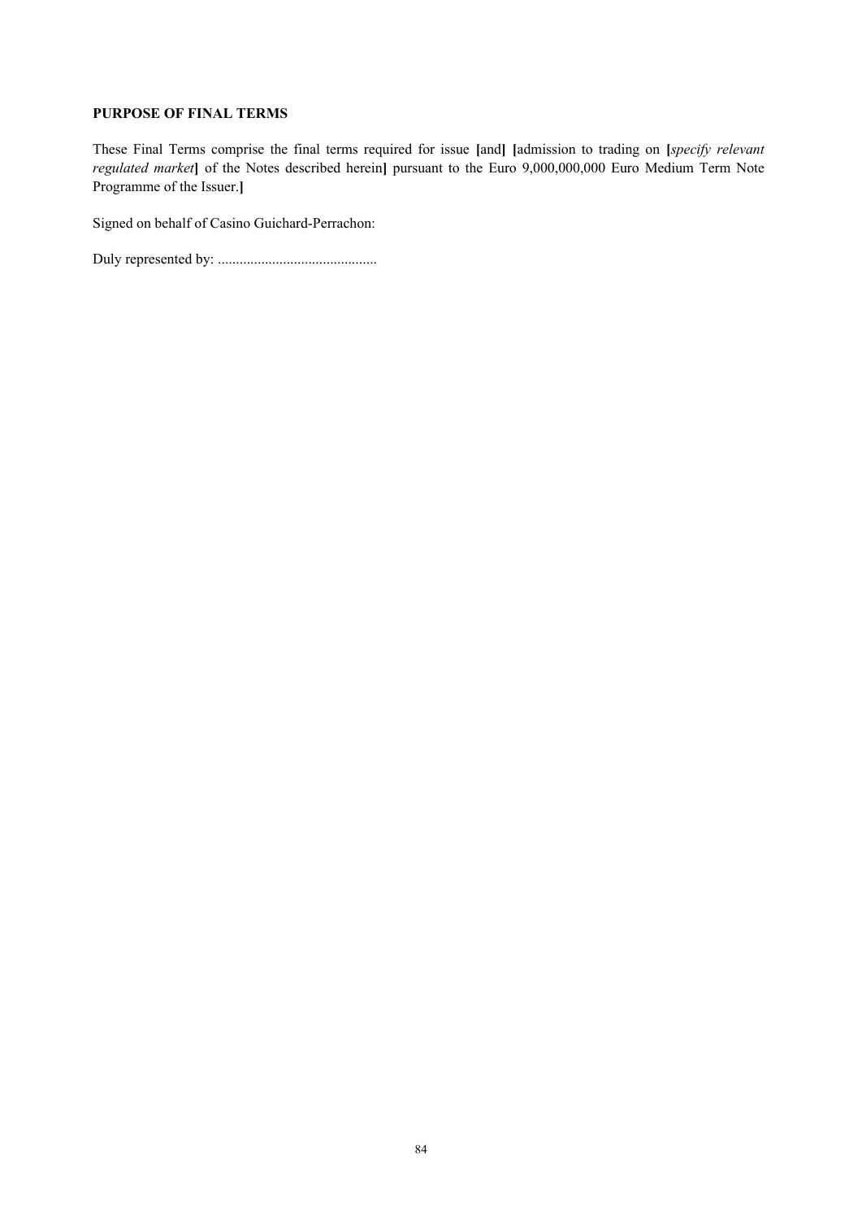**PURPOSE OF FINAL TERMS**

These Final Terms comprise the final terms required for issue **[**and**]** **[**admission to trading on **[***specify relevant regulated market***]** of the Notes described herein**]** pursuant to the Euro 9,000,000,000 Euro Medium Term Note Programme of the Issuer.**]**

Signed on behalf of Casino Guichard-Perrachon:

Duly represented by: ............................................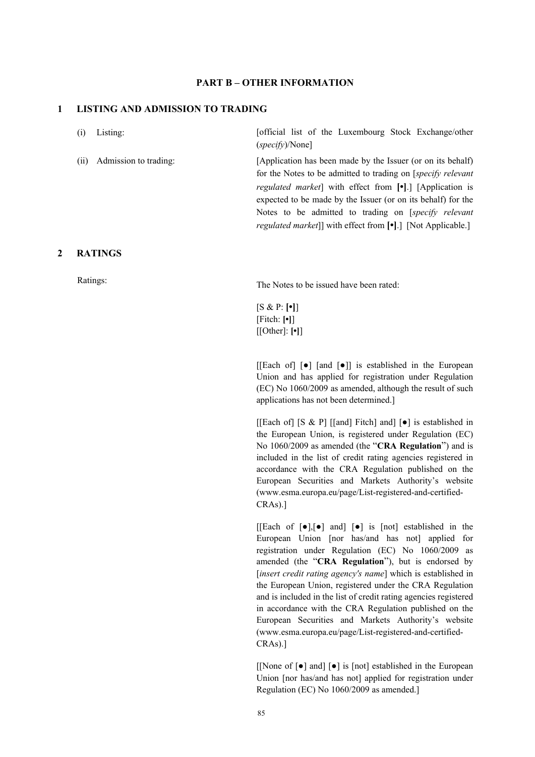## PART B – OTHER INFORMATION

### 1 LISTING AND ADMISSION TO TRADING

| | |
|---|---|
| (i) Listing: | [official list of the Luxembourg Stock Exchange/other (*specify*)/None] |
| (ii) Admission to trading: | [Application has been made by the Issuer (or on its behalf) for the Notes to be admitted to trading on [*specify relevant regulated market*] with effect from **[•]**.] [Application is expected to be made by the Issuer (or on its behalf) for the Notes to be admitted to trading on [*specify relevant regulated market*]] with effect from **[•]**.] [Not Applicable.] |

### 2 RATINGS

Ratings:

The Notes to be issued have been rated:

[S & P: **[•]**]
[Fitch: **[•]**]
[[Other]: **[•]**]

[[Each of] [●] [and [●]] is established in the European Union and has applied for registration under Regulation (EC) No 1060/2009 as amended, although the result of such applications has not been determined.]

[[Each of] [S & P] [[and] Fitch] and] [●] is established in the European Union, is registered under Regulation (EC) No 1060/2009 as amended (the "**CRA Regulation**") and is included in the list of credit rating agencies registered in accordance with the CRA Regulation published on the European Securities and Markets Authority's website (www.esma.europa.eu/page/List-registered-and-certified-CRAs).]

[[Each of [●],[●] and] [●] is [not] established in the European Union [nor has/and has not] applied for registration under Regulation (EC) No 1060/2009 as amended (the "**CRA Regulation**"), but is endorsed by [*insert credit rating agency's name*] which is established in the European Union, registered under the CRA Regulation and is included in the list of credit rating agencies registered in accordance with the CRA Regulation published on the European Securities and Markets Authority's website (www.esma.europa.eu/page/List-registered-and-certified-CRAs).]

[[None of [●] and] [●] is [not] established in the European Union [nor has/and has not] applied for registration under Regulation (EC) No 1060/2009 as amended.]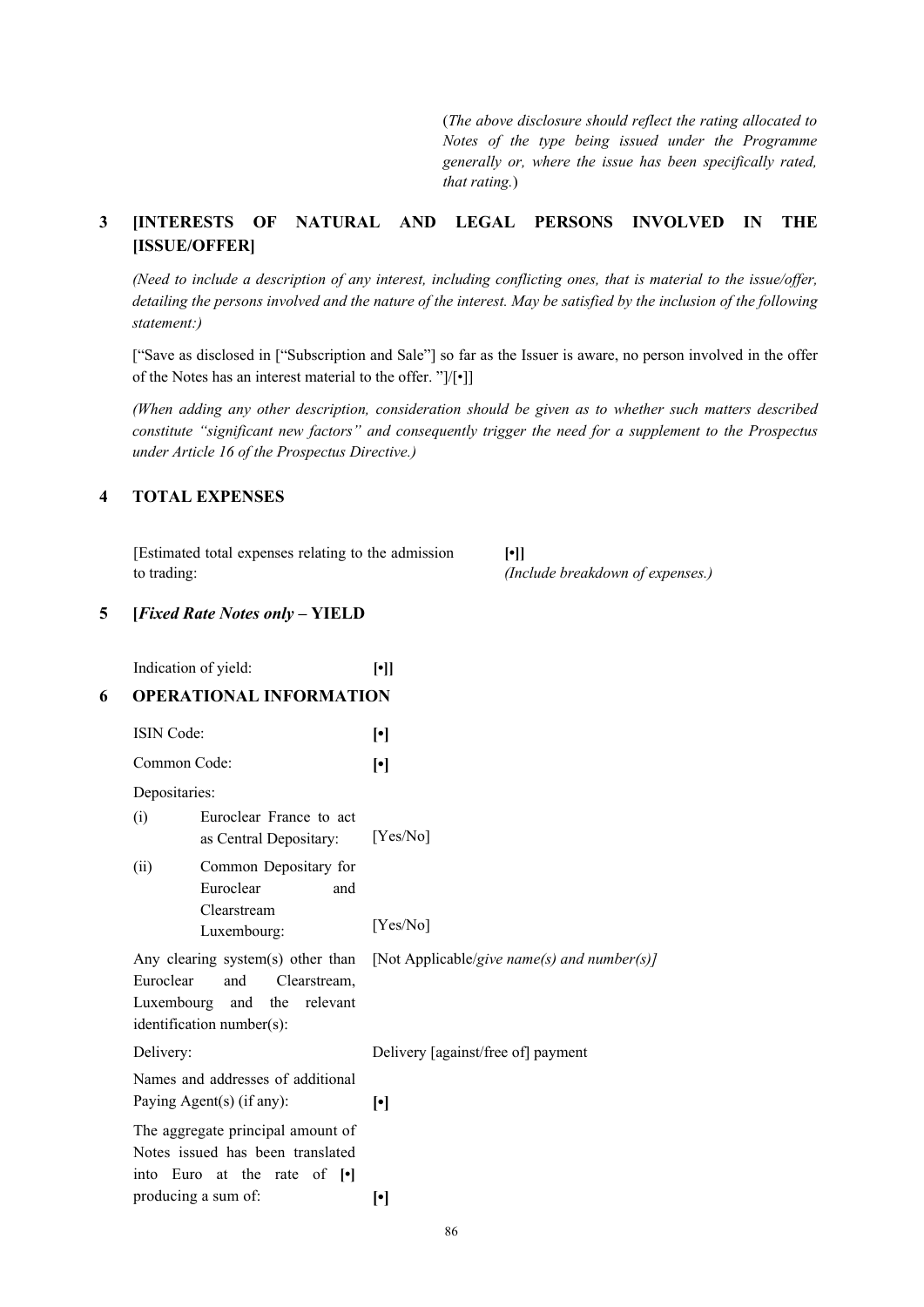(*The above disclosure should reflect the rating allocated to Notes of the type being issued under the Programme generally or, where the issue has been specifically rated, that rating.*)

## 3 [INTERESTS OF NATURAL AND LEGAL PERSONS INVOLVED IN THE [ISSUE/OFFER]

*(Need to include a description of any interest, including conflicting ones, that is material to the issue/offer, detailing the persons involved and the nature of the interest. May be satisfied by the inclusion of the following statement:)*

["Save as disclosed in ["Subscription and Sale"] so far as the Issuer is aware, no person involved in the offer of the Notes has an interest material to the offer. "]/[•]]

*(When adding any other description, consideration should be given as to whether such matters described constitute "significant new factors" and consequently trigger the need for a supplement to the Prospectus under Article 16 of the Prospectus Directive.)*

## 4 TOTAL EXPENSES

| | |
|---|---|
| [Estimated total expenses relating to the admission to trading: | **[•]]** *(Include breakdown of expenses.)* |

## 5 [*Fixed Rate Notes only* – YIELD

| | |
|---|---|
| Indication of yield: | **[•]]** |

## 6 OPERATIONAL INFORMATION

| | |
|---|---|
| ISIN Code: | **[•]** |
| Common Code: | **[•]** |
| Depositaries: | |
| (i) Euroclear France to act as Central Depositary: | [Yes/No] |
| (ii) Common Depositary for Euroclear and Clearstream Luxembourg: | [Yes/No] |
| Any clearing system(s) other than Euroclear and Clearstream, Luxembourg and the relevant identification number(s): | [Not Applicable/*give name(s) and number(s)]* |
| Delivery: | Delivery [against/free of] payment |
| Names and addresses of additional Paying Agent(s) (if any): | **[•]** |
| The aggregate principal amount of Notes issued has been translated into Euro at the rate of **[•]** producing a sum of: | **[•]** |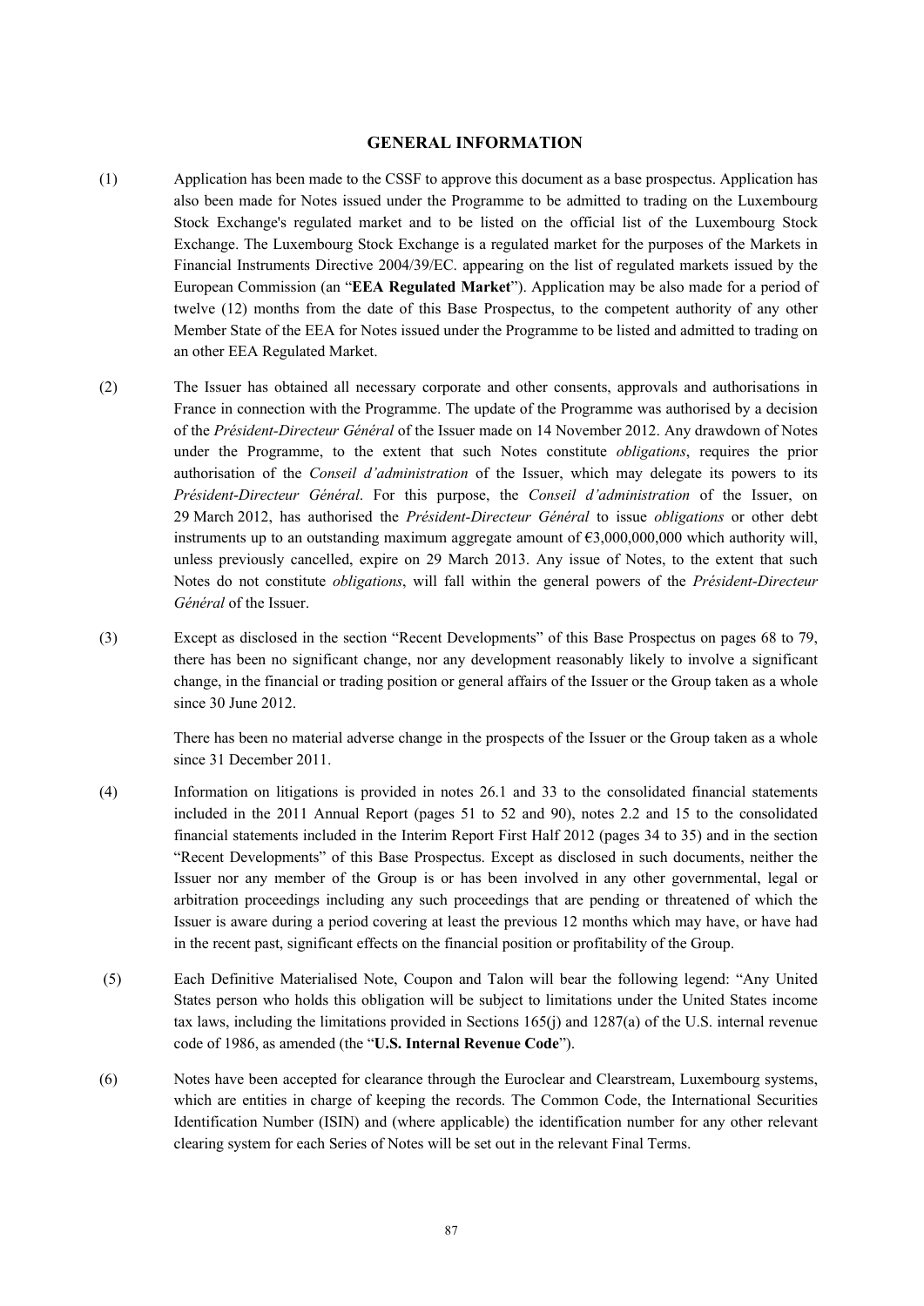## GENERAL INFORMATION

(1) Application has been made to the CSSF to approve this document as a base prospectus. Application has also been made for Notes issued under the Programme to be admitted to trading on the Luxembourg Stock Exchange's regulated market and to be listed on the official list of the Luxembourg Stock Exchange. The Luxembourg Stock Exchange is a regulated market for the purposes of the Markets in Financial Instruments Directive 2004/39/EC. appearing on the list of regulated markets issued by the European Commission (an "**EEA Regulated Market**"). Application may be also made for a period of twelve (12) months from the date of this Base Prospectus, to the competent authority of any other Member State of the EEA for Notes issued under the Programme to be listed and admitted to trading on an other EEA Regulated Market.

(2) The Issuer has obtained all necessary corporate and other consents, approvals and authorisations in France in connection with the Programme. The update of the Programme was authorised by a decision of the *Président-Directeur Général* of the Issuer made on 14 November 2012. Any drawdown of Notes under the Programme, to the extent that such Notes constitute *obligations*, requires the prior authorisation of the *Conseil d'administration* of the Issuer, which may delegate its powers to its *Président-Directeur Général*. For this purpose, the *Conseil d'administration* of the Issuer, on 29 March 2012, has authorised the *Président-Directeur Général* to issue *obligations* or other debt instruments up to an outstanding maximum aggregate amount of €3,000,000,000 which authority will, unless previously cancelled, expire on 29 March 2013. Any issue of Notes, to the extent that such Notes do not constitute *obligations*, will fall within the general powers of the *Président-Directeur Général* of the Issuer.

(3) Except as disclosed in the section "Recent Developments" of this Base Prospectus on pages 68 to 79, there has been no significant change, nor any development reasonably likely to involve a significant change, in the financial or trading position or general affairs of the Issuer or the Group taken as a whole since 30 June 2012.

There has been no material adverse change in the prospects of the Issuer or the Group taken as a whole since 31 December 2011.

(4) Information on litigations is provided in notes 26.1 and 33 to the consolidated financial statements included in the 2011 Annual Report (pages 51 to 52 and 90), notes 2.2 and 15 to the consolidated financial statements included in the Interim Report First Half 2012 (pages 34 to 35) and in the section "Recent Developments" of this Base Prospectus. Except as disclosed in such documents, neither the Issuer nor any member of the Group is or has been involved in any other governmental, legal or arbitration proceedings including any such proceedings that are pending or threatened of which the Issuer is aware during a period covering at least the previous 12 months which may have, or have had in the recent past, significant effects on the financial position or profitability of the Group.

(5) Each Definitive Materialised Note, Coupon and Talon will bear the following legend: "Any United States person who holds this obligation will be subject to limitations under the United States income tax laws, including the limitations provided in Sections 165(j) and 1287(a) of the U.S. internal revenue code of 1986, as amended (the "**U.S. Internal Revenue Code**").

(6) Notes have been accepted for clearance through the Euroclear and Clearstream, Luxembourg systems, which are entities in charge of keeping the records. The Common Code, the International Securities Identification Number (ISIN) and (where applicable) the identification number for any other relevant clearing system for each Series of Notes will be set out in the relevant Final Terms.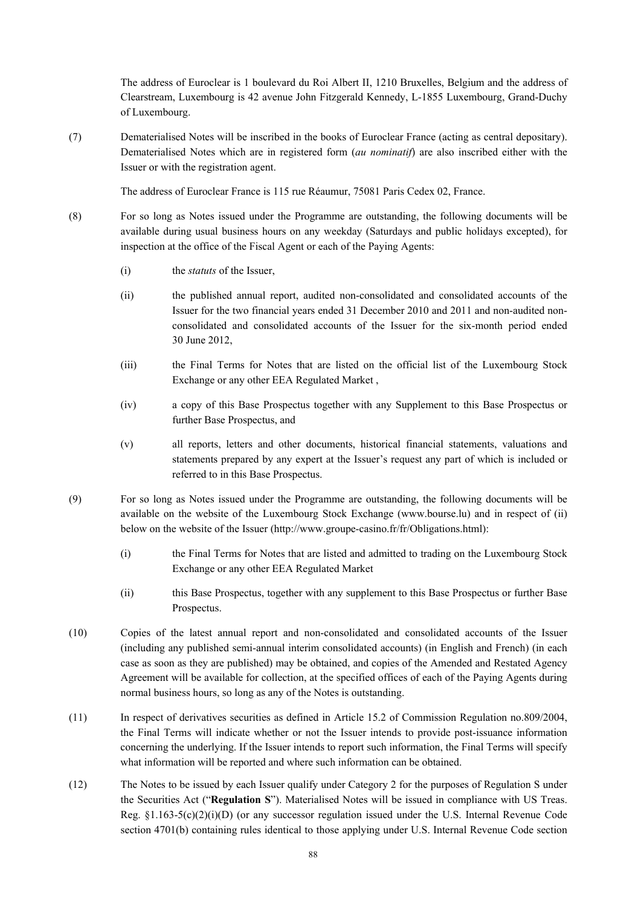The address of Euroclear is 1 boulevard du Roi Albert II, 1210 Bruxelles, Belgium and the address of Clearstream, Luxembourg is 42 avenue John Fitzgerald Kennedy, L-1855 Luxembourg, Grand-Duchy of Luxembourg.

(7) Dematerialised Notes will be inscribed in the books of Euroclear France (acting as central depositary). Dematerialised Notes which are in registered form (*au nominatif*) are also inscribed either with the Issuer or with the registration agent.

The address of Euroclear France is 115 rue Réaumur, 75081 Paris Cedex 02, France.

(8) For so long as Notes issued under the Programme are outstanding, the following documents will be available during usual business hours on any weekday (Saturdays and public holidays excepted), for inspection at the office of the Fiscal Agent or each of the Paying Agents:

  (i) the *statuts* of the Issuer,

  (ii) the published annual report, audited non-consolidated and consolidated accounts of the Issuer for the two financial years ended 31 December 2010 and 2011 and non-audited non-consolidated and consolidated accounts of the Issuer for the six-month period ended 30 June 2012,

  (iii) the Final Terms for Notes that are listed on the official list of the Luxembourg Stock Exchange or any other EEA Regulated Market ,

  (iv) a copy of this Base Prospectus together with any Supplement to this Base Prospectus or further Base Prospectus, and

  (v) all reports, letters and other documents, historical financial statements, valuations and statements prepared by any expert at the Issuer's request any part of which is included or referred to in this Base Prospectus.

(9) For so long as Notes issued under the Programme are outstanding, the following documents will be available on the website of the Luxembourg Stock Exchange (www.bourse.lu) and in respect of (ii) below on the website of the Issuer (http://www.groupe-casino.fr/fr/Obligations.html):

  (i) the Final Terms for Notes that are listed and admitted to trading on the Luxembourg Stock Exchange or any other EEA Regulated Market

  (ii) this Base Prospectus, together with any supplement to this Base Prospectus or further Base Prospectus.

(10) Copies of the latest annual report and non-consolidated and consolidated accounts of the Issuer (including any published semi-annual interim consolidated accounts) (in English and French) (in each case as soon as they are published) may be obtained, and copies of the Amended and Restated Agency Agreement will be available for collection, at the specified offices of each of the Paying Agents during normal business hours, so long as any of the Notes is outstanding.

(11) In respect of derivatives securities as defined in Article 15.2 of Commission Regulation no.809/2004, the Final Terms will indicate whether or not the Issuer intends to provide post-issuance information concerning the underlying. If the Issuer intends to report such information, the Final Terms will specify what information will be reported and where such information can be obtained.

(12) The Notes to be issued by each Issuer qualify under Category 2 for the purposes of Regulation S under the Securities Act ("**Regulation S**"). Materialised Notes will be issued in compliance with US Treas. Reg. §1.163-5(c)(2)(i)(D) (or any successor regulation issued under the U.S. Internal Revenue Code section 4701(b) containing rules identical to those applying under U.S. Internal Revenue Code section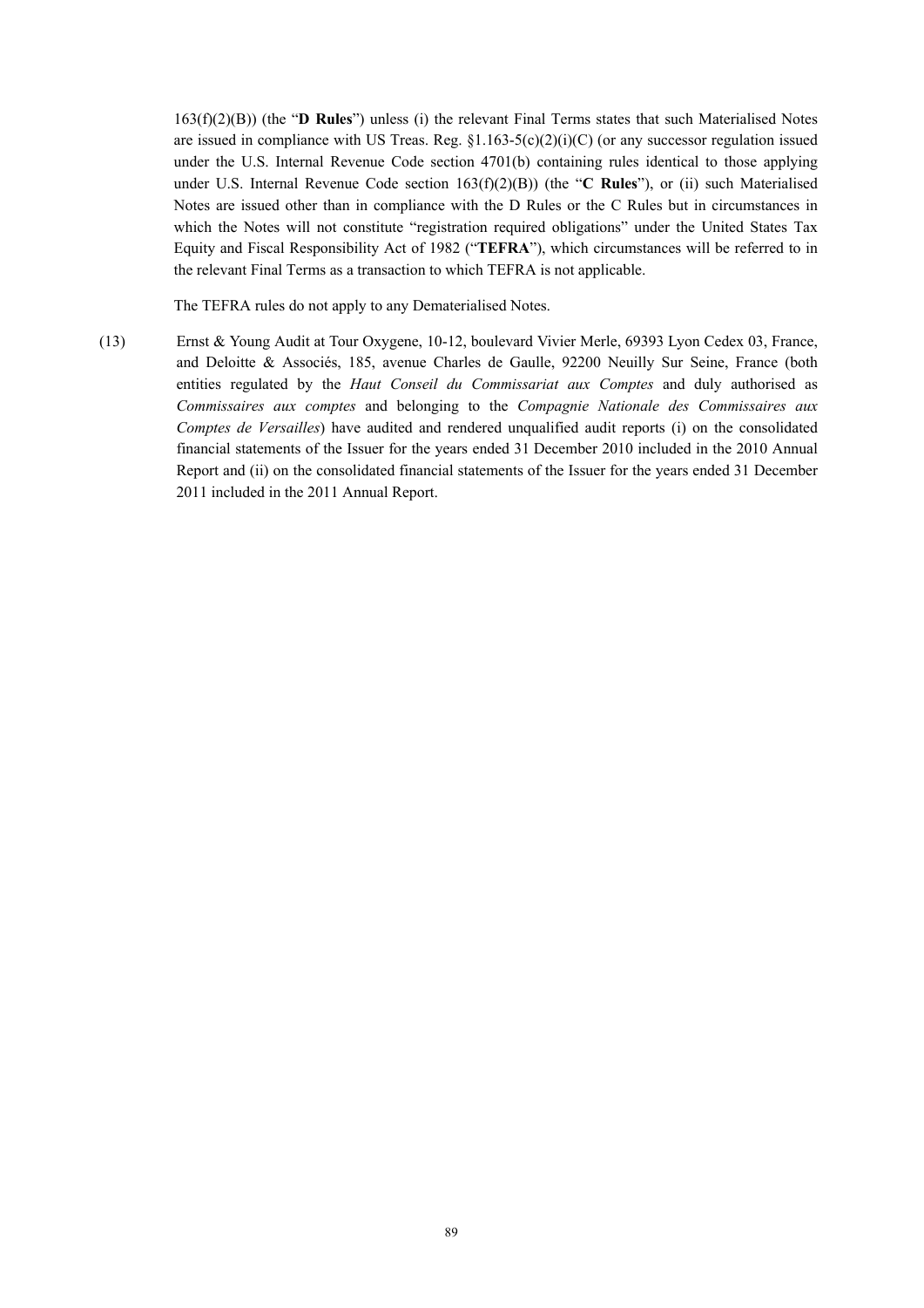163(f)(2)(B)) (the "**D Rules**") unless (i) the relevant Final Terms states that such Materialised Notes are issued in compliance with US Treas. Reg. §1.163-5(c)(2)(i)(C) (or any successor regulation issued under the U.S. Internal Revenue Code section 4701(b) containing rules identical to those applying under U.S. Internal Revenue Code section 163(f)(2)(B)) (the "**C Rules**"), or (ii) such Materialised Notes are issued other than in compliance with the D Rules or the C Rules but in circumstances in which the Notes will not constitute "registration required obligations" under the United States Tax Equity and Fiscal Responsibility Act of 1982 ("**TEFRA**"), which circumstances will be referred to in the relevant Final Terms as a transaction to which TEFRA is not applicable.

The TEFRA rules do not apply to any Dematerialised Notes.

(13) Ernst & Young Audit at Tour Oxygene, 10-12, boulevard Vivier Merle, 69393 Lyon Cedex 03, France, and Deloitte & Associés, 185, avenue Charles de Gaulle, 92200 Neuilly Sur Seine, France (both entities regulated by the *Haut Conseil du Commissariat aux Comptes* and duly authorised as *Commissaires aux comptes* and belonging to the *Compagnie Nationale des Commissaires aux Comptes de Versailles*) have audited and rendered unqualified audit reports (i) on the consolidated financial statements of the Issuer for the years ended 31 December 2010 included in the 2010 Annual Report and (ii) on the consolidated financial statements of the Issuer for the years ended 31 December 2011 included in the 2011 Annual Report.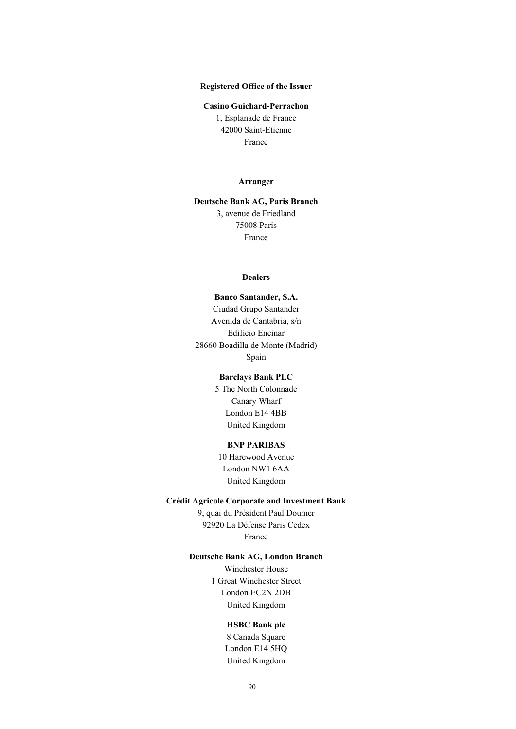**Registered Office of the Issuer**

**Casino Guichard-Perrachon**
1, Esplanade de France
42000 Saint-Etienne
France

**Arranger**

**Deutsche Bank AG, Paris Branch**
3, avenue de Friedland
75008 Paris
France

**Dealers**

**Banco Santander, S.A.**
Ciudad Grupo Santander
Avenida de Cantabria, s/n
Edificio Encinar
28660 Boadilla de Monte (Madrid)
Spain

**Barclays Bank PLC**
5 The North Colonnade
Canary Wharf
London E14 4BB
United Kingdom

**BNP PARIBAS**
10 Harewood Avenue
London NW1 6AA
United Kingdom

**Crédit Agricole Corporate and Investment Bank**
9, quai du Président Paul Doumer
92920 La Défense Paris Cedex
France

**Deutsche Bank AG, London Branch**
Winchester House
1 Great Winchester Street
London EC2N 2DB
United Kingdom

**HSBC Bank plc**
8 Canada Square
London E14 5HQ
United Kingdom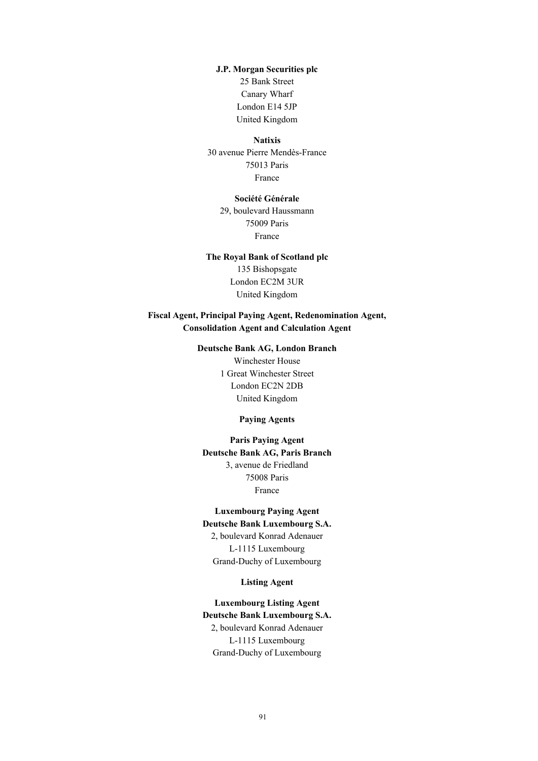**J.P. Morgan Securities plc**
25 Bank Street
Canary Wharf
London E14 5JP
United Kingdom

**Natixis**
30 avenue Pierre Mendès-France
75013 Paris
France

**Société Générale**
29, boulevard Haussmann
75009 Paris
France

**The Royal Bank of Scotland plc**
135 Bishopsgate
London EC2M 3UR
United Kingdom

**Fiscal Agent, Principal Paying Agent, Redenomination Agent, Consolidation Agent and Calculation Agent**

**Deutsche Bank AG, London Branch**
Winchester House
1 Great Winchester Street
London EC2N 2DB
United Kingdom

**Paying Agents**

**Paris Paying Agent**
**Deutsche Bank AG, Paris Branch**
3, avenue de Friedland
75008 Paris
France

**Luxembourg Paying Agent**
**Deutsche Bank Luxembourg S.A.**
2, boulevard Konrad Adenauer
L-1115 Luxembourg
Grand-Duchy of Luxembourg

**Listing Agent**

**Luxembourg Listing Agent**
**Deutsche Bank Luxembourg S.A.**
2, boulevard Konrad Adenauer
L-1115 Luxembourg
Grand-Duchy of Luxembourg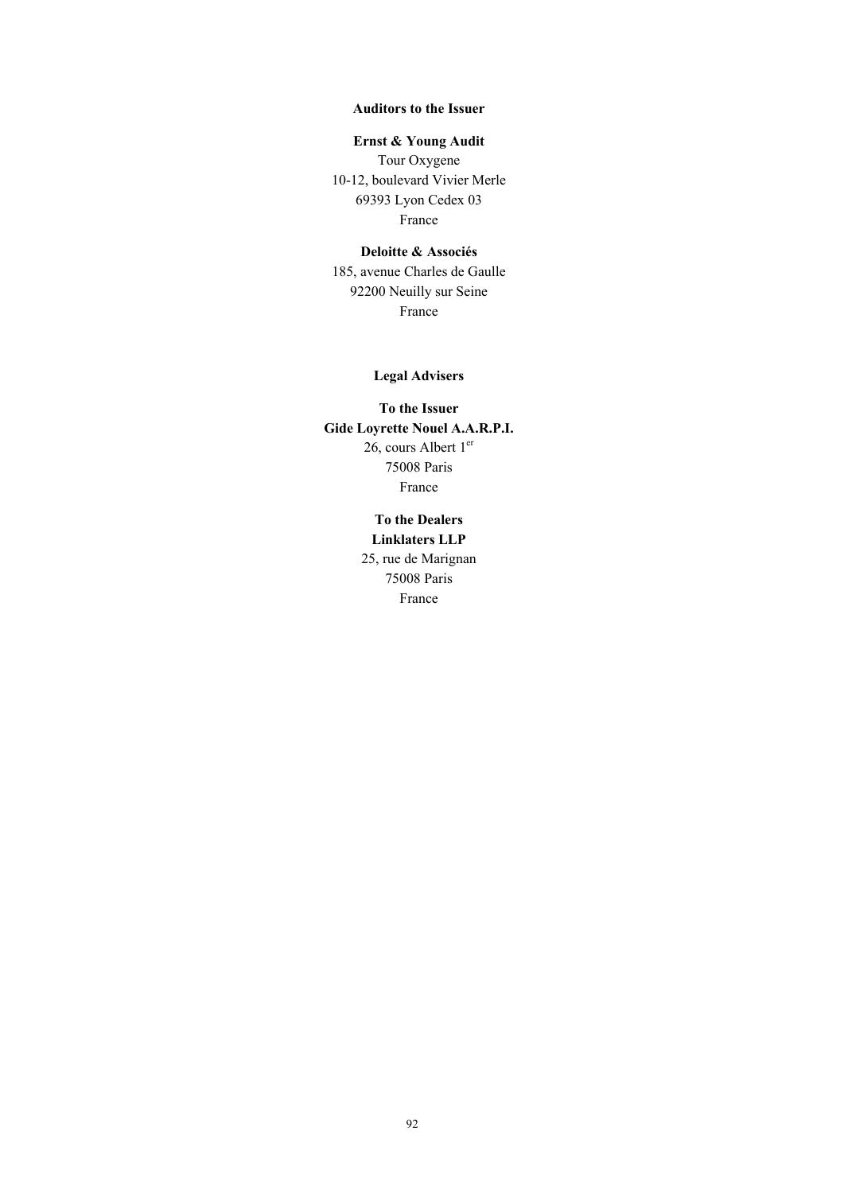**Auditors to the Issuer**

**Ernst & Young Audit**
Tour Oxygene
10-12, boulevard Vivier Merle
69393 Lyon Cedex 03
France

**Deloitte & Associés**
185, avenue Charles de Gaulle
92200 Neuilly sur Seine
France

**Legal Advisers**

**To the Issuer**
**Gide Loyrette Nouel A.A.R.P.I.**
26, cours Albert 1er
75008 Paris
France

**To the Dealers**
**Linklaters LLP**
25, rue de Marignan
75008 Paris
France